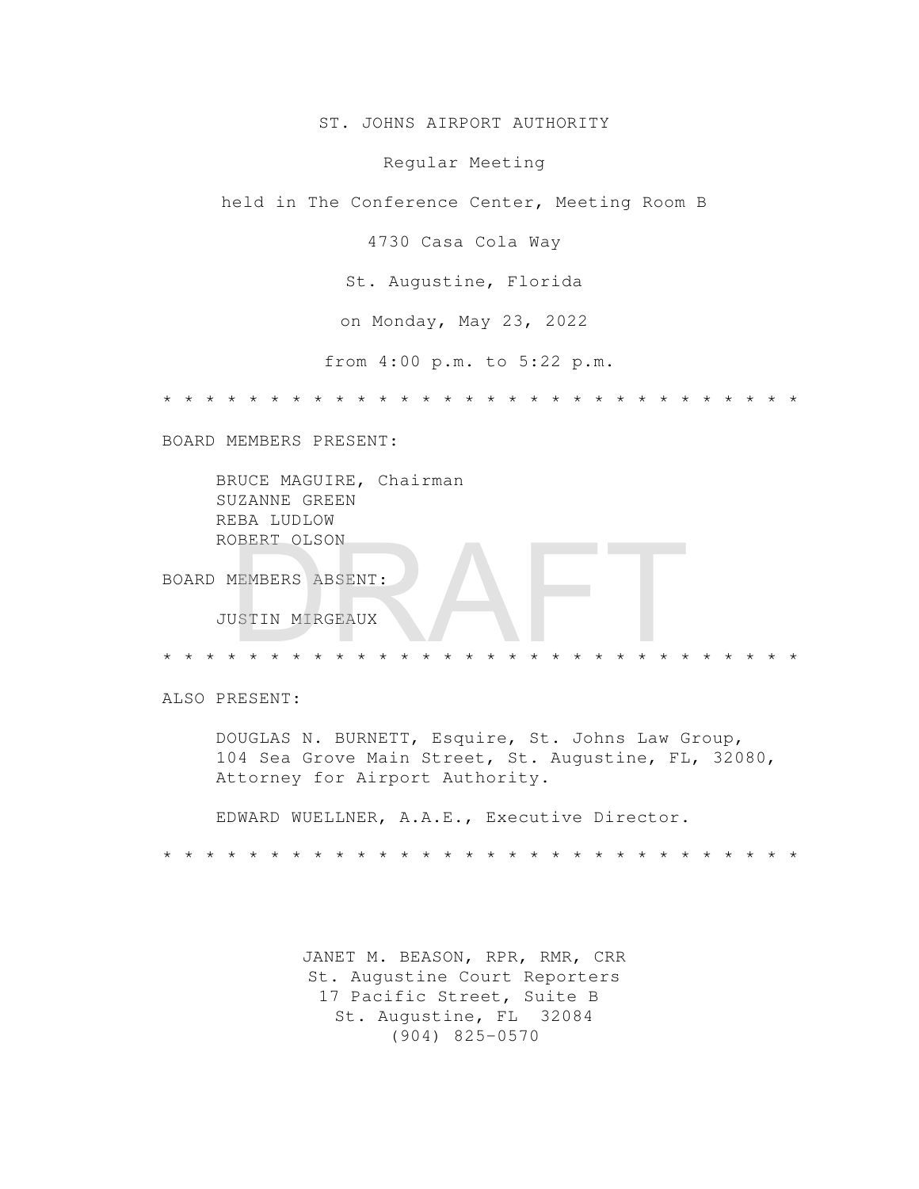ST. JOHNS AIRPORT AUTHORITY

Regular Meeting

held in The Conference Center, Meeting Room B

4730 Casa Cola Way

St. Augustine, Florida

on Monday, May 23, 2022

from 4:00 p.m. to 5:22 p.m.

* * * * * * * * * * * * * * * * * * * * * * * * * * * * * *

BOARD MEMBERS PRESENT:

BRUCE MAGUIRE, Chairman
SUZANNE GREEN
REBA LUDLOW
ROBERT OLSON

BOARD MEMBERS ABSENT:

JUSTIN MIRGEAUX

* * * * * * * * * * * * * * * * * * * * * * * * * * * * * *

ALSO PRESENT:

DOUGLAS N. BURNETT, Esquire, St. Johns Law Group, 104 Sea Grove Main Street, St. Augustine, FL, 32080, Attorney for Airport Authority.

EDWARD WUELLNER, A.A.E., Executive Director.

* * * * * * * * * * * * * * * * * * * * * * * * * * * * * *

JANET M. BEASON, RPR, RMR, CRR
St. Augustine Court Reporters
17 Pacific Street, Suite B
St. Augustine, FL 32084
(904) 825-0570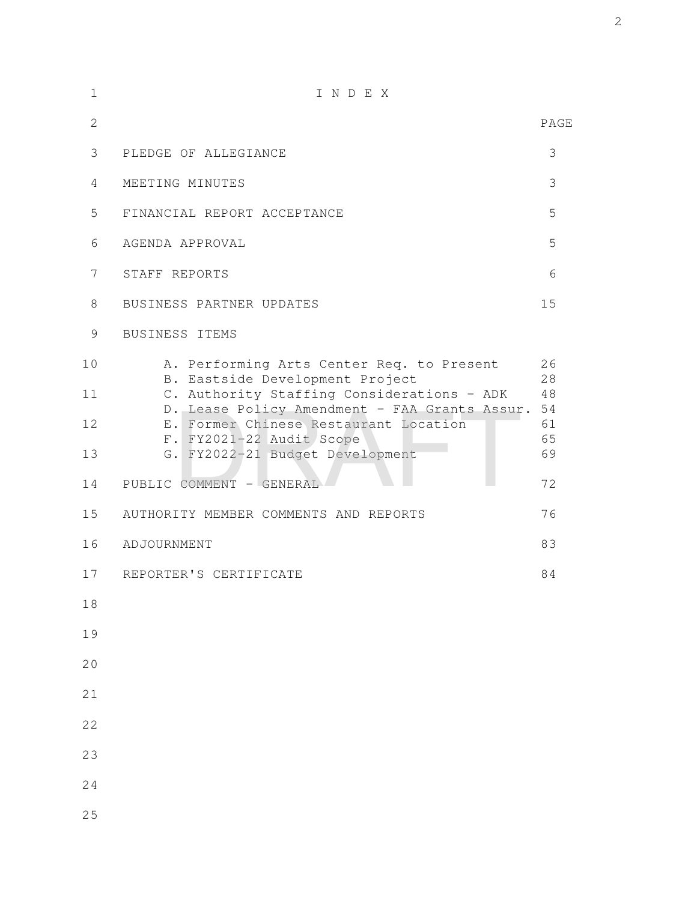# I N D E X

| | PAGE |
|---|---|
| PLEDGE OF ALLEGIANCE | 3 |
| MEETING MINUTES | 3 |
| FINANCIAL REPORT ACCEPTANCE | 5 |
| AGENDA APPROVAL | 5 |
| STAFF REPORTS | 6 |
| BUSINESS PARTNER UPDATES | 15 |
| BUSINESS ITEMS | |
| A. Performing Arts Center Req. to Present | 26 |
| B. Eastside Development Project | 28 |
| C. Authority Staffing Considerations - ADK | 48 |
| D. Lease Policy Amendment - FAA Grants Assur. | 54 |
| E. Former Chinese Restaurant Location | 61 |
| F. FY2021-22 Audit Scope | 65 |
| G. FY2022-21 Budget Development | 69 |
| PUBLIC COMMENT - GENERAL | 72 |
| AUTHORITY MEMBER COMMENTS AND REPORTS | 76 |
| ADJOURNMENT | 83 |
| REPORTER'S CERTIFICATE | 84 |

DRAFT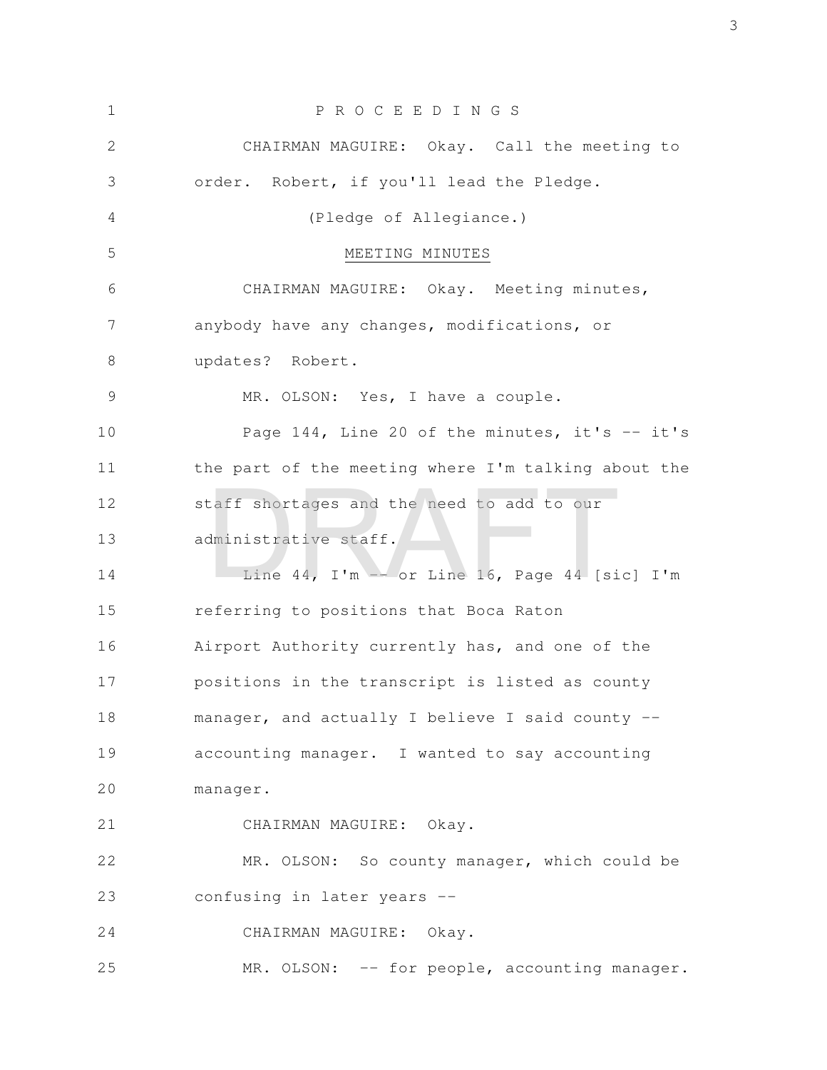PROCEEDINGS

CHAIRMAN MAGUIRE: Okay. Call the meeting to order. Robert, if you'll lead the Pledge.

(Pledge of Allegiance.)

## MEETING MINUTES

CHAIRMAN MAGUIRE: Okay. Meeting minutes, anybody have any changes, modifications, or updates? Robert.

MR. OLSON: Yes, I have a couple.

Page 144, Line 20 of the minutes, it's -- it's the part of the meeting where I'm talking about the staff shortages and the need to add to our administrative staff.

Line 44, I'm -- or Line 16, Page 44 [sic] I'm referring to positions that Boca Raton Airport Authority currently has, and one of the positions in the transcript is listed as county manager, and actually I believe I said county -- accounting manager. I wanted to say accounting manager.

CHAIRMAN MAGUIRE: Okay.

MR. OLSON: So county manager, which could be confusing in later years --

CHAIRMAN MAGUIRE: Okay.

MR. OLSON: -- for people, accounting manager.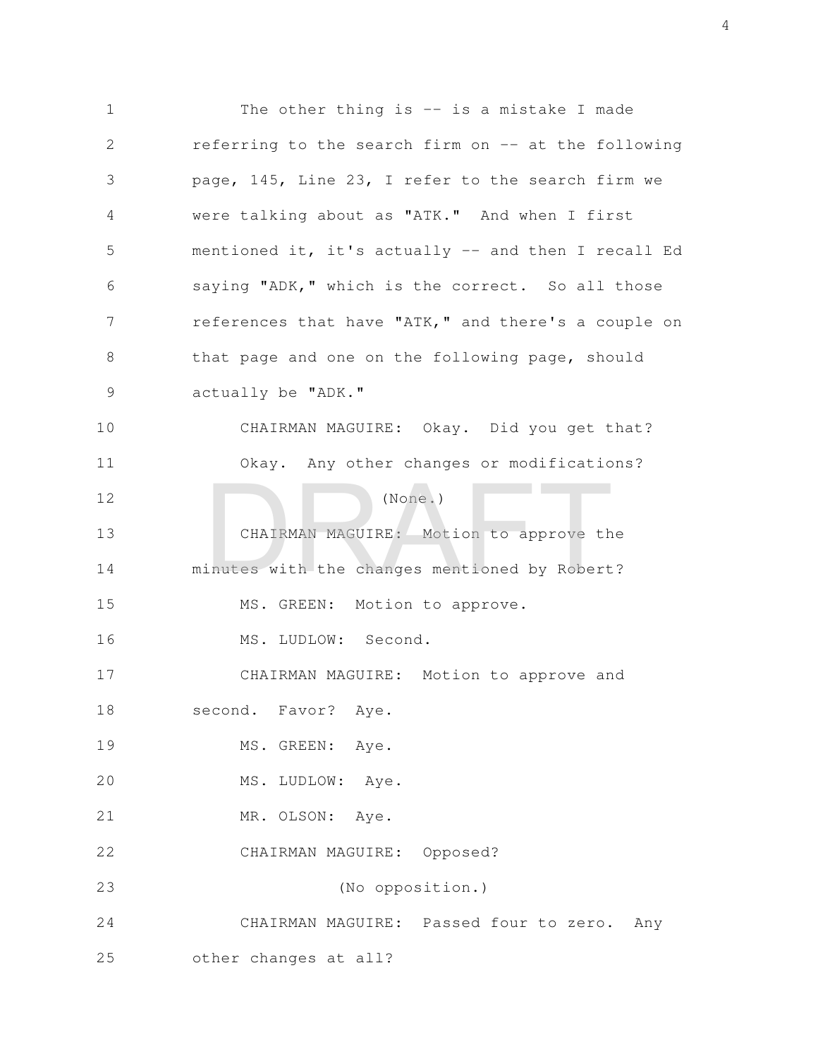The other thing is -- is a mistake I made referring to the search firm on -- at the following page, 145, Line 23, I refer to the search firm we were talking about as "ATK." And when I first mentioned it, it's actually -- and then I recall Ed saying "ADK," which is the correct. So all those references that have "ATK," and there's a couple on that page and one on the following page, should actually be "ADK."

CHAIRMAN MAGUIRE: Okay. Did you get that? Okay. Any other changes or modifications?

(None.)

CHAIRMAN MAGUIRE: Motion to approve the minutes with the changes mentioned by Robert?

MS. GREEN: Motion to approve.

MS. LUDLOW: Second.

CHAIRMAN MAGUIRE: Motion to approve and second. Favor? Aye.

MS. GREEN: Aye.

MS. LUDLOW: Aye.

MR. OLSON: Aye.

CHAIRMAN MAGUIRE: Opposed?

(No opposition.)

CHAIRMAN MAGUIRE: Passed four to zero. Any other changes at all?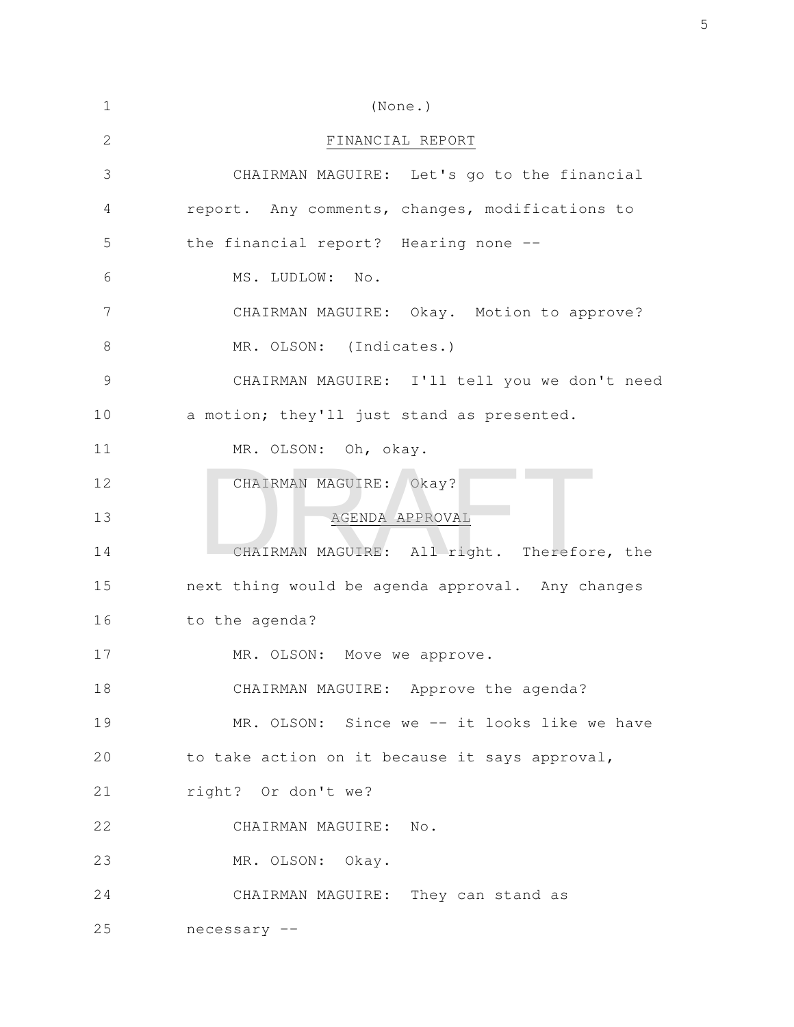(None.)

FINANCIAL REPORT

CHAIRMAN MAGUIRE: Let's go to the financial report. Any comments, changes, modifications to the financial report? Hearing none --

MS. LUDLOW: No.

CHAIRMAN MAGUIRE: Okay. Motion to approve?

MR. OLSON: (Indicates.)

CHAIRMAN MAGUIRE: I'll tell you we don't need a motion; they'll just stand as presented.

MR. OLSON: Oh, okay.

CHAIRMAN MAGUIRE: Okay?

AGENDA APPROVAL

CHAIRMAN MAGUIRE: All right. Therefore, the next thing would be agenda approval. Any changes to the agenda?

MR. OLSON: Move we approve.

CHAIRMAN MAGUIRE: Approve the agenda?

MR. OLSON: Since we -- it looks like we have to take action on it because it says approval, right? Or don't we?

CHAIRMAN MAGUIRE: No.

MR. OLSON: Okay.

CHAIRMAN MAGUIRE: They can stand as necessary --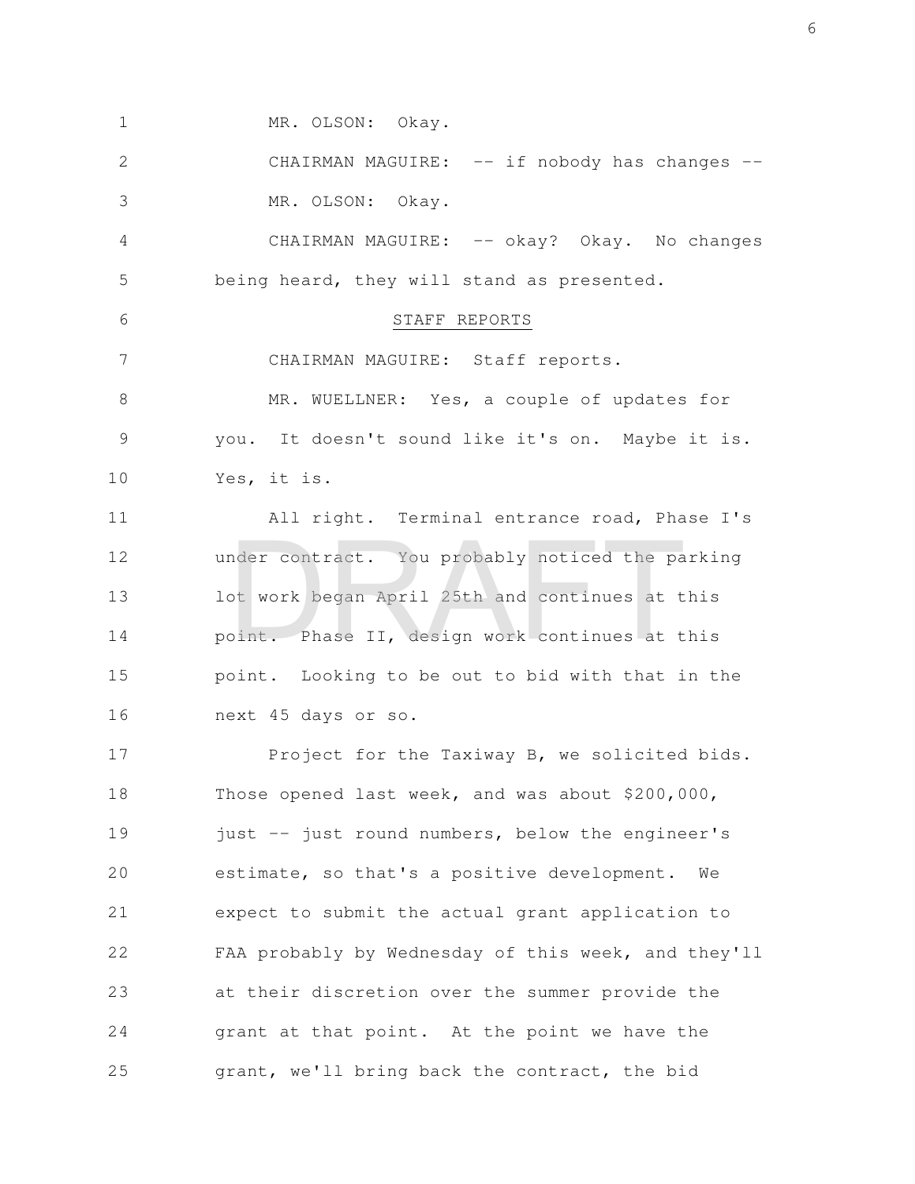MR. OLSON: Okay.

CHAIRMAN MAGUIRE: -- if nobody has changes --

MR. OLSON: Okay.

CHAIRMAN MAGUIRE: -- okay? Okay. No changes being heard, they will stand as presented.

## STAFF REPORTS

CHAIRMAN MAGUIRE: Staff reports.

MR. WUELLNER: Yes, a couple of updates for you. It doesn't sound like it's on. Maybe it is. Yes, it is.

All right. Terminal entrance road, Phase I's under contract. You probably noticed the parking lot work began April 25th and continues at this point. Phase II, design work continues at this point. Looking to be out to bid with that in the next 45 days or so.

Project for the Taxiway B, we solicited bids. Those opened last week, and was about $200,000, just -- just round numbers, below the engineer's estimate, so that's a positive development. We expect to submit the actual grant application to FAA probably by Wednesday of this week, and they'll at their discretion over the summer provide the grant at that point. At the point we have the grant, we'll bring back the contract, the bid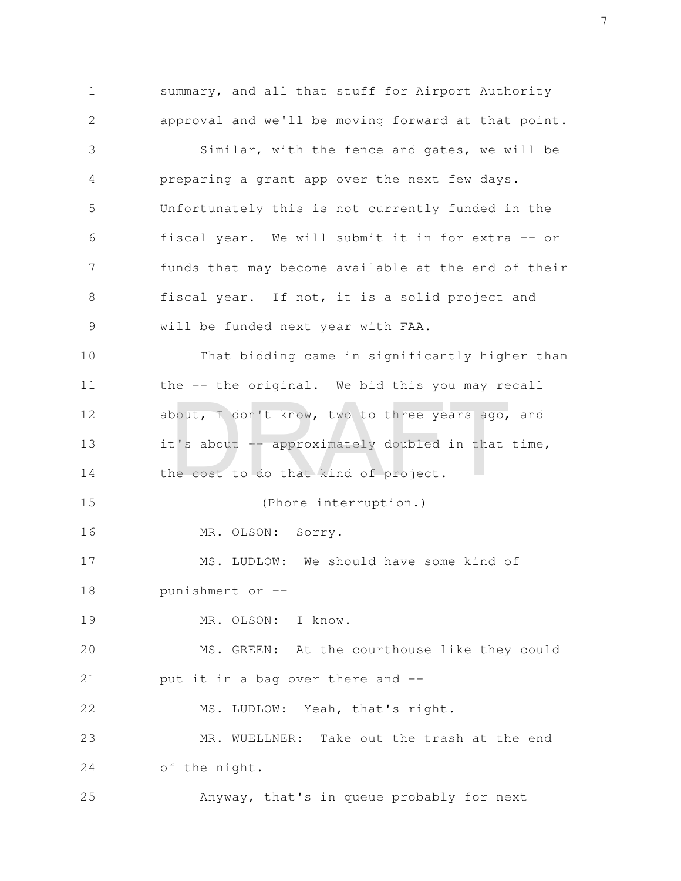summary, and all that stuff for Airport Authority approval and we'll be moving forward at that point.

Similar, with the fence and gates, we will be preparing a grant app over the next few days. Unfortunately this is not currently funded in the fiscal year. We will submit it in for extra -- or funds that may become available at the end of their fiscal year. If not, it is a solid project and will be funded next year with FAA.

That bidding came in significantly higher than the -- the original. We bid this you may recall about, I don't know, two to three years ago, and it's about -- approximately doubled in that time, the cost to do that kind of project.

(Phone interruption.)

MR. OLSON: Sorry.

MS. LUDLOW: We should have some kind of punishment or --

MR. OLSON: I know.

MS. GREEN: At the courthouse like they could put it in a bag over there and --

MS. LUDLOW: Yeah, that's right.

MR. WUELLNER: Take out the trash at the end of the night.

Anyway, that's in queue probably for next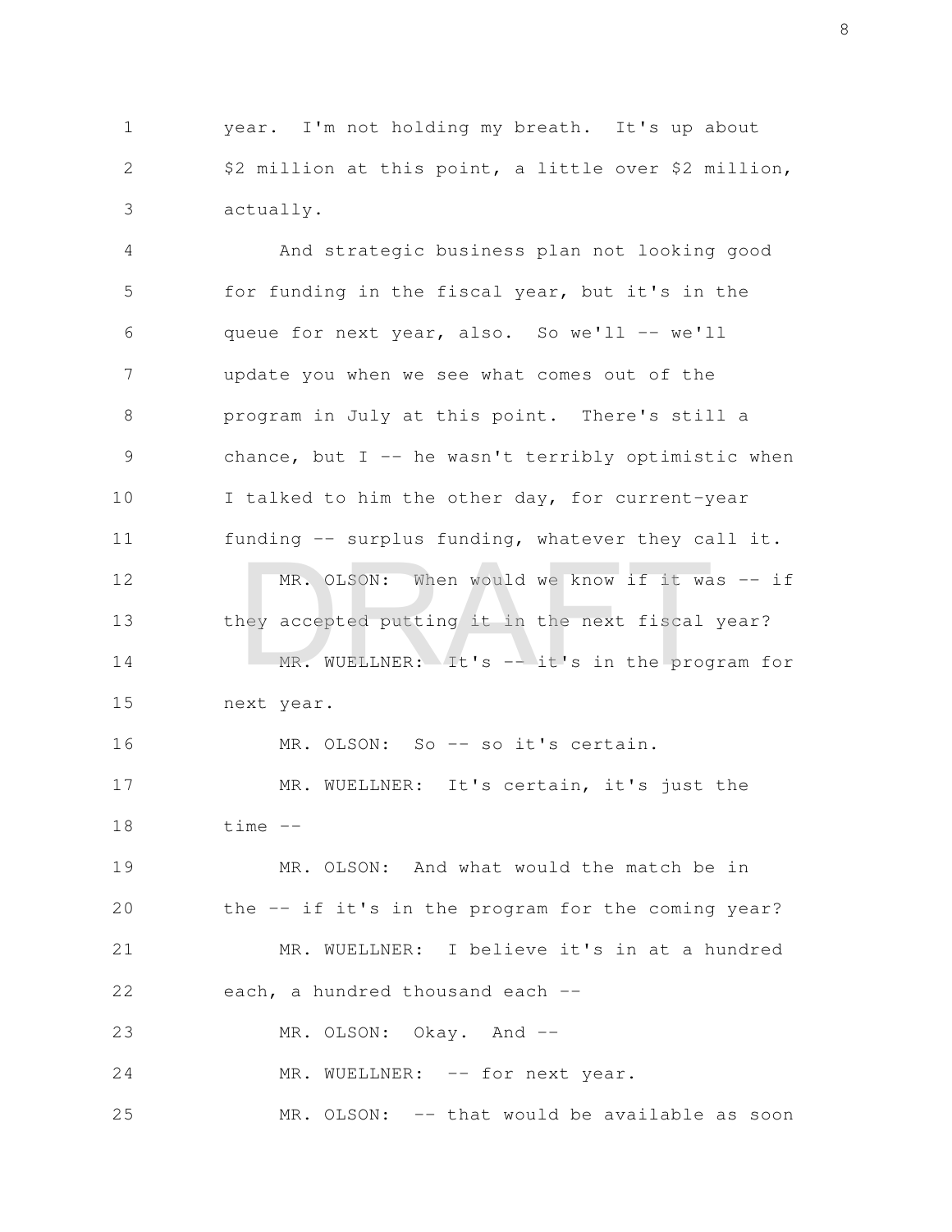year. I'm not holding my breath. It's up about $2 million at this point, a little over $2 million, actually.

And strategic business plan not looking good for funding in the fiscal year, but it's in the queue for next year, also. So we'll -- we'll update you when we see what comes out of the program in July at this point. There's still a chance, but I -- he wasn't terribly optimistic when I talked to him the other day, for current-year funding -- surplus funding, whatever they call it.

MR. OLSON: When would we know if it was -- if they accepted putting it in the next fiscal year?

MR. WUELLNER: It's -- it's in the program for next year.

MR. OLSON: So -- so it's certain.

MR. WUELLNER: It's certain, it's just the time --

MR. OLSON: And what would the match be in the -- if it's in the program for the coming year?

MR. WUELLNER: I believe it's in at a hundred each, a hundred thousand each --

MR. OLSON: Okay. And --

MR. WUELLNER: -- for next year.

MR. OLSON: -- that would be available as soon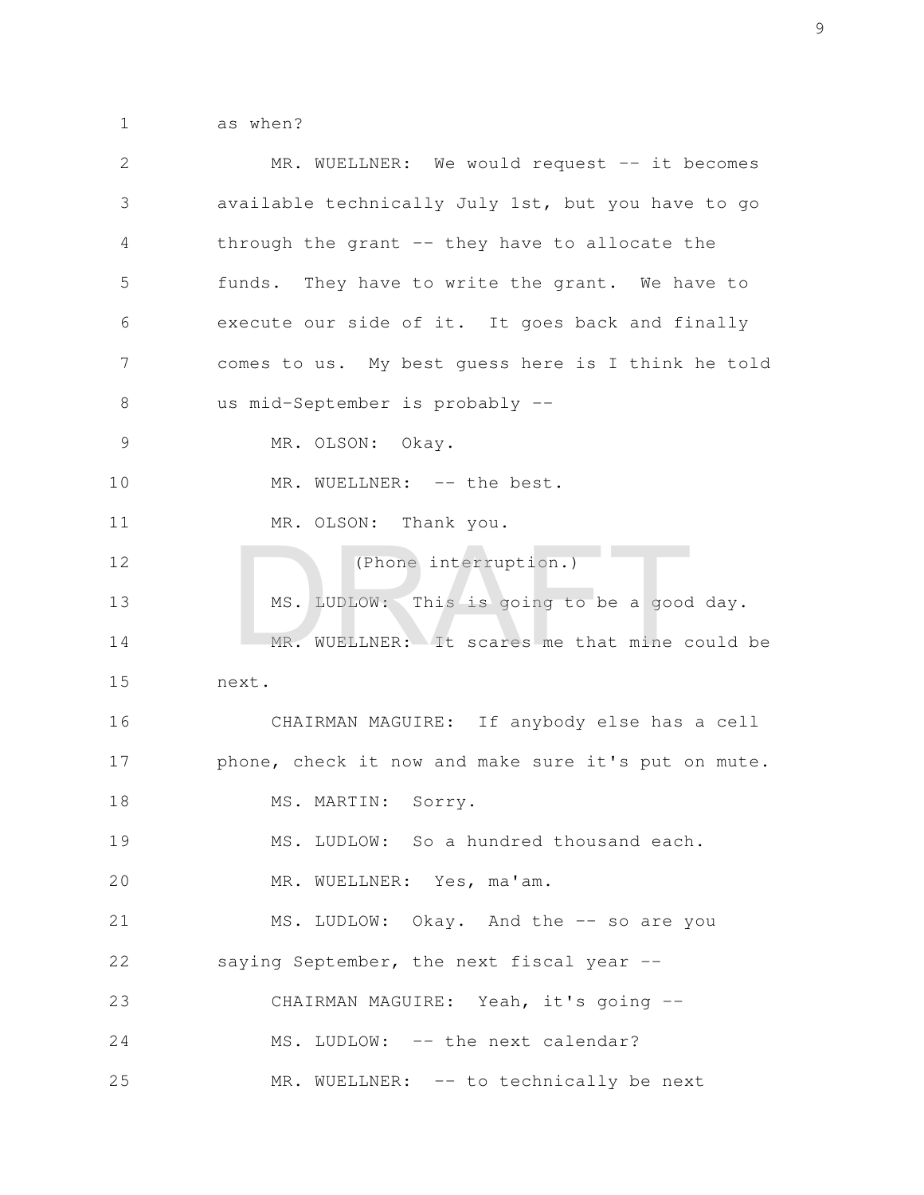as when?

MR. WUELLNER: We would request -- it becomes available technically July 1st, but you have to go through the grant -- they have to allocate the funds. They have to write the grant. We have to execute our side of it. It goes back and finally comes to us. My best guess here is I think he told us mid-September is probably --

MR. OLSON: Okay.

MR. WUELLNER: -- the best.

MR. OLSON: Thank you.

(Phone interruption.)

MS. LUDLOW: This is going to be a good day.

MR. WUELLNER: It scares me that mine could be next.

CHAIRMAN MAGUIRE: If anybody else has a cell phone, check it now and make sure it's put on mute.

MS. MARTIN: Sorry.

MS. LUDLOW: So a hundred thousand each.

MR. WUELLNER: Yes, ma'am.

MS. LUDLOW: Okay. And the -- so are you saying September, the next fiscal year --

CHAIRMAN MAGUIRE: Yeah, it's going --

MS. LUDLOW: -- the next calendar?

MR. WUELLNER: -- to technically be next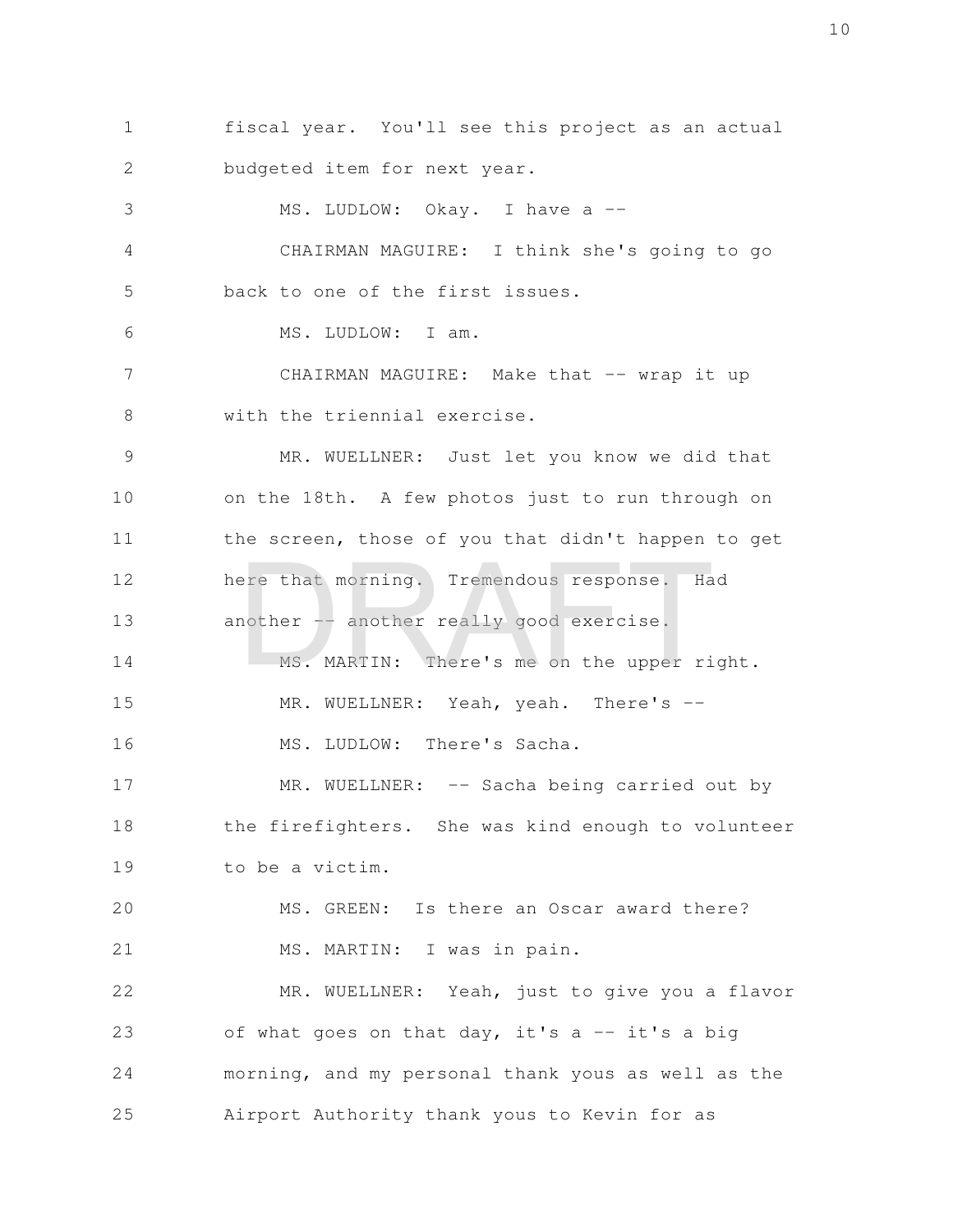fiscal year. You'll see this project as an actual budgeted item for next year.

MS. LUDLOW: Okay. I have a --

CHAIRMAN MAGUIRE: I think she's going to go back to one of the first issues.

MS. LUDLOW: I am.

CHAIRMAN MAGUIRE: Make that -- wrap it up with the triennial exercise.

MR. WUELLNER: Just let you know we did that on the 18th. A few photos just to run through on the screen, those of you that didn't happen to get here that morning. Tremendous response. Had another -- another really good exercise.

MS. MARTIN: There's me on the upper right.

MR. WUELLNER: Yeah, yeah. There's --

MS. LUDLOW: There's Sacha.

MR. WUELLNER: -- Sacha being carried out by the firefighters. She was kind enough to volunteer to be a victim.

MS. GREEN: Is there an Oscar award there?

MS. MARTIN: I was in pain.

MR. WUELLNER: Yeah, just to give you a flavor of what goes on that day, it's a -- it's a big morning, and my personal thank yous as well as the Airport Authority thank yous to Kevin for as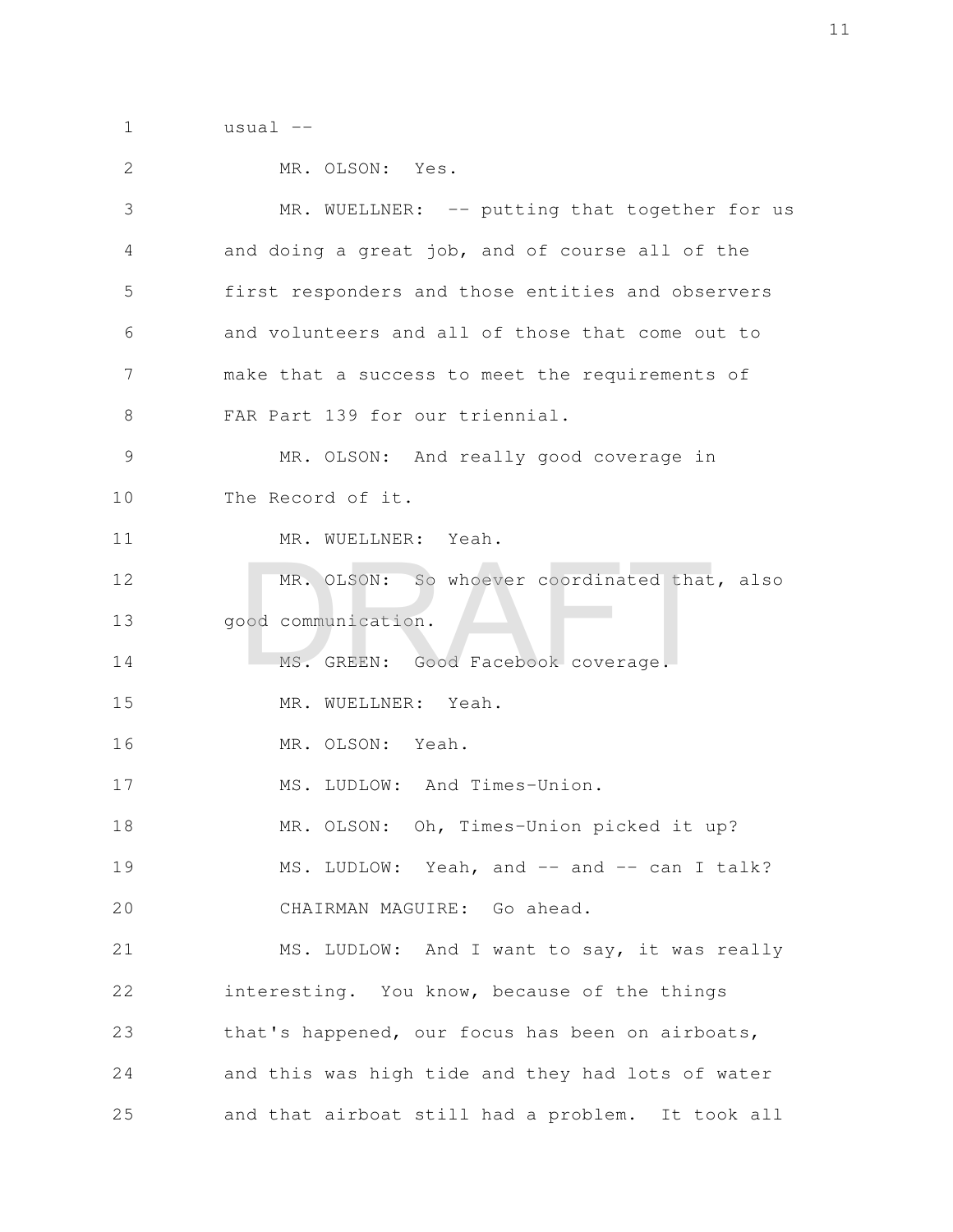usual --

MR. OLSON: Yes.

MR. WUELLNER: -- putting that together for us and doing a great job, and of course all of the first responders and those entities and observers and volunteers and all of those that come out to make that a success to meet the requirements of FAR Part 139 for our triennial.

MR. OLSON: And really good coverage in The Record of it.

MR. WUELLNER: Yeah.

MR. OLSON: So whoever coordinated that, also good communication.

MS. GREEN: Good Facebook coverage.

MR. WUELLNER: Yeah.

MR. OLSON: Yeah.

MS. LUDLOW: And Times-Union.

MR. OLSON: Oh, Times-Union picked it up?

MS. LUDLOW: Yeah, and -- and -- can I talk?

CHAIRMAN MAGUIRE: Go ahead.

MS. LUDLOW: And I want to say, it was really interesting. You know, because of the things that's happened, our focus has been on airboats, and this was high tide and they had lots of water and that airboat still had a problem. It took all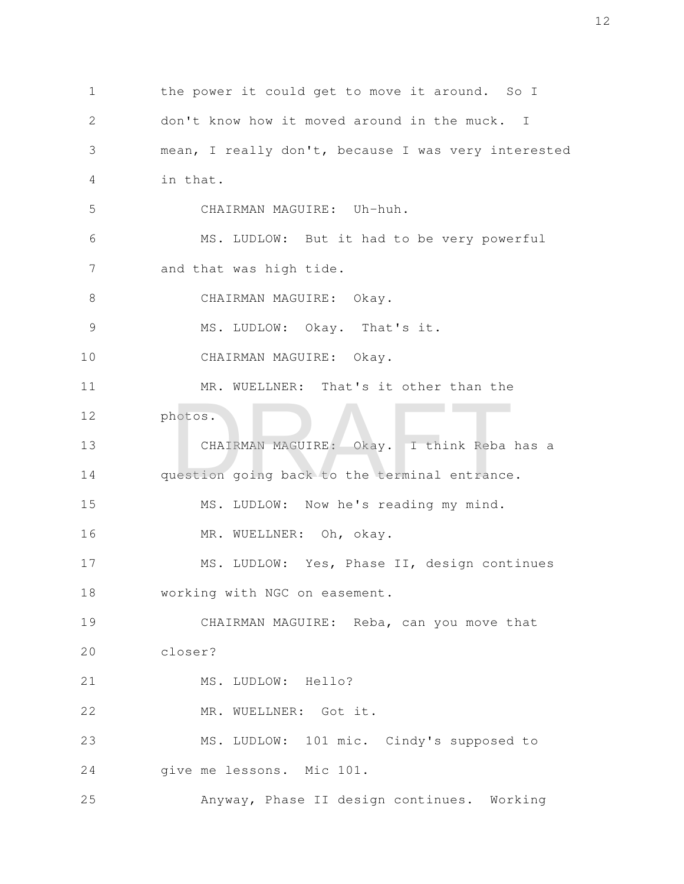the power it could get to move it around. So I don't know how it moved around in the muck. I mean, I really don't, because I was very interested in that.

CHAIRMAN MAGUIRE: Uh-huh.

MS. LUDLOW: But it had to be very powerful and that was high tide.

CHAIRMAN MAGUIRE: Okay.

MS. LUDLOW: Okay. That's it.

CHAIRMAN MAGUIRE: Okay.

MR. WUELLNER: That's it other than the photos.

CHAIRMAN MAGUIRE: Okay. I think Reba has a question going back to the terminal entrance.

MS. LUDLOW: Now he's reading my mind.

MR. WUELLNER: Oh, okay.

MS. LUDLOW: Yes, Phase II, design continues working with NGC on easement.

CHAIRMAN MAGUIRE: Reba, can you move that closer?

MS. LUDLOW: Hello?

MR. WUELLNER: Got it.

MS. LUDLOW: 101 mic. Cindy's supposed to give me lessons. Mic 101.

Anyway, Phase II design continues. Working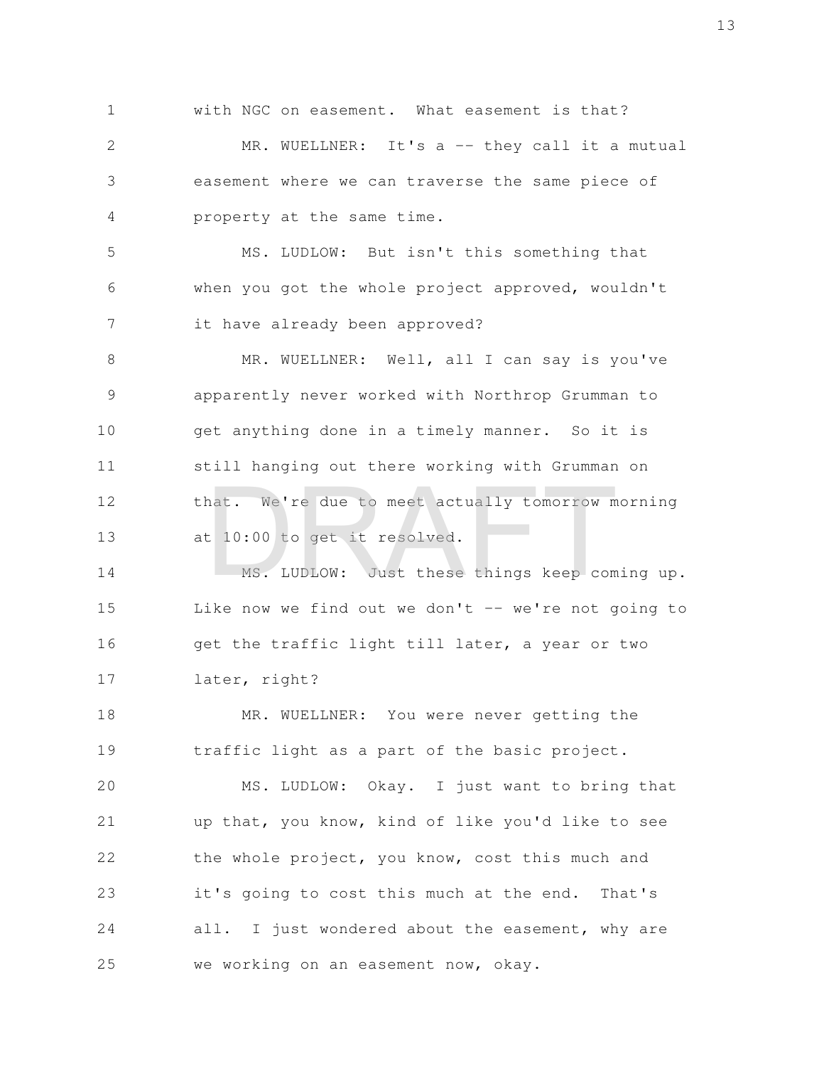with NGC on easement. What easement is that?

MR. WUELLNER: It's a -- they call it a mutual easement where we can traverse the same piece of property at the same time.

MS. LUDLOW: But isn't this something that when you got the whole project approved, wouldn't it have already been approved?

MR. WUELLNER: Well, all I can say is you've apparently never worked with Northrop Grumman to get anything done in a timely manner. So it is still hanging out there working with Grumman on that. We're due to meet actually tomorrow morning at 10:00 to get it resolved.

MS. LUDLOW: Just these things keep coming up. Like now we find out we don't -- we're not going to get the traffic light till later, a year or two later, right?

MR. WUELLNER: You were never getting the traffic light as a part of the basic project.

MS. LUDLOW: Okay. I just want to bring that up that, you know, kind of like you'd like to see the whole project, you know, cost this much and it's going to cost this much at the end. That's all. I just wondered about the easement, why are we working on an easement now, okay.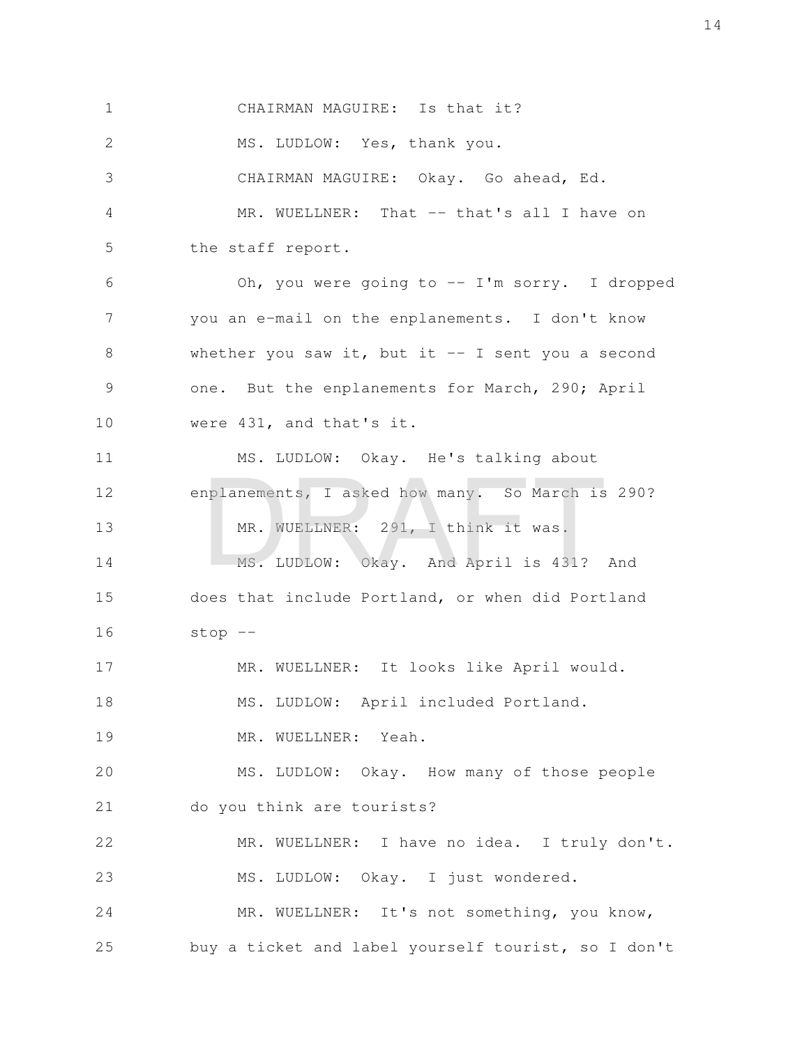CHAIRMAN MAGUIRE: Is that it?

MS. LUDLOW: Yes, thank you.

CHAIRMAN MAGUIRE: Okay. Go ahead, Ed.

MR. WUELLNER: That -- that's all I have on the staff report.

Oh, you were going to -- I'm sorry. I dropped you an e-mail on the enplanements. I don't know whether you saw it, but it -- I sent you a second one. But the enplanements for March, 290; April were 431, and that's it.

MS. LUDLOW: Okay. He's talking about enplanements, I asked how many. So March is 290?

MR. WUELLNER: 291, I think it was.

MS. LUDLOW: Okay. And April is 431? And does that include Portland, or when did Portland stop --

MR. WUELLNER: It looks like April would.

MS. LUDLOW: April included Portland.

MR. WUELLNER: Yeah.

MS. LUDLOW: Okay. How many of those people do you think are tourists?

MR. WUELLNER: I have no idea. I truly don't.

MS. LUDLOW: Okay. I just wondered.

MR. WUELLNER: It's not something, you know, buy a ticket and label yourself tourist, so I don't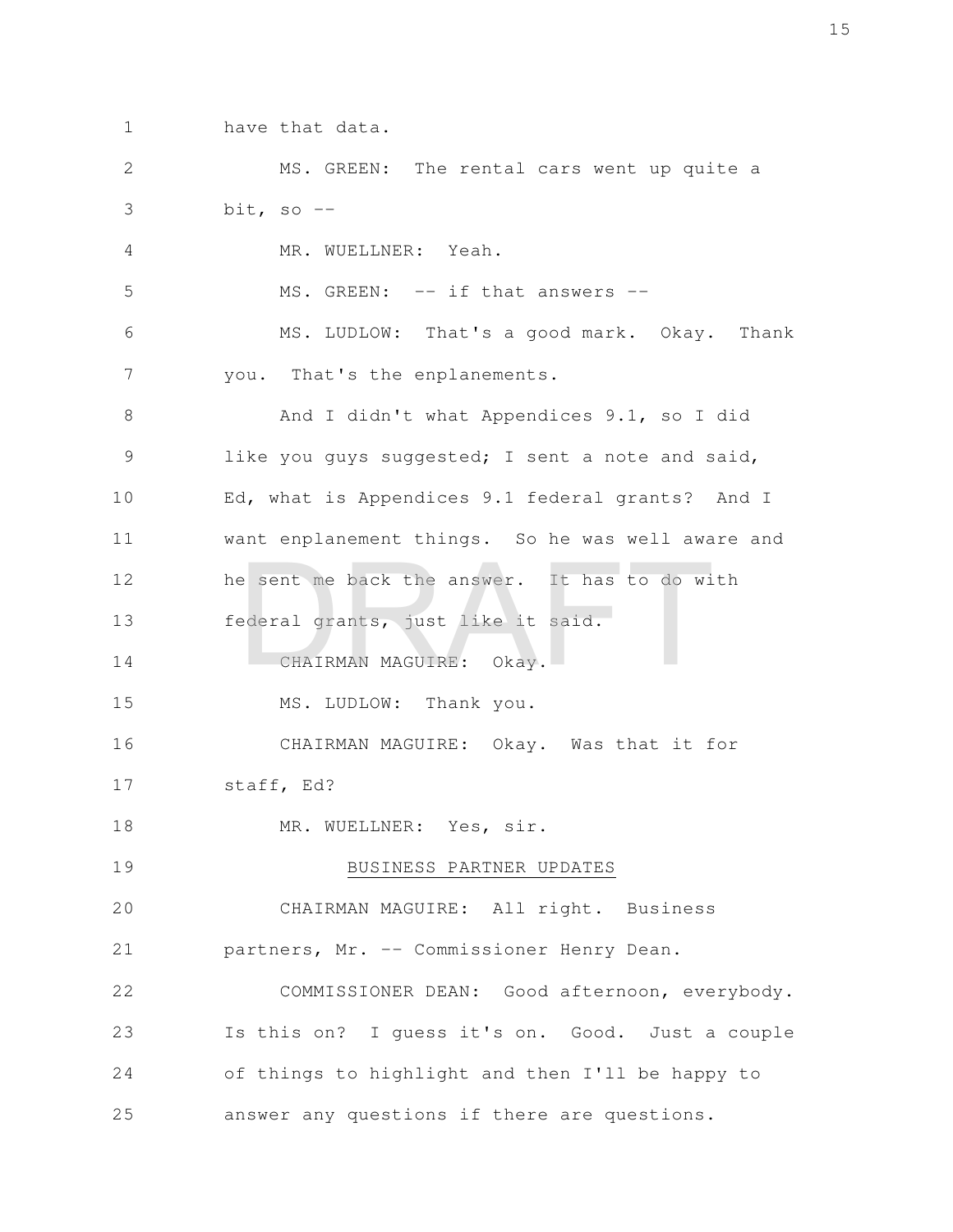have that data.

MS. GREEN: The rental cars went up quite a bit, so --

MR. WUELLNER: Yeah.

MS. GREEN: -- if that answers --

MS. LUDLOW: That's a good mark. Okay. Thank you. That's the enplanements.

And I didn't what Appendices 9.1, so I did like you guys suggested; I sent a note and said, Ed, what is Appendices 9.1 federal grants? And I want enplanement things. So he was well aware and he sent me back the answer. It has to do with federal grants, just like it said.

CHAIRMAN MAGUIRE: Okay.

MS. LUDLOW: Thank you.

CHAIRMAN MAGUIRE: Okay. Was that it for staff, Ed?

MR. WUELLNER: Yes, sir.

## BUSINESS PARTNER UPDATES

CHAIRMAN MAGUIRE: All right. Business partners, Mr. -- Commissioner Henry Dean.

COMMISSIONER DEAN: Good afternoon, everybody. Is this on? I guess it's on. Good. Just a couple of things to highlight and then I'll be happy to answer any questions if there are questions.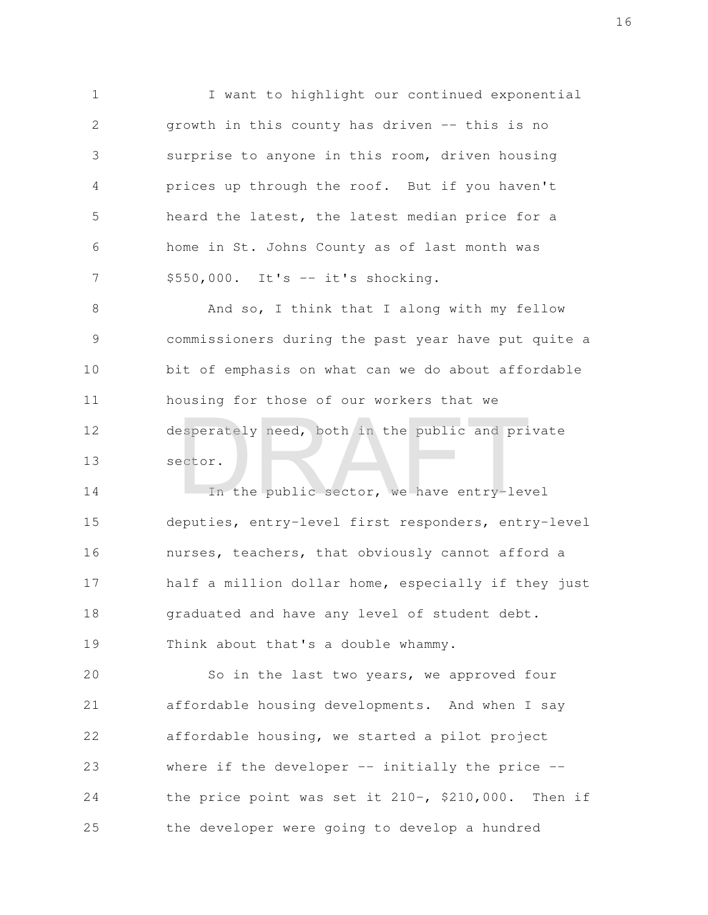I want to highlight our continued exponential growth in this county has driven -- this is no surprise to anyone in this room, driven housing prices up through the roof. But if you haven't heard the latest, the latest median price for a home in St. Johns County as of last month was $550,000. It's -- it's shocking.

And so, I think that I along with my fellow commissioners during the past year have put quite a bit of emphasis on what can we do about affordable housing for those of our workers that we desperately need, both in the public and private sector.

In the public sector, we have entry-level deputies, entry-level first responders, entry-level nurses, teachers, that obviously cannot afford a half a million dollar home, especially if they just graduated and have any level of student debt. Think about that's a double whammy.

So in the last two years, we approved four affordable housing developments. And when I say affordable housing, we started a pilot project where if the developer -- initially the price -- the price point was set it 210-, $210,000. Then if the developer were going to develop a hundred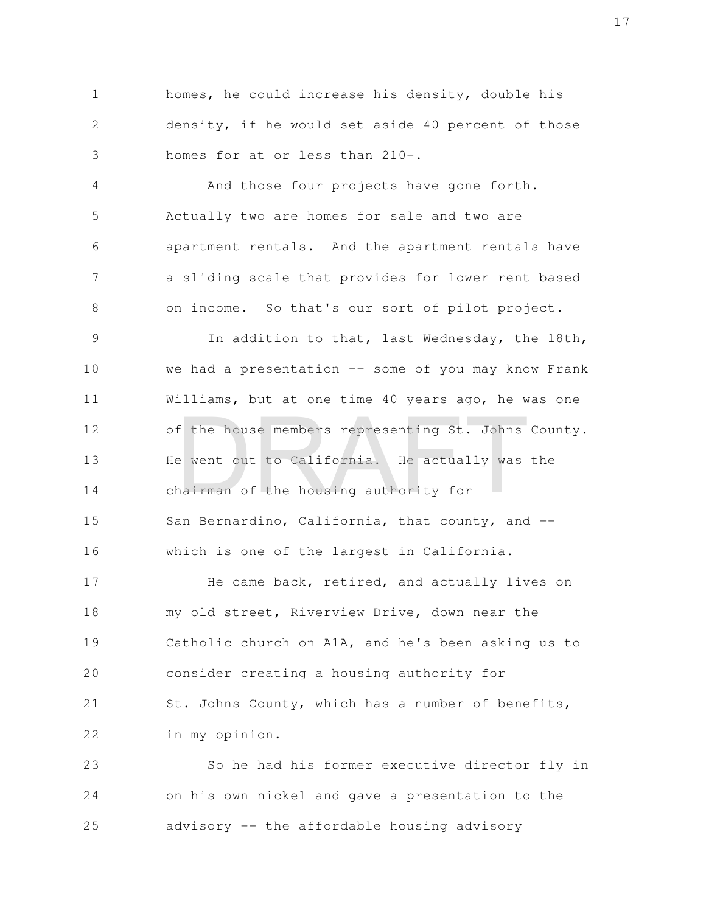homes, he could increase his density, double his density, if he would set aside 40 percent of those homes for at or less than 210-.

And those four projects have gone forth. Actually two are homes for sale and two are apartment rentals. And the apartment rentals have a sliding scale that provides for lower rent based on income. So that's our sort of pilot project.

In addition to that, last Wednesday, the 18th, we had a presentation -- some of you may know Frank Williams, but at one time 40 years ago, he was one of the house members representing St. Johns County. He went out to California. He actually was the chairman of the housing authority for San Bernardino, California, that county, and -- which is one of the largest in California.

He came back, retired, and actually lives on my old street, Riverview Drive, down near the Catholic church on A1A, and he's been asking us to consider creating a housing authority for St. Johns County, which has a number of benefits, in my opinion.

So he had his former executive director fly in on his own nickel and gave a presentation to the advisory -- the affordable housing advisory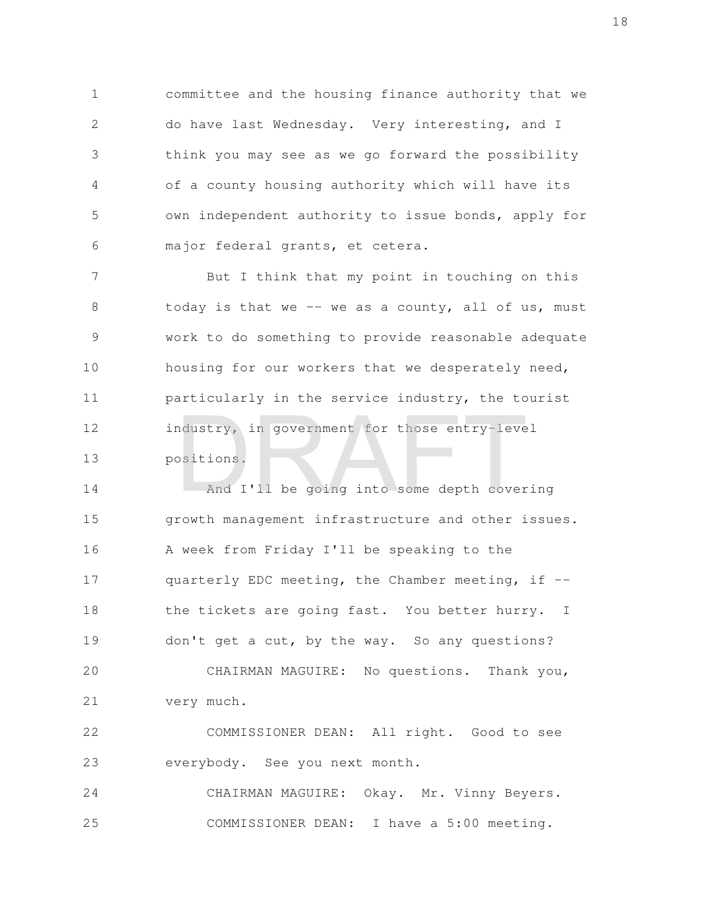committee and the housing finance authority that we do have last Wednesday. Very interesting, and I think you may see as we go forward the possibility of a county housing authority which will have its own independent authority to issue bonds, apply for major federal grants, et cetera.

But I think that my point in touching on this today is that we -- we as a county, all of us, must work to do something to provide reasonable adequate housing for our workers that we desperately need, particularly in the service industry, the tourist industry, in government for those entry-level positions.

And I'll be going into some depth covering growth management infrastructure and other issues. A week from Friday I'll be speaking to the quarterly EDC meeting, the Chamber meeting, if -- the tickets are going fast. You better hurry. I don't get a cut, by the way. So any questions?

CHAIRMAN MAGUIRE: No questions. Thank you, very much.

COMMISSIONER DEAN: All right. Good to see everybody. See you next month.

CHAIRMAN MAGUIRE: Okay. Mr. Vinny Beyers.

COMMISSIONER DEAN: I have a 5:00 meeting.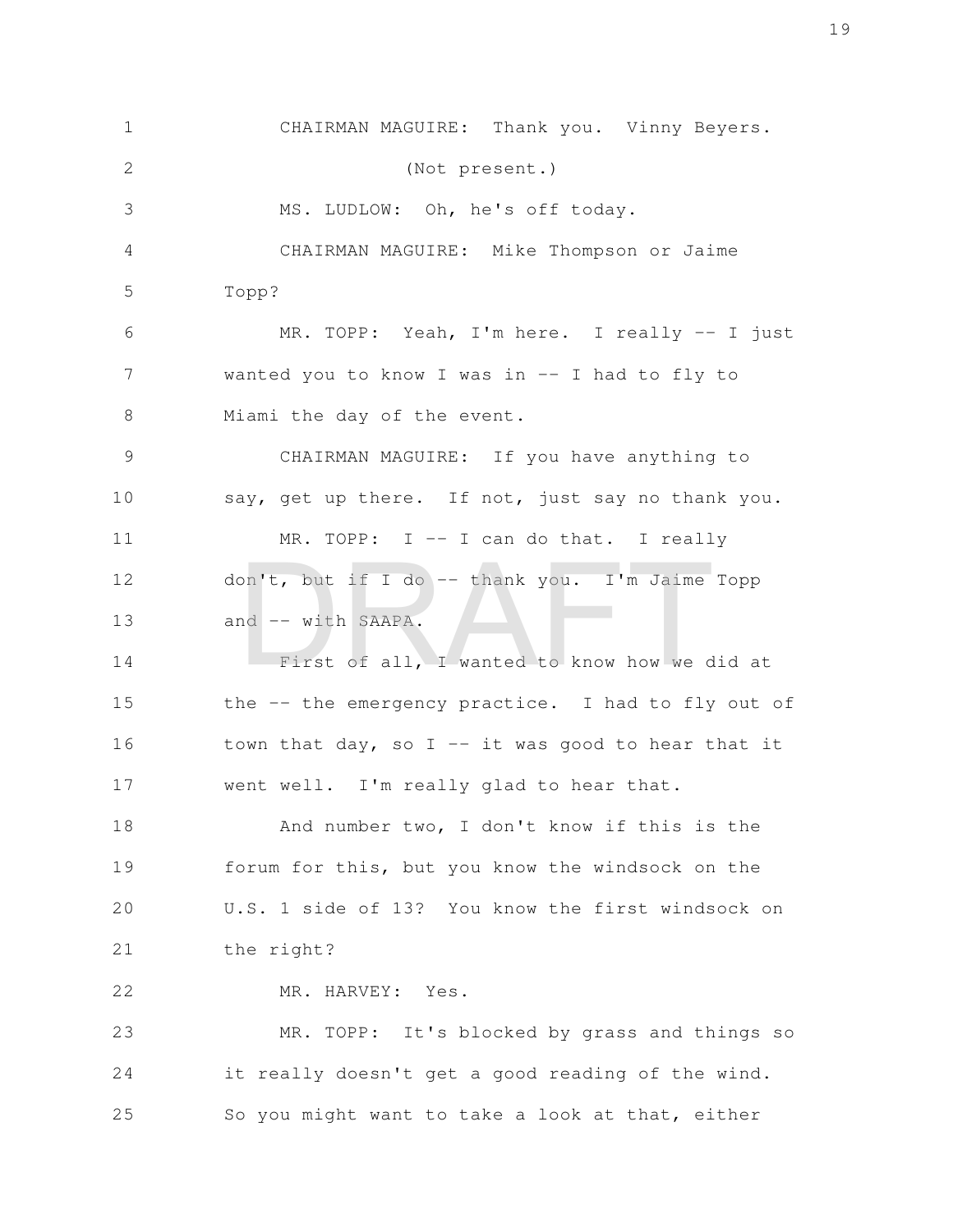CHAIRMAN MAGUIRE: Thank you. Vinny Beyers.

(Not present.)

MS. LUDLOW: Oh, he's off today.

CHAIRMAN MAGUIRE: Mike Thompson or Jaime Topp?

MR. TOPP: Yeah, I'm here. I really -- I just wanted you to know I was in -- I had to fly to Miami the day of the event.

CHAIRMAN MAGUIRE: If you have anything to say, get up there. If not, just say no thank you.

MR. TOPP: I -- I can do that. I really don't, but if I do -- thank you. I'm Jaime Topp and -- with SAAPA.

First of all, I wanted to know how we did at the -- the emergency practice. I had to fly out of town that day, so I -- it was good to hear that it went well. I'm really glad to hear that.

And number two, I don't know if this is the forum for this, but you know the windsock on the U.S. 1 side of 13? You know the first windsock on the right?

MR. HARVEY: Yes.

MR. TOPP: It's blocked by grass and things so it really doesn't get a good reading of the wind. So you might want to take a look at that, either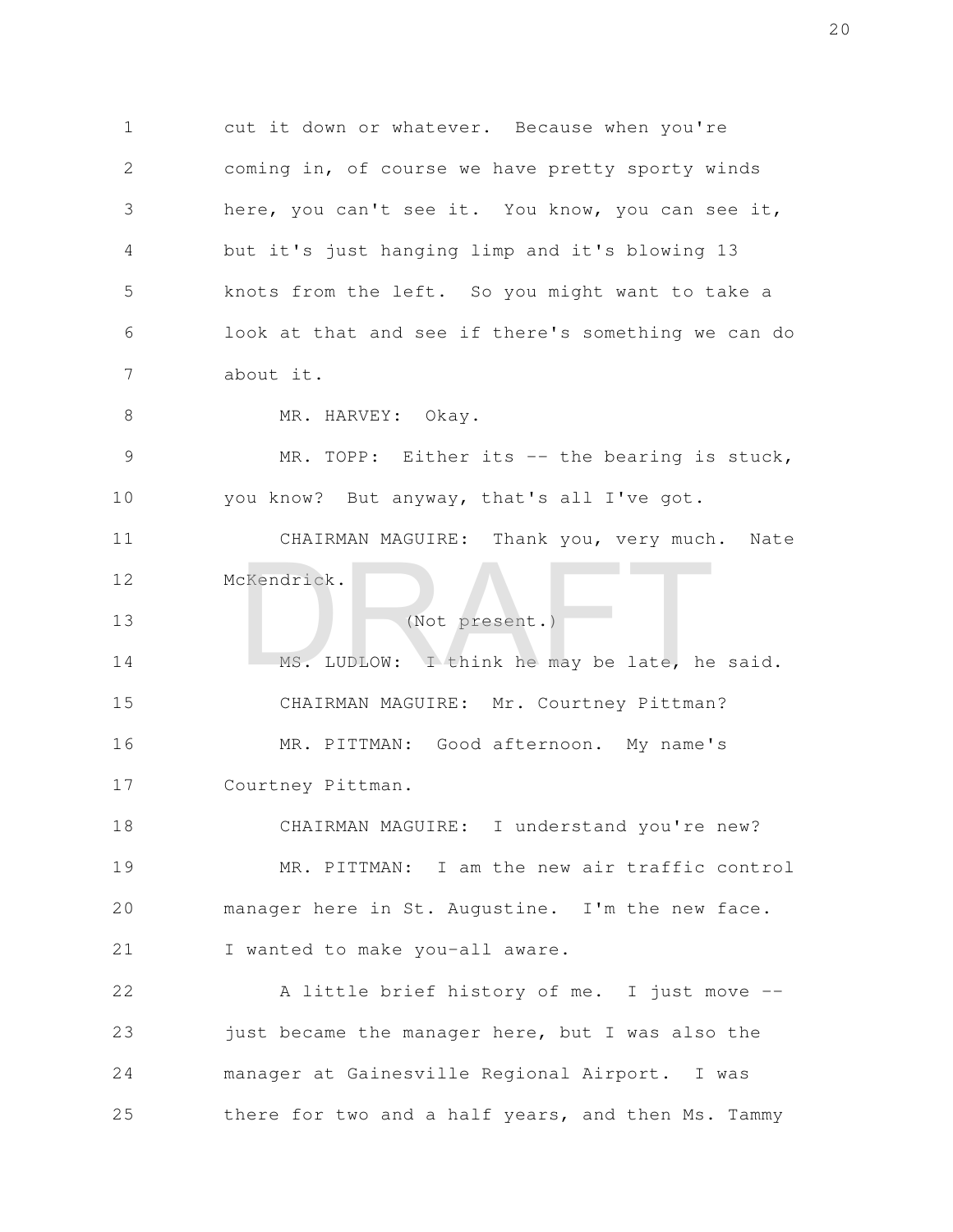cut it down or whatever. Because when you're coming in, of course we have pretty sporty winds here, you can't see it. You know, you can see it, but it's just hanging limp and it's blowing 13 knots from the left. So you might want to take a look at that and see if there's something we can do about it.

MR. HARVEY: Okay.

MR. TOPP: Either its -- the bearing is stuck, you know? But anyway, that's all I've got.

CHAIRMAN MAGUIRE: Thank you, very much. Nate McKendrick.

(Not present.)

MS. LUDLOW: I think he may be late, he said.

CHAIRMAN MAGUIRE: Mr. Courtney Pittman?

MR. PITTMAN: Good afternoon. My name's Courtney Pittman.

CHAIRMAN MAGUIRE: I understand you're new?

MR. PITTMAN: I am the new air traffic control manager here in St. Augustine. I'm the new face. I wanted to make you-all aware.

A little brief history of me. I just move -- just became the manager here, but I was also the manager at Gainesville Regional Airport. I was there for two and a half years, and then Ms. Tammy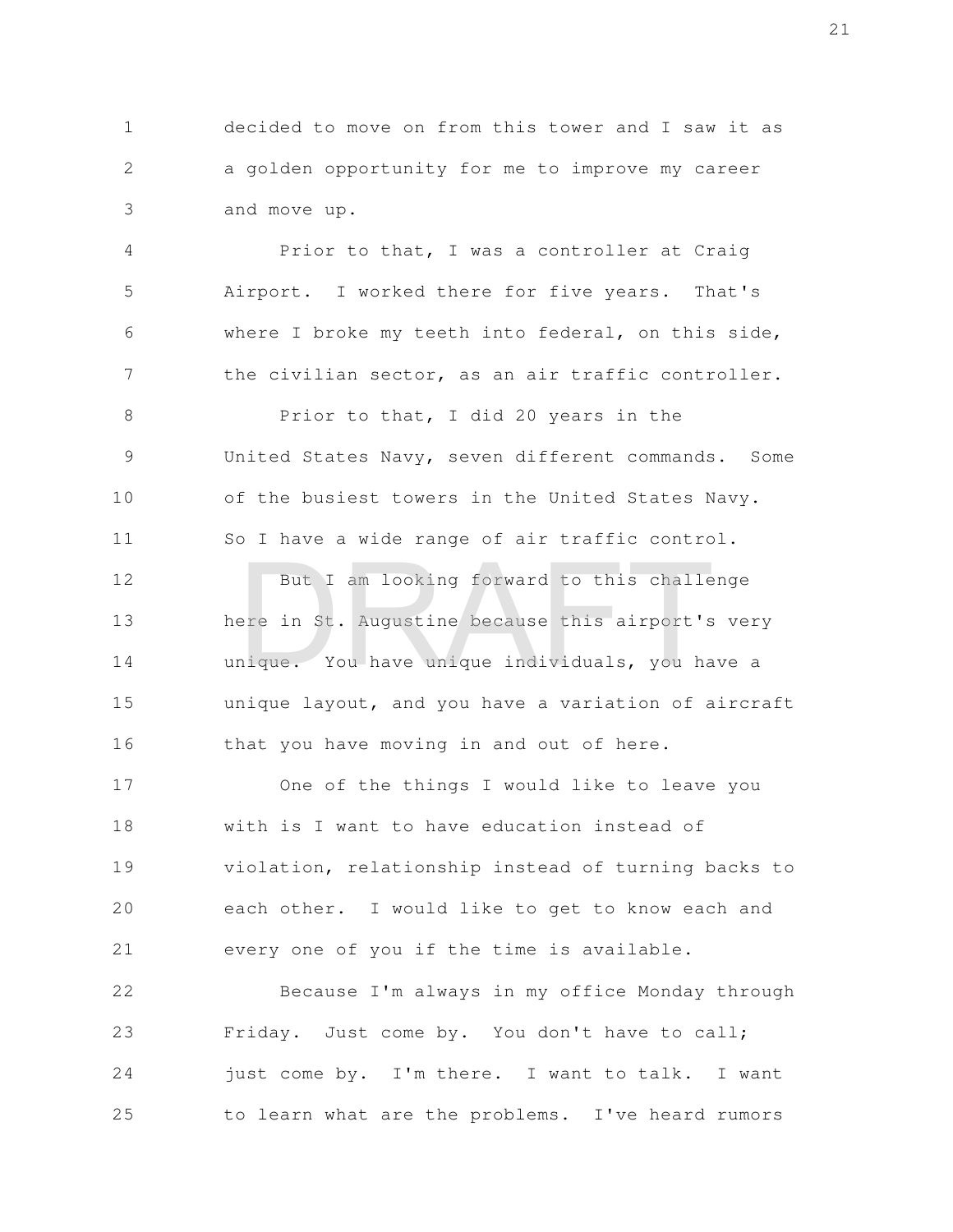decided to move on from this tower and I saw it as a golden opportunity for me to improve my career and move up.

Prior to that, I was a controller at Craig Airport. I worked there for five years. That's where I broke my teeth into federal, on this side, the civilian sector, as an air traffic controller.

Prior to that, I did 20 years in the United States Navy, seven different commands. Some of the busiest towers in the United States Navy. So I have a wide range of air traffic control.

But I am looking forward to this challenge here in St. Augustine because this airport's very unique. You have unique individuals, you have a unique layout, and you have a variation of aircraft that you have moving in and out of here.

One of the things I would like to leave you with is I want to have education instead of violation, relationship instead of turning backs to each other. I would like to get to know each and every one of you if the time is available.

Because I'm always in my office Monday through Friday. Just come by. You don't have to call; just come by. I'm there. I want to talk. I want to learn what are the problems. I've heard rumors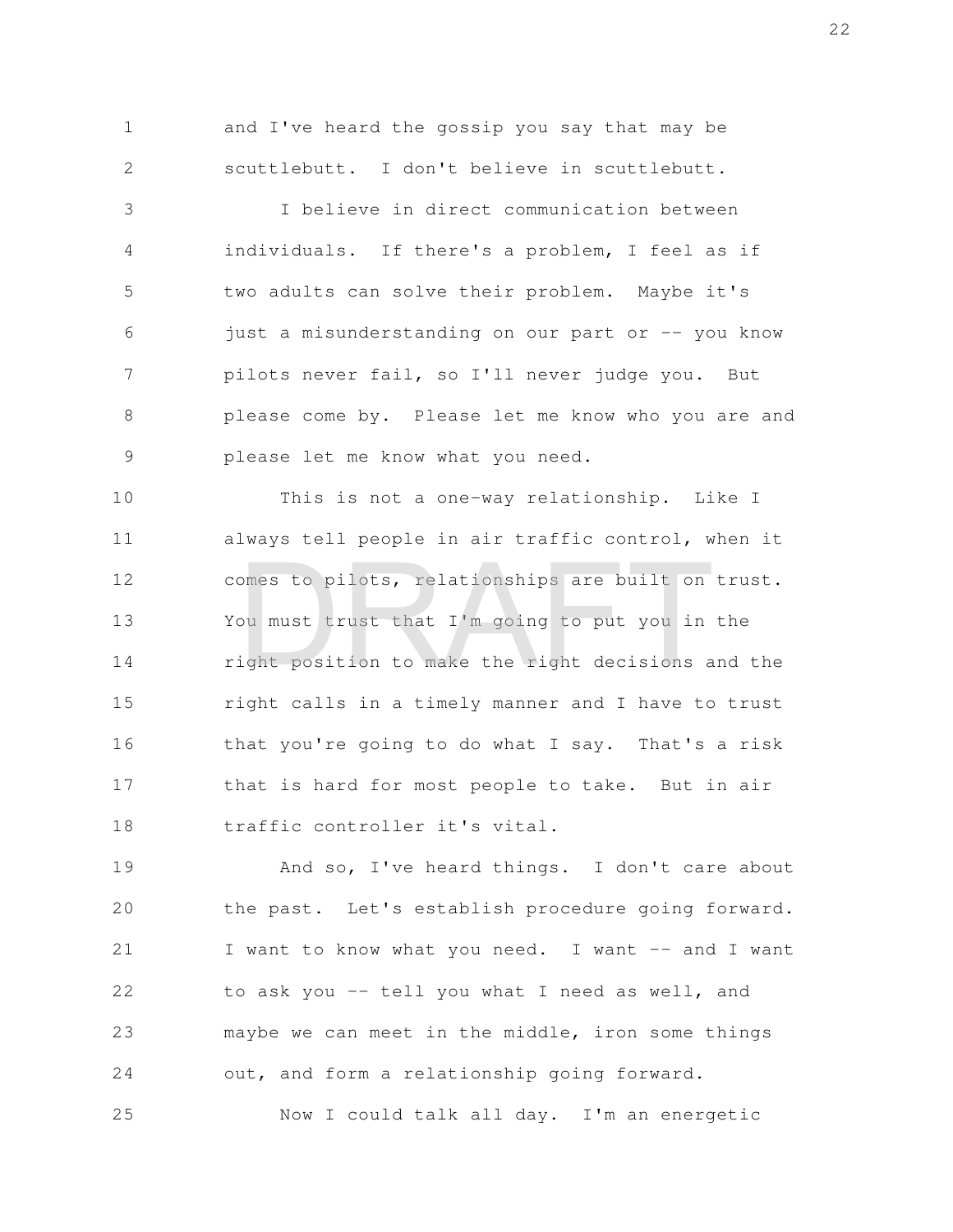and I've heard the gossip you say that may be scuttlebutt. I don't believe in scuttlebutt.

I believe in direct communication between individuals. If there's a problem, I feel as if two adults can solve their problem. Maybe it's just a misunderstanding on our part or -- you know pilots never fail, so I'll never judge you. But please come by. Please let me know who you are and please let me know what you need.

This is not a one-way relationship. Like I always tell people in air traffic control, when it comes to pilots, relationships are built on trust. You must trust that I'm going to put you in the right position to make the right decisions and the right calls in a timely manner and I have to trust that you're going to do what I say. That's a risk that is hard for most people to take. But in air traffic controller it's vital.

And so, I've heard things. I don't care about the past. Let's establish procedure going forward. I want to know what you need. I want -- and I want to ask you -- tell you what I need as well, and maybe we can meet in the middle, iron some things out, and form a relationship going forward.

Now I could talk all day. I'm an energetic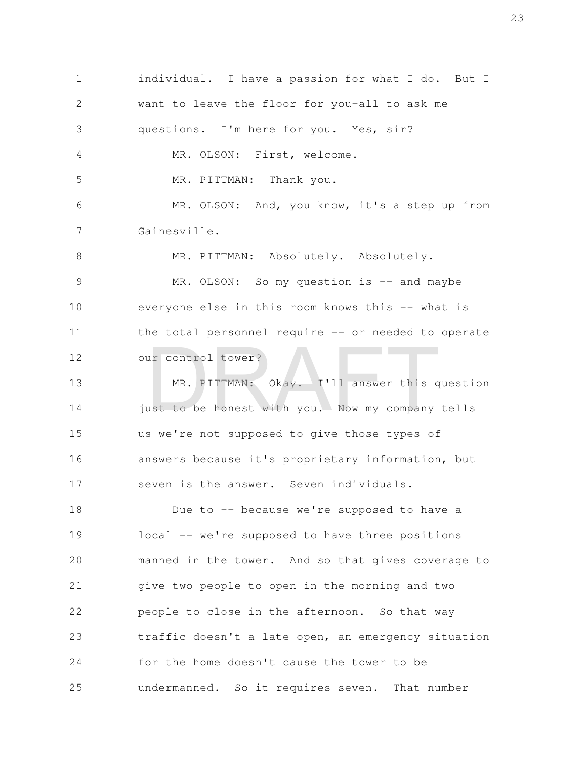individual. I have a passion for what I do. But I want to leave the floor for you-all to ask me questions. I'm here for you. Yes, sir?

MR. OLSON: First, welcome.

MR. PITTMAN: Thank you.

MR. OLSON: And, you know, it's a step up from Gainesville.

MR. PITTMAN: Absolutely. Absolutely.

MR. OLSON: So my question is -- and maybe everyone else in this room knows this -- what is the total personnel require -- or needed to operate our control tower?

MR. PITTMAN: Okay. I'll answer this question just to be honest with you. Now my company tells us we're not supposed to give those types of answers because it's proprietary information, but seven is the answer. Seven individuals.

Due to -- because we're supposed to have a local -- we're supposed to have three positions manned in the tower. And so that gives coverage to give two people to open in the morning and two people to close in the afternoon. So that way traffic doesn't a late open, an emergency situation for the home doesn't cause the tower to be undermanned. So it requires seven. That number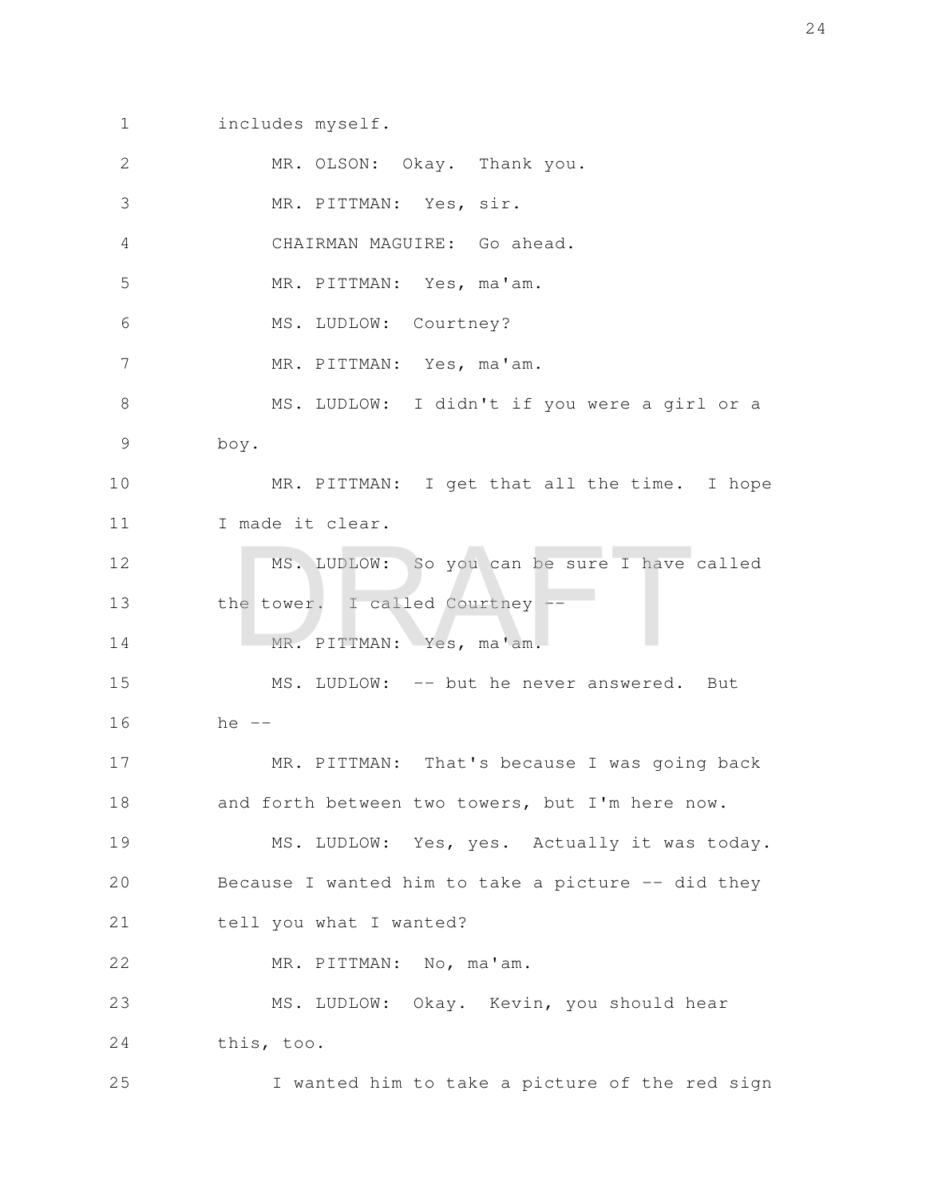includes myself.

MR. OLSON: Okay. Thank you.

MR. PITTMAN: Yes, sir.

CHAIRMAN MAGUIRE: Go ahead.

MR. PITTMAN: Yes, ma'am.

MS. LUDLOW: Courtney?

MR. PITTMAN: Yes, ma'am.

MS. LUDLOW: I didn't if you were a girl or a boy.

MR. PITTMAN: I get that all the time. I hope I made it clear.

MS. LUDLOW: So you can be sure I have called the tower. I called Courtney --

MR. PITTMAN: Yes, ma'am.

MS. LUDLOW: -- but he never answered. But he --

MR. PITTMAN: That's because I was going back and forth between two towers, but I'm here now.

MS. LUDLOW: Yes, yes. Actually it was today. Because I wanted him to take a picture -- did they tell you what I wanted?

MR. PITTMAN: No, ma'am.

MS. LUDLOW: Okay. Kevin, you should hear this, too.

I wanted him to take a picture of the red sign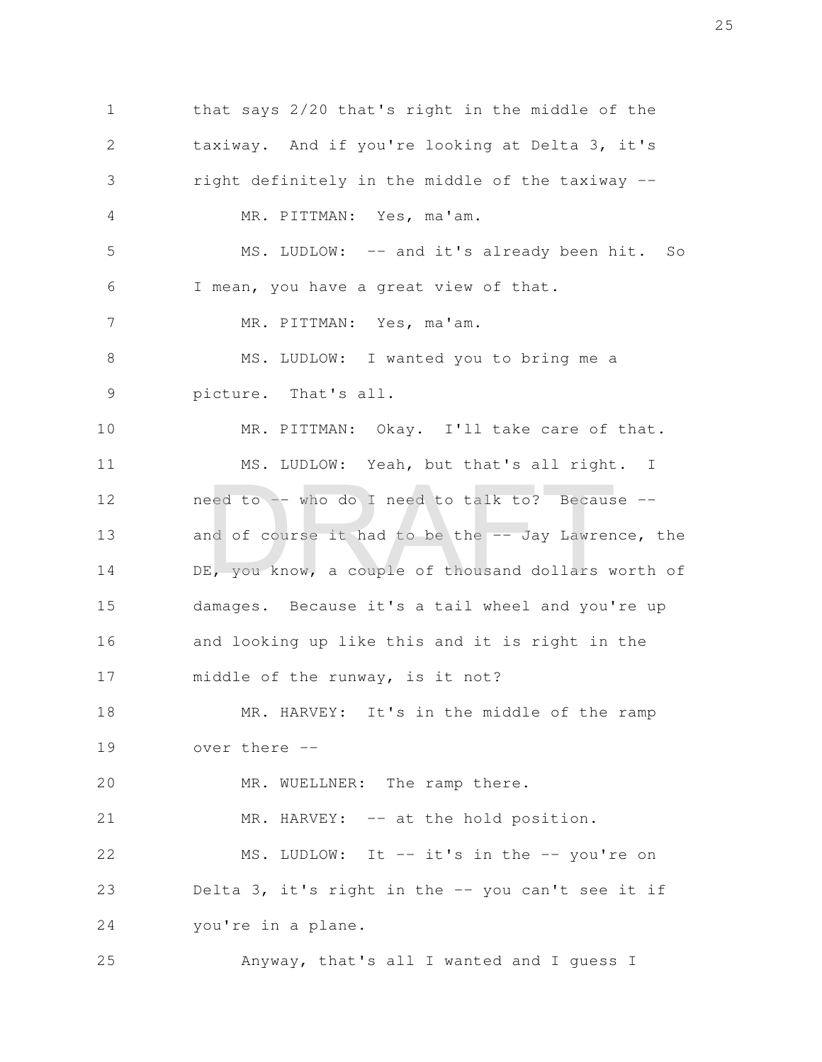that says 2/20 that's right in the middle of the taxiway. And if you're looking at Delta 3, it's right definitely in the middle of the taxiway --

MR. PITTMAN: Yes, ma'am.

MS. LUDLOW: -- and it's already been hit. So I mean, you have a great view of that.

MR. PITTMAN: Yes, ma'am.

MS. LUDLOW: I wanted you to bring me a picture. That's all.

MR. PITTMAN: Okay. I'll take care of that.

MS. LUDLOW: Yeah, but that's all right. I need to -- who do I need to talk to? Because -- and of course it had to be the -- Jay Lawrence, the DE, you know, a couple of thousand dollars worth of damages. Because it's a tail wheel and you're up and looking up like this and it is right in the middle of the runway, is it not?

MR. HARVEY: It's in the middle of the ramp over there --

MR. WUELLNER: The ramp there.

MR. HARVEY: -- at the hold position.

MS. LUDLOW: It -- it's in the -- you're on Delta 3, it's right in the -- you can't see it if you're in a plane.

Anyway, that's all I wanted and I guess I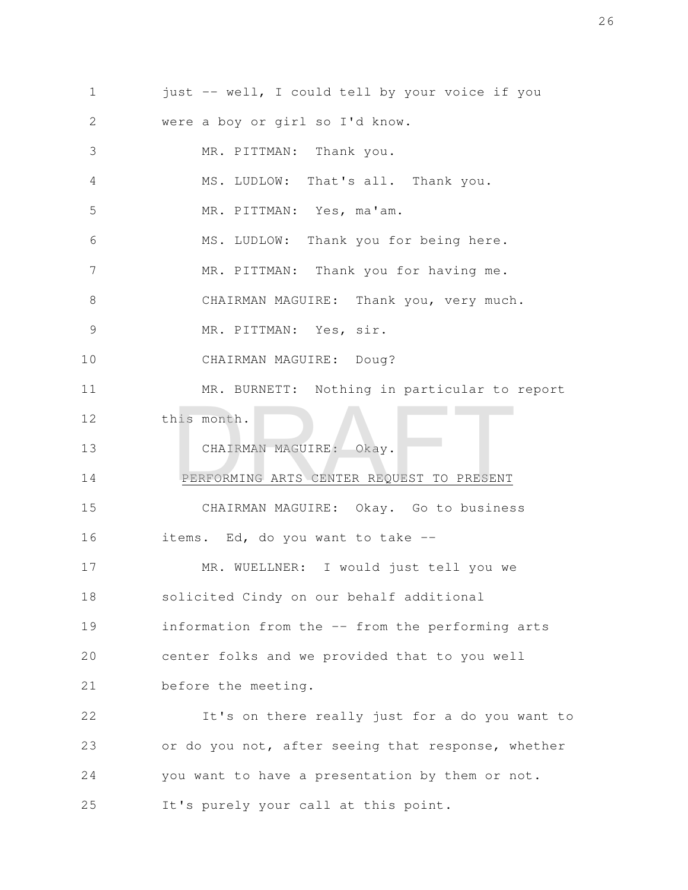just -- well, I could tell by your voice if you were a boy or girl so I'd know.

MR. PITTMAN: Thank you.

MS. LUDLOW: That's all. Thank you.

MR. PITTMAN: Yes, ma'am.

MS. LUDLOW: Thank you for being here.

MR. PITTMAN: Thank you for having me.

CHAIRMAN MAGUIRE: Thank you, very much.

MR. PITTMAN: Yes, sir.

CHAIRMAN MAGUIRE: Doug?

MR. BURNETT: Nothing in particular to report this month.

CHAIRMAN MAGUIRE: Okay.

PERFORMING ARTS CENTER REQUEST TO PRESENT

CHAIRMAN MAGUIRE: Okay. Go to business items. Ed, do you want to take --

MR. WUELLNER: I would just tell you we solicited Cindy on our behalf additional information from the -- from the performing arts center folks and we provided that to you well before the meeting.

It's on there really just for a do you want to or do you not, after seeing that response, whether you want to have a presentation by them or not. It's purely your call at this point.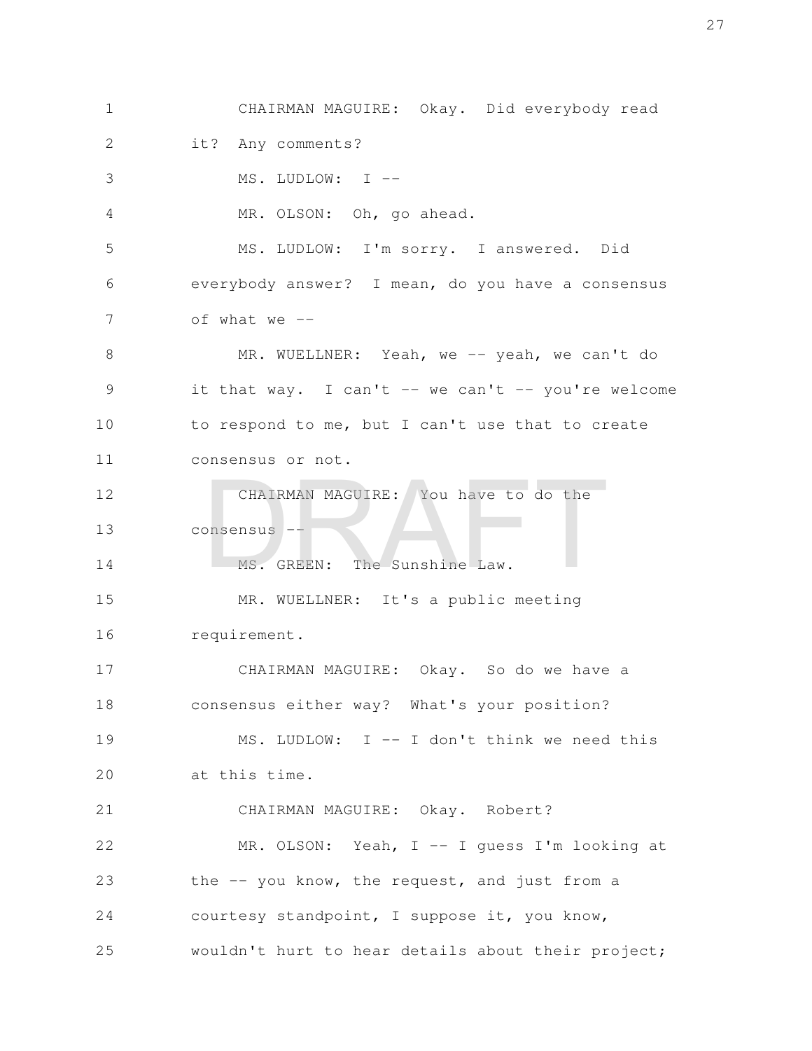CHAIRMAN MAGUIRE: Okay. Did everybody read it? Any comments?

MS. LUDLOW: I --

MR. OLSON: Oh, go ahead.

MS. LUDLOW: I'm sorry. I answered. Did everybody answer? I mean, do you have a consensus of what we --

MR. WUELLNER: Yeah, we -- yeah, we can't do it that way. I can't -- we can't -- you're welcome to respond to me, but I can't use that to create consensus or not.

CHAIRMAN MAGUIRE: You have to do the consensus --

MS. GREEN: The Sunshine Law.

MR. WUELLNER: It's a public meeting requirement.

CHAIRMAN MAGUIRE: Okay. So do we have a consensus either way? What's your position?

MS. LUDLOW: I -- I don't think we need this at this time.

CHAIRMAN MAGUIRE: Okay. Robert?

MR. OLSON: Yeah, I -- I guess I'm looking at the -- you know, the request, and just from a courtesy standpoint, I suppose it, you know, wouldn't hurt to hear details about their project;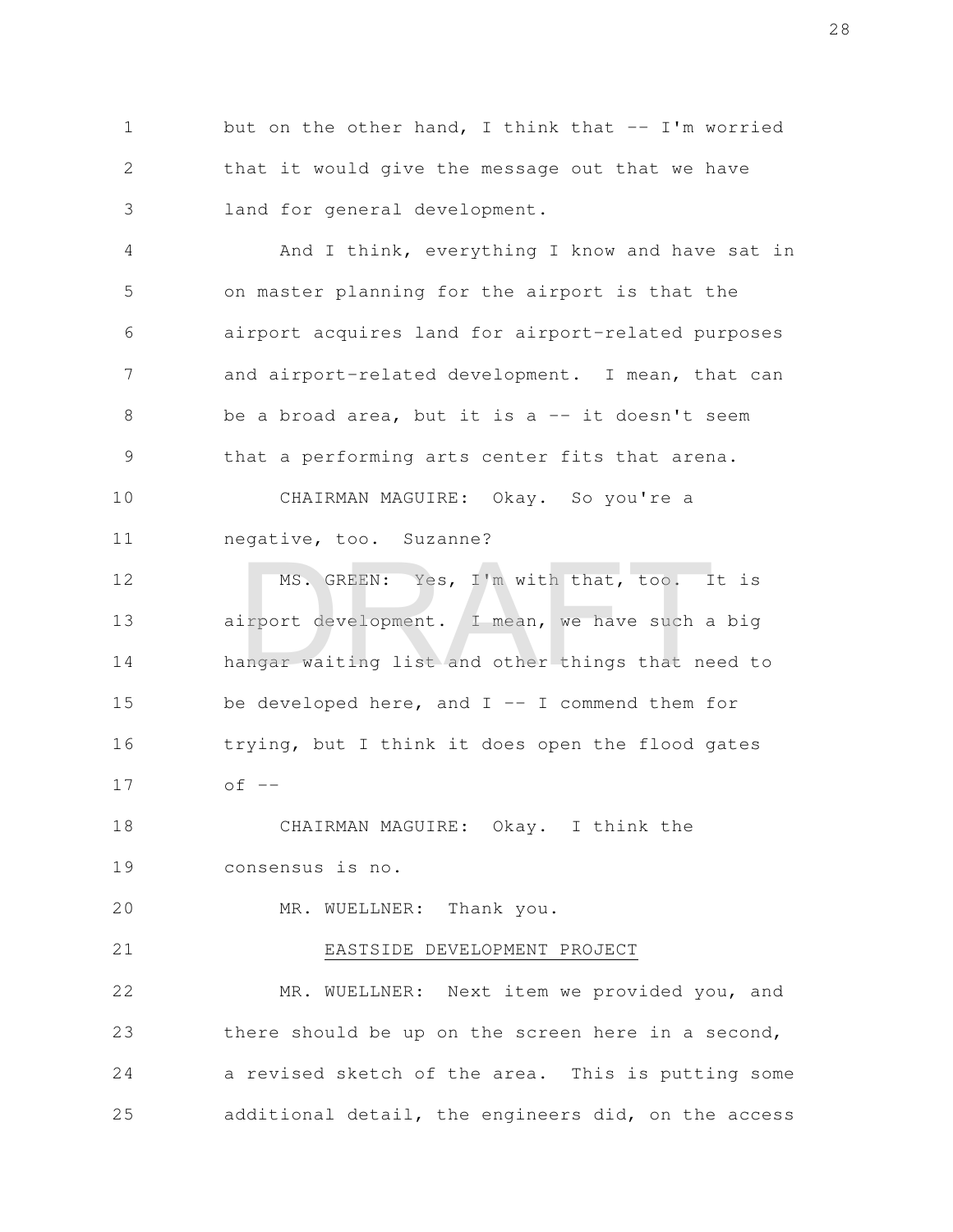but on the other hand, I think that -- I'm worried that it would give the message out that we have land for general development.

And I think, everything I know and have sat in on master planning for the airport is that the airport acquires land for airport-related purposes and airport-related development. I mean, that can be a broad area, but it is a -- it doesn't seem that a performing arts center fits that arena.

CHAIRMAN MAGUIRE: Okay. So you're a negative, too. Suzanne?

MS. GREEN: Yes, I'm with that, too. It is airport development. I mean, we have such a big hangar waiting list and other things that need to be developed here, and I -- I commend them for trying, but I think it does open the flood gates of --

CHAIRMAN MAGUIRE: Okay. I think the consensus is no.

MR. WUELLNER: Thank you.

EASTSIDE DEVELOPMENT PROJECT

MR. WUELLNER: Next item we provided you, and there should be up on the screen here in a second, a revised sketch of the area. This is putting some additional detail, the engineers did, on the access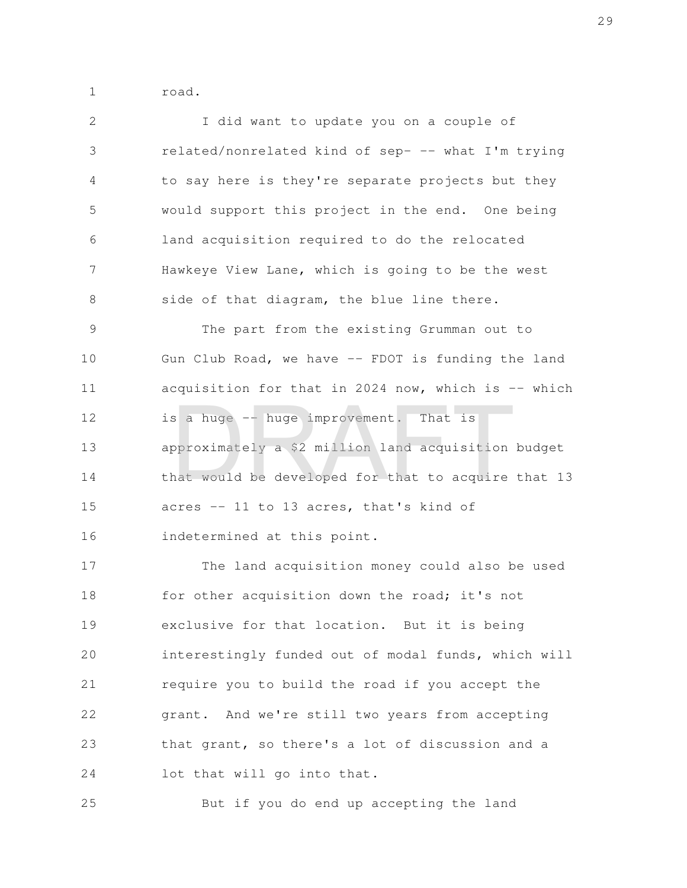road.

I did want to update you on a couple of related/nonrelated kind of sep- -- what I'm trying to say here is they're separate projects but they would support this project in the end. One being land acquisition required to do the relocated Hawkeye View Lane, which is going to be the west side of that diagram, the blue line there.

The part from the existing Grumman out to Gun Club Road, we have -- FDOT is funding the land acquisition for that in 2024 now, which is -- which is a huge -- huge improvement. That is approximately a $2 million land acquisition budget that would be developed for that to acquire that 13 acres -- 11 to 13 acres, that's kind of indetermined at this point.

The land acquisition money could also be used for other acquisition down the road; it's not exclusive for that location. But it is being interestingly funded out of modal funds, which will require you to build the road if you accept the grant. And we're still two years from accepting that grant, so there's a lot of discussion and a lot that will go into that.

But if you do end up accepting the land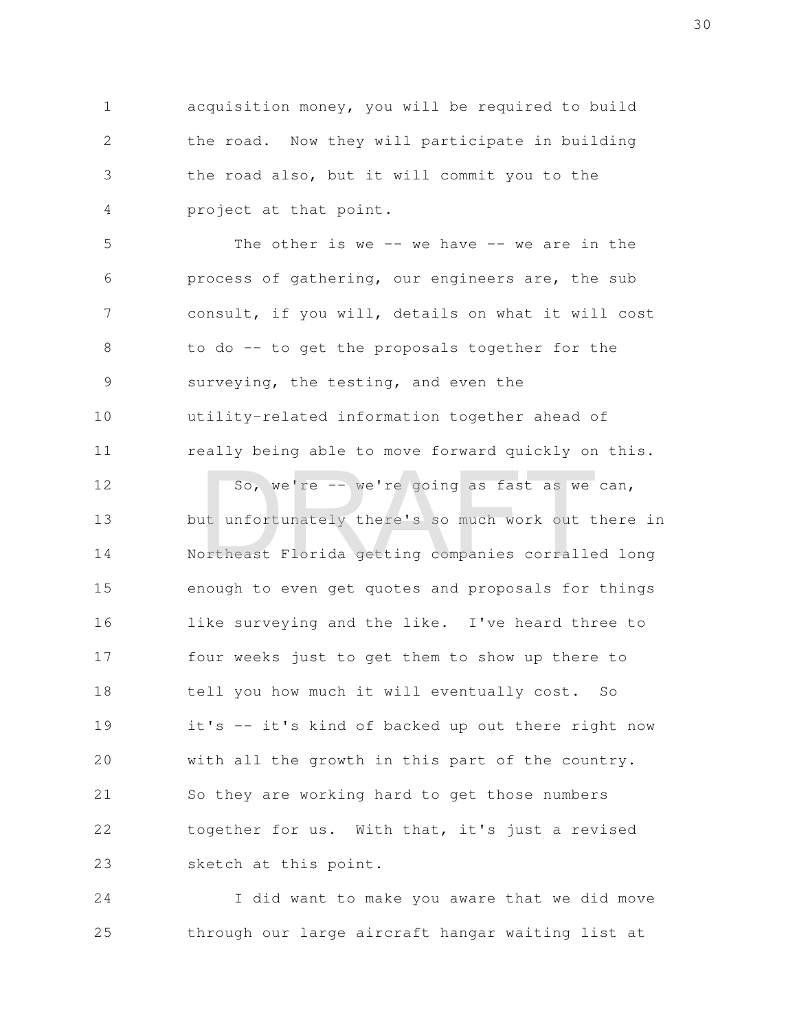acquisition money, you will be required to build the road. Now they will participate in building the road also, but it will commit you to the project at that point.

The other is we -- we have -- we are in the process of gathering, our engineers are, the sub consult, if you will, details on what it will cost to do -- to get the proposals together for the surveying, the testing, and even the utility-related information together ahead of really being able to move forward quickly on this.

So, we're -- we're going as fast as we can, but unfortunately there's so much work out there in Northeast Florida getting companies corralled long enough to even get quotes and proposals for things like surveying and the like. I've heard three to four weeks just to get them to show up there to tell you how much it will eventually cost. So it's -- it's kind of backed up out there right now with all the growth in this part of the country. So they are working hard to get those numbers together for us. With that, it's just a revised sketch at this point.

I did want to make you aware that we did move through our large aircraft hangar waiting list at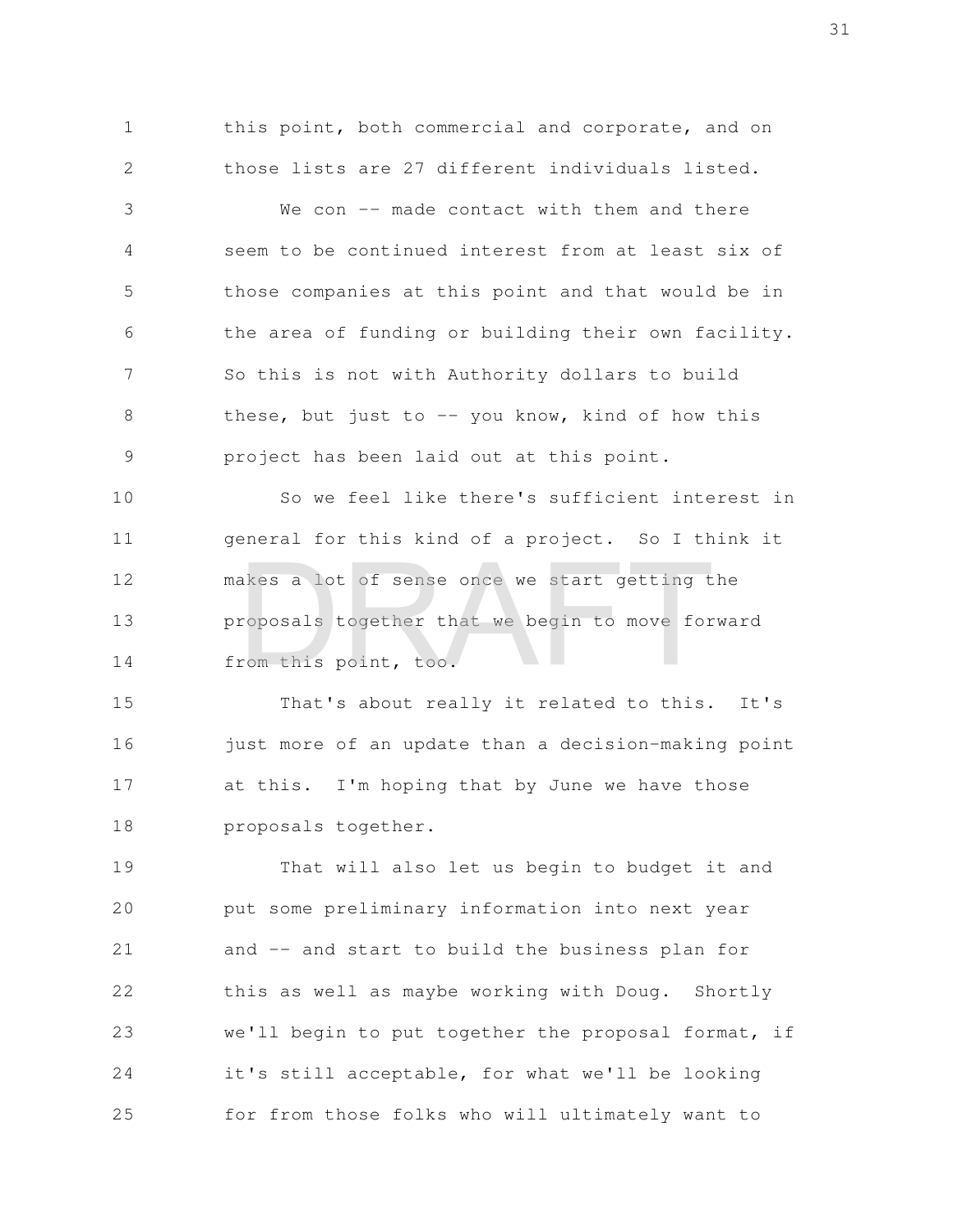this point, both commercial and corporate, and on those lists are 27 different individuals listed.

We con -- made contact with them and there seem to be continued interest from at least six of those companies at this point and that would be in the area of funding or building their own facility. So this is not with Authority dollars to build these, but just to -- you know, kind of how this project has been laid out at this point.

So we feel like there's sufficient interest in general for this kind of a project. So I think it makes a lot of sense once we start getting the proposals together that we begin to move forward from this point, too.

That's about really it related to this. It's just more of an update than a decision-making point at this. I'm hoping that by June we have those proposals together.

That will also let us begin to budget it and put some preliminary information into next year and -- and start to build the business plan for this as well as maybe working with Doug. Shortly we'll begin to put together the proposal format, if it's still acceptable, for what we'll be looking for from those folks who will ultimately want to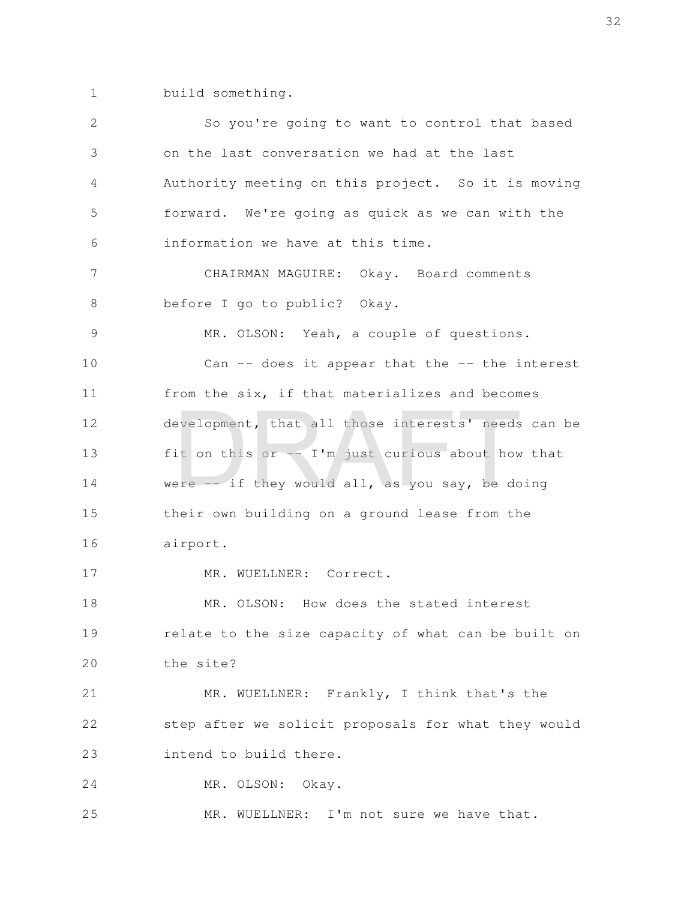build something.

So you're going to want to control that based on the last conversation we had at the last Authority meeting on this project. So it is moving forward. We're going as quick as we can with the information we have at this time.

CHAIRMAN MAGUIRE: Okay. Board comments before I go to public? Okay.

MR. OLSON: Yeah, a couple of questions.

Can -- does it appear that the -- the interest from the six, if that materializes and becomes development, that all those interests' needs can be fit on this or -- I'm just curious about how that were -- if they would all, as you say, be doing their own building on a ground lease from the airport.

MR. WUELLNER: Correct.

MR. OLSON: How does the stated interest relate to the size capacity of what can be built on the site?

MR. WUELLNER: Frankly, I think that's the step after we solicit proposals for what they would intend to build there.

MR. OLSON: Okay.

MR. WUELLNER: I'm not sure we have that.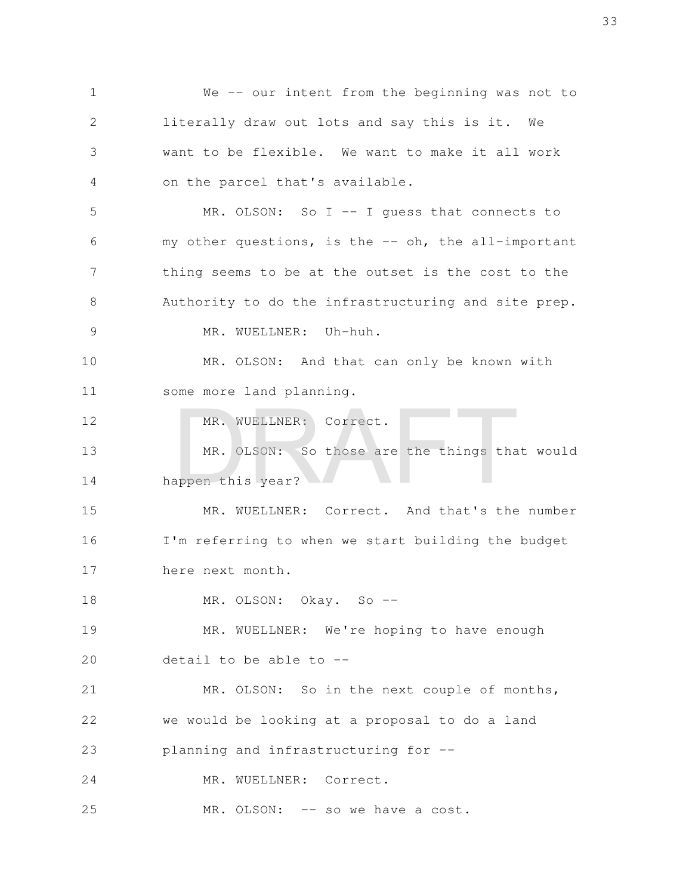We -- our intent from the beginning was not to literally draw out lots and say this is it. We want to be flexible. We want to make it all work on the parcel that's available.

MR. OLSON: So I -- I guess that connects to my other questions, is the -- oh, the all-important thing seems to be at the outset is the cost to the Authority to do the infrastructuring and site prep.

MR. WUELLNER: Uh-huh.

MR. OLSON: And that can only be known with some more land planning.

MR. WUELLNER: Correct.

MR. OLSON: So those are the things that would happen this year?

MR. WUELLNER: Correct. And that's the number I'm referring to when we start building the budget here next month.

MR. OLSON: Okay. So --

MR. WUELLNER: We're hoping to have enough detail to be able to --

MR. OLSON: So in the next couple of months, we would be looking at a proposal to do a land planning and infrastructuring for --

MR. WUELLNER: Correct.

MR. OLSON: -- so we have a cost.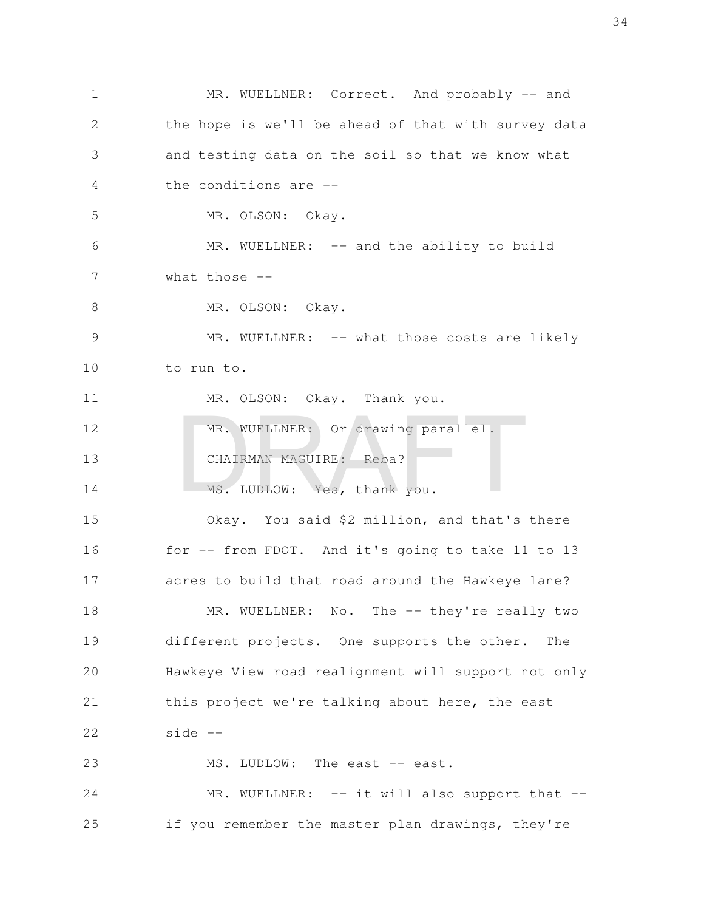MR. WUELLNER: Correct. And probably -- and the hope is we'll be ahead of that with survey data and testing data on the soil so that we know what the conditions are --

MR. OLSON: Okay.

MR. WUELLNER: -- and the ability to build what those --

MR. OLSON: Okay.

MR. WUELLNER: -- what those costs are likely to run to.

MR. OLSON: Okay. Thank you.

MR. WUELLNER: Or drawing parallel.

CHAIRMAN MAGUIRE: Reba?

MS. LUDLOW: Yes, thank you.

Okay. You said $2 million, and that's there for -- from FDOT. And it's going to take 11 to 13 acres to build that road around the Hawkeye lane?

MR. WUELLNER: No. The -- they're really two different projects. One supports the other. The Hawkeye View road realignment will support not only this project we're talking about here, the east side --

MS. LUDLOW: The east -- east.

MR. WUELLNER: -- it will also support that -- if you remember the master plan drawings, they're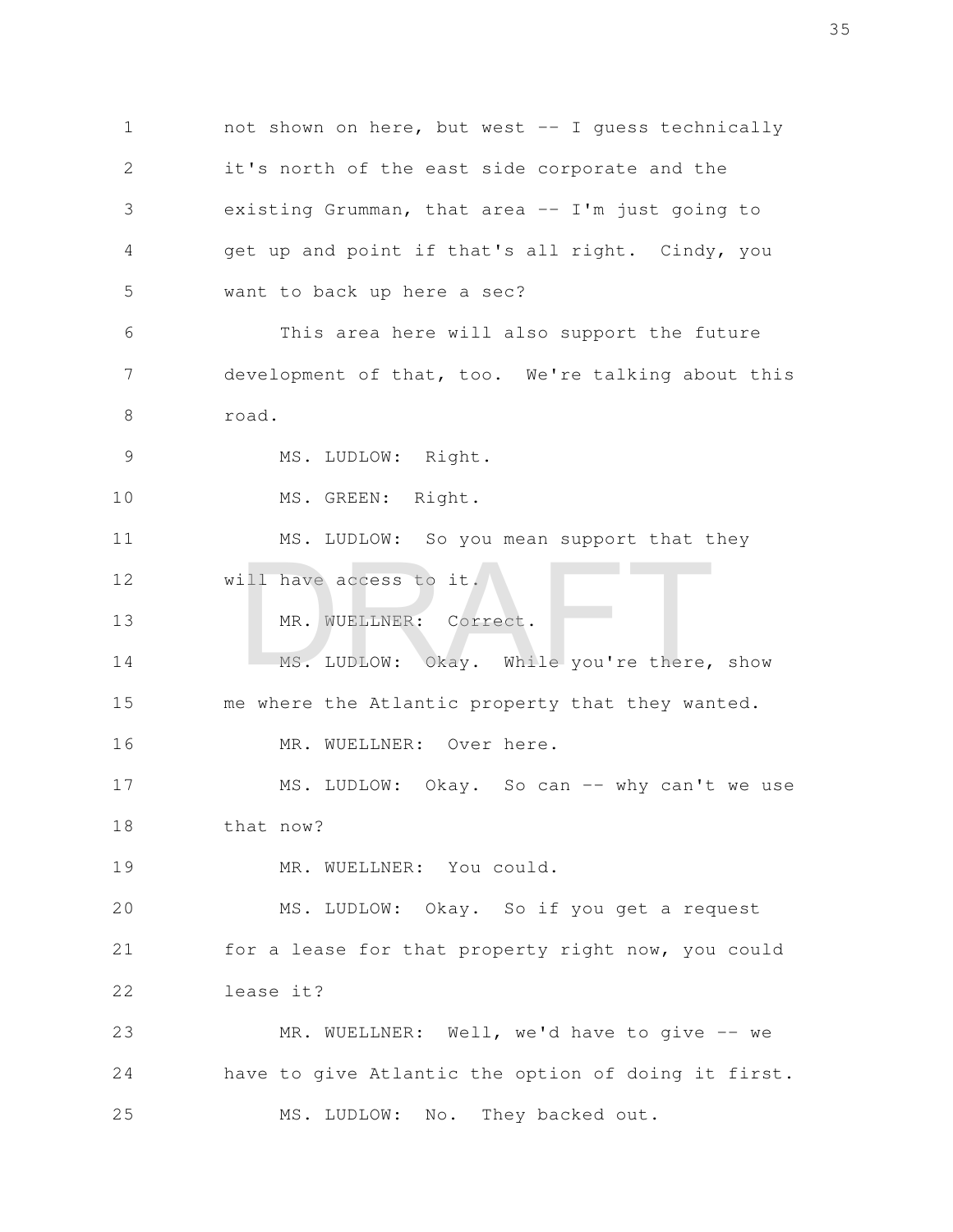not shown on here, but west -- I guess technically it's north of the east side corporate and the existing Grumman, that area -- I'm just going to get up and point if that's all right. Cindy, you want to back up here a sec?

This area here will also support the future development of that, too. We're talking about this road.

MS. LUDLOW: Right.

MS. GREEN: Right.

MS. LUDLOW: So you mean support that they will have access to it.

MR. WUELLNER: Correct.

MS. LUDLOW: Okay. While you're there, show me where the Atlantic property that they wanted.

MR. WUELLNER: Over here.

MS. LUDLOW: Okay. So can -- why can't we use that now?

MR. WUELLNER: You could.

MS. LUDLOW: Okay. So if you get a request for a lease for that property right now, you could lease it?

MR. WUELLNER: Well, we'd have to give -- we have to give Atlantic the option of doing it first.

MS. LUDLOW: No. They backed out.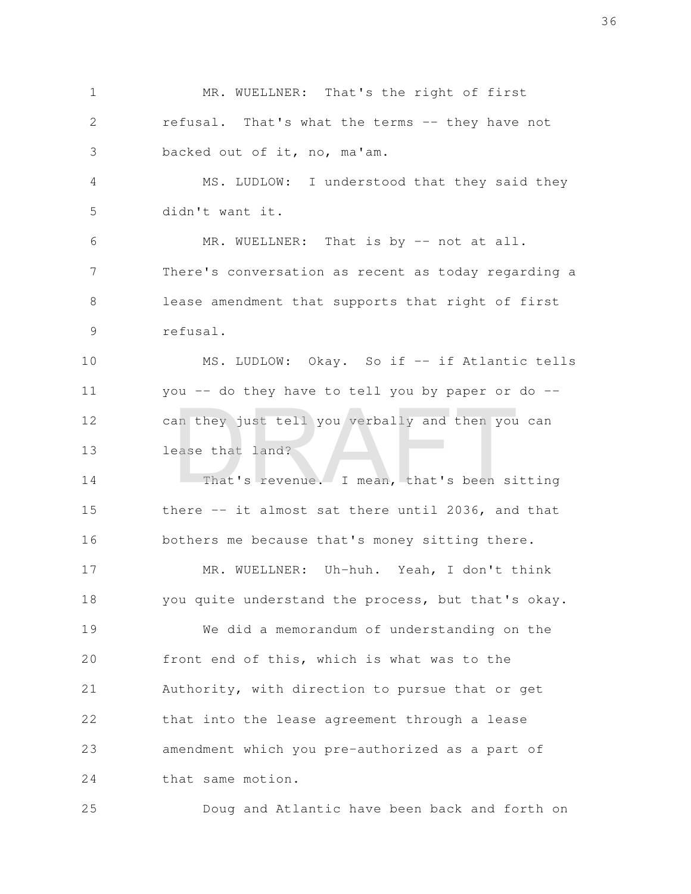MR. WUELLNER: That's the right of first refusal. That's what the terms -- they have not backed out of it, no, ma'am.

MS. LUDLOW: I understood that they said they didn't want it.

MR. WUELLNER: That is by -- not at all. There's conversation as recent as today regarding a lease amendment that supports that right of first refusal.

MS. LUDLOW: Okay. So if -- if Atlantic tells you -- do they have to tell you by paper or do -- can they just tell you verbally and then you can lease that land?

That's revenue. I mean, that's been sitting there -- it almost sat there until 2036, and that bothers me because that's money sitting there.

MR. WUELLNER: Uh-huh. Yeah, I don't think you quite understand the process, but that's okay.

We did a memorandum of understanding on the front end of this, which is what was to the Authority, with direction to pursue that or get that into the lease agreement through a lease amendment which you pre-authorized as a part of that same motion.

Doug and Atlantic have been back and forth on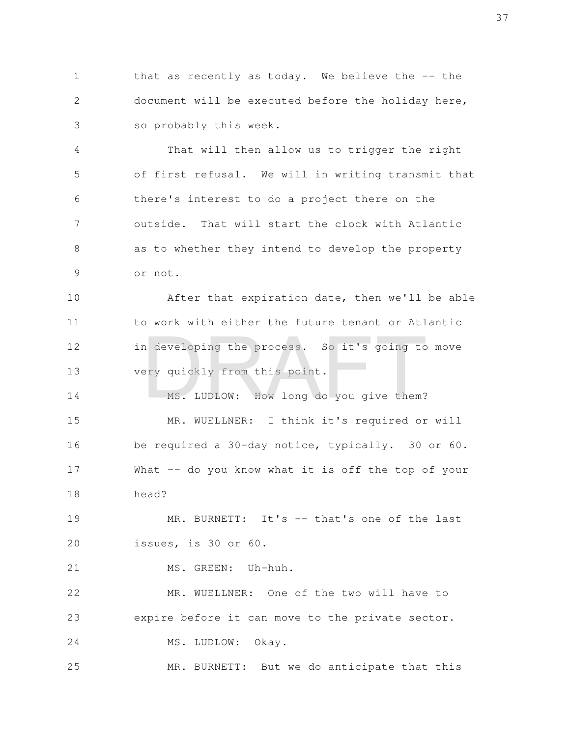that as recently as today. We believe the -- the document will be executed before the holiday here, so probably this week.

That will then allow us to trigger the right of first refusal. We will in writing transmit that there's interest to do a project there on the outside. That will start the clock with Atlantic as to whether they intend to develop the property or not.

After that expiration date, then we'll be able to work with either the future tenant or Atlantic in developing the process. So it's going to move very quickly from this point.

MS. LUDLOW: How long do you give them?

MR. WUELLNER: I think it's required or will be required a 30-day notice, typically. 30 or 60. What -- do you know what it is off the top of your head?

MR. BURNETT: It's -- that's one of the last issues, is 30 or 60.

MS. GREEN: Uh-huh.

MR. WUELLNER: One of the two will have to expire before it can move to the private sector.

MS. LUDLOW: Okay.

MR. BURNETT: But we do anticipate that this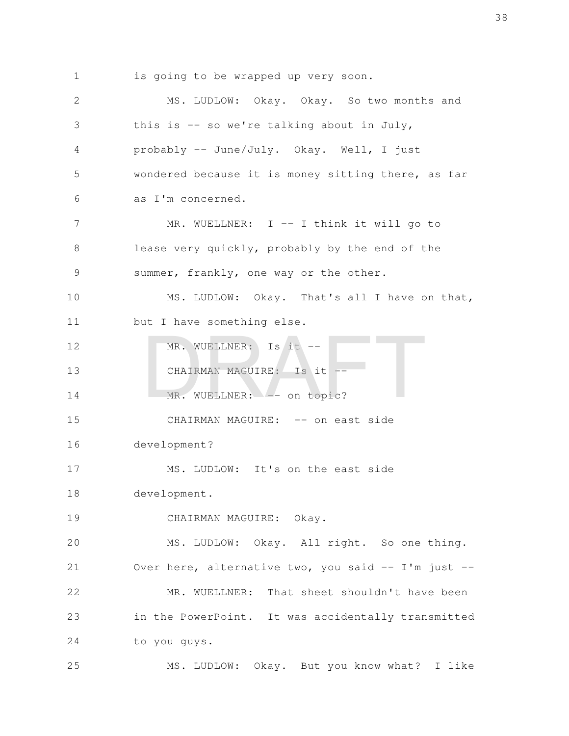is going to be wrapped up very soon.

MS. LUDLOW: Okay. Okay. So two months and this is -- so we're talking about in July, probably -- June/July. Okay. Well, I just wondered because it is money sitting there, as far as I'm concerned.

MR. WUELLNER: I -- I think it will go to lease very quickly, probably by the end of the summer, frankly, one way or the other.

MS. LUDLOW: Okay. That's all I have on that, but I have something else.

MR. WUELLNER: Is it --

CHAIRMAN MAGUIRE: Is it --

MR. WUELLNER: -- on topic?

CHAIRMAN MAGUIRE: -- on east side development?

MS. LUDLOW: It's on the east side development.

CHAIRMAN MAGUIRE: Okay.

MS. LUDLOW: Okay. All right. So one thing. Over here, alternative two, you said -- I'm just --

MR. WUELLNER: That sheet shouldn't have been in the PowerPoint. It was accidentally transmitted to you guys.

MS. LUDLOW: Okay. But you know what? I like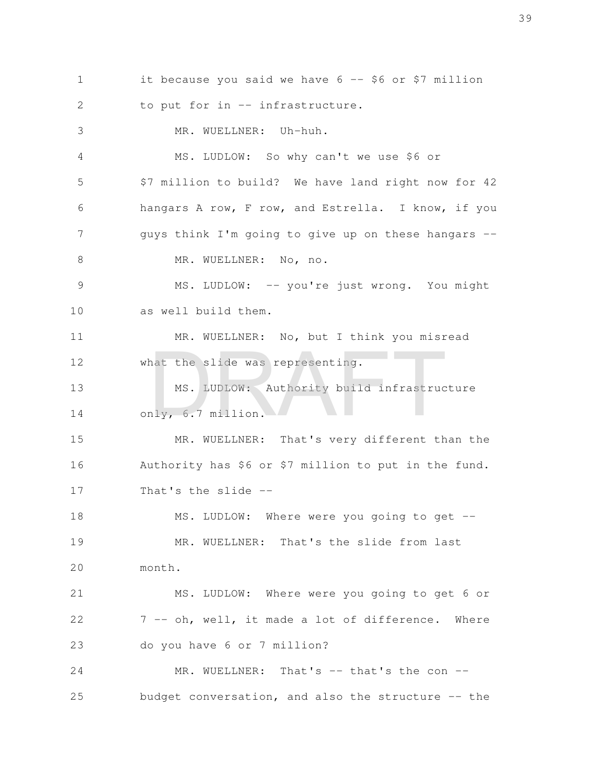it because you said we have 6 -- $6 or $7 million to put for in -- infrastructure.

MR. WUELLNER: Uh-huh.

MS. LUDLOW: So why can't we use $6 or $7 million to build? We have land right now for 42 hangars A row, F row, and Estrella. I know, if you guys think I'm going to give up on these hangars --

MR. WUELLNER: No, no.

MS. LUDLOW: -- you're just wrong. You might as well build them.

MR. WUELLNER: No, but I think you misread what the slide was representing.

MS. LUDLOW: Authority build infrastructure only, 6.7 million.

MR. WUELLNER: That's very different than the Authority has $6 or $7 million to put in the fund. That's the slide --

MS. LUDLOW: Where were you going to get --

MR. WUELLNER: That's the slide from last month.

MS. LUDLOW: Where were you going to get 6 or 7 -- oh, well, it made a lot of difference. Where do you have 6 or 7 million?

MR. WUELLNER: That's -- that's the con -- budget conversation, and also the structure -- the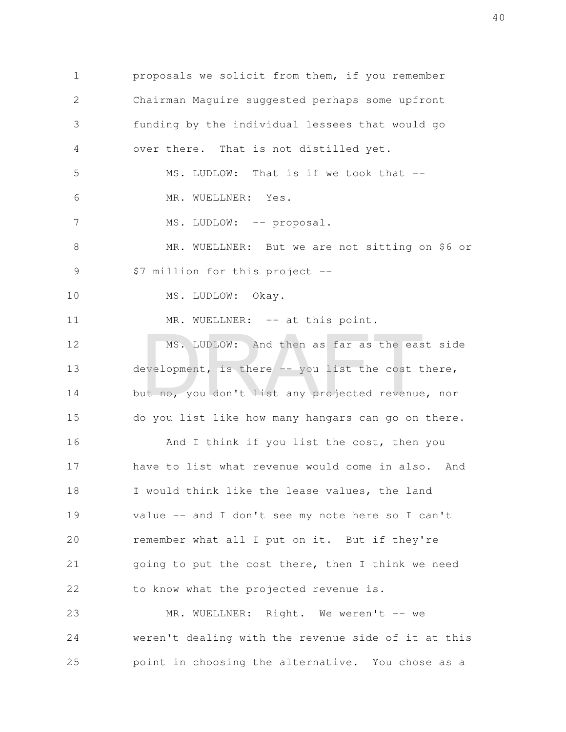proposals we solicit from them, if you remember Chairman Maguire suggested perhaps some upfront funding by the individual lessees that would go over there. That is not distilled yet.

MS. LUDLOW: That is if we took that --

MR. WUELLNER: Yes.

MS. LUDLOW: -- proposal.

MR. WUELLNER: But we are not sitting on $6 or $7 million for this project --

MS. LUDLOW: Okay.

MR. WUELLNER: -- at this point.

MS. LUDLOW: And then as far as the east side development, is there -- you list the cost there, but no, you don't list any projected revenue, nor do you list like how many hangars can go on there.

And I think if you list the cost, then you have to list what revenue would come in also. And I would think like the lease values, the land value -- and I don't see my note here so I can't remember what all I put on it. But if they're going to put the cost there, then I think we need to know what the projected revenue is.

MR. WUELLNER: Right. We weren't -- we weren't dealing with the revenue side of it at this point in choosing the alternative. You chose as a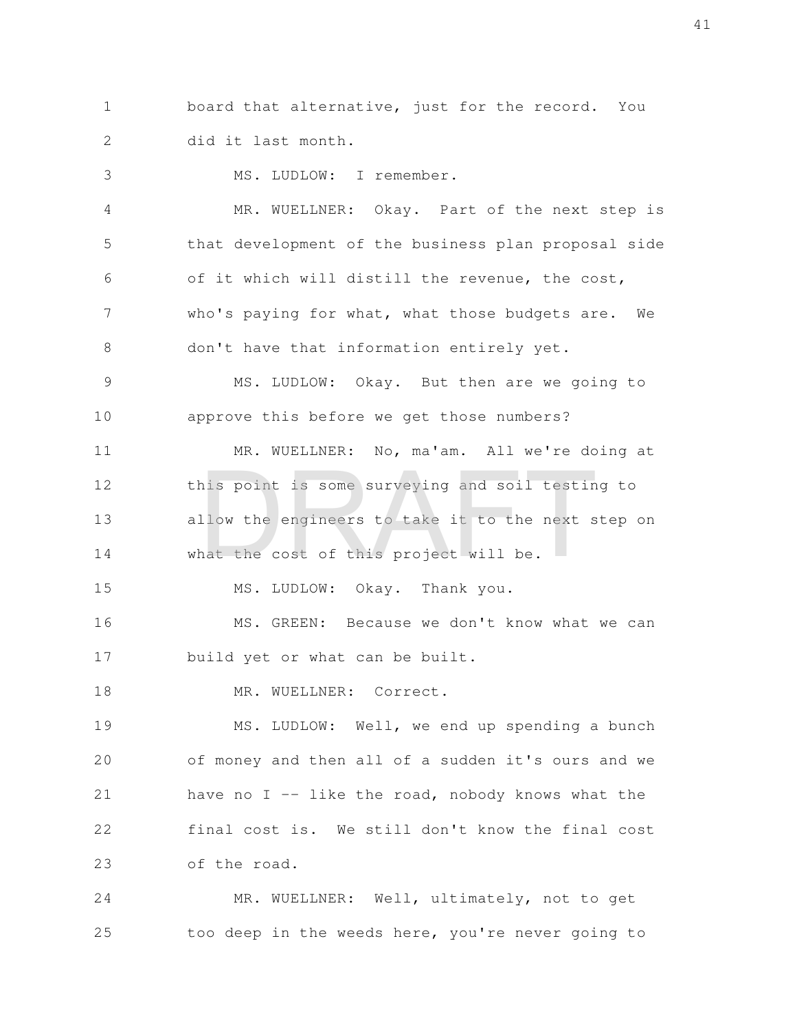board that alternative, just for the record. You did it last month.

MS. LUDLOW: I remember.

MR. WUELLNER: Okay. Part of the next step is that development of the business plan proposal side of it which will distill the revenue, the cost, who's paying for what, what those budgets are. We don't have that information entirely yet.

MS. LUDLOW: Okay. But then are we going to approve this before we get those numbers?

MR. WUELLNER: No, ma'am. All we're doing at this point is some surveying and soil testing to allow the engineers to take it to the next step on what the cost of this project will be.

MS. LUDLOW: Okay. Thank you.

MS. GREEN: Because we don't know what we can build yet or what can be built.

MR. WUELLNER: Correct.

MS. LUDLOW: Well, we end up spending a bunch of money and then all of a sudden it's ours and we have no I -- like the road, nobody knows what the final cost is. We still don't know the final cost of the road.

MR. WUELLNER: Well, ultimately, not to get too deep in the weeds here, you're never going to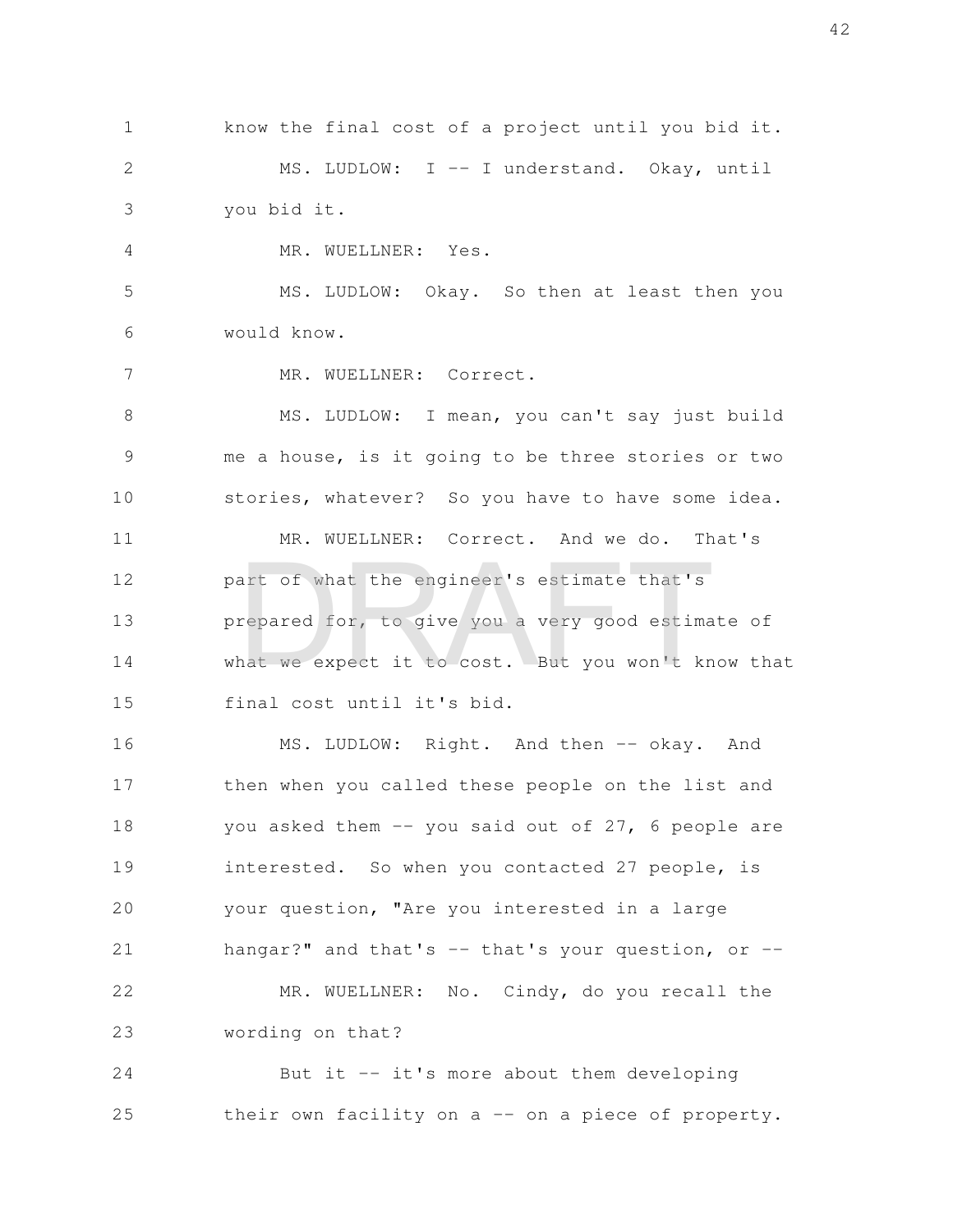know the final cost of a project until you bid it.

MS. LUDLOW: I -- I understand. Okay, until you bid it.

MR. WUELLNER: Yes.

MS. LUDLOW: Okay. So then at least then you would know.

MR. WUELLNER: Correct.

MS. LUDLOW: I mean, you can't say just build me a house, is it going to be three stories or two stories, whatever? So you have to have some idea.

MR. WUELLNER: Correct. And we do. That's part of what the engineer's estimate that's prepared for, to give you a very good estimate of what we expect it to cost. But you won't know that final cost until it's bid.

MS. LUDLOW: Right. And then -- okay. And then when you called these people on the list and you asked them -- you said out of 27, 6 people are interested. So when you contacted 27 people, is your question, "Are you interested in a large hangar?" and that's -- that's your question, or --

MR. WUELLNER: No. Cindy, do you recall the wording on that?

But it -- it's more about them developing their own facility on a -- on a piece of property.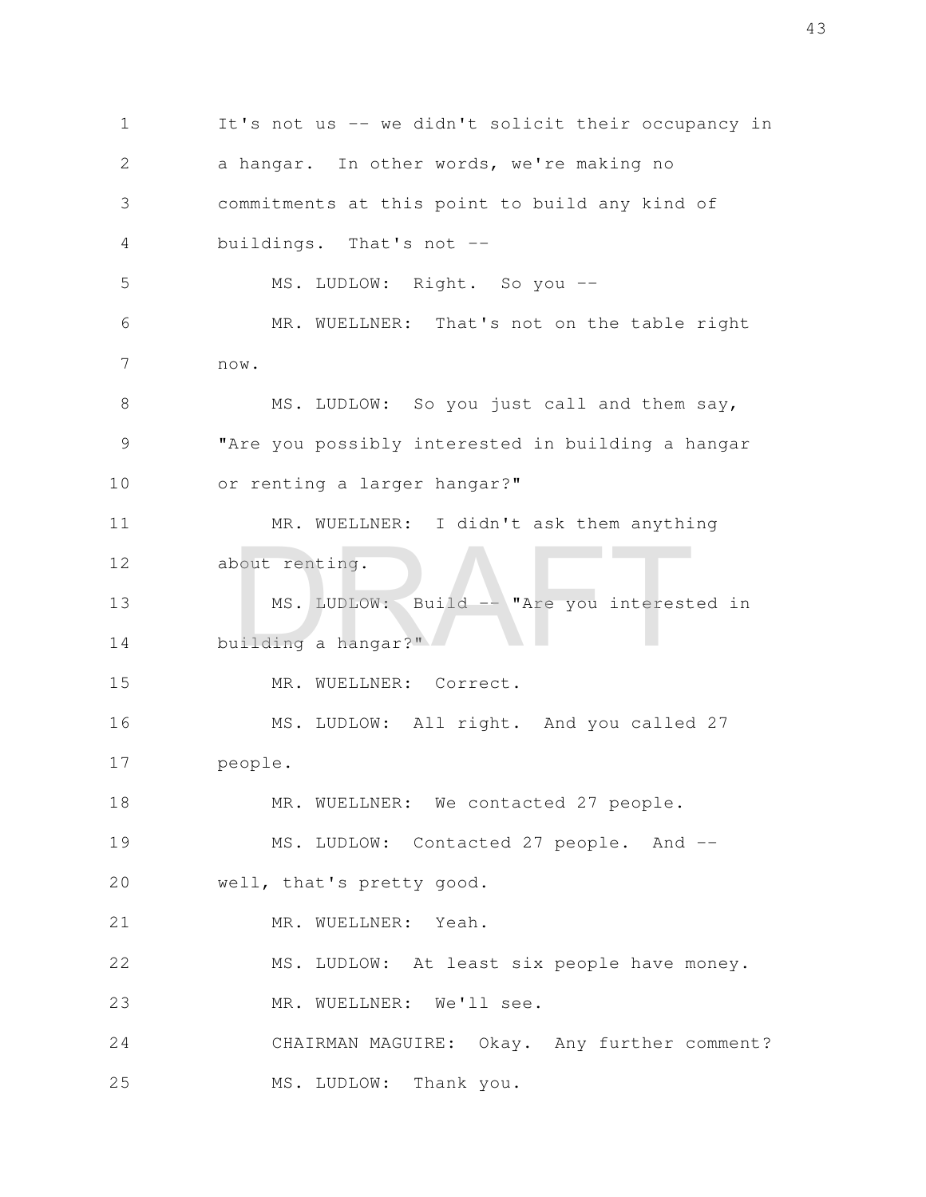It's not us -- we didn't solicit their occupancy in a hangar. In other words, we're making no commitments at this point to build any kind of buildings. That's not --

MS. LUDLOW: Right. So you --

MR. WUELLNER: That's not on the table right now.

MS. LUDLOW: So you just call and them say, "Are you possibly interested in building a hangar or renting a larger hangar?"

MR. WUELLNER: I didn't ask them anything about renting.

MS. LUDLOW: Build -- "Are you interested in building a hangar?"

MR. WUELLNER: Correct.

MS. LUDLOW: All right. And you called 27 people.

MR. WUELLNER: We contacted 27 people.

MS. LUDLOW: Contacted 27 people. And -- well, that's pretty good.

MR. WUELLNER: Yeah.

MS. LUDLOW: At least six people have money.

MR. WUELLNER: We'll see.

CHAIRMAN MAGUIRE: Okay. Any further comment?

MS. LUDLOW: Thank you.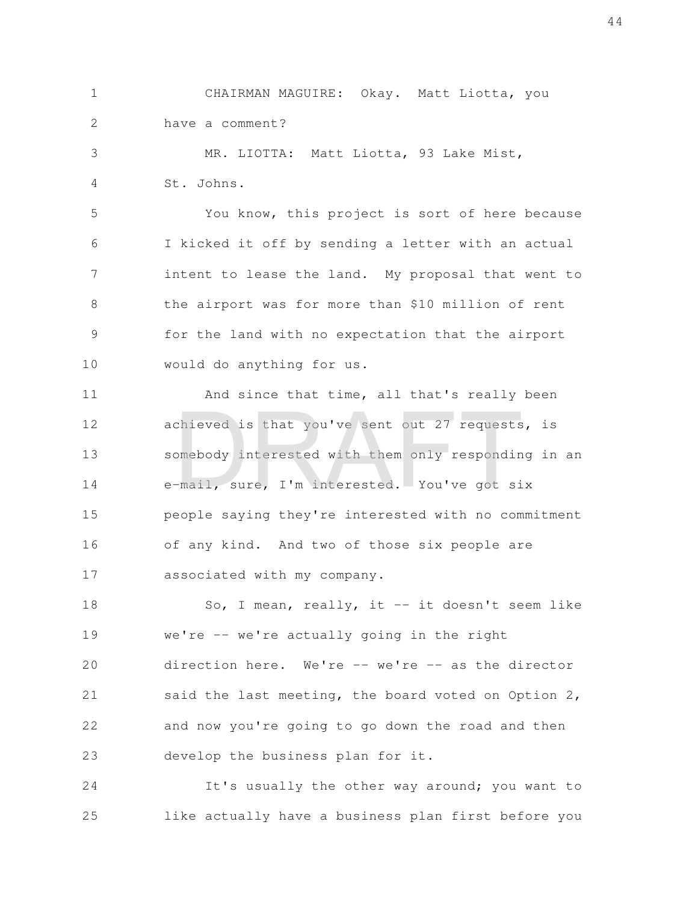CHAIRMAN MAGUIRE: Okay. Matt Liotta, you have a comment?

MR. LIOTTA: Matt Liotta, 93 Lake Mist, St. Johns.

You know, this project is sort of here because I kicked it off by sending a letter with an actual intent to lease the land. My proposal that went to the airport was for more than $10 million of rent for the land with no expectation that the airport would do anything for us.

And since that time, all that's really been achieved is that you've sent out 27 requests, is somebody interested with them only responding in an e-mail, sure, I'm interested. You've got six people saying they're interested with no commitment of any kind. And two of those six people are associated with my company.

So, I mean, really, it -- it doesn't seem like we're -- we're actually going in the right direction here. We're -- we're -- as the director said the last meeting, the board voted on Option 2, and now you're going to go down the road and then develop the business plan for it.

It's usually the other way around; you want to like actually have a business plan first before you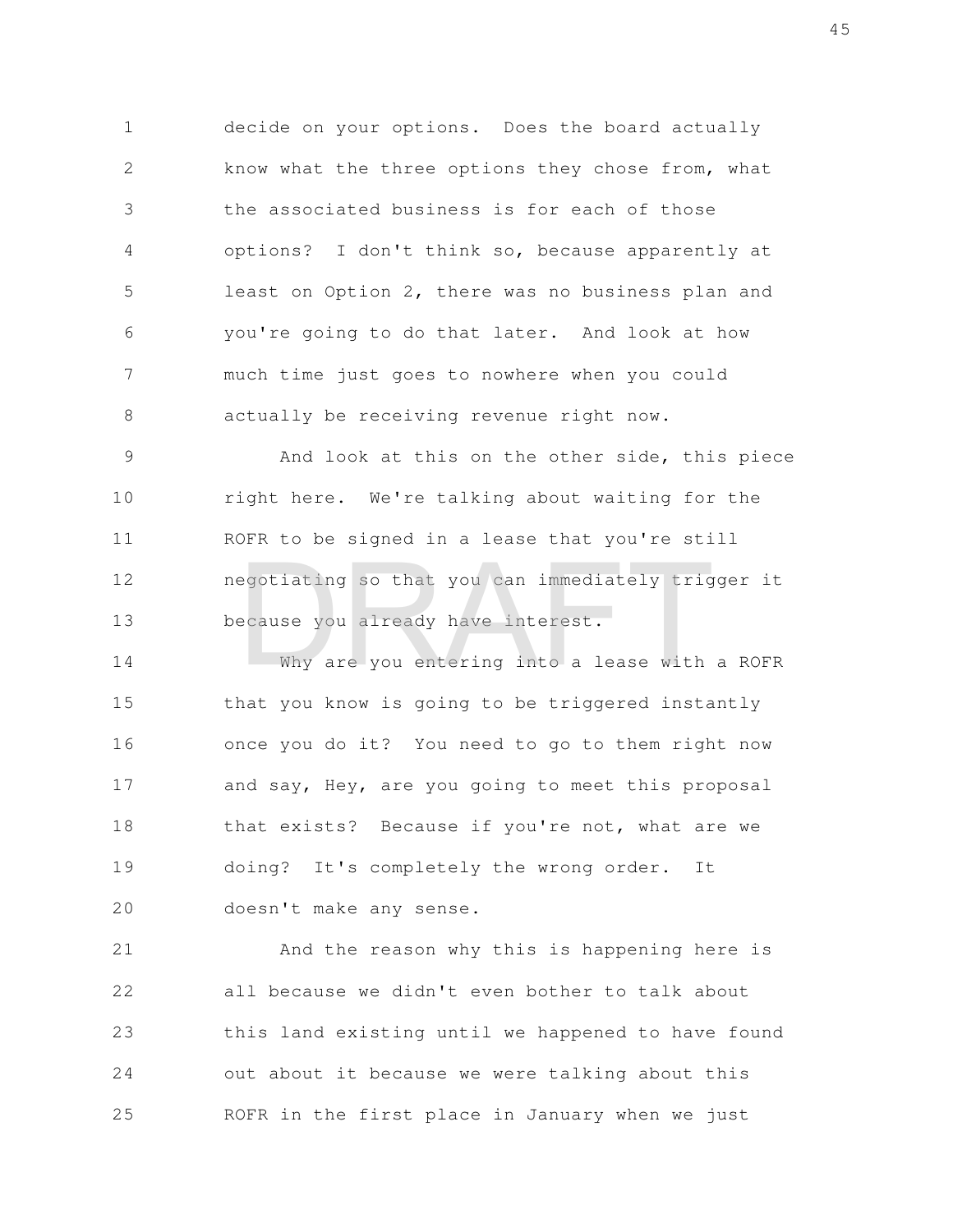decide on your options. Does the board actually know what the three options they chose from, what the associated business is for each of those options? I don't think so, because apparently at least on Option 2, there was no business plan and you're going to do that later. And look at how much time just goes to nowhere when you could actually be receiving revenue right now.

And look at this on the other side, this piece right here. We're talking about waiting for the ROFR to be signed in a lease that you're still negotiating so that you can immediately trigger it because you already have interest.

Why are you entering into a lease with a ROFR that you know is going to be triggered instantly once you do it? You need to go to them right now and say, Hey, are you going to meet this proposal that exists? Because if you're not, what are we doing? It's completely the wrong order. It doesn't make any sense.

And the reason why this is happening here is all because we didn't even bother to talk about this land existing until we happened to have found out about it because we were talking about this ROFR in the first place in January when we just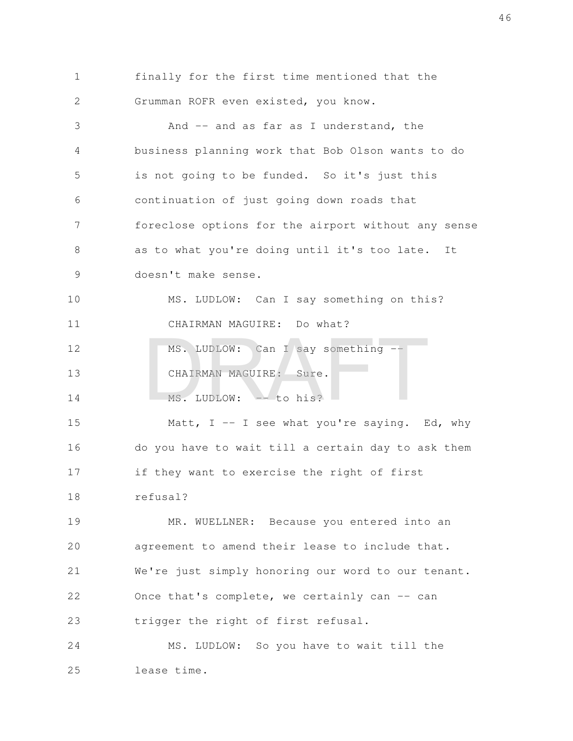finally for the first time mentioned that the Grumman ROFR even existed, you know.

And -- and as far as I understand, the business planning work that Bob Olson wants to do is not going to be funded. So it's just this continuation of just going down roads that foreclose options for the airport without any sense as to what you're doing until it's too late. It doesn't make sense.

MS. LUDLOW: Can I say something on this?

CHAIRMAN MAGUIRE: Do what?

MS. LUDLOW: Can I say something --

CHAIRMAN MAGUIRE: Sure.

MS. LUDLOW: -- to his?

Matt, I -- I see what you're saying. Ed, why do you have to wait till a certain day to ask them if they want to exercise the right of first refusal?

MR. WUELLNER: Because you entered into an agreement to amend their lease to include that. We're just simply honoring our word to our tenant. Once that's complete, we certainly can -- can trigger the right of first refusal.

MS. LUDLOW: So you have to wait till the lease time.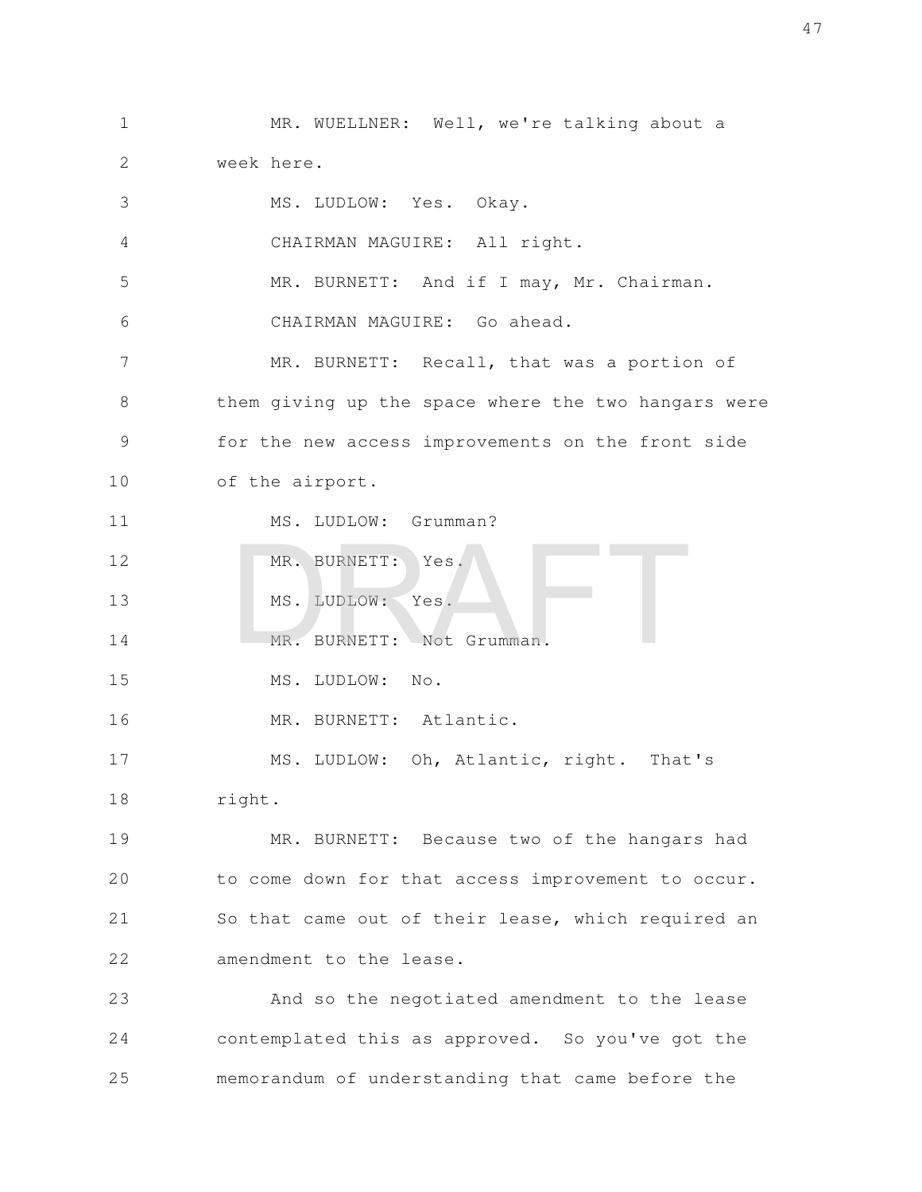MR. WUELLNER: Well, we're talking about a week here.

MS. LUDLOW: Yes. Okay.

CHAIRMAN MAGUIRE: All right.

MR. BURNETT: And if I may, Mr. Chairman.

CHAIRMAN MAGUIRE: Go ahead.

MR. BURNETT: Recall, that was a portion of them giving up the space where the two hangars were for the new access improvements on the front side of the airport.

MS. LUDLOW: Grumman?

MR. BURNETT: Yes.

MS. LUDLOW: Yes.

MR. BURNETT: Not Grumman.

MS. LUDLOW: No.

MR. BURNETT: Atlantic.

MS. LUDLOW: Oh, Atlantic, right. That's right.

MR. BURNETT: Because two of the hangars had to come down for that access improvement to occur. So that came out of their lease, which required an amendment to the lease.

And so the negotiated amendment to the lease contemplated this as approved. So you've got the memorandum of understanding that came before the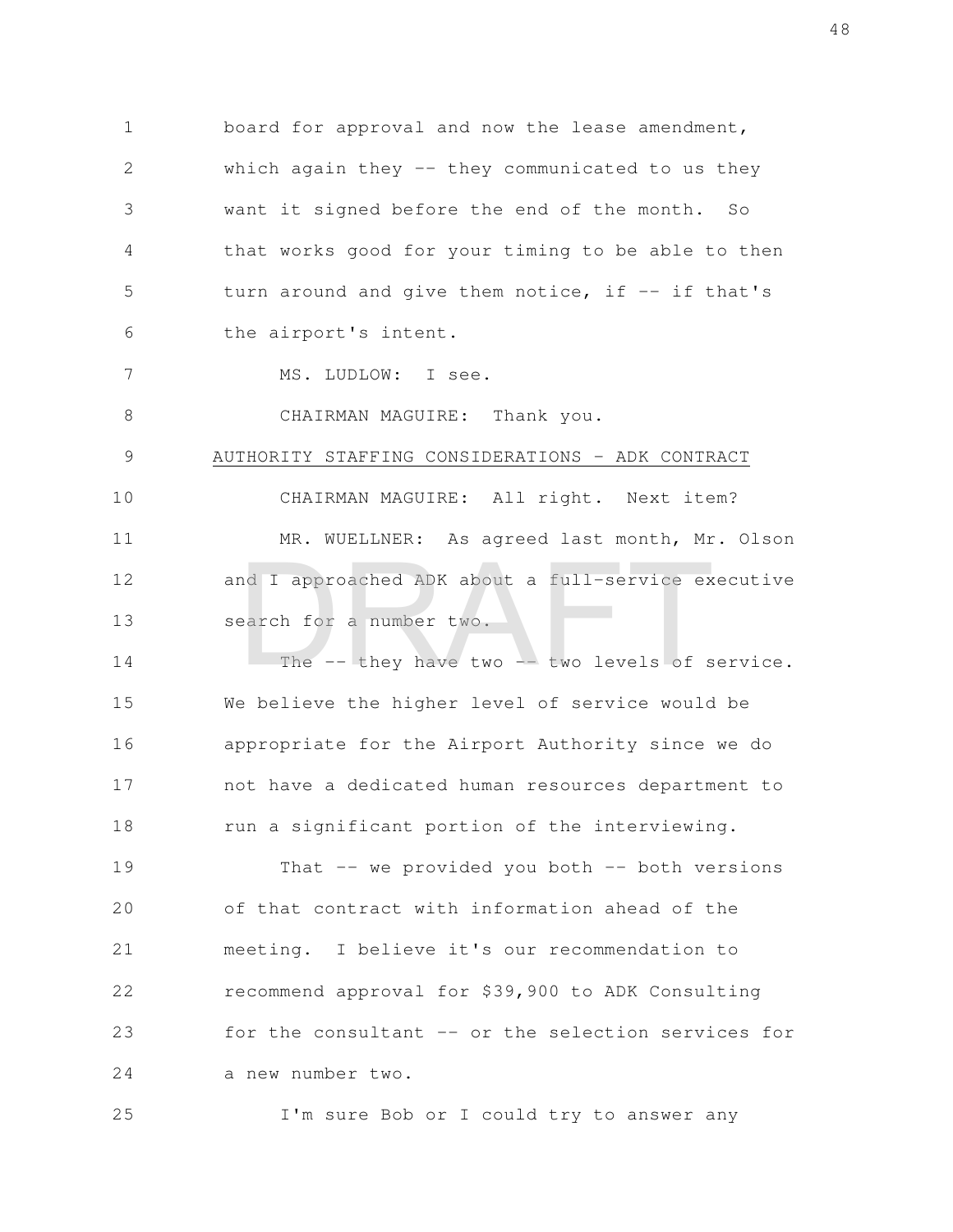board for approval and now the lease amendment, which again they -- they communicated to us they want it signed before the end of the month. So that works good for your timing to be able to then turn around and give them notice, if -- if that's the airport's intent.

MS. LUDLOW: I see.

CHAIRMAN MAGUIRE: Thank you.

AUTHORITY STAFFING CONSIDERATIONS - ADK CONTRACT

CHAIRMAN MAGUIRE: All right. Next item?

MR. WUELLNER: As agreed last month, Mr. Olson and I approached ADK about a full-service executive search for a number two.

The -- they have two -- two levels of service. We believe the higher level of service would be appropriate for the Airport Authority since we do not have a dedicated human resources department to run a significant portion of the interviewing.

That -- we provided you both -- both versions of that contract with information ahead of the meeting. I believe it's our recommendation to recommend approval for $39,900 to ADK Consulting for the consultant -- or the selection services for a new number two.

I'm sure Bob or I could try to answer any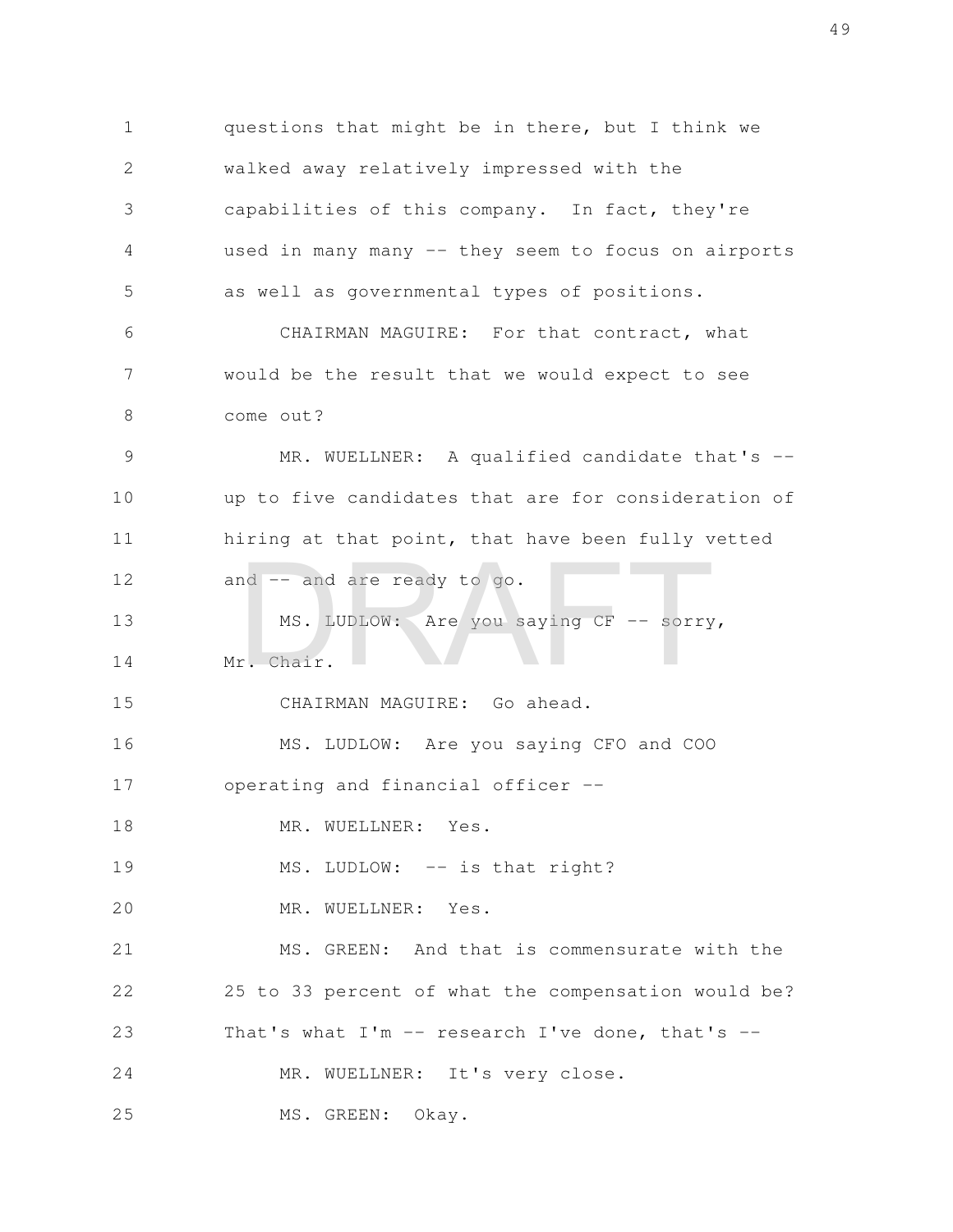questions that might be in there, but I think we walked away relatively impressed with the capabilities of this company. In fact, they're used in many many -- they seem to focus on airports as well as governmental types of positions.

CHAIRMAN MAGUIRE: For that contract, what would be the result that we would expect to see come out?

MR. WUELLNER: A qualified candidate that's -- up to five candidates that are for consideration of hiring at that point, that have been fully vetted and -- and are ready to go.

MS. LUDLOW: Are you saying CF -- sorry, Mr. Chair.

CHAIRMAN MAGUIRE: Go ahead.

MS. LUDLOW: Are you saying CFO and COO operating and financial officer --

MR. WUELLNER: Yes.

MS. LUDLOW: -- is that right?

MR. WUELLNER: Yes.

MS. GREEN: And that is commensurate with the 25 to 33 percent of what the compensation would be? That's what I'm -- research I've done, that's --

MR. WUELLNER: It's very close.

MS. GREEN: Okay.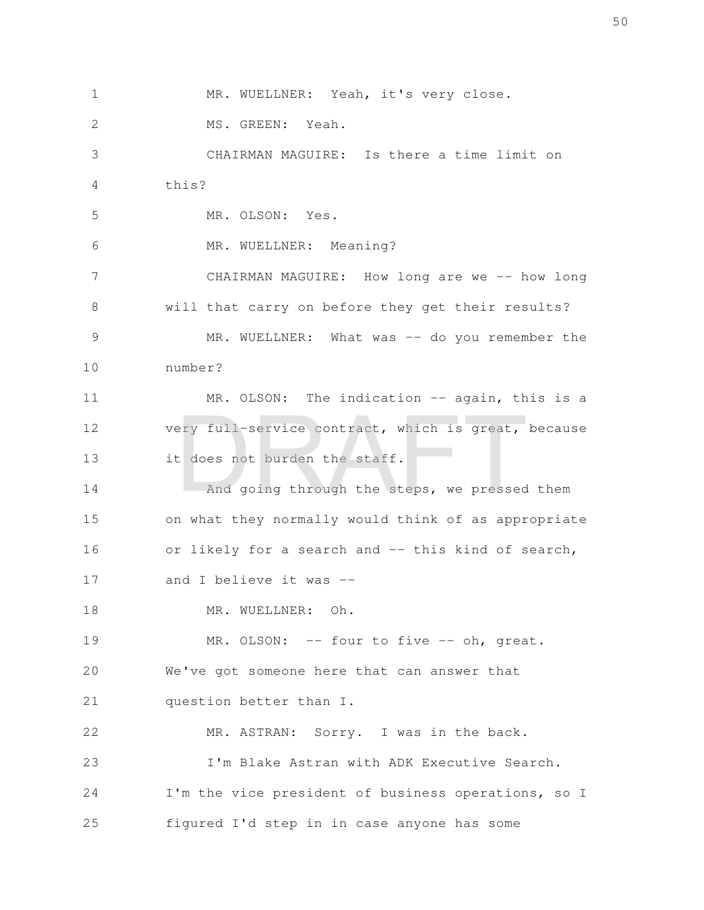MR. WUELLNER: Yeah, it's very close.

MS. GREEN: Yeah.

CHAIRMAN MAGUIRE: Is there a time limit on this?

MR. OLSON: Yes.

MR. WUELLNER: Meaning?

CHAIRMAN MAGUIRE: How long are we -- how long will that carry on before they get their results?

MR. WUELLNER: What was -- do you remember the number?

MR. OLSON: The indication -- again, this is a very full-service contract, which is great, because it does not burden the staff.

And going through the steps, we pressed them on what they normally would think of as appropriate or likely for a search and -- this kind of search, and I believe it was --

MR. WUELLNER: Oh.

MR. OLSON: -- four to five -- oh, great. We've got someone here that can answer that question better than I.

MR. ASTRAN: Sorry. I was in the back.

I'm Blake Astran with ADK Executive Search. I'm the vice president of business operations, so I figured I'd step in in case anyone has some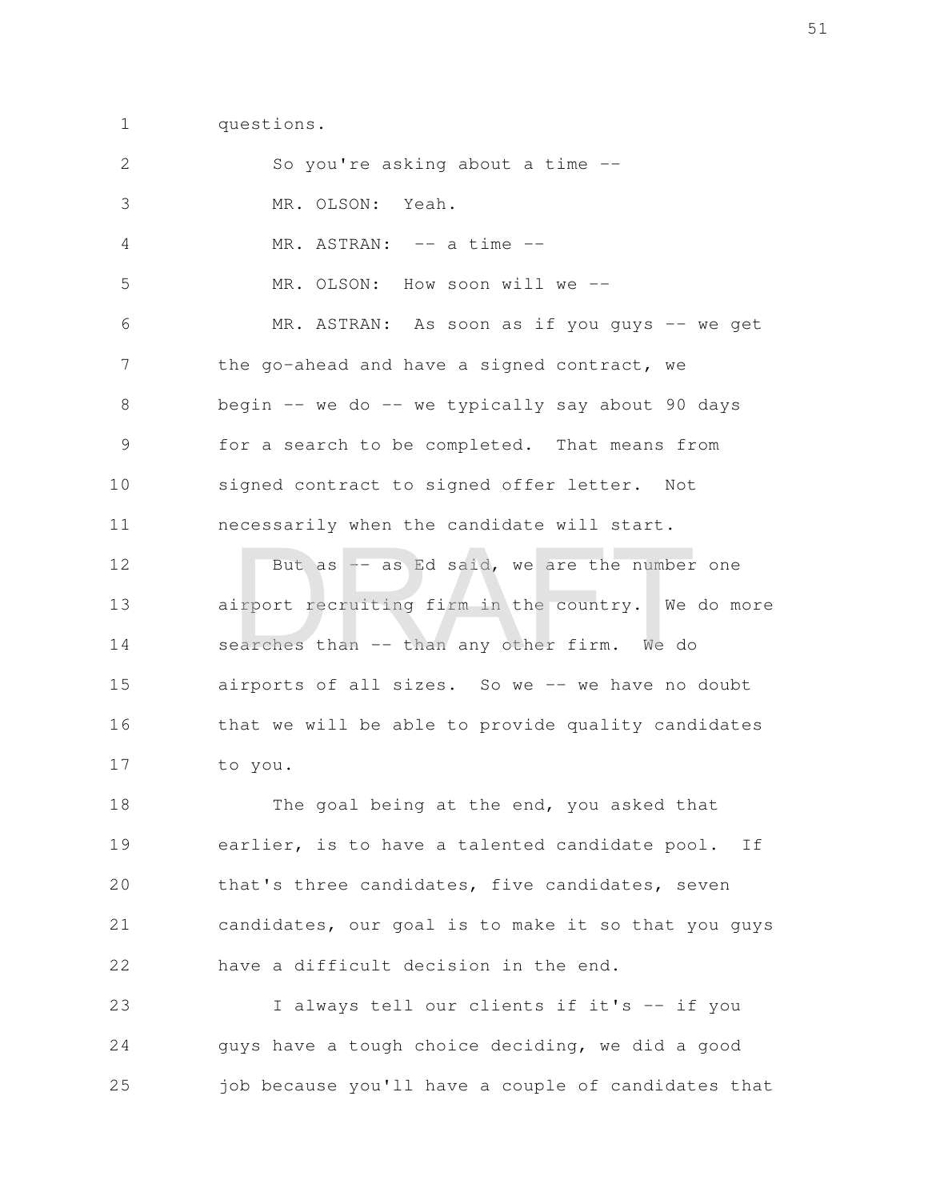questions.

So you're asking about a time --

MR. OLSON: Yeah.

MR. ASTRAN: -- a time --

MR. OLSON: How soon will we --

MR. ASTRAN: As soon as if you guys -- we get the go-ahead and have a signed contract, we begin -- we do -- we typically say about 90 days for a search to be completed. That means from signed contract to signed offer letter. Not necessarily when the candidate will start.

But as -- as Ed said, we are the number one airport recruiting firm in the country. We do more searches than -- than any other firm. We do airports of all sizes. So we -- we have no doubt that we will be able to provide quality candidates to you.

The goal being at the end, you asked that earlier, is to have a talented candidate pool. If that's three candidates, five candidates, seven candidates, our goal is to make it so that you guys have a difficult decision in the end.

I always tell our clients if it's -- if you guys have a tough choice deciding, we did a good job because you'll have a couple of candidates that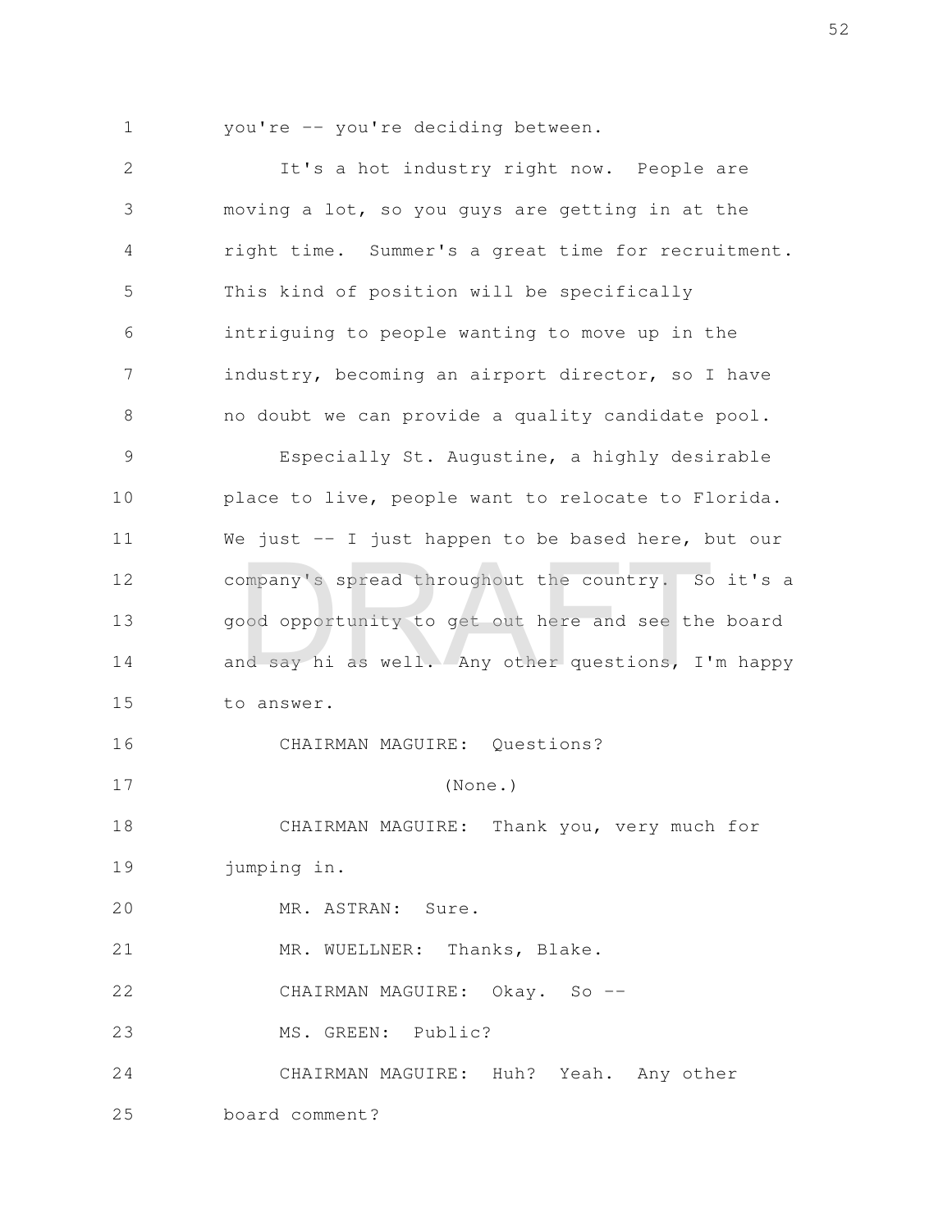you're -- you're deciding between.

It's a hot industry right now. People are moving a lot, so you guys are getting in at the right time. Summer's a great time for recruitment. This kind of position will be specifically intriguing to people wanting to move up in the industry, becoming an airport director, so I have no doubt we can provide a quality candidate pool.

Especially St. Augustine, a highly desirable place to live, people want to relocate to Florida. We just -- I just happen to be based here, but our company's spread throughout the country. So it's a good opportunity to get out here and see the board and say hi as well. Any other questions, I'm happy to answer.

CHAIRMAN MAGUIRE: Questions?

(None.)

CHAIRMAN MAGUIRE: Thank you, very much for jumping in.

MR. ASTRAN: Sure.

MR. WUELLNER: Thanks, Blake.

CHAIRMAN MAGUIRE: Okay. So --

MS. GREEN: Public?

CHAIRMAN MAGUIRE: Huh? Yeah. Any other board comment?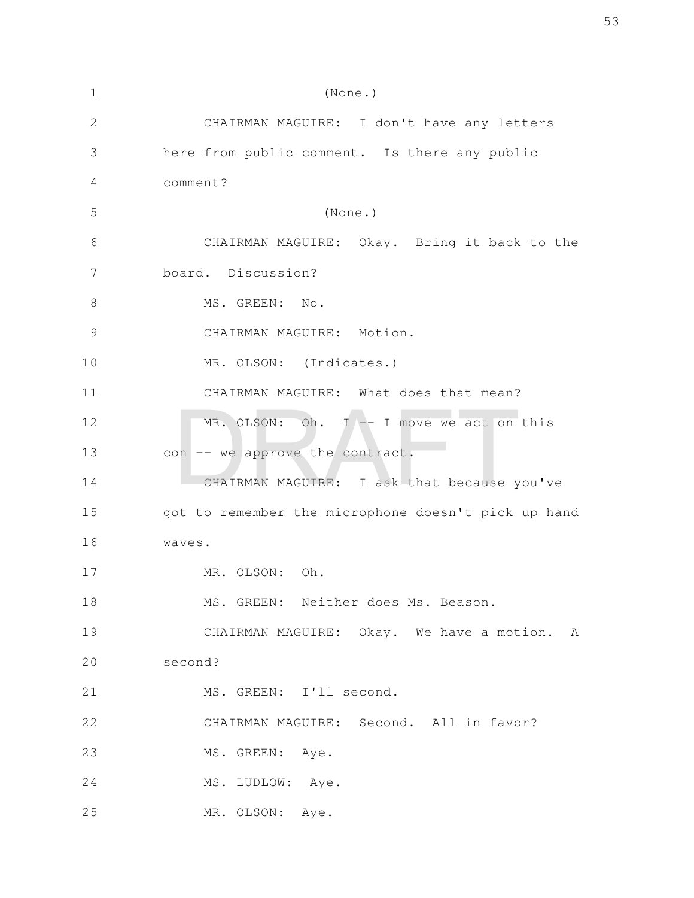(None.)

CHAIRMAN MAGUIRE: I don't have any letters here from public comment. Is there any public comment?

(None.)

CHAIRMAN MAGUIRE: Okay. Bring it back to the board. Discussion?

MS. GREEN: No.

CHAIRMAN MAGUIRE: Motion.

MR. OLSON: (Indicates.)

CHAIRMAN MAGUIRE: What does that mean?

MR. OLSON: Oh. I -- I move we act on this con -- we approve the contract.

CHAIRMAN MAGUIRE: I ask that because you've got to remember the microphone doesn't pick up hand waves.

MR. OLSON: Oh.

MS. GREEN: Neither does Ms. Beason.

CHAIRMAN MAGUIRE: Okay. We have a motion. A second?

MS. GREEN: I'll second.

CHAIRMAN MAGUIRE: Second. All in favor?

MS. GREEN: Aye.

MS. LUDLOW: Aye.

MR. OLSON: Aye.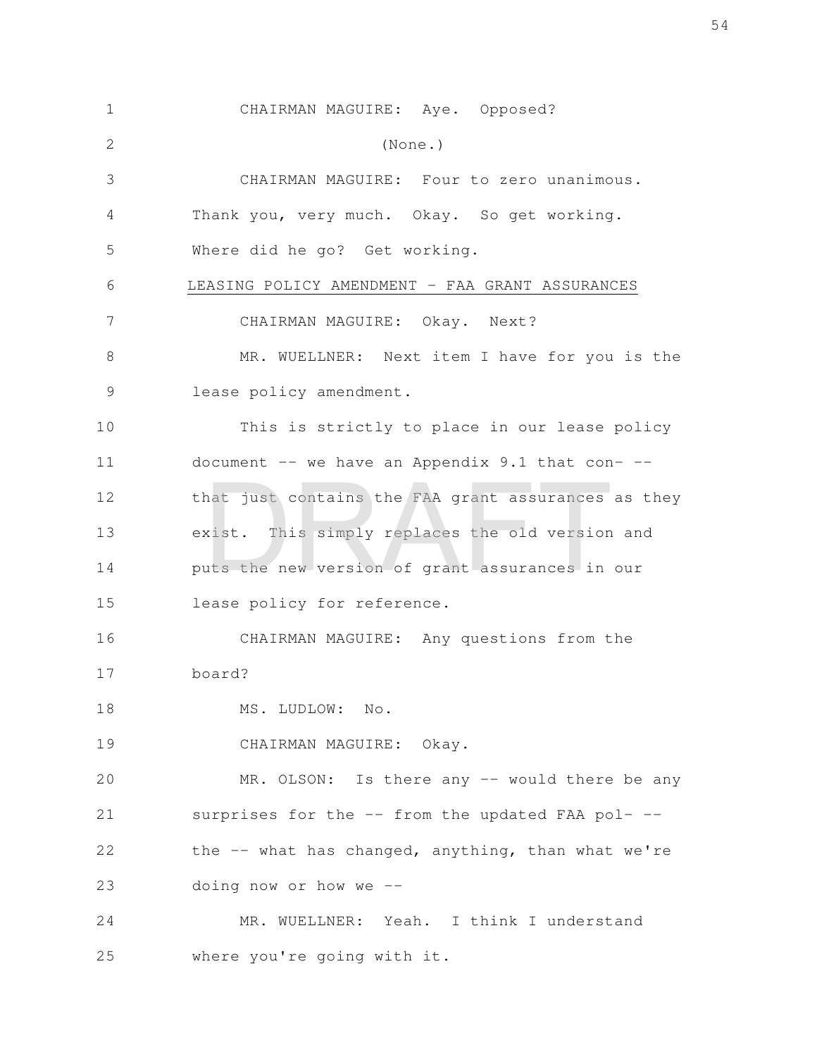CHAIRMAN MAGUIRE: Aye. Opposed?

(None.)

CHAIRMAN MAGUIRE: Four to zero unanimous. Thank you, very much. Okay. So get working. Where did he go? Get working.

LEASING POLICY AMENDMENT - FAA GRANT ASSURANCES

CHAIRMAN MAGUIRE: Okay. Next?

MR. WUELLNER: Next item I have for you is the lease policy amendment.

This is strictly to place in our lease policy document -- we have an Appendix 9.1 that con- -- that just contains the FAA grant assurances as they exist. This simply replaces the old version and puts the new version of grant assurances in our lease policy for reference.

CHAIRMAN MAGUIRE: Any questions from the board?

MS. LUDLOW: No.

CHAIRMAN MAGUIRE: Okay.

MR. OLSON: Is there any -- would there be any surprises for the -- from the updated FAA pol- -- the -- what has changed, anything, than what we're doing now or how we --

MR. WUELLNER: Yeah. I think I understand where you're going with it.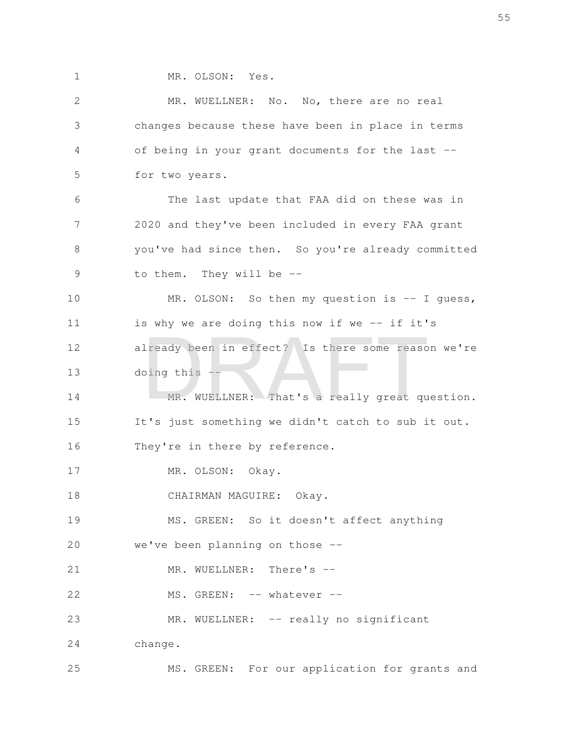MR. OLSON: Yes.

MR. WUELLNER: No. No, there are no real changes because these have been in place in terms of being in your grant documents for the last -- for two years.

The last update that FAA did on these was in 2020 and they've been included in every FAA grant you've had since then. So you're already committed to them. They will be --

MR. OLSON: So then my question is -- I guess, is why we are doing this now if we -- if it's already been in effect? Is there some reason we're doing this --

MR. WUELLNER: That's a really great question. It's just something we didn't catch to sub it out. They're in there by reference.

MR. OLSON: Okay.

CHAIRMAN MAGUIRE: Okay.

MS. GREEN: So it doesn't affect anything we've been planning on those --

MR. WUELLNER: There's --

MS. GREEN: -- whatever --

MR. WUELLNER: -- really no significant change.

MS. GREEN: For our application for grants and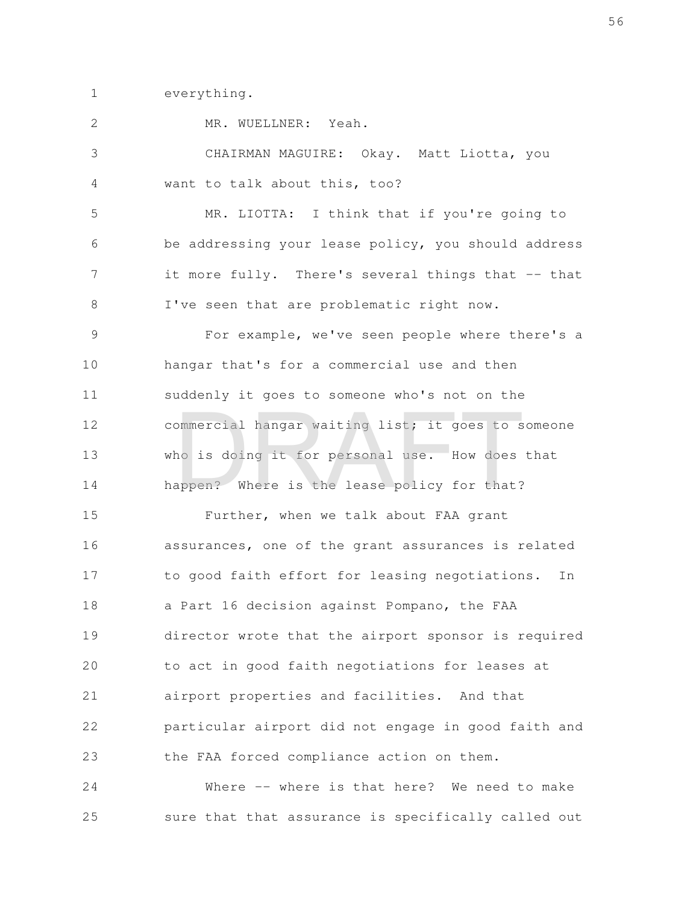everything.

MR. WUELLNER: Yeah.

CHAIRMAN MAGUIRE: Okay. Matt Liotta, you want to talk about this, too?

MR. LIOTTA: I think that if you're going to be addressing your lease policy, you should address it more fully. There's several things that -- that I've seen that are problematic right now.

For example, we've seen people where there's a hangar that's for a commercial use and then suddenly it goes to someone who's not on the commercial hangar waiting list; it goes to someone who is doing it for personal use. How does that happen? Where is the lease policy for that?

Further, when we talk about FAA grant assurances, one of the grant assurances is related to good faith effort for leasing negotiations. In a Part 16 decision against Pompano, the FAA director wrote that the airport sponsor is required to act in good faith negotiations for leases at airport properties and facilities. And that particular airport did not engage in good faith and the FAA forced compliance action on them.

Where -- where is that here? We need to make sure that that assurance is specifically called out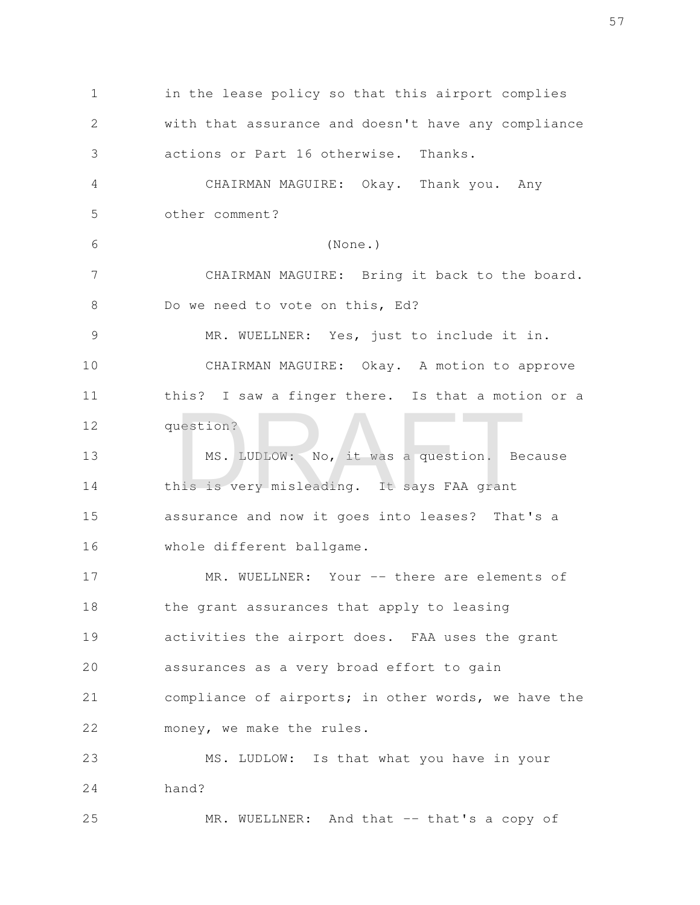in the lease policy so that this airport complies with that assurance and doesn't have any compliance actions or Part 16 otherwise. Thanks.

CHAIRMAN MAGUIRE: Okay. Thank you. Any other comment?

(None.)

CHAIRMAN MAGUIRE: Bring it back to the board. Do we need to vote on this, Ed?

MR. WUELLNER: Yes, just to include it in.

CHAIRMAN MAGUIRE: Okay. A motion to approve this? I saw a finger there. Is that a motion or a question?

MS. LUDLOW: No, it was a question. Because this is very misleading. It says FAA grant assurance and now it goes into leases? That's a whole different ballgame.

MR. WUELLNER: Your -- there are elements of the grant assurances that apply to leasing activities the airport does. FAA uses the grant assurances as a very broad effort to gain compliance of airports; in other words, we have the money, we make the rules.

MS. LUDLOW: Is that what you have in your hand?

MR. WUELLNER: And that -- that's a copy of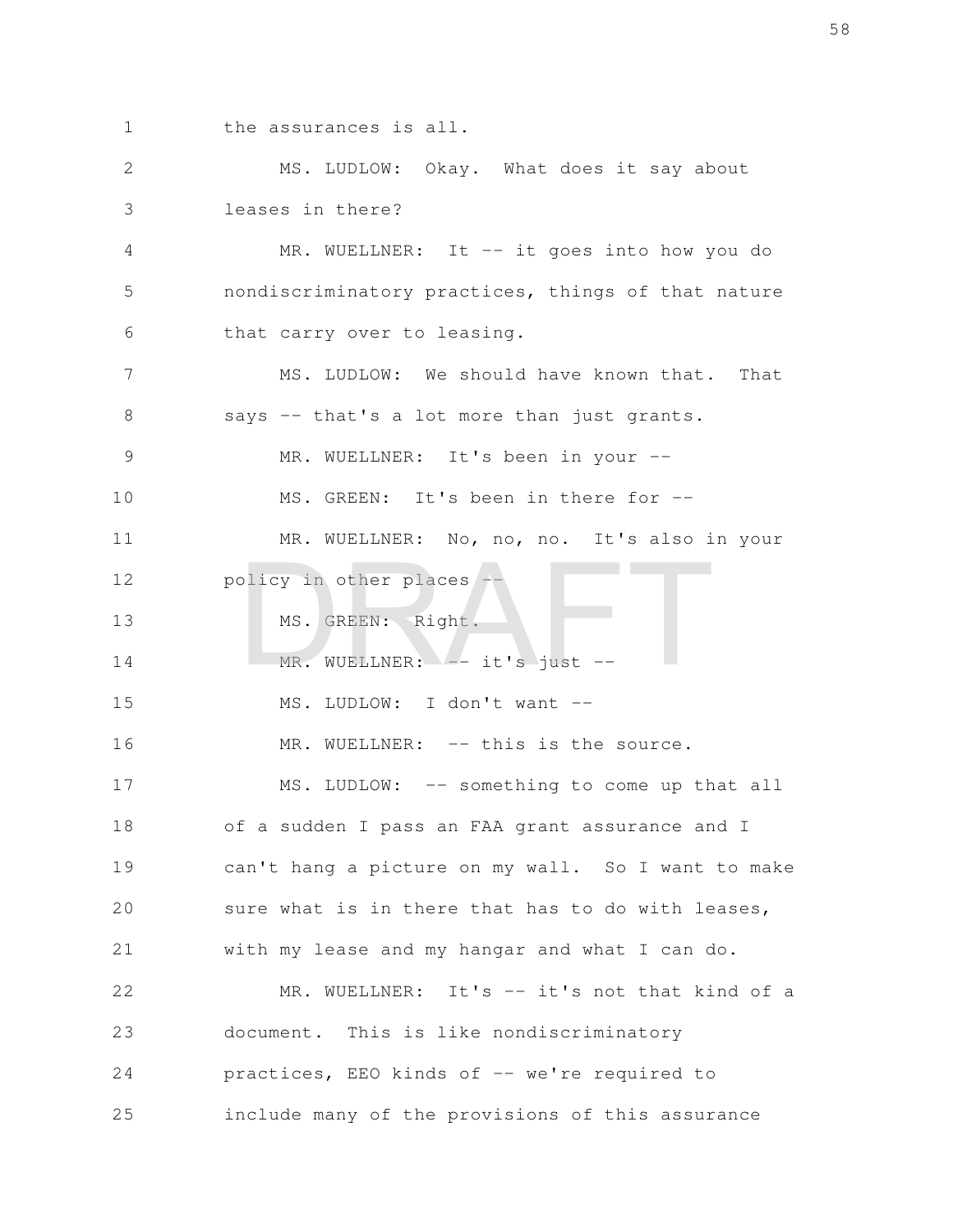the assurances is all.

MS. LUDLOW: Okay. What does it say about leases in there?

MR. WUELLNER: It -- it goes into how you do nondiscriminatory practices, things of that nature that carry over to leasing.

MS. LUDLOW: We should have known that. That says -- that's a lot more than just grants.

MR. WUELLNER: It's been in your --

MS. GREEN: It's been in there for --

MR. WUELLNER: No, no, no. It's also in your policy in other places --

MS. GREEN: Right.

MR. WUELLNER: -- it's just --

MS. LUDLOW: I don't want --

MR. WUELLNER: -- this is the source.

MS. LUDLOW: -- something to come up that all of a sudden I pass an FAA grant assurance and I can't hang a picture on my wall. So I want to make sure what is in there that has to do with leases, with my lease and my hangar and what I can do.

MR. WUELLNER: It's -- it's not that kind of a document. This is like nondiscriminatory practices, EEO kinds of -- we're required to include many of the provisions of this assurance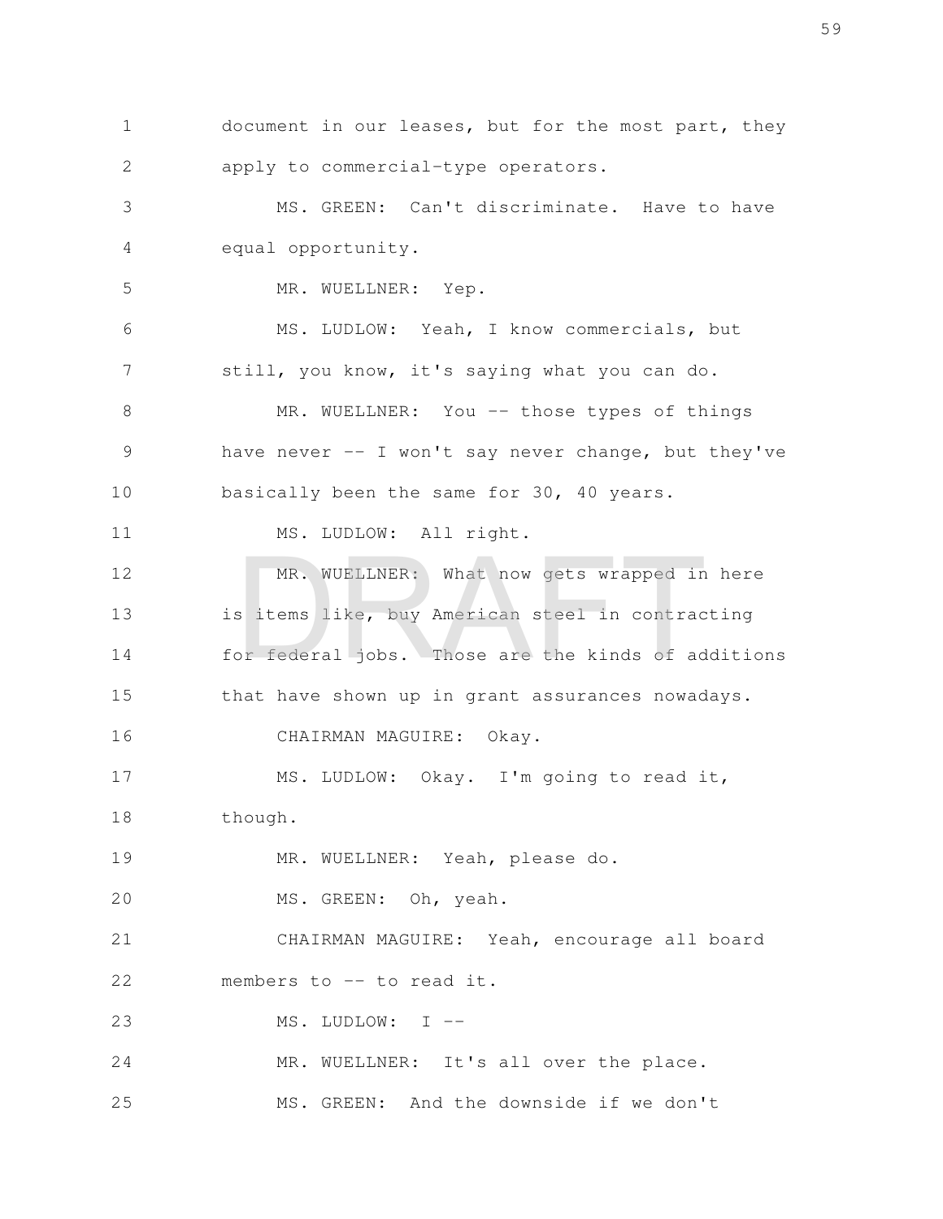document in our leases, but for the most part, they apply to commercial-type operators.

MS. GREEN: Can't discriminate. Have to have equal opportunity.

MR. WUELLNER: Yep.

MS. LUDLOW: Yeah, I know commercials, but still, you know, it's saying what you can do.

MR. WUELLNER: You -- those types of things have never -- I won't say never change, but they've basically been the same for 30, 40 years.

MS. LUDLOW: All right.

MR. WUELLNER: What now gets wrapped in here is items like, buy American steel in contracting for federal jobs. Those are the kinds of additions that have shown up in grant assurances nowadays.

CHAIRMAN MAGUIRE: Okay.

MS. LUDLOW: Okay. I'm going to read it, though.

MR. WUELLNER: Yeah, please do.

MS. GREEN: Oh, yeah.

CHAIRMAN MAGUIRE: Yeah, encourage all board members to -- to read it.

MS. LUDLOW: I --

MR. WUELLNER: It's all over the place.

MS. GREEN: And the downside if we don't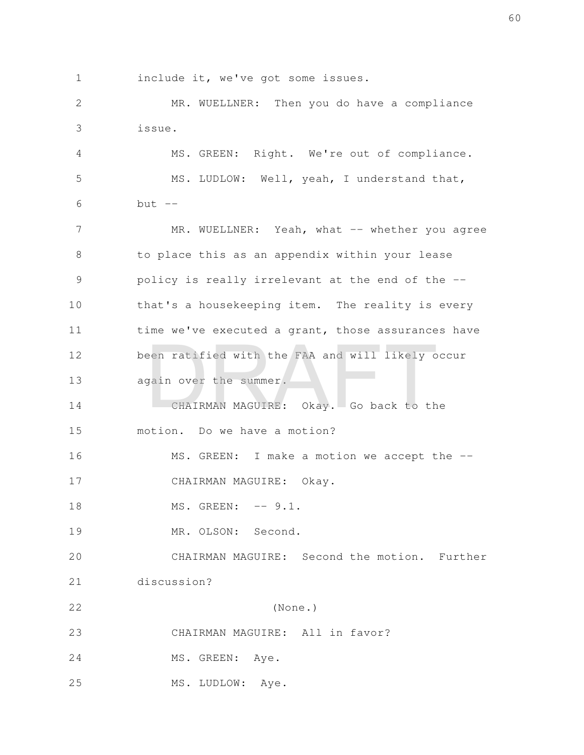include it, we've got some issues.

MR. WUELLNER: Then you do have a compliance issue.

MS. GREEN: Right. We're out of compliance.

MS. LUDLOW: Well, yeah, I understand that, but --

MR. WUELLNER: Yeah, what -- whether you agree to place this as an appendix within your lease policy is really irrelevant at the end of the -- that's a housekeeping item. The reality is every time we've executed a grant, those assurances have been ratified with the FAA and will likely occur again over the summer.

CHAIRMAN MAGUIRE: Okay. Go back to the motion. Do we have a motion?

MS. GREEN: I make a motion we accept the --

CHAIRMAN MAGUIRE: Okay.

MS. GREEN: -- 9.1.

MR. OLSON: Second.

CHAIRMAN MAGUIRE: Second the motion. Further discussion?

(None.)

CHAIRMAN MAGUIRE: All in favor?

MS. GREEN: Aye.

MS. LUDLOW: Aye.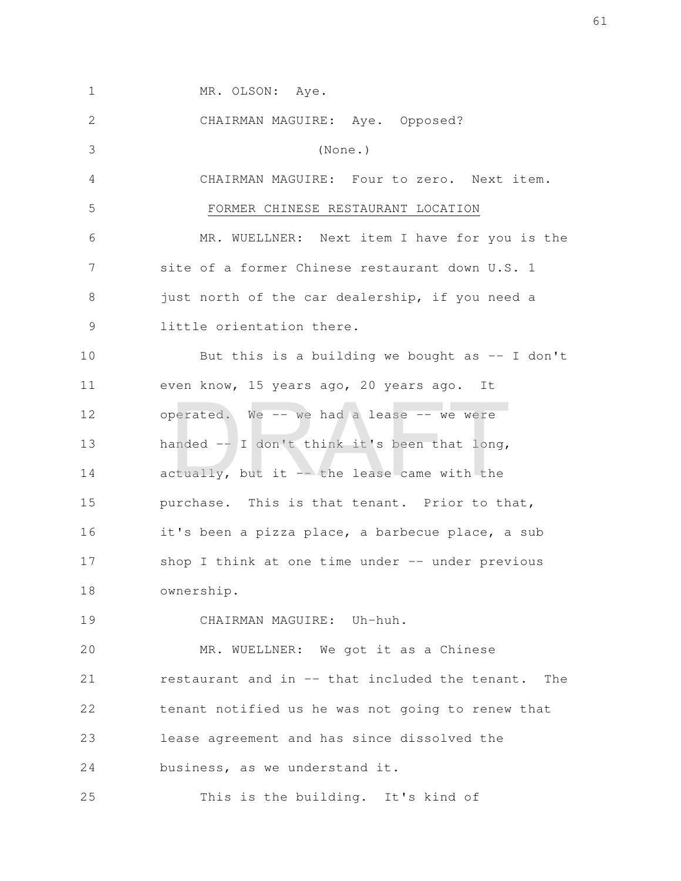MR. OLSON: Aye.

CHAIRMAN MAGUIRE: Aye. Opposed?

(None.)

CHAIRMAN MAGUIRE: Four to zero. Next item.

FORMER CHINESE RESTAURANT LOCATION

MR. WUELLNER: Next item I have for you is the site of a former Chinese restaurant down U.S. 1 just north of the car dealership, if you need a little orientation there.

But this is a building we bought as -- I don't even know, 15 years ago, 20 years ago. It operated. We -- we had a lease -- we were handed -- I don't think it's been that long, actually, but it -- the lease came with the purchase. This is that tenant. Prior to that, it's been a pizza place, a barbecue place, a sub shop I think at one time under -- under previous ownership.

CHAIRMAN MAGUIRE: Uh-huh.

MR. WUELLNER: We got it as a Chinese restaurant and in -- that included the tenant. The tenant notified us he was not going to renew that lease agreement and has since dissolved the business, as we understand it.

This is the building. It's kind of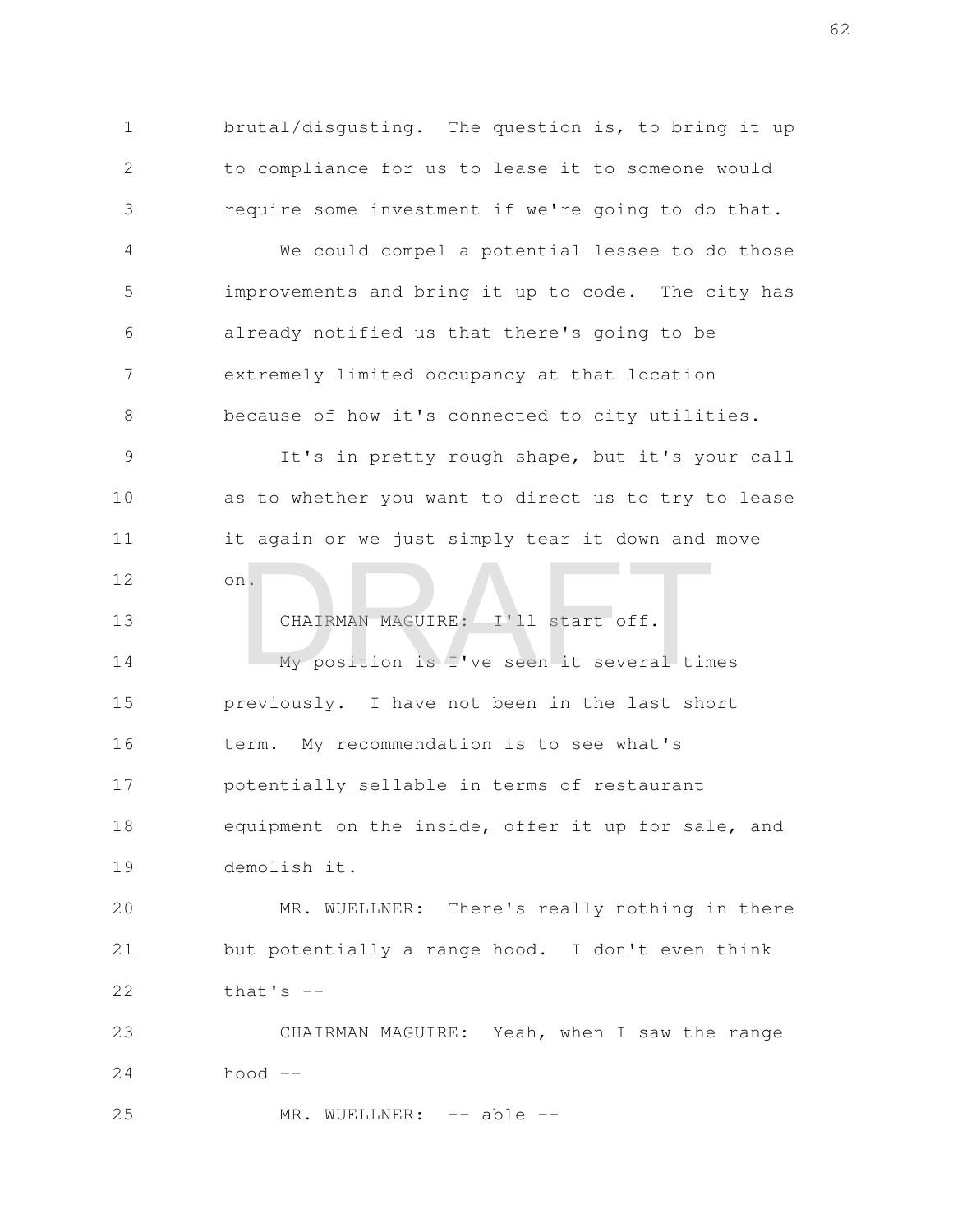brutal/disgusting. The question is, to bring it up to compliance for us to lease it to someone would require some investment if we're going to do that.

We could compel a potential lessee to do those improvements and bring it up to code. The city has already notified us that there's going to be extremely limited occupancy at that location because of how it's connected to city utilities.

It's in pretty rough shape, but it's your call as to whether you want to direct us to try to lease it again or we just simply tear it down and move on.

CHAIRMAN MAGUIRE: I'll start off.

My position is I've seen it several times previously. I have not been in the last short term. My recommendation is to see what's potentially sellable in terms of restaurant equipment on the inside, offer it up for sale, and demolish it.

MR. WUELLNER: There's really nothing in there but potentially a range hood. I don't even think that's --

CHAIRMAN MAGUIRE: Yeah, when I saw the range hood --

MR. WUELLNER: -- able --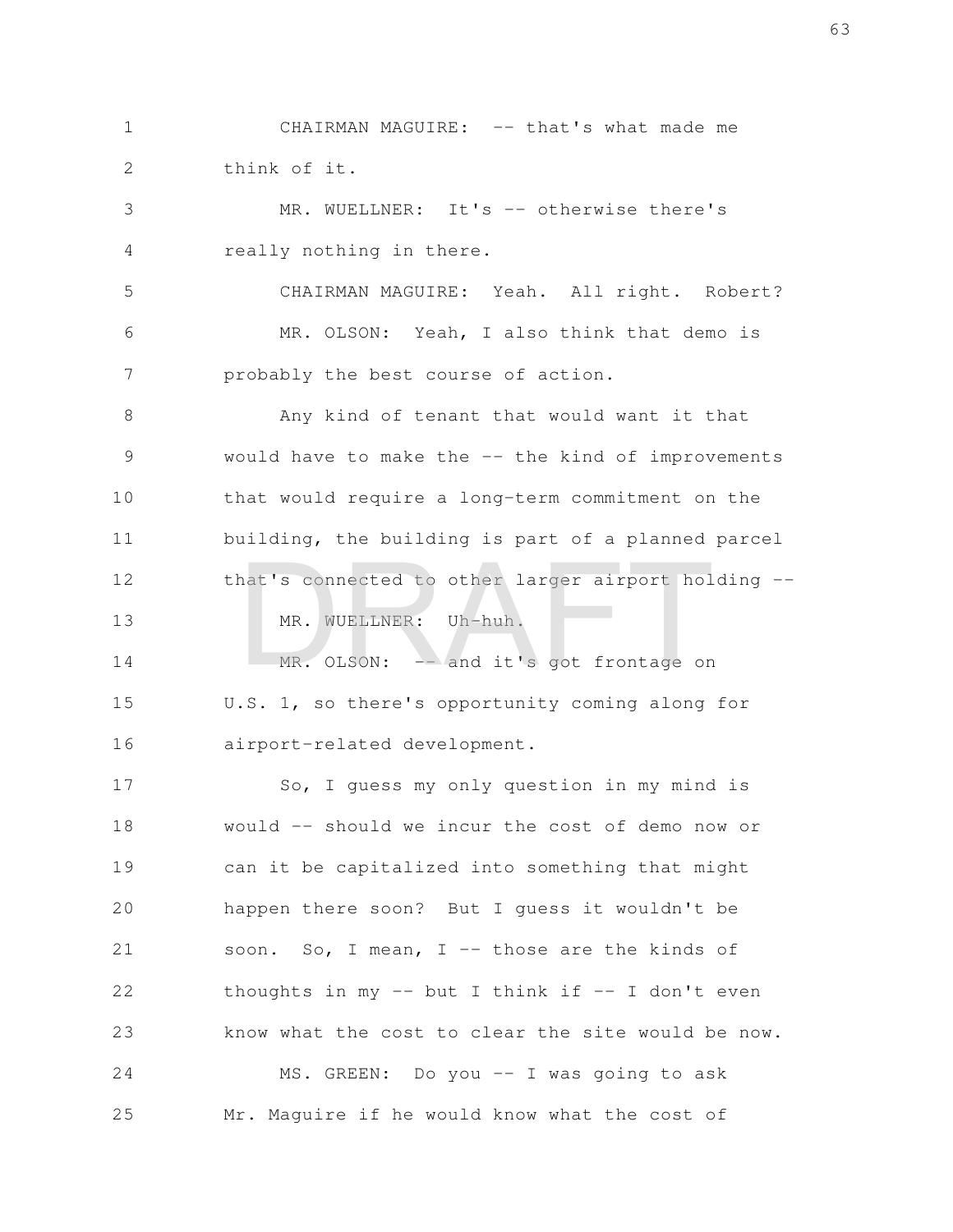CHAIRMAN MAGUIRE: -- that's what made me think of it.

MR. WUELLNER: It's -- otherwise there's really nothing in there.

CHAIRMAN MAGUIRE: Yeah. All right. Robert?

MR. OLSON: Yeah, I also think that demo is probably the best course of action.

Any kind of tenant that would want it that would have to make the -- the kind of improvements that would require a long-term commitment on the building, the building is part of a planned parcel that's connected to other larger airport holding --

MR. WUELLNER: Uh-huh.

MR. OLSON: -- and it's got frontage on U.S. 1, so there's opportunity coming along for airport-related development.

So, I guess my only question in my mind is would -- should we incur the cost of demo now or can it be capitalized into something that might happen there soon? But I guess it wouldn't be soon. So, I mean, I -- those are the kinds of thoughts in my -- but I think if -- I don't even know what the cost to clear the site would be now.

MS. GREEN: Do you -- I was going to ask Mr. Maguire if he would know what the cost of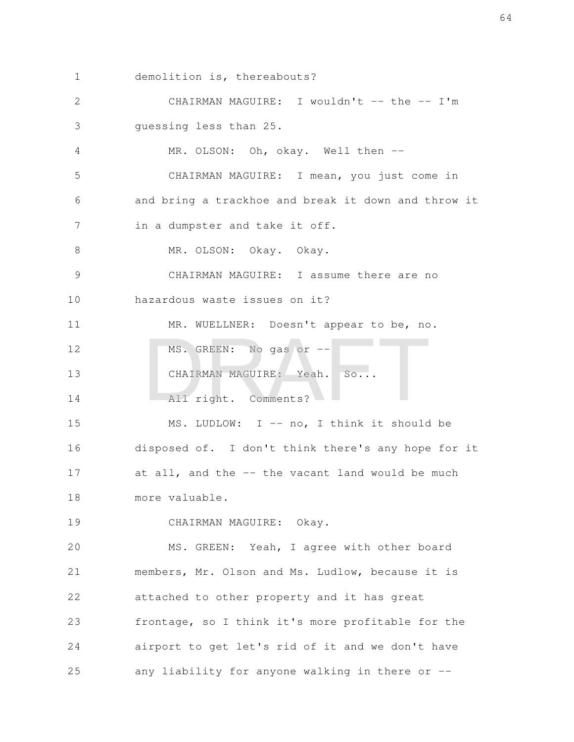demolition is, thereabouts?

CHAIRMAN MAGUIRE: I wouldn't -- the -- I'm guessing less than 25.

MR. OLSON: Oh, okay. Well then --

CHAIRMAN MAGUIRE: I mean, you just come in and bring a trackhoe and break it down and throw it in a dumpster and take it off.

MR. OLSON: Okay. Okay.

CHAIRMAN MAGUIRE: I assume there are no hazardous waste issues on it?

MR. WUELLNER: Doesn't appear to be, no.

MS. GREEN: No gas or --

CHAIRMAN MAGUIRE: Yeah. So...

All right. Comments?

MS. LUDLOW: I -- no, I think it should be disposed of. I don't think there's any hope for it at all, and the -- the vacant land would be much more valuable.

CHAIRMAN MAGUIRE: Okay.

MS. GREEN: Yeah, I agree with other board members, Mr. Olson and Ms. Ludlow, because it is attached to other property and it has great frontage, so I think it's more profitable for the airport to get let's rid of it and we don't have any liability for anyone walking in there or --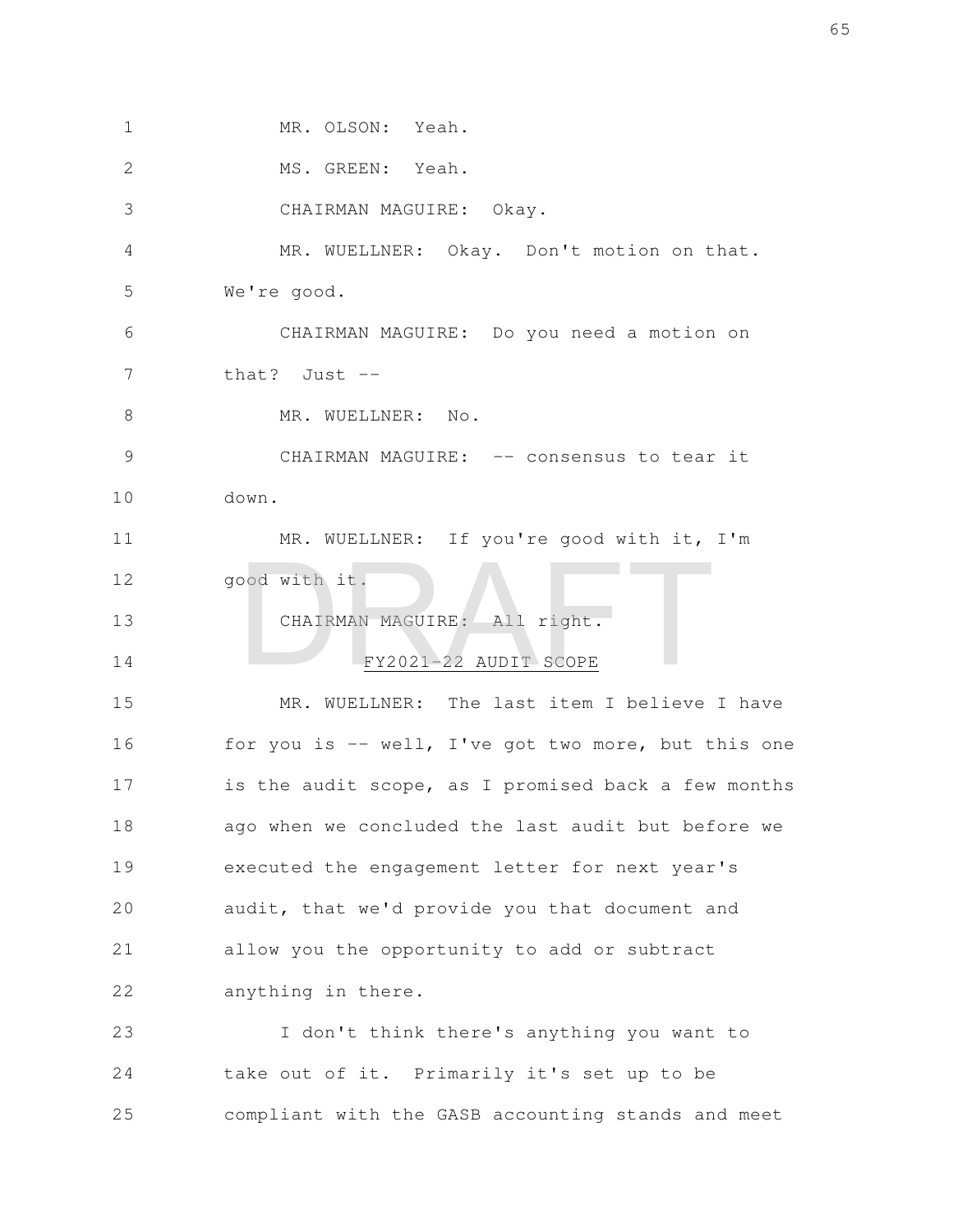MR. OLSON: Yeah.

MS. GREEN: Yeah.

CHAIRMAN MAGUIRE: Okay.

MR. WUELLNER: Okay. Don't motion on that. We're good.

CHAIRMAN MAGUIRE: Do you need a motion on that? Just --

MR. WUELLNER: No.

CHAIRMAN MAGUIRE: -- consensus to tear it down.

MR. WUELLNER: If you're good with it, I'm good with it.

CHAIRMAN MAGUIRE: All right.

## FY2021-22 AUDIT SCOPE

MR. WUELLNER: The last item I believe I have for you is -- well, I've got two more, but this one is the audit scope, as I promised back a few months ago when we concluded the last audit but before we executed the engagement letter for next year's audit, that we'd provide you that document and allow you the opportunity to add or subtract anything in there.

I don't think there's anything you want to take out of it. Primarily it's set up to be compliant with the GASB accounting stands and meet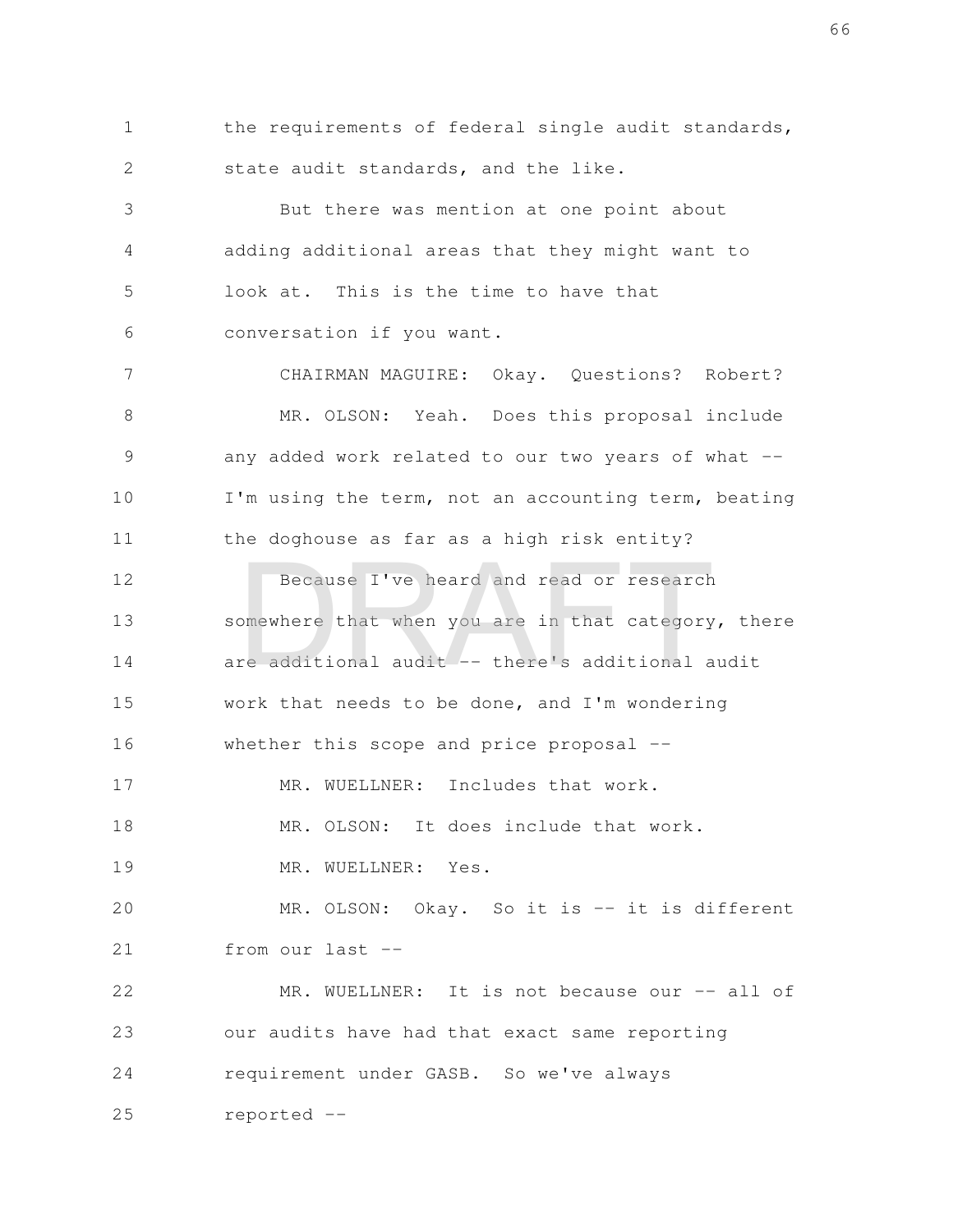the requirements of federal single audit standards, state audit standards, and the like.

But there was mention at one point about adding additional areas that they might want to look at. This is the time to have that conversation if you want.

CHAIRMAN MAGUIRE: Okay. Questions? Robert?

MR. OLSON: Yeah. Does this proposal include any added work related to our two years of what -- I'm using the term, not an accounting term, beating the doghouse as far as a high risk entity?

Because I've heard and read or research somewhere that when you are in that category, there are additional audit -- there's additional audit work that needs to be done, and I'm wondering whether this scope and price proposal --

MR. WUELLNER: Includes that work.

MR. OLSON: It does include that work.

MR. WUELLNER: Yes.

MR. OLSON: Okay. So it is -- it is different from our last --

MR. WUELLNER: It is not because our -- all of our audits have had that exact same reporting requirement under GASB. So we've always reported --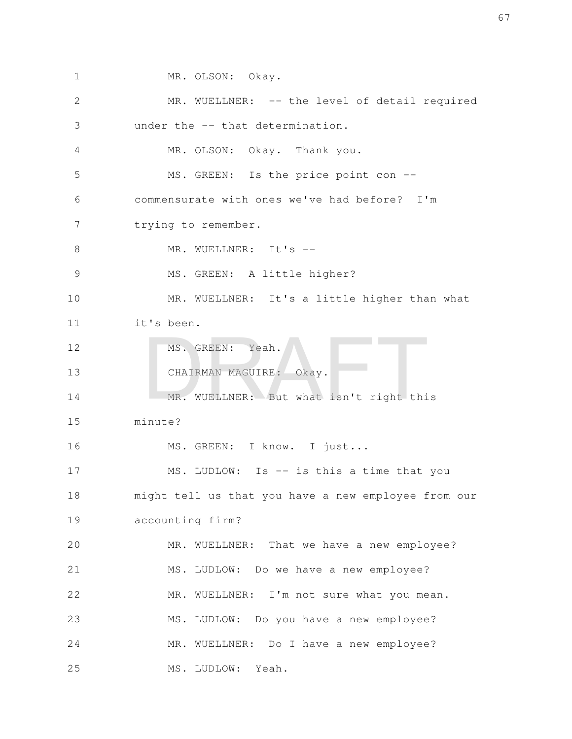MR. OLSON: Okay.

MR. WUELLNER: -- the level of detail required under the -- that determination.

MR. OLSON: Okay. Thank you.

MS. GREEN: Is the price point con -- commensurate with ones we've had before? I'm trying to remember.

MR. WUELLNER: It's --

MS. GREEN: A little higher?

MR. WUELLNER: It's a little higher than what it's been.

MS. GREEN: Yeah.

CHAIRMAN MAGUIRE: Okay.

MR. WUELLNER: But what isn't right this minute?

MS. GREEN: I know. I just...

MS. LUDLOW: Is -- is this a time that you might tell us that you have a new employee from our accounting firm?

MR. WUELLNER: That we have a new employee?

MS. LUDLOW: Do we have a new employee?

MR. WUELLNER: I'm not sure what you mean.

MS. LUDLOW: Do you have a new employee?

MR. WUELLNER: Do I have a new employee?

MS. LUDLOW: Yeah.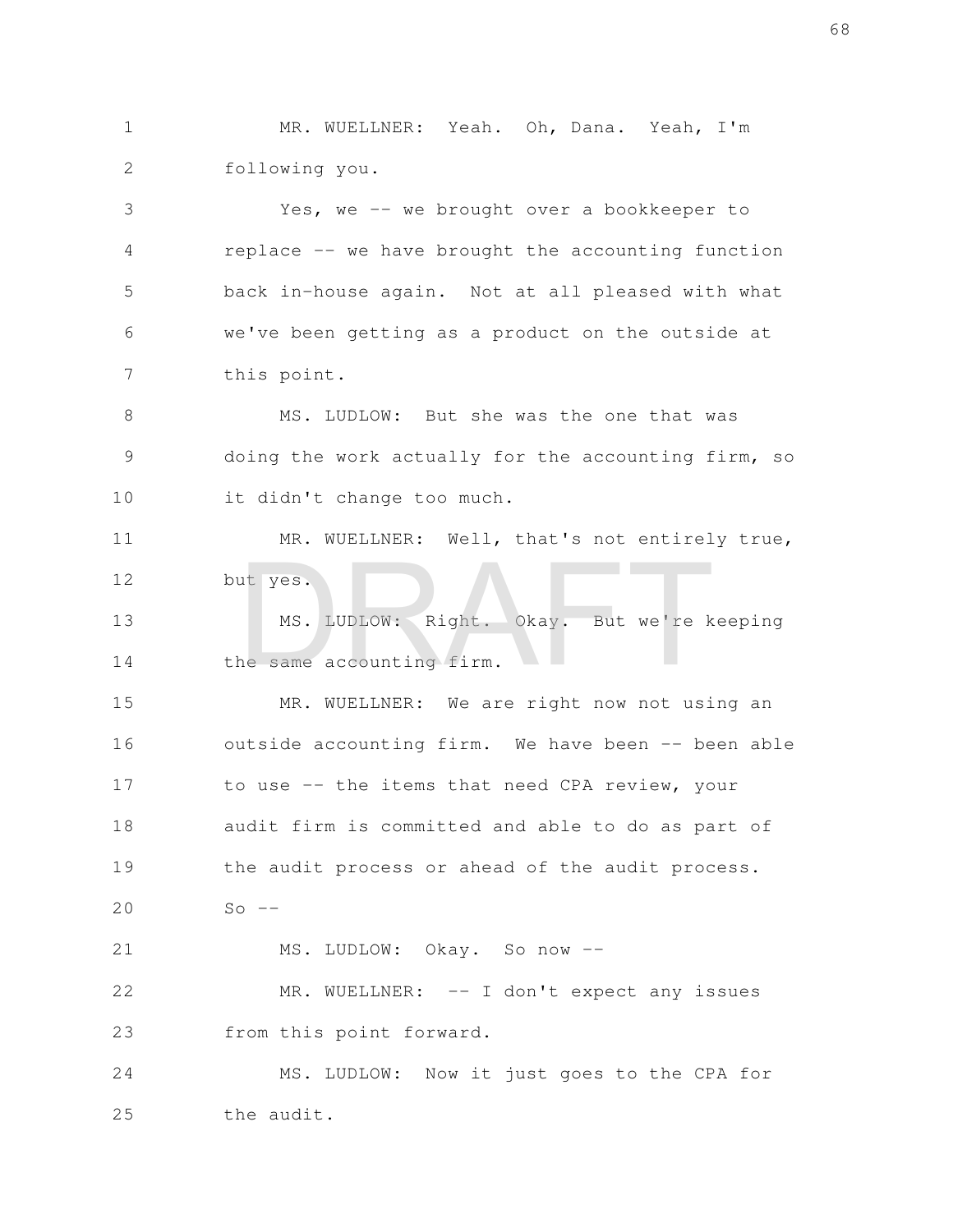MR. WUELLNER: Yeah. Oh, Dana. Yeah, I'm following you.

Yes, we -- we brought over a bookkeeper to replace -- we have brought the accounting function back in-house again. Not at all pleased with what we've been getting as a product on the outside at this point.

MS. LUDLOW: But she was the one that was doing the work actually for the accounting firm, so it didn't change too much.

MR. WUELLNER: Well, that's not entirely true, but yes.

MS. LUDLOW: Right. Okay. But we're keeping the same accounting firm.

MR. WUELLNER: We are right now not using an outside accounting firm. We have been -- been able to use -- the items that need CPA review, your audit firm is committed and able to do as part of the audit process or ahead of the audit process. So --

MS. LUDLOW: Okay. So now --

MR. WUELLNER: -- I don't expect any issues from this point forward.

MS. LUDLOW: Now it just goes to the CPA for the audit.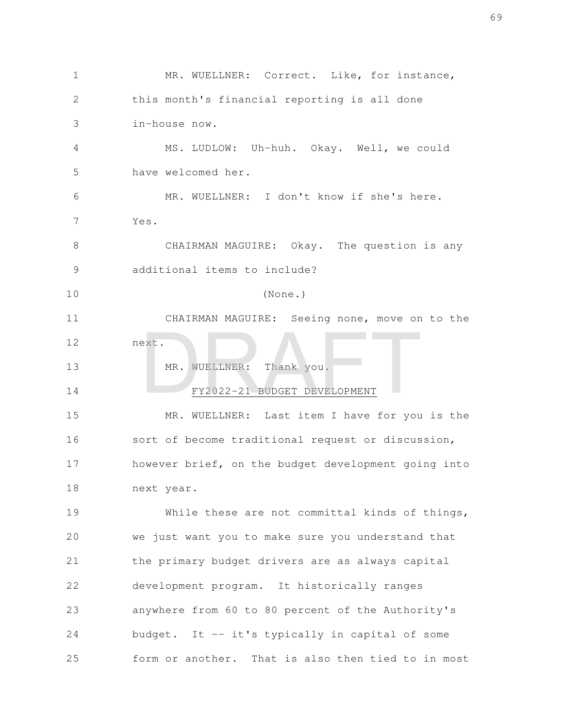MR. WUELLNER: Correct. Like, for instance, this month's financial reporting is all done in-house now.

MS. LUDLOW: Uh-huh. Okay. Well, we could have welcomed her.

MR. WUELLNER: I don't know if she's here. Yes.

CHAIRMAN MAGUIRE: Okay. The question is any additional items to include?

(None.)

CHAIRMAN MAGUIRE: Seeing none, move on to the next.

MR. WUELLNER: Thank you.

FY2022-21 BUDGET DEVELOPMENT

MR. WUELLNER: Last item I have for you is the sort of become traditional request or discussion, however brief, on the budget development going into next year.

While these are not committal kinds of things, we just want you to make sure you understand that the primary budget drivers are as always capital development program. It historically ranges anywhere from 60 to 80 percent of the Authority's budget. It -- it's typically in capital of some form or another. That is also then tied to in most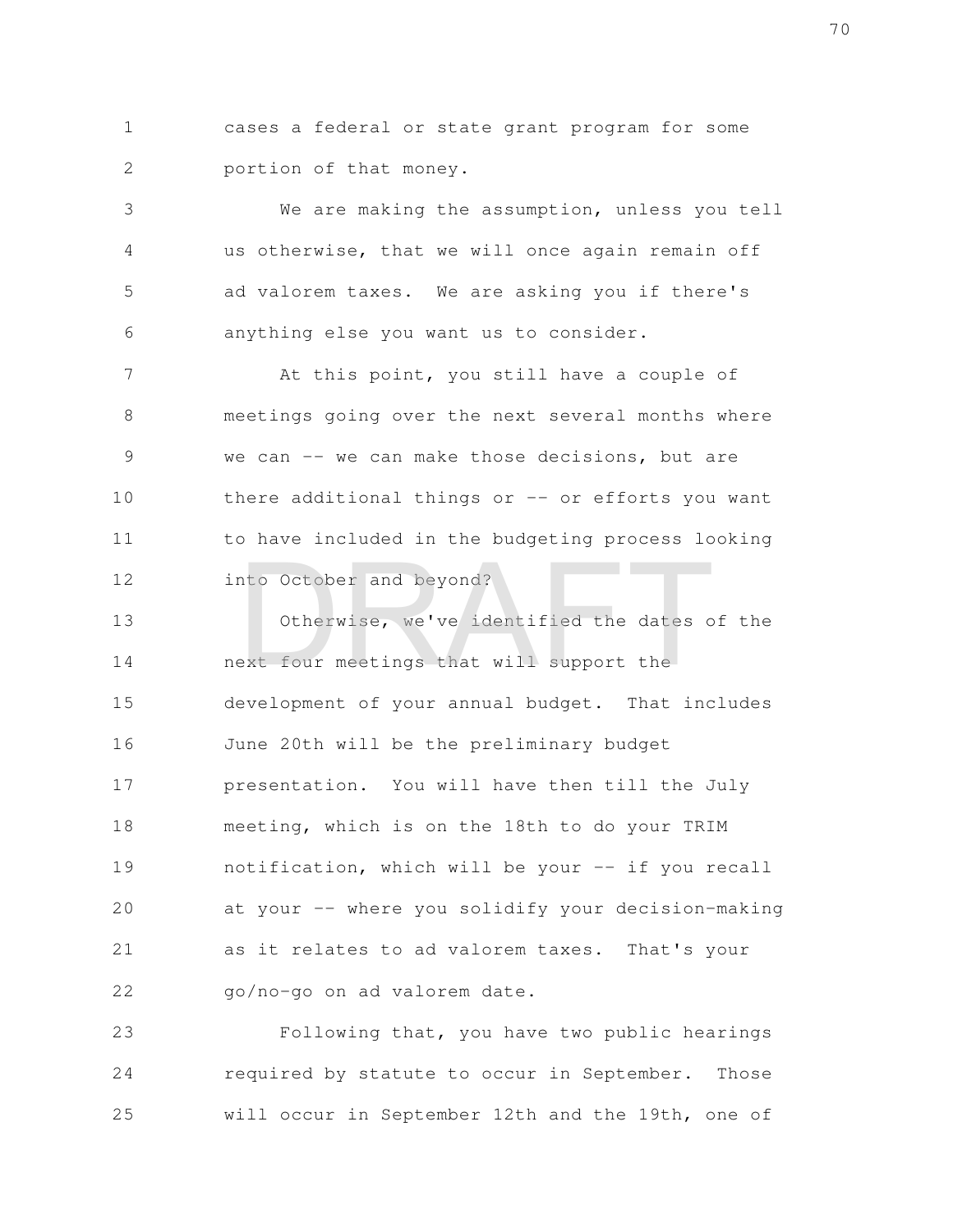cases a federal or state grant program for some portion of that money.

We are making the assumption, unless you tell us otherwise, that we will once again remain off ad valorem taxes. We are asking you if there's anything else you want us to consider.

At this point, you still have a couple of meetings going over the next several months where we can -- we can make those decisions, but are there additional things or -- or efforts you want to have included in the budgeting process looking into October and beyond?

Otherwise, we've identified the dates of the next four meetings that will support the development of your annual budget. That includes June 20th will be the preliminary budget presentation. You will have then till the July meeting, which is on the 18th to do your TRIM notification, which will be your -- if you recall at your -- where you solidify your decision-making as it relates to ad valorem taxes. That's your go/no-go on ad valorem date.

Following that, you have two public hearings required by statute to occur in September. Those will occur in September 12th and the 19th, one of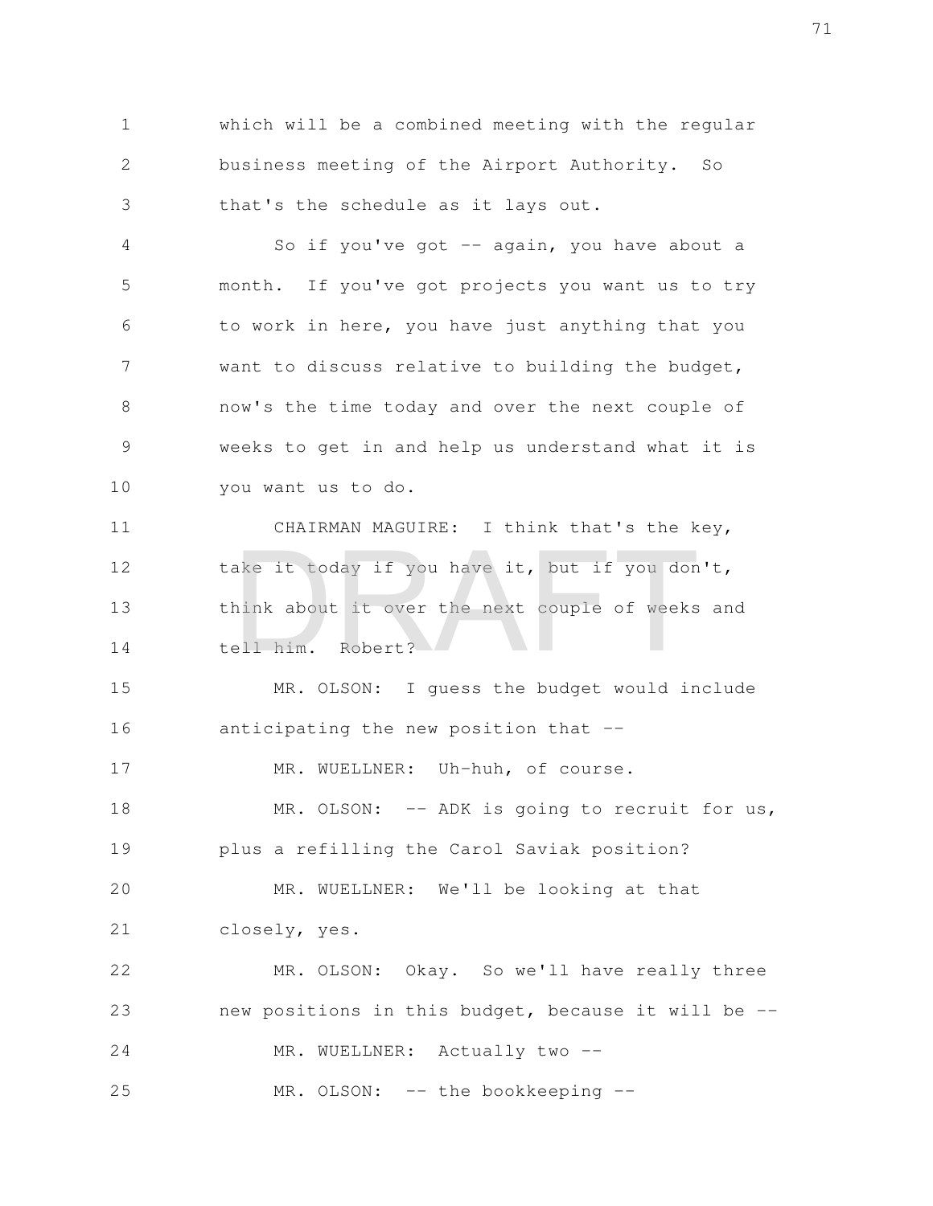which will be a combined meeting with the regular business meeting of the Airport Authority. So that's the schedule as it lays out.

So if you've got -- again, you have about a month. If you've got projects you want us to try to work in here, you have just anything that you want to discuss relative to building the budget, now's the time today and over the next couple of weeks to get in and help us understand what it is you want us to do.

CHAIRMAN MAGUIRE: I think that's the key, take it today if you have it, but if you don't, think about it over the next couple of weeks and tell him. Robert?

MR. OLSON: I guess the budget would include anticipating the new position that --

MR. WUELLNER: Uh-huh, of course.

MR. OLSON: -- ADK is going to recruit for us, plus a refilling the Carol Saviak position?

MR. WUELLNER: We'll be looking at that closely, yes.

MR. OLSON: Okay. So we'll have really three new positions in this budget, because it will be --

MR. WUELLNER: Actually two --

MR. OLSON: -- the bookkeeping --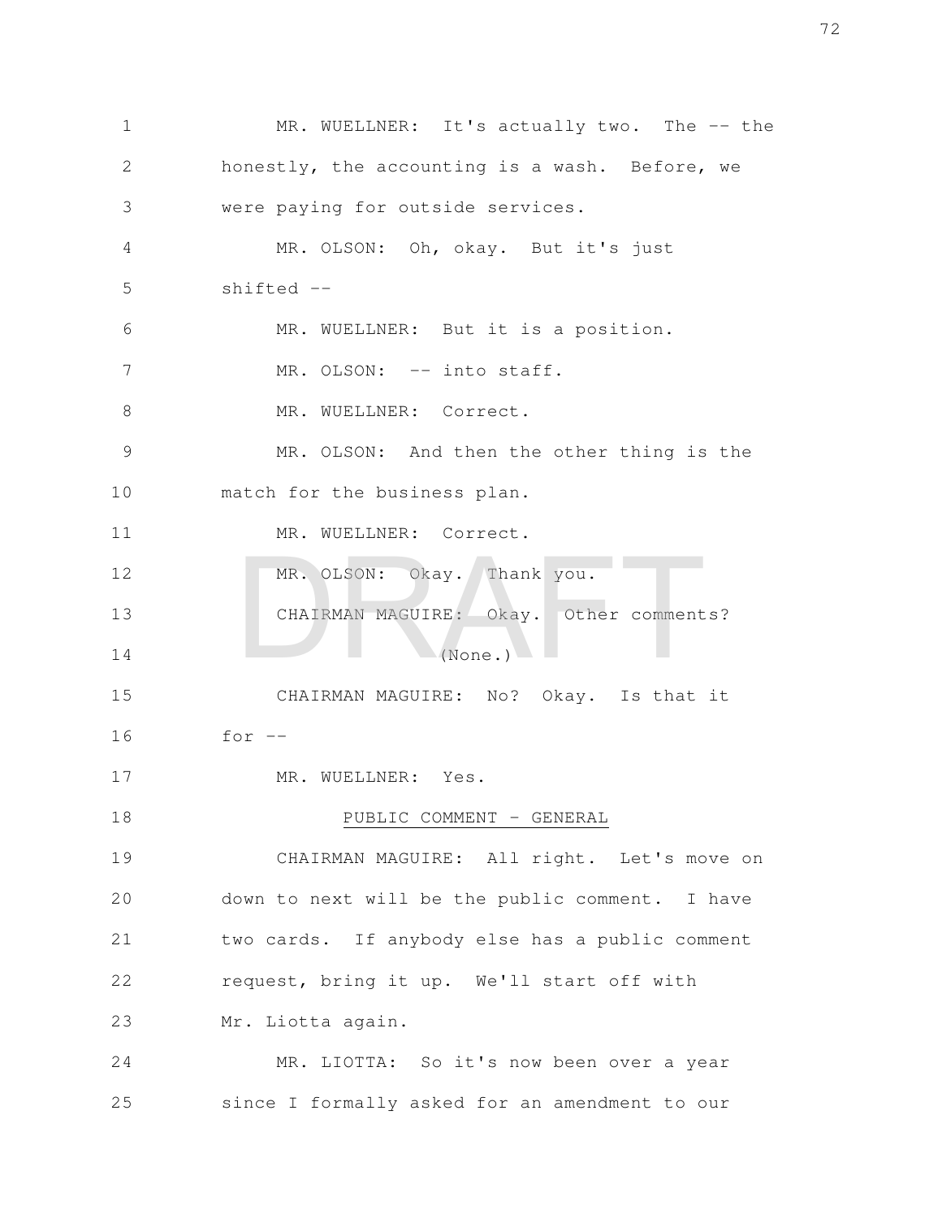MR. WUELLNER: It's actually two. The -- the honestly, the accounting is a wash. Before, we were paying for outside services.

MR. OLSON: Oh, okay. But it's just shifted --

MR. WUELLNER: But it is a position.

MR. OLSON: -- into staff.

MR. WUELLNER: Correct.

MR. OLSON: And then the other thing is the match for the business plan.

MR. WUELLNER: Correct.

MR. OLSON: Okay. Thank you.

CHAIRMAN MAGUIRE: Okay. Other comments?

(None.)

CHAIRMAN MAGUIRE: No? Okay. Is that it for --

MR. WUELLNER: Yes.

PUBLIC COMMENT - GENERAL

CHAIRMAN MAGUIRE: All right. Let's move on down to next will be the public comment. I have two cards. If anybody else has a public comment request, bring it up. We'll start off with Mr. Liotta again.

MR. LIOTTA: So it's now been over a year since I formally asked for an amendment to our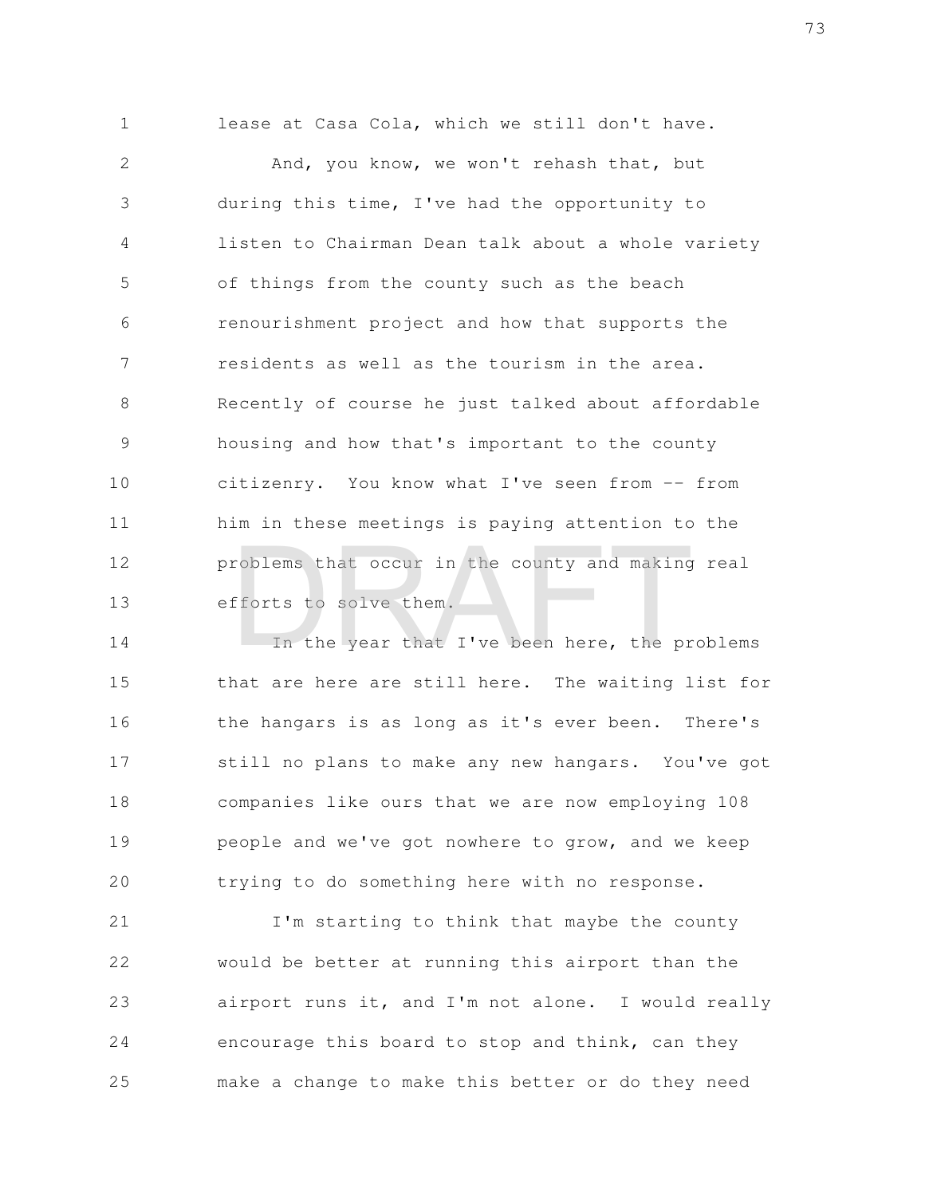lease at Casa Cola, which we still don't have.

And, you know, we won't rehash that, but during this time, I've had the opportunity to listen to Chairman Dean talk about a whole variety of things from the county such as the beach renourishment project and how that supports the residents as well as the tourism in the area. Recently of course he just talked about affordable housing and how that's important to the county citizenry. You know what I've seen from -- from him in these meetings is paying attention to the problems that occur in the county and making real efforts to solve them.

In the year that I've been here, the problems that are here are still here. The waiting list for the hangars is as long as it's ever been. There's still no plans to make any new hangars. You've got companies like ours that we are now employing 108 people and we've got nowhere to grow, and we keep trying to do something here with no response.

I'm starting to think that maybe the county would be better at running this airport than the airport runs it, and I'm not alone. I would really encourage this board to stop and think, can they make a change to make this better or do they need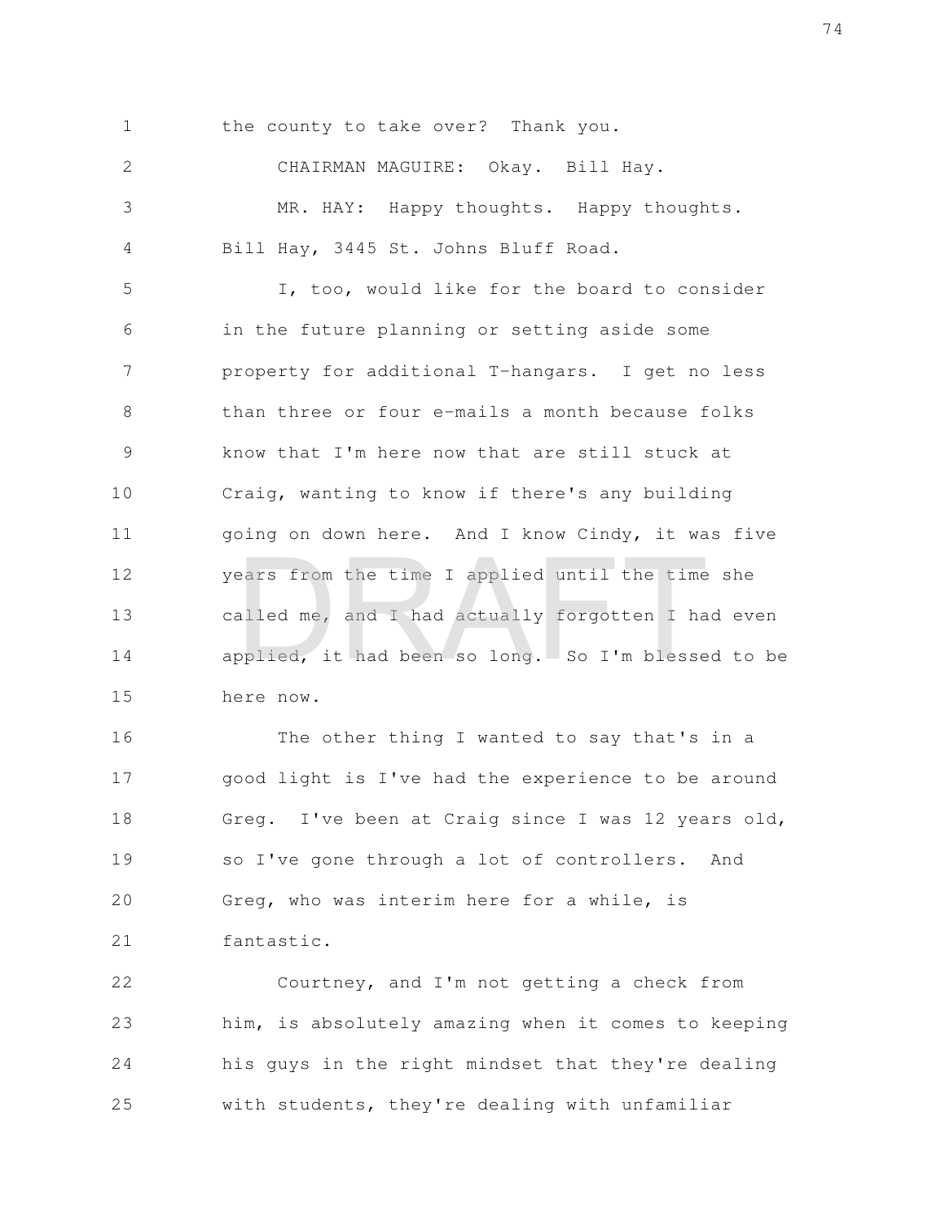the county to take over? Thank you.

CHAIRMAN MAGUIRE: Okay. Bill Hay.

MR. HAY: Happy thoughts. Happy thoughts. Bill Hay, 3445 St. Johns Bluff Road.

I, too, would like for the board to consider in the future planning or setting aside some property for additional T-hangars. I get no less than three or four e-mails a month because folks know that I'm here now that are still stuck at Craig, wanting to know if there's any building going on down here. And I know Cindy, it was five years from the time I applied until the time she called me, and I had actually forgotten I had even applied, it had been so long. So I'm blessed to be here now.

The other thing I wanted to say that's in a good light is I've had the experience to be around Greg. I've been at Craig since I was 12 years old, so I've gone through a lot of controllers. And Greg, who was interim here for a while, is fantastic.

Courtney, and I'm not getting a check from him, is absolutely amazing when it comes to keeping his guys in the right mindset that they're dealing with students, they're dealing with unfamiliar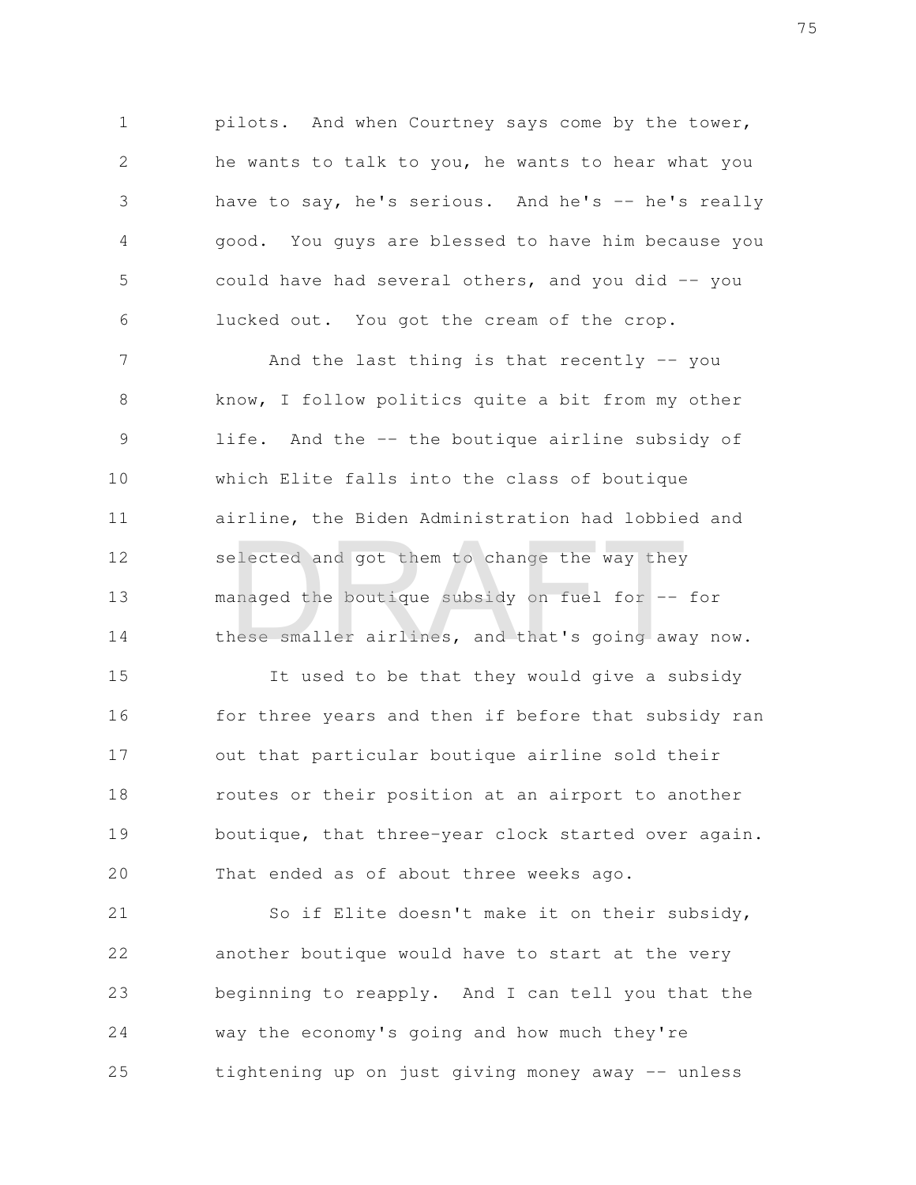pilots. And when Courtney says come by the tower, he wants to talk to you, he wants to hear what you have to say, he's serious. And he's -- he's really good. You guys are blessed to have him because you could have had several others, and you did -- you lucked out. You got the cream of the crop.

And the last thing is that recently -- you know, I follow politics quite a bit from my other life. And the -- the boutique airline subsidy of which Elite falls into the class of boutique airline, the Biden Administration had lobbied and selected and got them to change the way they managed the boutique subsidy on fuel for -- for these smaller airlines, and that's going away now.

It used to be that they would give a subsidy for three years and then if before that subsidy ran out that particular boutique airline sold their routes or their position at an airport to another boutique, that three-year clock started over again. That ended as of about three weeks ago.

So if Elite doesn't make it on their subsidy, another boutique would have to start at the very beginning to reapply. And I can tell you that the way the economy's going and how much they're tightening up on just giving money away -- unless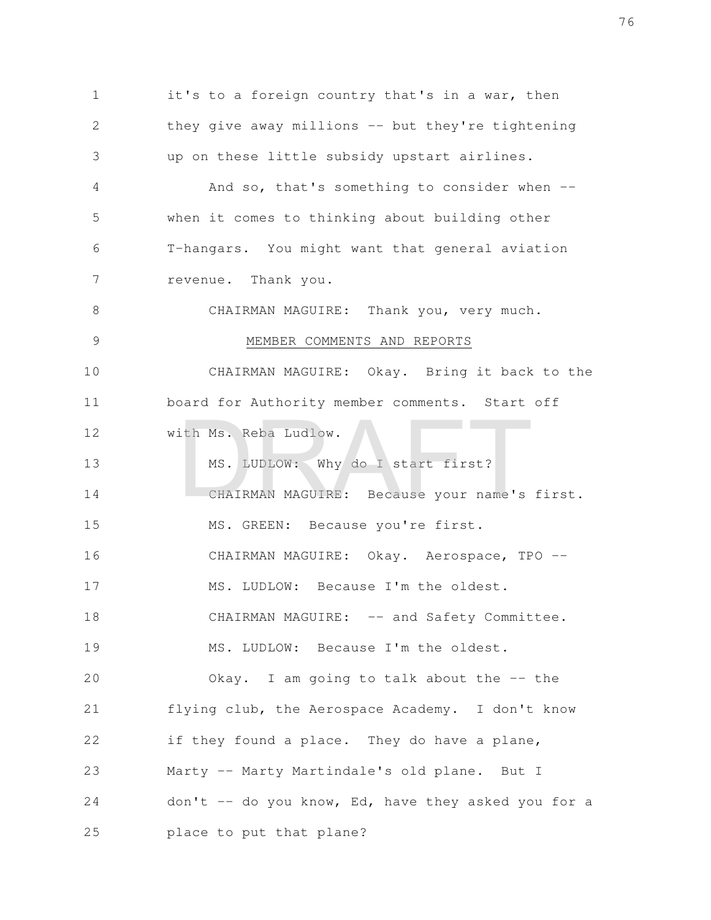it's to a foreign country that's in a war, then they give away millions -- but they're tightening up on these little subsidy upstart airlines.

And so, that's something to consider when -- when it comes to thinking about building other T-hangars. You might want that general aviation revenue. Thank you.

CHAIRMAN MAGUIRE: Thank you, very much.

## MEMBER COMMENTS AND REPORTS

CHAIRMAN MAGUIRE: Okay. Bring it back to the board for Authority member comments. Start off with Ms. Reba Ludlow.

MS. LUDLOW: Why do I start first?

CHAIRMAN MAGUIRE: Because your name's first.

MS. GREEN: Because you're first.

CHAIRMAN MAGUIRE: Okay. Aerospace, TPO --

MS. LUDLOW: Because I'm the oldest.

CHAIRMAN MAGUIRE: -- and Safety Committee.

MS. LUDLOW: Because I'm the oldest.

Okay. I am going to talk about the -- the flying club, the Aerospace Academy. I don't know if they found a place. They do have a plane, Marty -- Marty Martindale's old plane. But I don't -- do you know, Ed, have they asked you for a place to put that plane?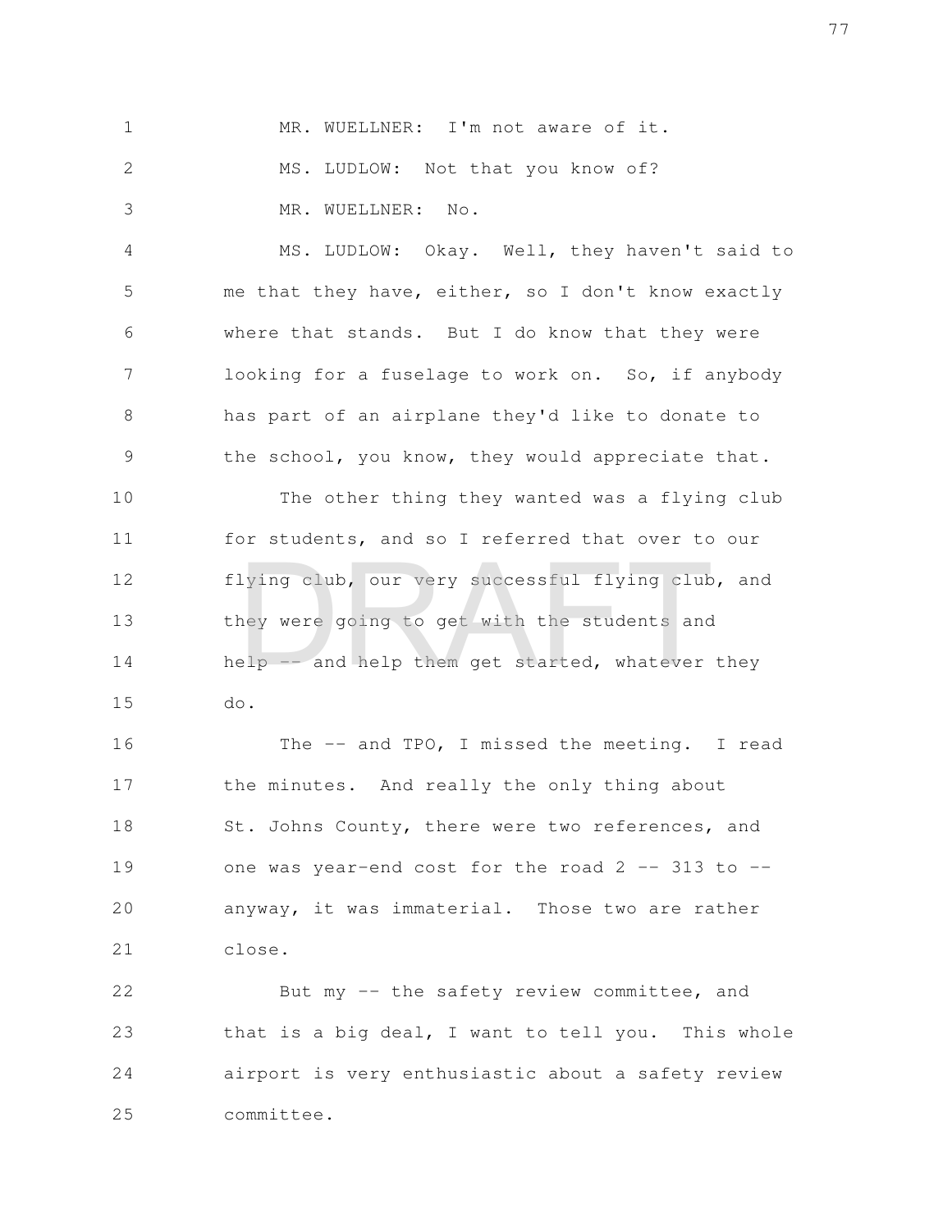MR. WUELLNER: I'm not aware of it.

MS. LUDLOW: Not that you know of?

MR. WUELLNER: No.

MS. LUDLOW: Okay. Well, they haven't said to me that they have, either, so I don't know exactly where that stands. But I do know that they were looking for a fuselage to work on. So, if anybody has part of an airplane they'd like to donate to the school, you know, they would appreciate that.

The other thing they wanted was a flying club for students, and so I referred that over to our flying club, our very successful flying club, and they were going to get with the students and help -- and help them get started, whatever they do.

The -- and TPO, I missed the meeting. I read the minutes. And really the only thing about St. Johns County, there were two references, and one was year-end cost for the road 2 -- 313 to -- anyway, it was immaterial. Those two are rather close.

But my -- the safety review committee, and that is a big deal, I want to tell you. This whole airport is very enthusiastic about a safety review committee.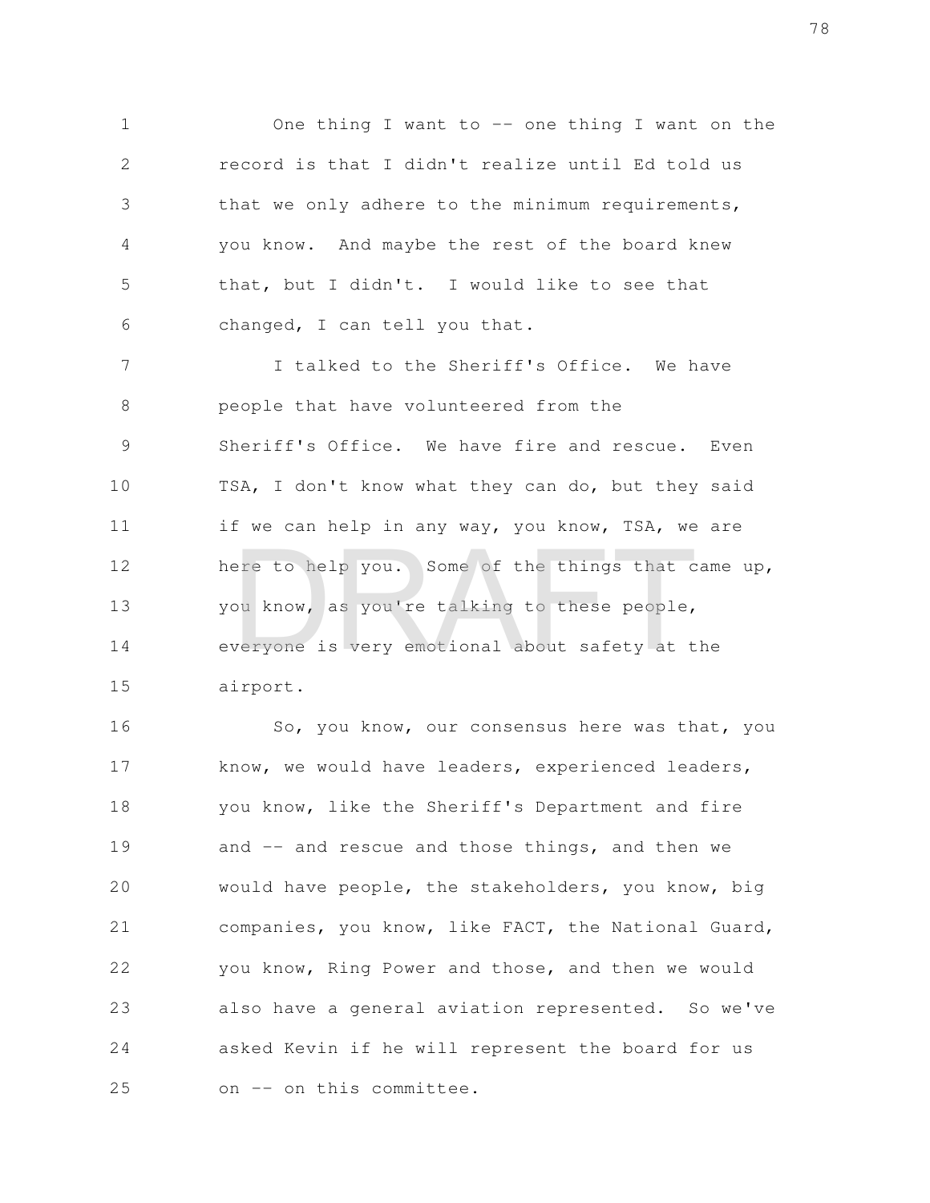One thing I want to -- one thing I want on the record is that I didn't realize until Ed told us that we only adhere to the minimum requirements, you know. And maybe the rest of the board knew that, but I didn't. I would like to see that changed, I can tell you that.

I talked to the Sheriff's Office. We have people that have volunteered from the Sheriff's Office. We have fire and rescue. Even TSA, I don't know what they can do, but they said if we can help in any way, you know, TSA, we are here to help you. Some of the things that came up, you know, as you're talking to these people, everyone is very emotional about safety at the airport.

So, you know, our consensus here was that, you know, we would have leaders, experienced leaders, you know, like the Sheriff's Department and fire and -- and rescue and those things, and then we would have people, the stakeholders, you know, big companies, you know, like FACT, the National Guard, you know, Ring Power and those, and then we would also have a general aviation represented. So we've asked Kevin if he will represent the board for us on -- on this committee.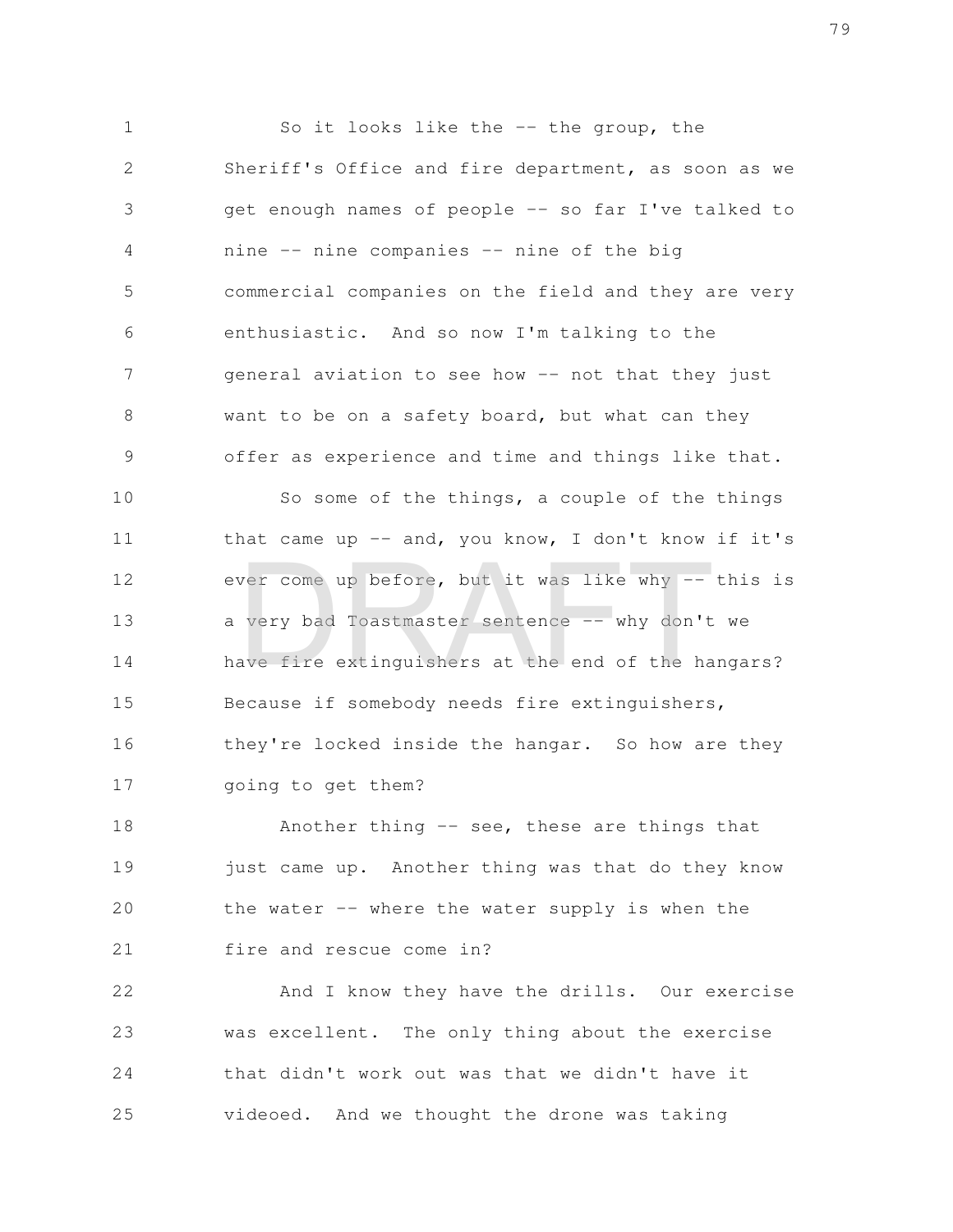So it looks like the -- the group, the Sheriff's Office and fire department, as soon as we get enough names of people -- so far I've talked to nine -- nine companies -- nine of the big commercial companies on the field and they are very enthusiastic. And so now I'm talking to the general aviation to see how -- not that they just want to be on a safety board, but what can they offer as experience and time and things like that.

So some of the things, a couple of the things that came up -- and, you know, I don't know if it's ever come up before, but it was like why -- this is a very bad Toastmaster sentence -- why don't we have fire extinguishers at the end of the hangars? Because if somebody needs fire extinguishers, they're locked inside the hangar. So how are they going to get them?

Another thing -- see, these are things that just came up. Another thing was that do they know the water -- where the water supply is when the fire and rescue come in?

And I know they have the drills. Our exercise was excellent. The only thing about the exercise that didn't work out was that we didn't have it videoed. And we thought the drone was taking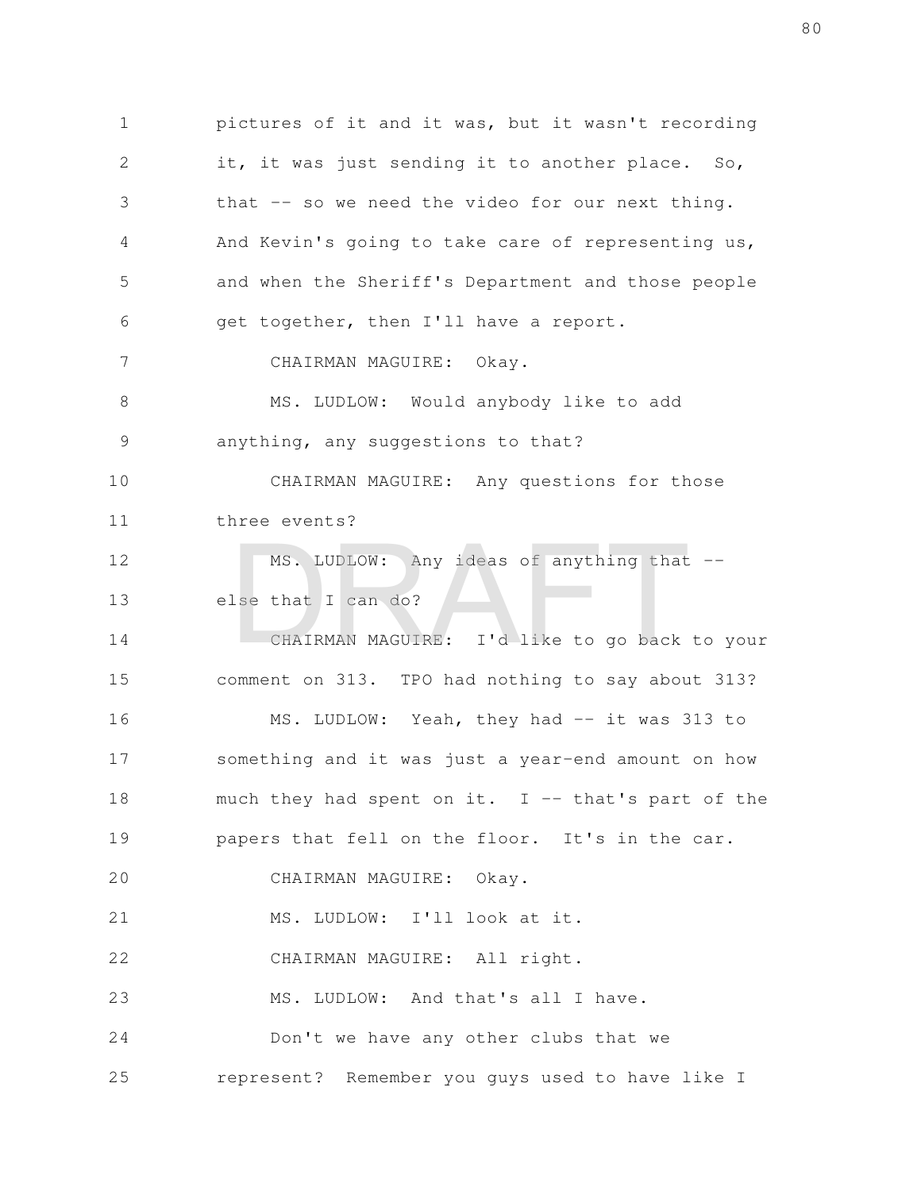pictures of it and it was, but it wasn't recording it, it was just sending it to another place. So, that -- so we need the video for our next thing. And Kevin's going to take care of representing us, and when the Sheriff's Department and those people get together, then I'll have a report.

CHAIRMAN MAGUIRE: Okay.

MS. LUDLOW: Would anybody like to add anything, any suggestions to that?

CHAIRMAN MAGUIRE: Any questions for those three events?

MS. LUDLOW: Any ideas of anything that -- else that I can do?

CHAIRMAN MAGUIRE: I'd like to go back to your comment on 313. TPO had nothing to say about 313?

MS. LUDLOW: Yeah, they had -- it was 313 to something and it was just a year-end amount on how much they had spent on it. I -- that's part of the papers that fell on the floor. It's in the car.

CHAIRMAN MAGUIRE: Okay.

MS. LUDLOW: I'll look at it.

CHAIRMAN MAGUIRE: All right.

MS. LUDLOW: And that's all I have.

Don't we have any other clubs that we represent? Remember you guys used to have like I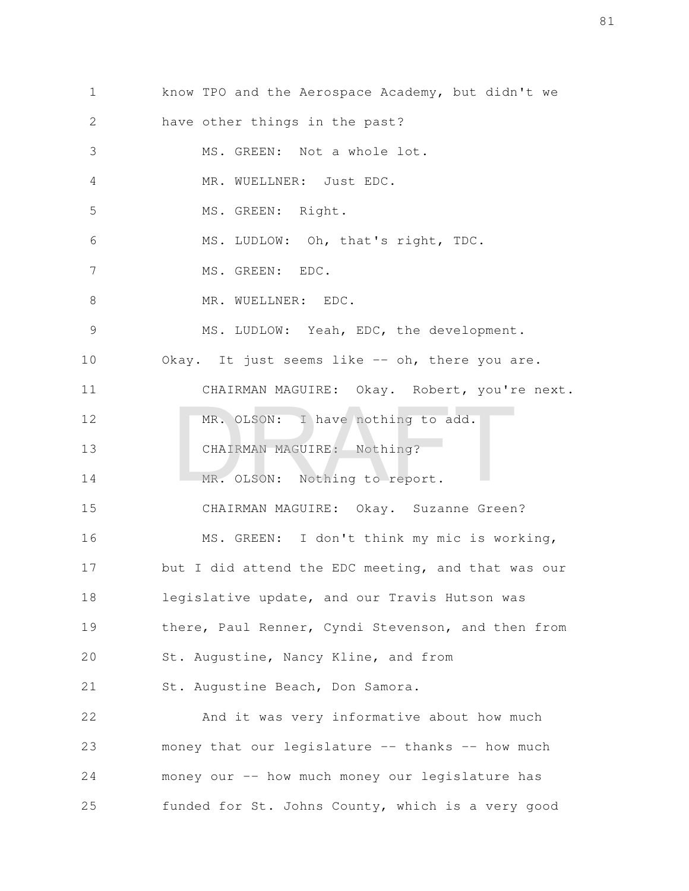know TPO and the Aerospace Academy, but didn't we have other things in the past?

MS. GREEN: Not a whole lot.

MR. WUELLNER: Just EDC.

MS. GREEN: Right.

MS. LUDLOW: Oh, that's right, TDC.

MS. GREEN: EDC.

MR. WUELLNER: EDC.

MS. LUDLOW: Yeah, EDC, the development. Okay. It just seems like -- oh, there you are.

CHAIRMAN MAGUIRE: Okay. Robert, you're next.

MR. OLSON: I have nothing to add.

CHAIRMAN MAGUIRE: Nothing?

MR. OLSON: Nothing to report.

CHAIRMAN MAGUIRE: Okay. Suzanne Green?

MS. GREEN: I don't think my mic is working, but I did attend the EDC meeting, and that was our legislative update, and our Travis Hutson was there, Paul Renner, Cyndi Stevenson, and then from St. Augustine, Nancy Kline, and from St. Augustine Beach, Don Samora.

And it was very informative about how much money that our legislature -- thanks -- how much money our -- how much money our legislature has funded for St. Johns County, which is a very good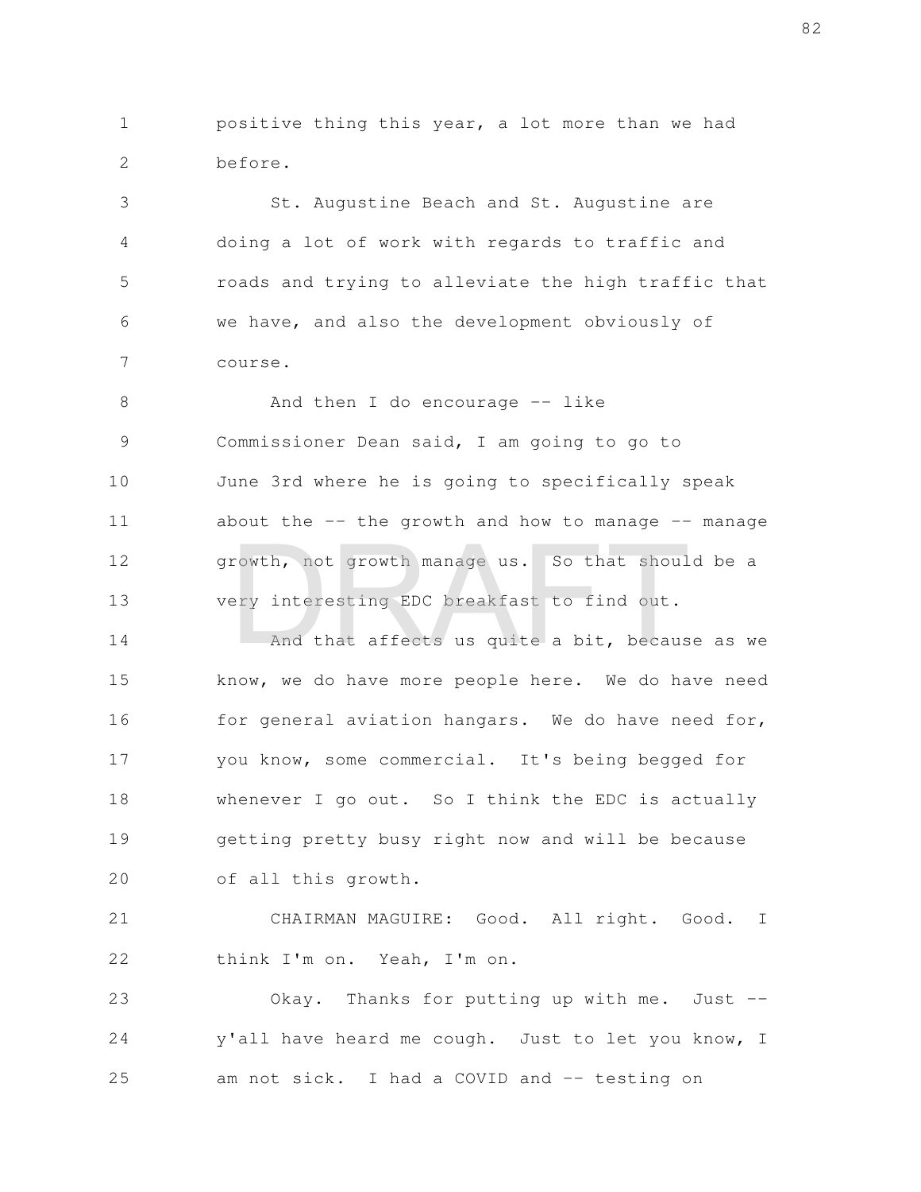positive thing this year, a lot more than we had before.

St. Augustine Beach and St. Augustine are doing a lot of work with regards to traffic and roads and trying to alleviate the high traffic that we have, and also the development obviously of course.

And then I do encourage -- like Commissioner Dean said, I am going to go to June 3rd where he is going to specifically speak about the -- the growth and how to manage -- manage growth, not growth manage us. So that should be a very interesting EDC breakfast to find out.

And that affects us quite a bit, because as we know, we do have more people here. We do have need for general aviation hangars. We do have need for, you know, some commercial. It's being begged for whenever I go out. So I think the EDC is actually getting pretty busy right now and will be because of all this growth.

CHAIRMAN MAGUIRE: Good. All right. Good. I think I'm on. Yeah, I'm on.

Okay. Thanks for putting up with me. Just -- y'all have heard me cough. Just to let you know, I am not sick. I had a COVID and -- testing on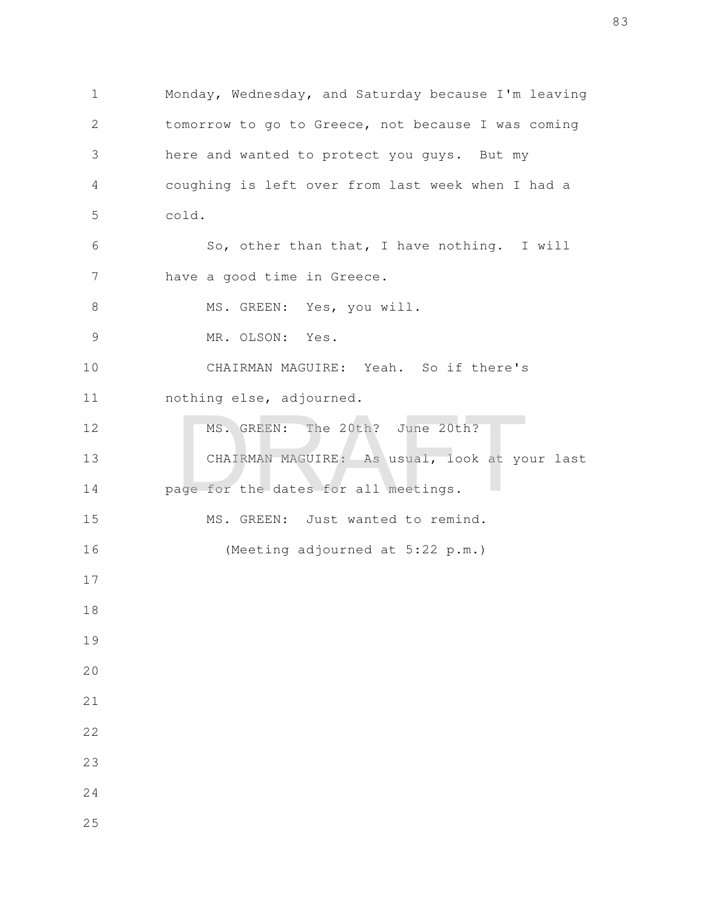Monday, Wednesday, and Saturday because I'm leaving tomorrow to go to Greece, not because I was coming here and wanted to protect you guys. But my coughing is left over from last week when I had a cold.

So, other than that, I have nothing. I will have a good time in Greece.

MS. GREEN: Yes, you will.

MR. OLSON: Yes.

CHAIRMAN MAGUIRE: Yeah. So if there's nothing else, adjourned.

MS. GREEN: The 20th? June 20th?

CHAIRMAN MAGUIRE: As usual, look at your last page for the dates for all meetings.

MS. GREEN: Just wanted to remind.

(Meeting adjourned at 5:22 p.m.)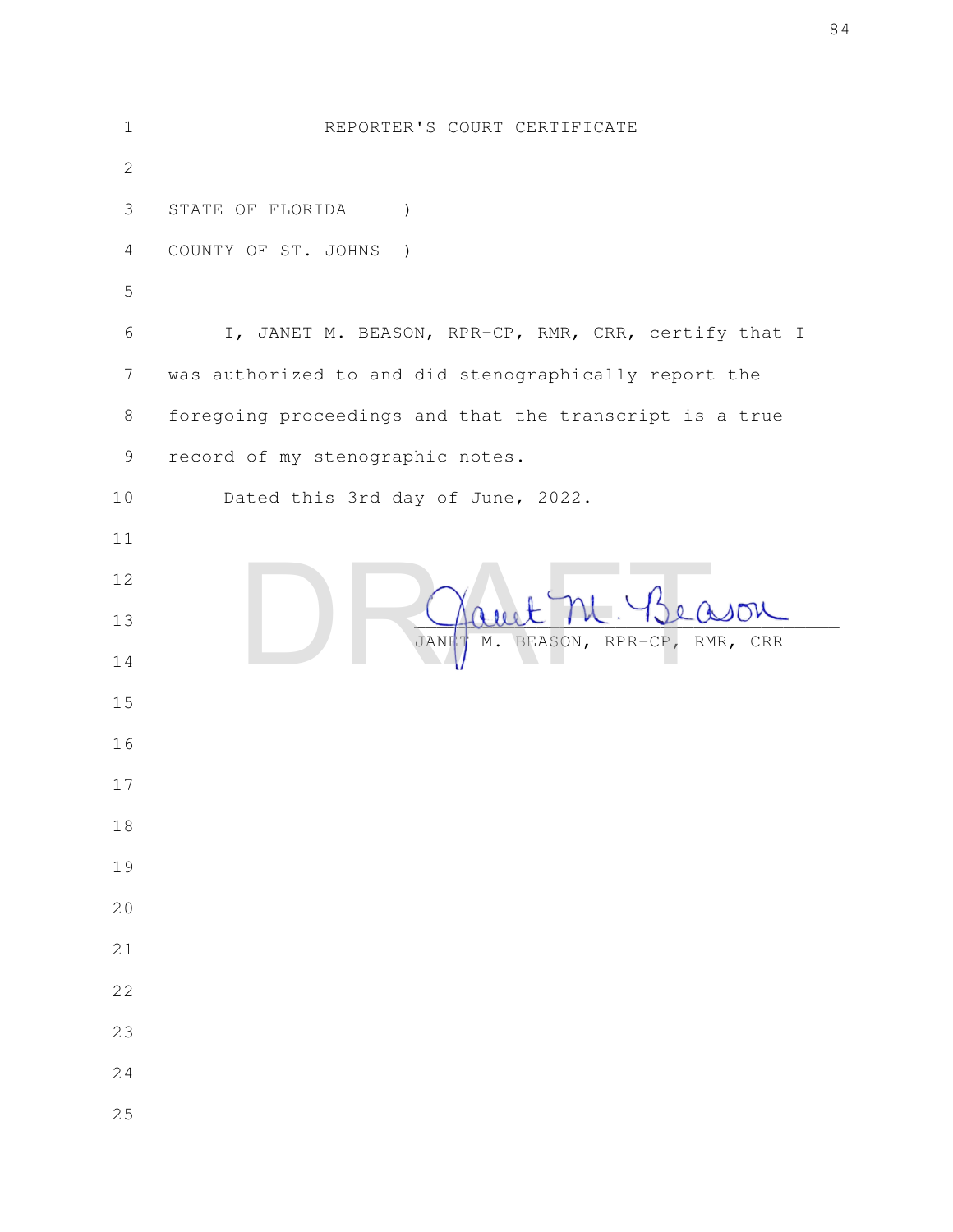# REPORTER'S COURT CERTIFICATE

STATE OF FLORIDA )

COUNTY OF ST. JOHNS )

I, JANET M. BEASON, RPR-CP, RMR, CRR, certify that I was authorized to and did stenographically report the foregoing proceedings and that the transcript is a true record of my stenographic notes.

Dated this 3rd day of June, 2022.

DRAFT

JANET M. BEASON, RPR-CP, RMR, CRR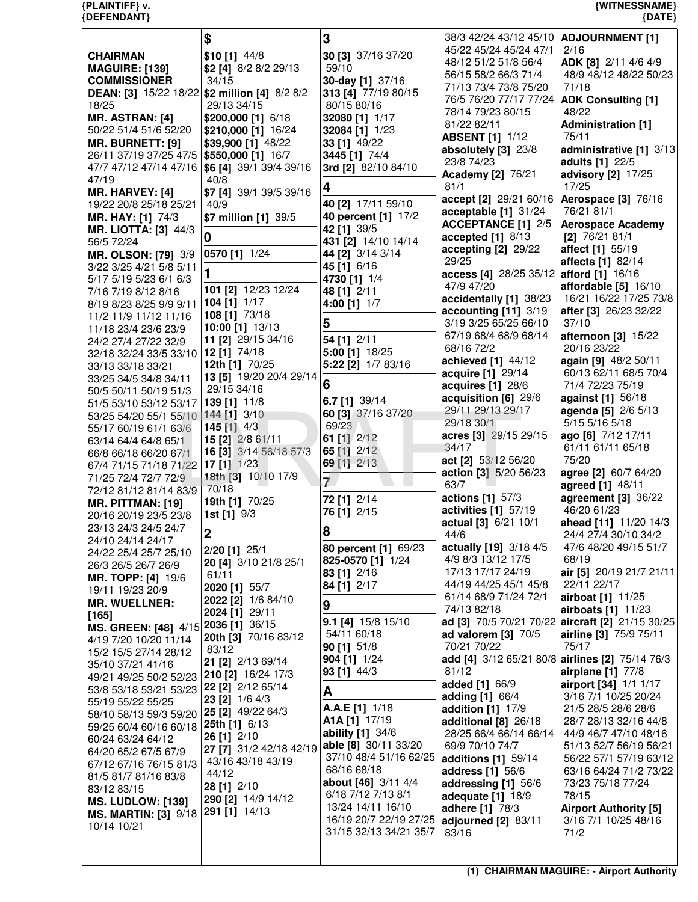**CHAIRMAN MAGUIRE: [139]**
**COMMISSIONER DEAN: [3]** 15/22 18/22 18/25
**MR. ASTRAN: [4]** 50/22 51/4 51/6 52/20
**MR. BURNETT: [9]** 26/11 37/19 37/25 47/5 47/7 47/12 47/14 47/16 47/19
**MR. HARVEY: [4]** 19/22 20/8 25/18 25/21
**MR. HAY: [1]** 74/3
**MR. LIOTTA: [3]** 44/3 56/5 72/24
**MR. OLSON: [79]** 3/9 3/22 3/25 4/21 5/8 5/11 5/17 5/19 5/23 6/1 6/3 7/16 7/19 8/12 8/16 8/19 8/23 8/25 9/9 9/11 11/2 11/9 11/12 11/16 11/18 23/4 23/6 23/9 24/2 27/4 27/22 32/9 32/18 32/24 33/5 33/10 33/13 33/18 33/21 33/25 34/5 34/8 34/11 50/5 50/11 50/19 51/3 51/5 53/10 53/12 53/17 53/25 54/20 55/1 55/10 55/17 60/19 61/1 63/6 63/14 64/4 64/8 65/1 66/8 66/18 66/20 67/1 67/4 71/15 71/18 71/22 71/25 72/4 72/7 72/9 72/12 81/12 81/14 83/9
**MR. PITTMAN: [19]** 20/16 20/19 23/5 23/8 23/13 24/3 24/5 24/7 24/10 24/14 24/17 24/22 25/4 25/7 25/10 26/3 26/5 26/7 26/9
**MR. TOPP: [4]** 19/6 19/11 19/23 20/9
**MR. WUELLNER: [165]**
**MS. GREEN: [48]** 4/15 4/19 7/20 10/20 11/14 15/2 15/5 27/14 28/12 35/10 37/21 41/16 49/21 49/25 50/2 52/23 53/8 53/18 53/21 53/23 55/19 55/22 55/25 58/10 58/13 59/3 59/20 59/25 60/4 60/16 60/18 60/24 63/24 64/12 64/20 65/2 67/5 67/9 67/12 67/16 76/15 81/3 81/5 81/7 81/16 83/8 83/12 83/15
**MS. LUDLOW: [139]**
**MS. MARTIN: [3]** 9/18 10/14 10/21

## $

**$10 [1]** 44/8
**$2 [4]** 8/2 8/2 29/13 34/15
**$2 million [4]** 8/2 8/2 29/13 34/15
**$200,000 [1]** 6/18
**$210,000 [1]** 16/24
**$39,900 [1]** 48/22
**$550,000 [1]** 16/7
**$6 [4]** 39/1 39/4 39/16 40/8
**$7 [4]** 39/1 39/5 39/16 40/9
**$7 million [1]** 39/5

## 0

**0570 [1]** 1/24

## 1

**101 [2]** 12/23 12/24
**104 [1]** 1/17
**108 [1]** 73/18
**10:00 [1]** 13/13
**11 [2]** 29/15 34/16
**12 [1]** 74/18
**12th [1]** 70/25
**13 [5]** 19/20 20/4 29/14 29/15 34/16
**139 [1]** 11/8
**144 [1]** 3/10
**145 [1]** 4/3
**15 [2]** 2/8 61/11
**16 [3]** 3/14 56/18 57/3
**17 [1]** 1/23
**18th [3]** 10/10 17/9 70/18
**19th [1]** 70/25
**1st [1]** 9/3

## 2

**2/20 [1]** 25/1
**20 [4]** 3/10 21/8 25/1 61/11
**2020 [1]** 55/7
**2022 [2]** 1/6 84/10
**2024 [1]** 29/11
**2036 [1]** 36/15
**20th [3]** 70/16 83/12 83/12
**21 [2]** 2/13 69/14
**210 [2]** 16/24 17/3
**22 [2]** 2/12 65/14
**23 [2]** 1/6 4/3
**25 [2]** 49/22 64/3
**25th [1]** 6/13
**26 [1]** 2/10
**27 [7]** 31/2 42/18 42/19 43/16 43/18 43/19 44/12
**28 [1]** 2/10
**290 [2]** 14/9 14/12
**291 [1]** 14/13

## 3

**30 [3]** 37/16 37/20 59/10
**30-day [1]** 37/16
**313 [4]** 77/19 80/15 80/15 80/16
**32080 [1]** 1/17
**32084 [1]** 1/23
**33 [1]** 49/22
**3445 [1]** 74/4
**3rd [2]** 82/10 84/10

## 4

**40 [2]** 17/11 59/10
**40 percent [1]** 17/2
**42 [1]** 39/5
**431 [2]** 14/10 14/14
**44 [2]** 3/14 3/14
**45 [1]** 6/16
**4730 [1]** 1/4
**48 [1]** 2/11
**4:00 [1]** 1/7

## 5

**54 [1]** 2/11
**5:00 [1]** 18/25
**5:22 [2]** 1/7 83/16

## 6

**6.7 [1]** 39/14
**60 [3]** 37/16 37/20 69/23
**61 [1]** 2/12
**65 [1]** 2/12
**69 [1]** 2/13

## 7

**72 [1]** 2/14
**76 [1]** 2/15

## 8

**80 percent [1]** 69/23
**825-0570 [1]** 1/24
**83 [1]** 2/16
**84 [1]** 2/17

## 9

**9.1 [4]** 15/8 15/10 54/11 60/18
**90 [1]** 51/8
**904 [1]** 1/24
**93 [1]** 44/3

## A

**A.A.E [1]** 1/18
**A1A [1]** 17/19
**ability [1]** 34/6
**able [8]** 30/11 33/20 37/10 48/4 51/16 62/25 68/16 68/18
**about [46]** 3/11 4/4 6/18 7/12 7/13 8/1 13/24 14/11 16/10 16/19 20/7 22/19 27/25 31/15 32/13 34/21 35/7 38/3 42/24 43/12 45/10 45/22 45/24 45/24 47/1 48/12 51/2 51/8 56/4 56/15 58/2 66/3 71/4 71/13 73/4 73/8 75/20 76/5 76/20 77/17 77/24 78/14 79/23 80/15 81/22 82/11
**ABSENT [1]** 1/12
**absolutely [3]** 23/8 23/8 74/23
**Academy [2]** 76/21 81/1
**accept [2]** 29/21 60/16
**acceptable [1]** 31/24
**ACCEPTANCE [1]** 2/5
**accepted [1]** 8/13
**accepting [2]** 29/22 29/25
**access [4]** 28/25 35/12 47/9 47/20
**accidentally [1]** 38/23
**accounting [11]** 3/19 3/19 3/25 65/25 66/10 67/19 68/4 68/9 68/14 68/16 72/2
**achieved [1]** 44/12
**acquire [1]** 29/14
**acquires [1]** 28/6
**acquisition [6]** 29/6 29/11 29/13 29/17 29/18 30/1
**acres [3]** 29/15 29/15 34/17
**act [2]** 53/12 56/20
**action [3]** 5/20 56/23 63/7
**actions [1]** 57/3
**activities [1]** 57/19
**actual [3]** 6/21 10/1 44/6
**actually [19]** 3/18 4/5 4/9 8/3 13/12 17/5 17/13 17/17 24/19 44/19 44/25 45/1 45/8 61/14 68/9 71/24 72/1 74/13 82/18
**ad [3]** 70/5 70/21 70/22
**ad valorem [3]** 70/5 70/21 70/22
**add [4]** 3/12 65/21 80/8 81/12
**added [1]** 66/9
**adding [1]** 66/4
**addition [1]** 17/9
**additional [8]** 26/18 28/25 66/4 66/14 66/14 69/9 70/10 74/7
**additions [1]** 59/14
**address [1]** 56/6
**addressing [1]** 56/6
**adequate [1]** 18/9
**adhere [1]** 78/3
**adjourned [2]** 83/11 83/16
**ADJOURNMENT [1]** 2/16
**ADK [8]** 2/11 4/6 4/9 48/9 48/12 48/22 50/23 71/18
**ADK Consulting [1]** 48/22
**Administration [1]** 75/11
**administrative [1]** 3/13
**adults [1]** 22/5
**advisory [2]** 17/25 17/25
**Aerospace [3]** 76/16 76/21 81/1
**Aerospace Academy [2]** 76/21 81/1
**affect [1]** 55/19
**affects [1]** 82/14
**afford [1]** 16/16
**affordable [5]** 16/10 16/21 16/22 17/25 73/8
**after [3]** 26/23 32/22 37/10
**afternoon [3]** 15/22 20/16 23/22
**again [9]** 48/2 50/11 60/13 62/11 68/5 70/4 71/4 72/23 75/19
**against [1]** 56/18
**agenda [5]** 2/6 5/13 5/15 5/16 5/18
**ago [6]** 7/12 17/11 61/11 61/11 65/18 75/20
**agree [2]** 60/7 64/20
**agreed [1]** 48/11
**agreement [3]** 36/22 46/20 61/23
**ahead [11]** 11/20 14/3 24/4 27/4 30/10 34/2 47/6 48/20 49/15 51/7 68/19
**air [5]** 20/19 21/7 21/11 22/11 22/17
**airboat [1]** 11/25
**airboats [1]** 11/23
**aircraft [2]** 21/15 30/25
**airline [3]** 75/9 75/11 75/17
**airlines [2]** 75/14 76/3
**airplane [1]** 77/8
**airport [34]** 1/1 1/17 3/16 7/1 10/25 20/24 21/5 28/5 28/6 28/6 28/7 28/13 32/16 44/8 44/9 46/7 47/10 48/16 51/13 52/7 56/19 56/21 56/22 57/1 57/19 63/12 63/16 64/24 71/2 73/22 73/23 75/18 77/24 78/15
**Airport Authority [5]** 3/16 7/1 10/25 48/16 71/2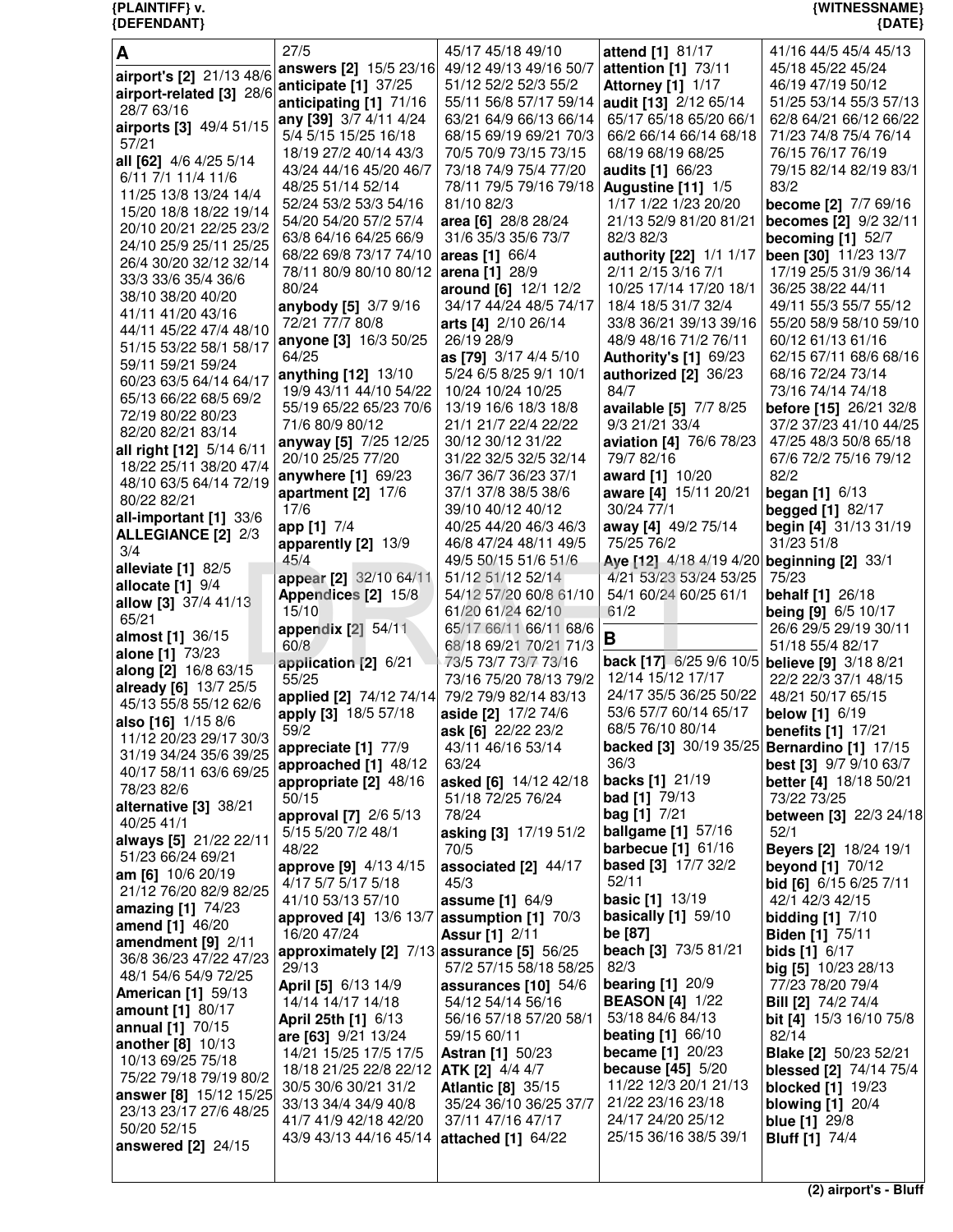**A**

**airport's [2]** 21/13 48/6
**airport-related [3]** 28/6 28/7 63/16
**airports [3]** 49/4 51/15 57/21
**all [62]** 4/6 4/25 5/14 6/11 7/1 11/4 11/6 11/25 13/8 13/24 14/4 15/20 18/8 18/22 19/14 20/10 20/21 22/25 23/2 24/10 25/9 25/11 25/25 26/4 30/20 32/12 32/14 33/3 33/6 35/4 36/6 38/10 38/20 40/20 41/11 41/20 43/16 44/11 45/22 47/4 48/10 51/15 53/22 58/1 58/17 59/11 59/21 59/24 60/23 63/5 64/14 64/17 65/13 66/22 68/5 69/2 72/19 80/22 80/23 82/20 82/21 83/14
**all right [12]** 5/14 6/11 18/22 25/11 38/20 47/4 48/10 63/5 64/14 72/19 80/22 82/21
**all-important [1]** 33/6
**ALLEGIANCE [2]** 2/3 3/4
**alleviate [1]** 82/5
**allocate [1]** 9/4
**allow [3]** 37/4 41/13 65/21
**almost [1]** 36/15
**alone [1]** 73/23
**along [2]** 16/8 63/15
**already [6]** 13/7 25/5 45/13 55/8 55/12 62/6
**also [16]** 1/15 8/6 11/12 20/23 29/17 30/3 31/19 34/24 35/6 39/25 40/17 58/11 63/6 69/25 78/23 82/6
**alternative [3]** 38/21 40/25 41/1
**always [5]** 21/22 22/11 51/23 66/24 69/21
**am [6]** 10/6 20/19 21/12 76/20 82/9 82/25
**amazing [1]** 74/23
**amend [1]** 46/20
**amendment [9]** 2/11 36/8 36/23 47/22 47/23 48/1 54/6 54/9 72/25
**American [1]** 59/13
**amount [1]** 80/17
**annual [1]** 70/15
**another [8]** 10/13 10/13 69/25 75/18 75/22 79/18 79/19 80/2
**answer [8]** 15/12 15/25 23/13 23/17 27/6 48/25 50/20 52/15
**answered [2]** 24/15 27/5
**answers [2]** 15/5 23/16
**anticipate [1]** 37/25
**anticipating [1]** 71/16
**any [39]** 3/7 4/11 4/24 5/4 5/15 15/25 16/18 18/19 27/2 40/14 43/3 43/24 44/16 45/20 46/7 48/25 51/14 52/14 52/24 53/2 53/3 54/16 54/20 54/20 57/2 57/4 63/8 64/16 64/25 66/9 68/22 69/8 73/17 74/10 78/11 80/9 80/10 80/12 80/24
**anybody [5]** 3/7 9/16 72/21 77/7 80/8
**anyone [3]** 16/3 50/25 64/25
**anything [12]** 13/10 19/9 43/11 44/10 54/22 55/19 65/22 65/23 70/6 71/6 80/9 80/12
**anyway [5]** 7/25 12/25 20/10 25/25 77/20
**anywhere [1]** 69/23
**apartment [2]** 17/6 17/6
**app [1]** 7/4
**apparently [2]** 13/9 45/4
**appear [2]** 32/10 64/11
**Appendices [2]** 15/8 15/10
**appendix [2]** 54/11 60/8
**application [2]** 6/21 55/25
**applied [2]** 74/12 74/14
**apply [3]** 18/5 57/18 59/2
**appreciate [1]** 77/9
**approached [1]** 48/12
**appropriate [2]** 48/16 50/15
**approval [7]** 2/6 5/13 5/15 5/20 7/2 48/1 48/22
**approve [9]** 4/13 4/15 4/17 5/7 5/17 5/18 41/10 53/13 57/10
**approved [4]** 13/6 13/7 16/20 47/24
**approximately [2]** 7/13 29/13
**April [5]** 6/13 14/9 14/14 14/17 14/18
**April 25th [1]** 6/13
**are [63]** 9/21 13/24 14/21 15/25 17/5 17/5 18/18 21/25 22/8 22/12 30/5 30/6 30/21 31/2 33/13 34/4 34/9 40/8 41/7 41/9 42/18 42/20 43/9 43/13 44/16 45/14 45/17 45/18 49/10 49/12 49/13 49/16 50/7 51/12 52/2 52/3 55/2 55/11 56/8 57/17 59/14 63/21 64/9 66/13 66/14 68/15 69/19 69/21 70/3 70/5 70/9 73/15 73/15 73/18 74/9 75/4 77/20 78/11 79/5 79/16 79/18 81/10 82/3
**area [6]** 28/8 28/24 31/6 35/3 35/6 73/7
**areas [1]** 66/4
**arena [1]** 28/9
**around [6]** 12/1 12/2 34/17 44/24 48/5 74/17
**arts [4]** 2/10 26/14 26/19 28/9
**as [79]** 3/17 4/4 5/10 5/24 6/5 8/25 9/1 10/1 10/24 10/24 10/25 13/19 16/6 18/3 18/8 21/1 21/7 22/4 22/22 30/12 30/12 31/22 31/22 32/5 32/5 32/14 36/7 36/7 36/23 37/1 37/1 37/8 38/5 38/6 39/10 40/12 40/12 40/25 44/20 46/3 46/3 46/8 47/24 48/11 49/5 49/5 50/15 51/6 51/6 51/12 51/12 52/14 54/12 57/20 60/8 61/10 61/20 61/24 62/10 65/17 66/11 66/11 68/6 68/18 69/21 70/21 71/3 73/5 73/7 73/7 73/16 73/16 75/20 78/13 79/2 79/2 79/9 82/14 83/13
**aside [2]** 17/2 74/6
**ask [6]** 22/22 23/2 43/11 46/16 53/14 63/24
**asked [6]** 14/12 42/18 51/18 72/25 76/24 78/24
**asking [3]** 17/19 51/2 70/5
**associated [2]** 44/17 45/3
**assume [1]** 64/9
**assumption [1]** 70/3
**Assur [1]** 2/11
**assurance [5]** 56/25 57/2 57/15 58/18 58/25
**assurances [10]** 54/6 54/12 54/14 56/16 56/56 57/18 57/20 58/1 59/15 60/11
**Astran [1]** 50/23
**ATK [2]** 4/4 4/7
**Atlantic [8]** 35/15 35/24 36/10 36/25 37/7 37/11 47/16 47/17
**attached [1]** 64/22
**attend [1]** 81/17
**attention [1]** 73/11
**Attorney [1]** 1/17
**audit [13]** 2/12 65/14 65/17 65/18 65/20 66/1 66/2 66/14 66/14 68/18 68/19 68/19 68/25
**audits [1]** 66/23
**Augustine [11]** 1/5 1/17 1/22 1/23 20/20 21/13 52/9 81/20 81/21 82/3 82/3
**authority [22]** 1/1 1/17 2/11 2/15 3/16 7/1 10/25 17/14 17/20 18/1 18/4 18/5 31/7 32/4 33/8 36/21 39/13 39/16 48/9 48/16 71/2 76/11
**Authority's [1]** 69/23
**authorized [2]** 36/23 84/7
**available [5]** 7/7 8/25 9/3 21/21 33/4
**aviation [4]** 76/6 78/23 79/7 82/16
**award [1]** 10/20
**aware [4]** 15/11 20/21 30/24 77/1
**away [4]** 49/2 75/14 75/25 76/2
**Aye [12]** 4/18 4/19 4/20 4/21 53/23 53/24 53/25 54/1 60/24 60/25 61/1 61/2

**B**

**back [17]** 6/25 9/6 10/5 12/14 15/12 17/17 24/17 35/5 36/25 50/22 53/6 57/7 60/14 65/17 68/5 76/10 80/14
**backed [3]** 30/19 35/25 36/3
**backs [1]** 21/19
**bad [1]** 79/13
**bag [1]** 7/21
**ballgame [1]** 57/16
**barbecue [1]** 61/16
**based [3]** 17/7 32/2 52/11
**basic [1]** 13/19
**basically [1]** 59/10
**be [87]**
**beach [3]** 73/5 81/21 82/3
**bearing [1]** 20/9
**BEASON [4]** 1/22 53/18 84/6 84/13
**beating [1]** 66/10
**became [1]** 20/23
**because [45]** 5/20 11/22 12/3 20/1 21/13 21/22 22/16 23/18 24/17 24/20 25/12 25/15 36/16 38/5 39/1 41/16 44/5 45/4 45/13 45/18 45/22 45/24 46/19 47/19 50/12 51/25 53/14 55/3 57/13 62/8 64/21 66/12 66/22 71/23 74/8 75/4 76/14 76/15 76/17 76/19 79/15 82/14 82/19 83/1 83/2
**become [2]** 7/7 69/16
**becomes [2]** 9/2 32/11
**becoming [1]** 52/7
**been [30]** 11/23 13/7 17/19 25/5 31/9 36/14 36/25 38/22 44/11 49/11 55/3 55/7 55/12 55/20 58/9 58/10 59/10 60/12 61/13 61/16 62/15 67/11 68/6 68/16 68/16 72/24 73/14 73/16 74/14 74/18
**before [15]** 26/21 32/8 37/2 37/23 41/10 44/25 47/25 48/3 50/8 65/18 67/6 72/2 75/16 79/12 82/2
**began [1]** 6/13
**begged [1]** 82/17
**begin [4]** 31/13 31/19 31/23 51/8
**beginning [2]** 33/1 75/23
**behalf [1]** 26/18
**being [9]** 6/5 10/17 26/6 29/5 29/19 30/11 51/18 55/4 82/17
**believe [9]** 3/18 8/21 22/2 22/3 37/1 48/15 48/21 50/17 65/15
**below [1]** 6/19
**benefits [1]** 17/21
**Bernardino [1]** 17/15
**best [3]** 9/7 9/10 63/7
**better [4]** 18/18 50/21 73/22 73/25
**between [3]** 22/3 24/18 52/1
**Beyers [2]** 18/24 19/1
**beyond [1]** 70/12
**bid [6]** 6/15 6/25 7/11 42/1 42/3 42/15
**bidding [1]** 7/10
**Biden [1]** 75/11
**bids [1]** 6/17
**big [5]** 10/23 28/13 77/23 78/20 79/4
**Bill [2]** 74/2 74/4
**bit [4]** 15/3 16/10 75/8 82/14
**Blake [2]** 50/23 52/21
**blessed [2]** 74/14 75/4
**blocked [1]** 19/23
**blowing [1]** 20/4
**blue [1]** 29/8
**Bluff [1]** 74/4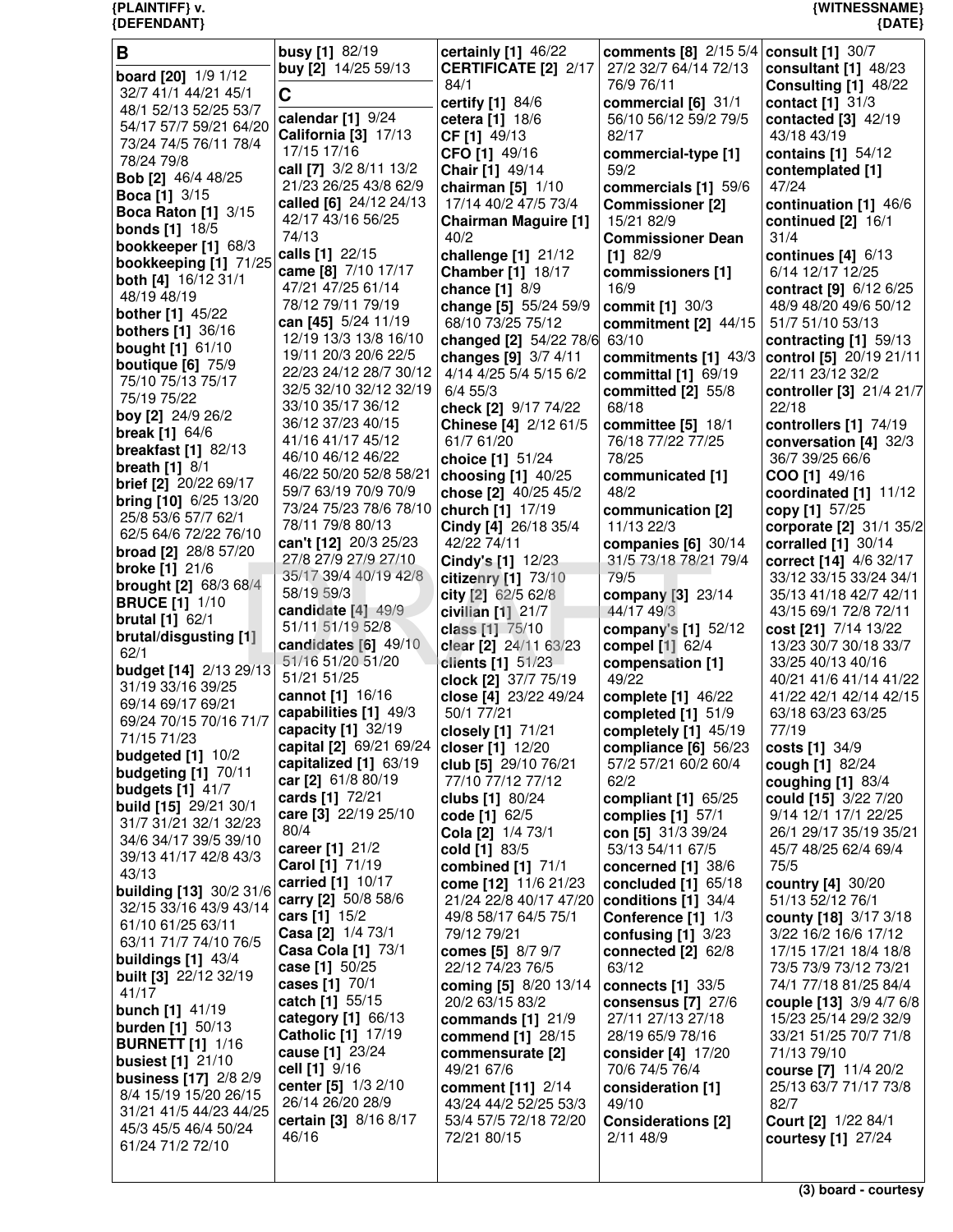**B**

**board [20]** 1/9 1/12 32/7 41/1 44/21 45/1 48/1 52/13 52/25 53/7 54/17 57/7 59/21 64/20 73/24 74/5 76/11 78/4 78/24 79/8
**Bob [2]** 46/4 48/25
**Boca [1]** 3/15
**Boca Raton [1]** 3/15
**bonds [1]** 18/5
**bookkeeper [1]** 68/3
**bookkeeping [1]** 71/25
**both [4]** 16/12 31/1 48/19 48/19
**bother [1]** 45/22
**bothers [1]** 36/16
**bought [1]** 61/10
**boutique [6]** 75/9 75/10 75/13 75/17 75/19 75/22
**boy [2]** 24/9 26/2
**break [1]** 64/6
**breakfast [1]** 82/13
**breath [1]** 8/1
**brief [2]** 20/22 69/17
**bring [10]** 6/25 13/20 25/8 53/6 57/7 62/1 62/5 64/6 72/22 76/10
**broad [2]** 28/8 57/20
**broke [1]** 21/6
**brought [2]** 68/3 68/4
**BRUCE [1]** 1/10
**brutal [1]** 62/1
**brutal/disgusting [1]** 62/1
**budget [14]** 2/13 29/13 31/19 33/16 39/25 69/14 69/17 69/21 69/24 70/15 70/16 71/7 71/15 71/23
**budgeted [1]** 10/2
**budgeting [1]** 70/11
**budgets [1]** 41/7
**build [15]** 29/21 30/1 31/7 31/21 32/1 32/23 34/6 34/17 39/5 39/10 39/13 41/17 42/8 43/3 43/13
**building [13]** 30/2 31/6 32/15 33/16 43/9 43/14 61/10 61/25 63/11 63/11 71/7 74/10 76/5
**buildings [1]** 43/4
**built [3]** 22/12 32/19 41/17
**bunch [1]** 41/19
**burden [1]** 50/13
**BURNETT [1]** 1/16
**busiest [1]** 21/10
**business [17]** 2/8 2/9 8/4 15/19 15/20 26/15 31/21 41/5 44/23 44/25 45/3 45/5 46/4 50/24 61/24 71/2 72/10
**busy [1]** 82/19
**buy [2]** 14/25 59/13

**C**

**calendar [1]** 9/24
**California [3]** 17/13 17/15 17/16
**call [7]** 3/2 8/11 13/2 21/23 26/25 43/8 62/9
**called [6]** 24/12 24/13 42/17 43/16 56/25 74/13
**calls [1]** 22/15
**came [8]** 7/10 17/17 47/21 47/25 61/14 78/12 79/11 79/19
**can [45]** 5/24 11/19 12/19 13/3 13/8 16/10 19/11 20/3 20/6 22/5 22/23 24/12 28/7 30/12 32/5 32/10 32/12 32/19 33/10 35/17 36/12 36/12 37/23 40/15 41/16 41/17 45/12 46/10 46/12 46/22 46/22 50/20 52/8 58/21 59/7 63/19 70/9 70/9 73/24 75/23 78/6 78/10 78/11 79/8 80/13
**can't [12]** 20/3 25/23 27/8 27/9 27/9 27/10 35/17 39/4 40/19 42/8 58/19 59/3
**candidate [4]** 49/9 51/11 51/19 52/8
**candidates [6]** 49/10 51/16 51/20 51/20 51/21 51/25
**cannot [1]** 16/16
**capabilities [1]** 49/3
**capacity [1]** 32/19
**capital [2]** 69/21 69/24
**capitalized [1]** 63/19
**car [2]** 61/8 80/19
**cards [1]** 72/21
**care [3]** 22/19 25/10 80/4
**career [1]** 21/2
**Carol [1]** 71/19
**carried [1]** 10/17
**carry [2]** 50/8 58/6
**cars [1]** 15/2
**Casa [2]** 1/4 73/1
**Casa Cola [1]** 73/1
**case [1]** 50/25
**cases [1]** 70/1
**catch [1]** 55/15
**category [1]** 66/13
**Catholic [1]** 17/19
**cause [1]** 23/24
**cell [1]** 9/16
**center [5]** 1/3 2/10 26/14 26/20 28/9
**certain [3]** 8/16 8/17 46/16
**certainly [1]** 46/22
**CERTIFICATE [2]** 2/17 84/1
**certify [1]** 84/6
**cetera [1]** 18/6
**CF [1]** 49/13
**CFO [1]** 49/16
**Chair [1]** 49/14
**chairman [5]** 1/10 17/14 40/2 47/5 73/4
**Chairman Maguire [1]** 40/2
**challenge [1]** 21/12
**Chamber [1]** 18/17
**chance [1]** 8/9
**change [5]** 55/24 59/9 68/10 73/25 75/12
**changed [2]** 54/22 78/6
**changes [9]** 3/7 4/11 4/14 4/25 5/4 5/15 6/2 6/4 55/3
**check [2]** 9/17 74/22
**Chinese [4]** 2/12 61/5 61/7 61/20
**choice [1]** 51/24
**choosing [1]** 40/25
**chose [2]** 40/25 45/2
**church [1]** 17/19
**Cindy [4]** 26/18 35/4 42/22 74/11
**Cindy's [1]** 12/23
**citizenry [1]** 73/10
**city [2]** 62/5 62/8
**civilian [1]** 21/7
**class [1]** 75/10
**clear [2]** 24/11 63/23
**clients [1]** 51/23
**clock [2]** 37/7 75/19
**close [4]** 23/22 49/24 50/1 77/21
**closely [1]** 71/21
**closer [1]** 12/20
**club [5]** 29/10 76/21 77/10 77/12 77/12
**clubs [1]** 80/24
**code [1]** 62/5
**Cola [2]** 1/4 73/1
**cold [1]** 83/5
**combined [1]** 71/1
**come [12]** 11/6 21/23 21/24 22/8 40/17 47/20 49/8 58/17 64/5 75/1 79/12 79/21
**comes [5]** 8/7 9/7 22/12 74/23 76/5
**coming [5]** 8/20 13/14 20/2 63/15 83/2
**commands [1]** 21/9
**commend [1]** 28/15
**commensurate [2]** 49/21 67/6
**comment [11]** 2/14 43/24 44/2 52/25 53/3 53/4 57/5 72/18 72/20 72/21 80/15
**comments [8]** 2/15 5/4 27/2 32/7 64/14 72/13 76/9 76/11
**commercial [6]** 31/1 56/10 56/12 59/2 79/5 82/17
**commercial-type [1]** 59/2
**commercials [1]** 59/6
**Commissioner [2]** 15/21 82/9
**Commissioner Dean [1]** 82/9
**commissioners [1]** 16/9
**commit [1]** 30/3
**commitment [2]** 44/15 63/10
**commitments [1]** 43/3
**committal [1]** 69/19
**committed [2]** 55/8 68/18
**committee [5]** 18/1 76/18 77/22 77/25 78/25
**communicated [1]** 48/2
**communication [2]** 11/13 22/3
**companies [6]** 30/14 31/5 73/18 78/21 79/4 79/5
**company [3]** 23/14 44/17 49/3
**company's [1]** 52/12
**compel [1]** 62/4
**compensation [1]** 49/22
**complete [1]** 46/22
**completed [1]** 51/9
**completely [1]** 45/19
**compliance [6]** 56/23 57/2 57/21 60/2 60/4 62/2
**compliant [1]** 65/25
**complies [1]** 57/1
**con [5]** 31/3 39/24 53/13 54/11 67/5
**concerned [1]** 38/6
**concluded [1]** 65/18
**conditions [1]** 34/4
**Conference [1]** 1/3
**confusing [1]** 3/23
**connected [2]** 62/8 63/12
**connects [1]** 33/5
**consensus [7]** 27/6 27/11 27/13 27/18 28/19 65/9 78/16
**consider [4]** 17/20 70/6 74/5 76/4
**consideration [1]** 49/10
**Considerations [2]** 2/11 48/9
**consult [1]** 30/7
**consultant [1]** 48/23
**Consulting [1]** 48/22
**contact [1]** 31/3
**contacted [3]** 42/19 43/18 43/19
**contains [1]** 54/12
**contemplated [1]** 47/24
**continuation [1]** 46/6
**continued [2]** 16/1 31/4
**continues [4]** 6/13 6/14 12/17 12/25
**contract [9]** 6/12 6/25 48/9 48/20 49/6 50/12 51/7 51/10 53/13
**contracting [1]** 59/13
**control [5]** 20/19 21/11 22/11 23/12 32/2
**controller [3]** 21/4 21/7 22/18
**controllers [1]** 74/19
**conversation [4]** 32/3 36/7 39/25 66/6
**COO [1]** 49/16
**coordinated [1]** 11/12
**copy [1]** 57/25
**corporate [2]** 31/1 35/2
**corralled [1]** 30/14
**correct [14]** 4/6 32/17 33/12 33/15 33/24 34/1 35/13 41/18 42/7 42/11 43/15 69/1 72/8 72/11
**cost [21]** 7/14 13/22 13/23 30/7 30/18 33/7 33/25 40/13 40/16 40/21 41/6 41/14 41/22 41/22 42/1 42/14 42/15 63/18 63/23 63/25 77/19
**costs [1]** 34/9
**cough [1]** 82/24
**coughing [1]** 83/4
**could [15]** 3/22 7/20 9/14 12/1 17/1 22/25 26/1 29/17 35/19 35/21 45/7 48/25 62/4 69/4 75/5
**country [4]** 30/20 51/13 52/12 76/1
**county [18]** 3/17 3/18 3/22 16/2 16/6 17/12 17/15 17/21 18/4 18/8 73/5 73/9 73/12 73/21 74/1 77/18 81/25 84/4
**couple [13]** 3/9 4/7 6/8 15/23 25/14 29/2 32/9 33/21 51/25 70/7 71/8 71/13 79/10
**course [7]** 11/4 20/2 25/13 63/7 71/17 73/8 82/7
**Court [2]** 1/22 84/1
**courtesy [1]** 27/24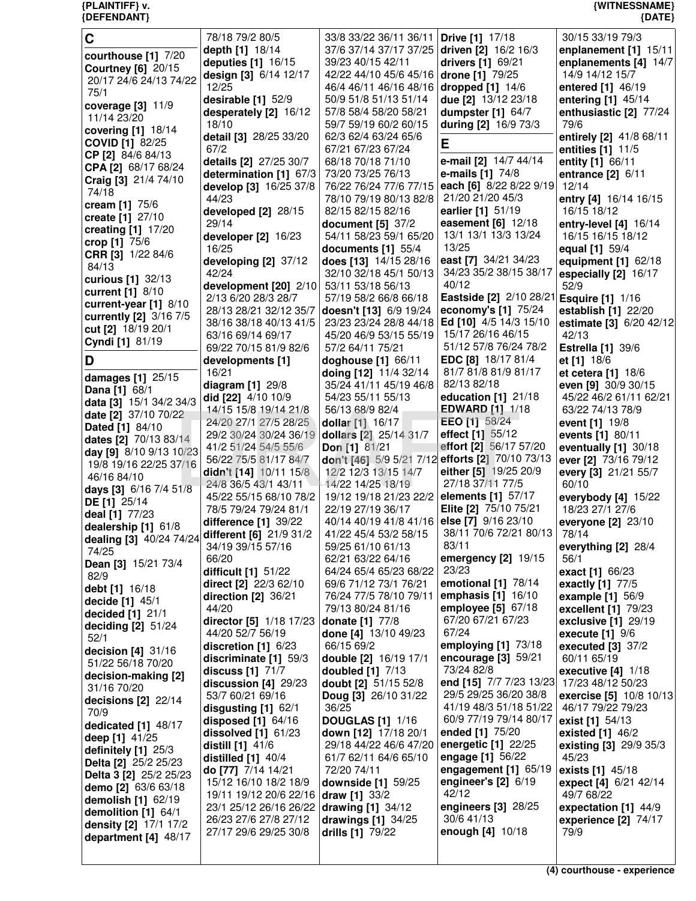## C

**courthouse [1]** 7/20
**Courtney [6]** 20/15 20/17 24/6 24/13 74/22 75/1
**coverage [3]** 11/9 11/14 23/20
**covering [1]** 18/14
**COVID [1]** 82/25
**CP [2]** 84/6 84/13
**CPA [2]** 68/17 68/24
**Craig [3]** 21/4 74/10 74/18
**cream [1]** 75/6
**create [1]** 27/10
**creating [1]** 17/20
**crop [1]** 75/6
**CRR [3]** 1/22 84/6 84/13
**curious [1]** 32/13
**current [1]** 8/10
**current-year [1]** 8/10
**currently [2]** 3/16 7/5
**cut [2]** 18/19 20/1
**Cyndi [1]** 81/19

## D

**damages [1]** 25/15
**Dana [1]** 68/1
**data [3]** 15/1 34/2 34/3
**date [2]** 37/10 70/22
**Dated [1]** 84/10
**dates [2]** 70/13 83/14
**day [9]** 8/10 9/13 10/23 19/8 19/16 22/25 37/16 46/16 84/10
**days [3]** 6/16 7/4 51/8
**DE [1]** 25/14
**deal [1]** 77/23
**dealership [1]** 61/8
**dealing [3]** 40/24 74/24 74/25
**Dean [3]** 15/21 73/4 82/9
**debt [1]** 16/18
**decide [1]** 45/1
**decided [1]** 21/1
**deciding [2]** 51/24 52/1
**decision [4]** 31/16 51/22 56/18 70/20
**decision-making [2]** 31/16 70/20
**decisions [2]** 22/14 70/9
**dedicated [1]** 48/17
**deep [1]** 41/25
**definitely [1]** 25/3
**Delta [2]** 25/2 25/23
**Delta 3 [2]** 25/2 25/23
**demo [2]** 63/6 63/18
**demolish [1]** 62/19
**demolition [1]** 64/1
**density [2]** 17/1 17/2
**department [4]** 48/17 78/18 79/2 80/5
**depth [1]** 18/14
**deputies [1]** 16/15
**design [3]** 6/14 12/17 12/25
**desirable [1]** 52/9
**desperately [2]** 16/12 18/10
**detail [3]** 28/25 33/20 67/2
**details [2]** 27/25 30/7
**determination [1]** 67/3
**develop [3]** 16/25 37/8 44/23
**developed [2]** 28/15 29/14
**developer [2]** 16/23 16/25
**developing [2]** 37/12 42/24
**development [20]** 2/10 2/13 6/20 28/3 28/7 28/13 28/21 32/12 35/7 38/16 38/18 40/13 41/5 63/16 69/14 69/17 69/22 70/15 81/9 82/6
**developments [1]** 16/21
**diagram [1]** 29/8
**did [22]** 4/10 10/9 14/15 15/8 19/14 21/8 24/20 27/1 27/5 28/25 29/2 30/24 30/24 36/19 41/2 51/24 54/5 55/6 56/22 75/5 81/17 84/7
**didn't [14]** 10/11 15/8 24/8 36/5 43/1 43/11 45/22 55/15 68/10 78/2 78/5 79/24 79/24 81/1
**difference [1]** 39/22
**different [6]** 21/9 31/2 34/19 39/15 57/16 66/20
**difficult [1]** 51/22
**direct [2]** 22/3 62/10
**direction [2]** 36/21 44/20
**director [5]** 1/18 17/23 44/20 52/7 56/19
**discretion [1]** 6/23
**discriminate [1]** 59/3
**discuss [1]** 71/7
**discussion [4]** 29/23 53/7 60/21 69/16
**disgusting [1]** 62/1
**disposed [1]** 64/16
**dissolved [1]** 61/23
**distill [1]** 41/6
**distilled [1]** 40/4
**do [77]** 7/14 14/21 15/12 16/10 18/2 18/9 19/11 19/12 20/6 22/16 23/1 25/12 26/16 26/22 26/23 27/6 27/8 27/12 27/17 29/6 29/25 30/8 30/15 33/19 79/3 33/8 33/22 36/11 36/11 37/6 37/14 37/17 37/25 39/23 40/15 42/11 42/22 44/10 45/6 45/16 46/4 46/11 46/16 48/16 50/9 51/8 51/13 51/14 57/8 58/4 58/20 58/21 59/7 59/19 60/2 60/15 62/3 62/4 63/24 65/6 67/21 67/23 67/24 68/18 70/18 71/10 73/20 73/25 76/13 76/22 76/24 77/6 77/15 78/10 79/19 80/13 82/8 82/15 82/15 82/16
**document [5]** 37/2 54/11 58/23 59/1 65/20
**documents [1]** 55/4
**does [13]** 14/15 28/16 32/10 32/18 45/1 50/13 53/11 53/18 56/13 57/19 58/2 66/8 66/18
**doesn't [13]** 6/9 19/24 23/23 23/24 28/8 44/18 45/20 46/9 53/15 55/19 57/2 64/11 75/21
**doghouse [1]** 66/11
**doing [12]** 11/4 32/14 35/24 41/11 45/19 46/8 54/23 55/11 55/13 56/13 68/9 82/4
**dollar [1]** 16/17
**dollars [2]** 25/14 31/7
**Don [1]** 81/21
**don't [46]** 5/9 5/21 7/12 12/2 12/3 13/15 14/7 14/22 14/25 18/19 19/12 19/18 21/23 22/2 22/19 27/19 36/17 40/14 40/19 41/8 41/16 41/22 45/4 53/2 58/15 59/25 61/10 61/13 62/21 63/22 64/16 64/24 65/4 65/23 68/22 69/6 71/12 73/1 76/21 76/24 77/5 78/10 79/11 79/13 80/24 81/16
**donate [1]** 77/8
**done [4]** 13/10 49/23 66/15 69/2
**double [2]** 16/19 17/1
**doubled [1]** 7/13
**doubt [2]** 51/15 52/8
**Doug [3]** 26/10 31/22 36/25
**DOUGLAS [1]** 1/16
**down [12]** 17/18 20/1 29/18 44/22 46/6 47/20 61/7 62/11 64/6 65/10 72/20 74/11
**downside [1]** 59/25
**draw [1]** 33/2
**drawing [1]** 34/12
**drawings [1]** 34/25
**drills [1]** 79/22
**Drive [1]** 17/18
**driven [2]** 16/2 16/3
**drivers [1]** 69/21
**drone [1]** 79/25
**dropped [1]** 14/6
**due [2]** 13/12 23/18
**dumpster [1]** 64/7
**during [2]** 16/9 73/3

## E

**e-mail [2]** 14/7 44/14
**e-mails [1]** 74/8
**each [6]** 8/22 8/22 9/19 21/20 21/20 45/3
**earlier [1]** 51/19
**easement [6]** 12/18 13/1 13/1 13/3 13/24 13/25
**east [7]** 34/21 34/23 34/23 35/2 38/15 38/17 40/12
**Eastside [2]** 2/10 28/21
**economy's [1]** 75/24
**Ed [10]** 4/5 14/3 15/10 15/17 26/16 46/15 51/12 57/8 76/24 78/2
**EDC [8]** 18/17 81/4 81/7 81/8 81/9 81/17 82/13 82/18
**education [1]** 21/18
**EDWARD [1]** 1/18
**EEO [1]** 58/24
**effect [1]** 55/12
**effort [2]** 56/17 57/20
**efforts [2]** 70/10 73/13
**either [5]** 19/25 20/9 27/18 37/11 77/5
**elements [1]** 57/17
**Elite [2]** 75/10 75/21
**else [7]** 9/16 23/10 38/11 70/6 72/21 80/13 83/11
**emergency [2]** 19/15 23/23
**emotional [1]** 78/14
**emphasis [1]** 16/10
**employee [5]** 67/18 67/20 67/21 67/23 67/24
**employing [1]** 73/18
**encourage [3]** 59/21 73/24 82/8
**end [15]** 7/7 7/23 13/23 29/5 29/25 36/20 38/8 41/19 48/3 51/18 51/22 60/9 77/19 79/14 80/17
**ended [1]** 75/20
**energetic [1]** 22/25
**engage [1]** 56/22
**engagement [1]** 65/19
**engineer's [2]** 6/19 42/12
**engineers [3]** 28/25 30/6 41/13
**enough [4]** 10/18
**enplanement [1]** 15/11
**enplanements [4]** 14/7 14/9 14/12 15/7
**entered [1]** 46/19
**entering [1]** 45/14
**enthusiastic [2]** 77/24 79/6
**entirely [2]** 41/8 68/11
**entities [1]** 11/5
**entity [1]** 66/11
**entrance [2]** 6/11 12/14
**entry [4]** 16/14 16/15 16/15 18/12
**entry-level [4]** 16/14 16/15 16/15 18/12
**equal [1]** 59/4
**equipment [1]** 62/18
**especially [2]** 16/17 52/9
**Esquire [1]** 1/16
**establish [1]** 22/20
**estimate [3]** 6/20 42/12 42/13
**Estrella [1]** 39/6
**et [1]** 18/6
**et cetera [1]** 18/6
**even [9]** 30/9 30/15 45/22 46/2 61/11 62/21 63/22 74/13 78/9
**event [1]** 19/8
**events [1]** 80/11
**eventually [1]** 30/18
**ever [2]** 73/16 79/12
**every [3]** 21/21 55/7 60/10
**everybody [4]** 15/22 18/23 27/1 27/6
**everyone [2]** 23/10 78/14
**everything [2]** 28/4 56/1
**exact [1]** 66/23
**exactly [1]** 77/5
**example [1]** 56/9
**excellent [1]** 79/23
**exclusive [1]** 29/19
**execute [1]** 9/6
**executed [3]** 37/2 60/11 65/19
**executive [4]** 1/18 17/23 48/12 50/23
**exercise [5]** 10/8 10/13 46/17 79/22 79/23
**exist [1]** 54/13
**existed [1]** 46/2
**existing [3]** 29/9 35/3 45/23
**exists [1]** 45/18
**expect [4]** 6/21 42/14 49/7 68/22
**expectation [1]** 44/9
**experience [2]** 74/17 79/9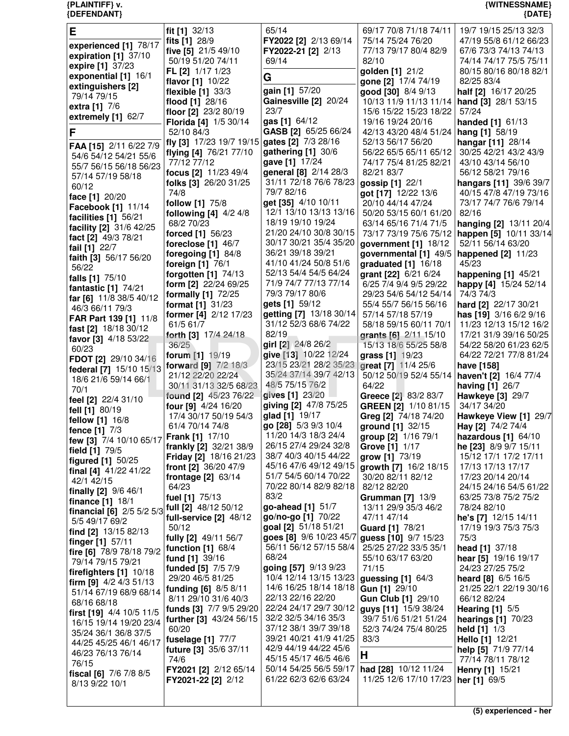**E**

**experienced [1]** 78/17
**expiration [1]** 37/10
**expire [1]** 37/23
**exponential [1]** 16/1
**extinguishers [2]** 79/14 79/15
**extra [1]** 7/6
**extremely [1]** 62/7

**F**

**FAA [15]** 2/11 6/22 7/9 54/6 54/12 54/21 55/6 55/7 56/15 56/18 56/23 57/14 57/19 58/18 60/12
**face [1]** 20/20
**Facebook [1]** 11/14
**facilities [1]** 56/21
**facility [2]** 31/6 42/25
**fact [2]** 49/3 78/21
**fail [1]** 22/7
**faith [3]** 56/17 56/20 56/22
**falls [1]** 75/10
**fantastic [1]** 74/21
**far [6]** 11/8 38/5 40/12 46/3 66/11 79/3
**FAR Part 139 [1]** 11/8
**fast [2]** 18/18 30/12
**favor [3]** 4/18 53/22 60/23
**FDOT [2]** 29/10 34/16
**federal [7]** 15/10 15/13 18/6 21/6 59/14 66/1 70/1
**feel [2]** 22/4 31/10
**fell [1]** 80/19
**fellow [1]** 16/8
**fence [1]** 7/3
**few [3]** 7/4 10/10 65/17
**field [1]** 79/5
**figured [1]** 50/25
**final [4]** 41/22 41/22 42/1 42/15
**finally [2]** 9/6 46/1
**finance [1]** 18/1
**financial [6]** 2/5 5/2 5/3 5/5 49/17 69/2
**find [2]** 13/15 82/13
**finger [1]** 57/11
**fire [6]** 78/9 78/18 79/2 79/14 79/15 79/21
**firefighters [1]** 10/18
**firm [9]** 4/2 4/3 51/13 51/14 67/19 68/9 68/14 68/16 68/18
**first [19]** 4/4 10/5 11/5 16/15 19/14 19/20 23/4 35/24 36/1 36/8 37/5 44/25 45/25 46/1 46/17 46/23 76/13 76/14 76/15
**fiscal [6]** 7/6 7/8 8/5 8/13 9/22 10/1
**fit [1]** 32/13
**fits [1]** 28/9
**five [5]** 21/5 49/10 50/19 51/20 74/11
**FL [2]** 1/17 1/23
**flavor [1]** 10/22
**flexible [1]** 33/3
**flood [1]** 28/16
**floor [2]** 23/2 80/19
**Florida [4]** 1/5 30/14 52/10 84/3
**fly [3]** 17/23 19/7 19/15
**flying [4]** 76/21 77/10 77/12 77/12
**focus [2]** 11/23 49/4
**folks [3]** 26/20 31/25 74/8
**follow [1]** 75/8
**following [4]** 4/2 4/8 68/2 70/23
**forced [1]** 56/23
**foreclose [1]** 46/7
**foregoing [1]** 84/8
**foreign [1]** 76/1
**forgotten [1]** 74/13
**form [2]** 22/24 69/25
**formally [1]** 72/25
**format [1]** 31/23
**former [4]** 2/12 17/23 61/5 61/7
**forth [3]** 17/4 24/18 36/25
**forum [1]** 19/19
**forward [9]** 7/2 18/3 21/12 22/20 22/24 30/11 31/13 32/5 68/23
**found [2]** 45/23 76/22
**four [9]** 4/24 16/20 17/4 30/17 50/19 54/3 61/4 70/14 74/8
**Frank [1]** 17/10
**frankly [2]** 32/21 38/9
**Friday [2]** 18/16 21/23
**front [2]** 36/20 47/9
**frontage [2]** 63/14 64/23
**fuel [1]** 75/13
**full [2]** 48/12 50/12
**full-service [2]** 48/12 50/12
**fully [2]** 49/11 56/7
**function [1]** 68/4
**fund [1]** 39/16
**funded [5]** 7/5 7/9 29/20 46/5 81/25
**funding [6]** 8/5 8/11 8/11 29/10 31/6 40/3
**funds [3]** 7/7 9/5 29/20
**further [3]** 43/24 56/15 60/20
**fuselage [1]** 77/7
**future [3]** 35/6 37/11 74/6
**FY2021 [2]** 2/12 65/14
**FY2021-22 [2]** 2/12 65/14
**FY2022 [2]** 2/13 69/14
**FY2022-21 [2]** 2/13 69/14

**G**

**gain [1]** 57/20
**Gainesville [2]** 20/24 23/7
**gas [1]** 64/12
**GASB [2]** 65/25 66/24
**gates [2]** 7/3 28/16
**gathering [1]** 30/6
**gave [1]** 17/24
**general [8]** 2/14 28/3 31/11 72/18 76/6 78/23 79/7 82/16
**get [35]** 4/10 10/11 12/1 13/10 13/13 13/16 18/19 19/10 19/24 21/20 24/10 30/8 30/15 30/17 30/21 35/4 35/20 36/21 39/18 39/21 41/10 41/24 50/8 51/6 52/13 54/4 54/5 64/24 71/9 74/7 77/13 77/14 79/3 79/17 80/6
**gets [1]** 59/12
**getting [7]** 13/18 30/14 31/12 52/3 68/6 74/22 82/19
**girl [2]** 24/8 26/2
**give [13]** 10/22 12/24 23/15 23/21 28/2 35/23 35/24 37/14 39/7 42/13 48/5 75/15 76/2
**gives [1]** 23/20
**giving [2]** 47/8 75/25
**glad [1]** 19/17
**go [28]** 5/3 9/3 10/4 11/20 14/3 18/3 24/4 26/15 27/4 29/24 32/8 38/7 40/3 40/15 44/22 45/16 47/6 49/12 49/15 51/7 54/5 60/14 70/22 70/22 80/14 82/9 82/18 83/2
**go-ahead [1]** 51/7
**go/no-go [1]** 70/22
**goal [2]** 51/18 51/21
**goes [8]** 9/6 10/23 45/7 56/11 56/12 57/15 58/4 68/24
**going [57]** 9/13 9/23 10/4 12/14 13/15 13/23 14/6 16/25 18/14 18/18 22/13 22/16 22/20 22/24 24/17 29/7 30/12 32/2 32/5 34/16 35/3 37/12 38/1 39/7 39/18 39/21 40/21 41/9 41/25 42/9 44/19 44/22 45/6 45/15 45/17 46/5 46/6 50/14 54/25 56/5 59/17 61/22 62/3 62/6 63/24 69/17 70/8 71/18 74/11 75/14 75/24 76/20 77/13 79/17 80/4 82/9 82/10
**golden [1]** 21/2
**gone [2]** 17/4 74/19
**good [30]** 8/4 9/13 10/13 11/9 11/13 11/14 15/6 15/22 15/23 18/22 19/16 19/24 20/16 42/13 43/20 48/4 51/24 52/13 56/17 56/20 56/22 65/5 65/11 65/12 74/17 75/4 81/25 82/21 82/21 83/7
**gossip [1]** 22/1
**got [17]** 12/22 13/6 20/10 44/14 47/24 50/20 53/15 60/1 61/20 63/14 65/16 71/4 71/5 73/17 73/19 75/6 75/12
**government [1]** 18/12
**governmental [1]** 49/5
**graduated [1]** 16/18
**grant [22]** 6/21 6/24 6/25 7/4 9/4 9/5 29/22 29/23 54/6 54/12 54/14 55/4 55/7 56/15 56/16 57/14 57/18 57/19 58/18 59/15 60/11 70/1
**grants [6]** 2/11 15/10 15/13 18/6 55/25 58/8
**grass [1]** 19/23
**great [7]** 11/4 25/6 50/12 50/19 52/4 55/14 64/22
**Greece [2]** 83/2 83/7
**GREEN [2]** 1/10 81/15
**Greg [2]** 74/18 74/20
**ground [1]** 32/15
**group [2]** 1/16 79/1
**Grove [1]** 1/17
**grow [1]** 73/19
**growth [7]** 16/2 18/15 30/20 82/11 82/12 82/12 82/20
**Grumman [7]** 13/9 13/11 29/9 35/3 46/2 47/11 47/14
**Guard [1]** 78/21
**guess [10]** 9/7 15/23 25/25 27/22 33/5 35/1 55/10 63/17 63/20 71/15
**guessing [1]** 64/3
**Gun [1]** 29/10
**Gun Club [1]** 29/10
**guys [11]** 15/9 38/24 39/7 51/6 51/21 51/24 52/3 74/24 75/4 80/25 83/3

**H**

**had [28]** 10/12 11/24 11/25 12/6 17/10 17/23 19/7 19/15 25/13 32/3 47/19 55/8 61/12 66/23 67/6 73/3 74/13 74/13 74/14 74/17 75/5 75/11 80/15 80/16 80/18 82/1 82/25 83/4
**half [2]** 16/17 20/25
**hand [3]** 28/1 53/15 57/24
**handed [1]** 61/13
**hang [1]** 58/19
**hangar [11]** 28/14 30/25 42/21 43/2 43/9 43/10 43/14 56/10 56/12 58/21 79/16
**hangars [11]** 39/6 39/7 40/15 47/8 47/19 73/16 73/17 74/7 76/6 79/14 82/16
**hanging [2]** 13/11 20/4
**happen [5]** 10/11 33/14 52/11 56/14 63/20
**happened [2]** 11/23 45/23
**happening [1]** 45/21
**happy [4]** 15/24 52/14 74/3 74/3
**hard [2]** 22/17 30/21
**has [19]** 3/16 6/2 9/16 11/23 12/13 15/12 16/2 17/21 31/9 39/16 50/25 54/22 58/20 61/23 62/5 64/22 72/21 77/8 81/24
**have [158]**
**haven't [2]** 16/4 77/4
**having [1]** 26/7
**Hawkeye [3]** 29/7 34/17 34/20
**Hawkeye View [1]** 29/7
**Hay [2]** 74/2 74/4
**hazardous [1]** 64/10
**he [23]** 8/9 9/7 15/11 15/12 17/1 17/2 17/11 17/13 17/13 17/17 17/23 20/14 20/14 24/15 24/16 54/5 61/22 63/25 73/8 75/2 75/2 78/24 82/10
**he's [7]** 12/15 14/11 17/19 19/3 75/3 75/3 75/3
**head [1]** 37/18
**hear [5]** 19/16 19/17 24/23 27/25 75/2
**heard [8]** 6/5 16/5 21/25 22/1 22/19 30/16 66/12 82/24
**Hearing [1]** 5/5
**hearings [1]** 70/23
**held [1]** 1/3
**Hello [1]** 12/21
**help [5]** 71/9 77/14 77/14 78/11 78/12
**Henry [1]** 15/21
**her [1]** 69/5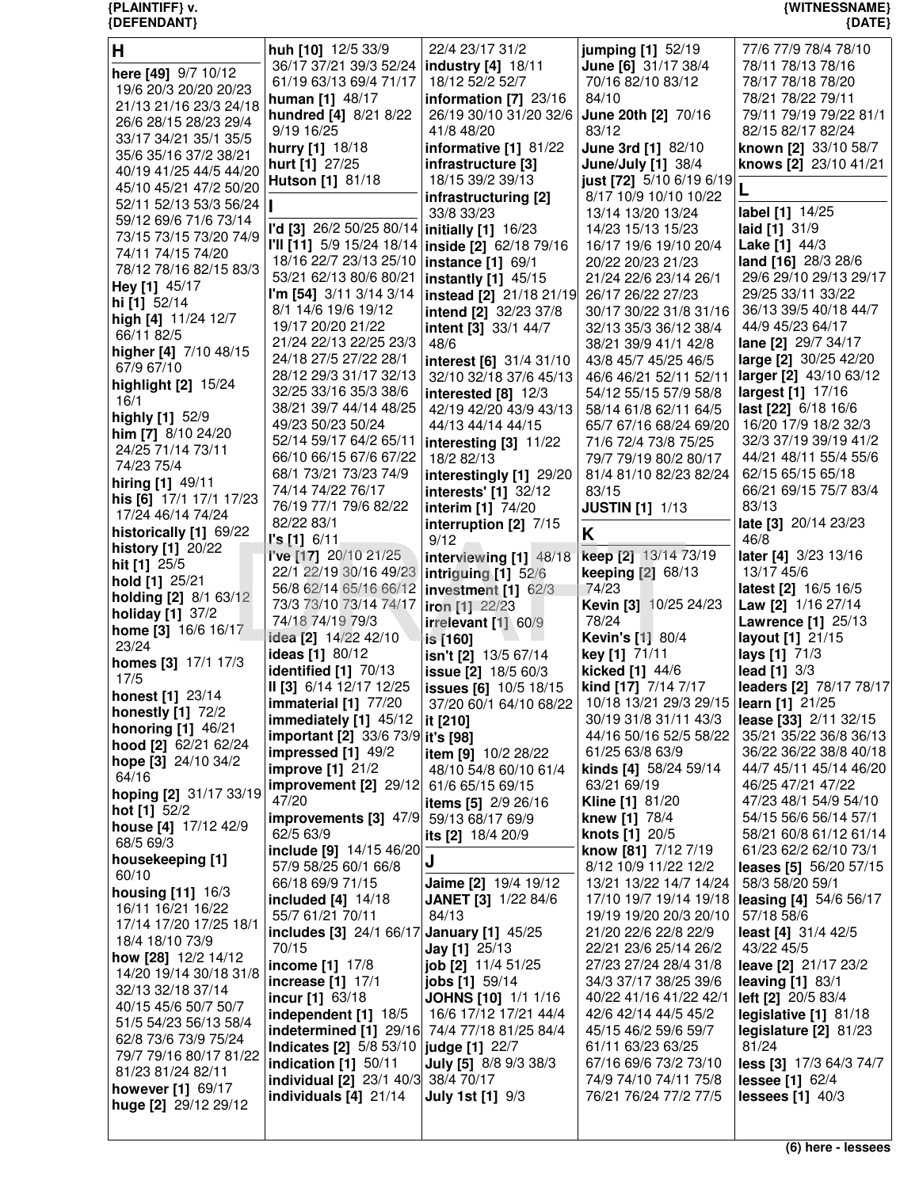**H**

**here [49]** 9/7 10/12 19/6 20/3 20/20 20/23 21/13 21/16 23/3 24/18 26/6 28/15 28/23 29/4 33/17 34/21 35/1 35/5 35/6 35/16 37/2 38/21 40/19 41/25 44/5 44/20 45/10 45/21 47/2 50/20 52/11 52/13 53/3 56/24 59/12 69/6 71/6 73/14 73/15 73/15 73/20 74/9 74/11 74/15 74/20 78/12 78/16 82/15 83/3
**Hey [1]** 45/17
**hi [1]** 52/14
**high [4]** 11/24 12/7 66/11 82/5
**higher [4]** 7/10 48/15 67/9 67/10
**highlight [2]** 15/24 16/1
**highly [1]** 52/9
**him [7]** 8/10 24/20 24/25 71/14 73/11 74/23 75/4
**hiring [1]** 49/11
**his [6]** 17/1 17/1 17/23 17/24 46/14 74/24
**historically [1]** 69/22
**history [1]** 20/22
**hit [1]** 25/5
**hold [1]** 25/21
**holding [2]** 8/1 63/12
**holiday [1]** 37/2
**home [3]** 16/6 16/17 23/24
**homes [3]** 17/1 17/3 17/5
**honest [1]** 23/14
**honestly [1]** 72/2
**honoring [1]** 46/21
**hood [2]** 62/21 62/24
**hope [3]** 24/10 34/2 64/16
**hoping [2]** 31/17 33/19
**hot [1]** 52/2
**house [4]** 17/12 42/9 68/5 69/3
**housekeeping [1]** 60/10
**housing [11]** 16/3 16/11 16/21 16/22 17/14 17/20 17/25 18/1 18/4 18/10 73/9
**how [28]** 12/2 14/12 14/20 19/14 30/18 31/8 32/13 32/18 37/14 40/15 45/6 50/7 50/7 51/5 54/23 56/13 58/4 62/8 73/6 73/9 75/24 79/7 79/16 80/17 81/22 81/23 81/24 82/11
**however [1]** 69/17
**huge [2]** 29/12 29/12
**huh [10]** 12/5 33/9 36/17 37/21 39/3 52/24 61/19 63/13 69/4 71/17
**human [1]** 48/17
**hundred [4]** 8/21 8/22 9/19 16/25
**hurry [1]** 18/18
**hurt [1]** 27/25
**Hutson [1]** 81/18

**I**

**I'd [3]** 26/2 50/25 80/14
**I'll [11]** 5/9 15/24 18/14 18/16 22/7 23/13 25/10 53/21 62/13 80/6 80/21
**I'm [54]** 3/11 3/14 3/14 8/1 14/6 19/6 19/12 19/17 20/20 21/22 21/24 22/13 22/25 23/3 24/18 27/5 27/22 28/1 28/12 29/3 31/17 32/13 32/25 33/16 35/3 38/6 38/21 39/7 44/14 48/25 49/23 50/23 50/24 52/14 59/17 64/2 65/11 66/10 66/15 67/6 67/22 68/1 73/21 73/23 74/9 74/14 74/22 76/17 76/19 77/1 79/6 82/22 82/22 83/1
**I's [1]** 6/11
**I've [17]** 20/10 21/25 22/1 22/19 30/16 49/23 56/8 62/14 65/16 66/12 73/3 73/10 73/14 74/17 74/18 74/19 79/3
**idea [2]** 14/22 42/10
**ideas [1]** 80/12
**identified [1]** 70/13
**II [3]** 6/14 12/17 12/25
**immaterial [1]** 77/20
**immediately [1]** 45/12
**important [2]** 33/6 73/9
**impressed [1]** 49/2
**improve [1]** 21/2
**improvement [2]** 29/12 47/20
**improvements [3]** 47/9 62/5 63/9
**include [9]** 14/15 46/20 57/9 58/25 60/1 66/8 66/18 69/9 71/15
**included [4]** 14/18 55/7 61/21 70/11
**includes [3]** 24/1 66/17 70/15
**income [1]** 17/8
**increase [1]** 17/1
**incur [1]** 63/18
**independent [1]** 18/5
**indetermined [1]** 29/16
**Indicates [2]** 5/8 53/10
**indication [1]** 50/11
**individual [2]** 23/1 40/3
**individuals [4]** 21/14 22/4 23/17 31/2
**industry [4]** 18/11 18/12 52/2 52/7
**information [7]** 23/16 26/19 30/10 31/20 32/6 41/8 48/20
**informative [1]** 81/22
**infrastructure [3]** 18/15 39/2 39/13
**infrastructuring [2]** 33/8 33/23
**initially [1]** 16/23
**inside [2]** 62/18 79/16
**instance [1]** 69/1
**instantly [1]** 45/15
**instead [2]** 21/18 21/19
**intend [2]** 32/23 37/8
**intent [3]** 33/1 44/7 48/6
**interest [6]** 31/4 31/10 32/10 32/18 37/6 45/13
**interested [8]** 12/3 42/19 42/20 43/9 43/13 44/13 44/14 44/15
**interesting [3]** 11/22 18/2 82/13
**interestingly [1]** 29/20
**interests' [1]** 32/12
**interim [1]** 74/20
**interruption [2]** 7/15 9/12
**interviewing [1]** 48/18
**intriguing [1]** 52/6
**investment [1]** 62/3
**iron [1]** 22/23
**irrelevant [1]** 60/9
**is [160]**
**isn't [2]** 13/5 67/14
**issue [2]** 18/5 60/3
**issues [6]** 10/5 18/15 37/20 60/1 64/10 68/22
**it [210]**
**it's [98]**
**item [9]** 10/2 28/22 48/10 54/8 60/10 61/4 61/6 65/15 69/15
**items [5]** 2/9 26/16 59/13 68/17 69/9
**its [2]** 18/4 20/9

**J**

**Jaime [2]** 19/4 19/12
**JANET [3]** 1/22 84/6 84/13
**January [1]** 45/25
**Jay [1]** 25/13
**job [2]** 11/4 51/25
**jobs [1]** 59/14
**JOHNS [10]** 1/1 1/16 16/6 17/12 17/21 44/4 74/4 77/18 81/25 84/4
**judge [1]** 22/7
**July [5]** 8/8 9/3 38/3 38/4 70/17
**July 1st [1]** 9/3
**jumping [1]** 52/19
**June [6]** 31/17 38/4 70/16 82/10 83/12 84/10
**June 20th [2]** 70/16 83/12
**June 3rd [1]** 82/10
**June/July [1]** 38/4
**just [72]** 5/10 6/19 6/19 8/17 10/9 10/10 10/22 13/14 13/20 13/24 14/23 15/13 15/23 16/17 19/6 19/10 20/4 20/22 20/23 21/23 21/24 22/6 23/14 26/1 26/17 26/22 27/23 30/17 30/22 31/8 31/16 32/13 35/3 36/12 38/4 38/21 39/9 41/1 42/8 43/8 45/7 45/25 46/5 46/6 46/21 52/11 52/11 54/12 55/15 57/9 58/8 58/14 61/8 62/11 64/5 65/7 67/16 68/24 69/20 71/6 72/4 73/8 75/25 79/7 79/19 80/2 80/17 81/4 81/10 82/23 82/24 83/15
**JUSTIN [1]** 1/13

**K**

**keep [2]** 13/14 73/19
**keeping [2]** 68/13 74/23
**Kevin [3]** 10/25 24/23 78/24
**Kevin's [1]** 80/4
**key [1]** 71/11
**kicked [1]** 44/6
**kind [17]** 7/14 7/17 10/18 13/21 29/3 29/15 30/19 31/8 31/11 43/3 44/16 50/16 52/5 58/22 61/25 63/8 63/9
**kinds [4]** 58/24 59/14 63/21 69/19
**Kline [1]** 81/20
**knew [1]** 78/4
**knots [1]** 20/5
**know [81]** 7/12 7/19 8/12 10/9 11/22 12/2 13/21 13/22 14/7 14/24 17/10 19/7 19/14 19/18 19/19 19/20 20/3 20/10 21/20 22/6 22/8 22/9 22/21 23/6 25/14 26/2 27/23 27/24 28/4 31/8 34/3 37/17 38/25 39/6 40/22 41/16 41/22 42/1 42/6 42/14 44/5 45/2 45/15 46/2 59/6 59/7 61/11 63/23 63/25 67/16 69/6 73/2 73/10 74/9 74/10 74/11 75/8 76/21 76/24 77/2 77/5 77/6 77/9 78/4 78/10 78/11 78/13 78/16 78/17 78/18 78/20 78/21 78/22 79/11 79/11 79/19 79/22 81/1 82/15 82/17 82/24
**known [2]** 33/10 58/7
**knows [2]** 23/10 41/21

**L**

**label [1]** 14/25
**laid [1]** 31/9
**Lake [1]** 44/3
**land [16]** 28/3 28/6 29/6 29/10 29/13 29/17 29/25 33/11 33/22 36/13 39/5 40/18 44/7 44/9 45/23 64/17
**lane [2]** 29/7 34/17
**large [2]** 30/25 42/20
**larger [2]** 43/10 63/12
**largest [1]** 17/16
**last [22]** 6/18 16/6 16/20 17/9 18/2 32/3 32/3 37/19 39/19 41/2 44/21 48/11 55/4 55/6 62/15 65/15 65/18 66/21 69/15 75/7 83/4 83/13
**late [3]** 20/14 23/23 46/8
**later [4]** 3/23 13/16 13/17 45/6
**latest [2]** 16/5 16/5
**Law [2]** 1/16 27/14
**Lawrence [1]** 25/13
**layout [1]** 21/15
**lays [1]** 71/3
**lead [1]** 3/3
**leaders [2]** 78/17 78/17
**learn [1]** 21/25
**lease [33]** 2/11 32/15 35/21 35/22 36/8 36/13 36/22 36/22 38/8 40/18 44/7 45/11 45/14 46/20 46/25 47/21 47/22 47/23 48/1 54/9 54/10 54/15 56/6 56/14 57/1 58/21 60/8 61/12 61/14 61/23 62/2 62/10 73/1
**leases [5]** 56/20 57/15 58/3 58/20 59/1
**leasing [4]** 54/6 56/17 57/18 58/6
**least [4]** 31/4 42/5 43/22 45/5
**leave [2]** 21/17 23/2
**leaving [1]** 83/1
**left [2]** 20/5 83/4
**legislative [1]** 81/18
**legislature [2]** 81/23 81/24
**less [3]** 17/3 64/3 74/7
**lessee [1]** 62/4
**lessees [1]** 40/3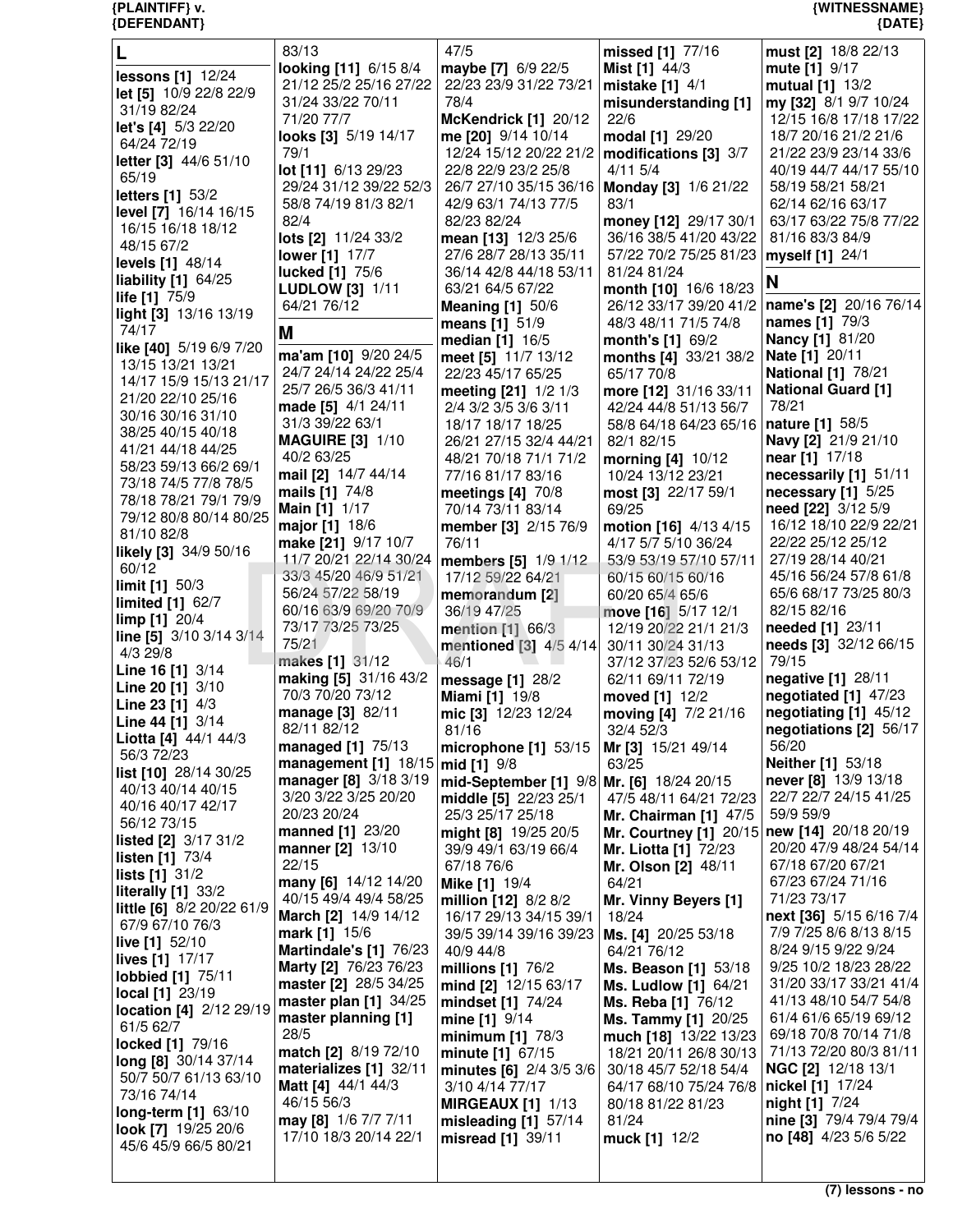## L

**lessons [1]** 12/24
**let [5]** 10/9 22/8 22/9 31/19 82/24
**let's [4]** 5/3 22/20 64/24 72/19
**letter [3]** 44/6 51/10 65/19
**letters [1]** 53/2
**level [7]** 16/14 16/15 16/15 16/18 18/12 48/15 67/2
**levels [1]** 48/14
**liability [1]** 64/25
**life [1]** 75/9
**light [3]** 13/16 13/19 74/17
**like [40]** 5/19 6/9 7/20 13/15 13/21 13/21 14/17 15/9 15/13 21/17 21/20 22/10 25/16 30/16 30/16 31/10 38/25 40/15 40/18 41/21 44/18 44/25 58/23 59/13 66/2 69/1 73/18 74/5 77/8 78/5 78/18 78/21 79/1 79/9 79/12 80/8 80/14 80/25 81/10 82/8
**likely [3]** 34/9 50/16 60/12
**limit [1]** 50/3
**limited [1]** 62/7
**limp [1]** 20/4
**line [5]** 3/10 3/14 3/14 4/3 29/8
**Line 16 [1]** 3/14
**Line 20 [1]** 3/10
**Line 23 [1]** 4/3
**Line 44 [1]** 3/14
**Liotta [4]** 44/1 44/3 56/3 72/23
**list [10]** 28/14 30/25 40/13 40/14 40/15 40/16 40/17 42/17 56/12 73/15
**listed [2]** 3/17 31/2
**listen [1]** 73/4
**lists [1]** 31/2
**literally [1]** 33/2
**little [6]** 8/2 20/22 61/9 67/9 67/10 76/3
**live [1]** 52/10
**lives [1]** 17/17
**lobbied [1]** 75/11
**local [1]** 23/19
**location [4]** 2/12 29/19 61/5 62/7
**locked [1]** 79/16
**long [8]** 30/14 37/14 50/7 50/7 61/13 63/10 73/16 74/14
**long-term [1]** 63/10
**look [7]** 19/25 20/6 45/6 45/9 66/5 80/21 83/13
**looking [11]** 6/15 8/4 21/12 25/2 25/16 27/22 31/24 33/22 70/11 71/20 77/7
**looks [3]** 5/19 14/17 79/1
**lot [11]** 6/13 29/23 29/24 31/12 39/22 52/3 58/8 74/19 81/3 82/1 82/4
**lots [2]** 11/24 33/2
**lower [1]** 17/7
**lucked [1]** 75/6
**LUDLOW [3]** 1/11 64/21 76/12

## M

**ma'am [10]** 9/20 24/5 24/7 24/14 24/22 25/4 25/7 26/5 36/3 41/11
**made [5]** 4/1 24/11 31/3 39/22 63/1
**MAGUIRE [3]** 1/10 40/2 63/25
**mail [2]** 14/7 44/14
**mails [1]** 74/8
**Main [1]** 1/17
**major [1]** 18/6
**make [21]** 9/17 10/7 11/7 20/21 22/14 30/24 33/3 45/20 46/9 51/21 56/24 57/22 58/19 60/16 63/9 69/20 70/9 73/17 73/25 73/25 75/21
**makes [1]** 31/12
**making [5]** 31/16 43/2 70/3 70/20 73/12
**manage [3]** 82/11 82/11 82/12
**managed [1]** 75/13
**management [1]** 18/15
**manager [8]** 3/18 3/19 3/20 3/22 3/25 20/20 20/23 20/24
**manned [1]** 23/20
**manner [2]** 13/10 22/15
**many [6]** 14/12 14/20 40/15 49/4 49/4 58/25
**March [2]** 14/9 14/12
**mark [1]** 15/6
**Martindale's [1]** 76/23
**Marty [2]** 76/23 76/23
**master [2]** 28/5 34/25
**master plan [1]** 34/25
**master planning [1]** 28/5
**match [2]** 8/19 72/10
**materializes [1]** 32/11
**Matt [4]** 44/1 44/3 46/15 56/3
**may [8]** 1/6 7/7 7/11 17/10 18/3 20/14 22/1 47/5
**maybe [7]** 6/9 22/5 22/23 23/9 31/22 73/21 78/4
**McKendrick [1]** 20/12
**me [20]** 9/14 10/14 12/24 15/12 20/22 21/2 22/8 22/9 23/2 25/8 26/7 27/10 35/15 36/16 42/9 63/1 74/13 77/5 82/23 82/24
**mean [13]** 12/3 25/6 27/6 28/7 28/13 35/11 36/14 42/8 44/18 53/11 63/21 64/5 67/22
**Meaning [1]** 50/6
**means [1]** 51/9
**median [1]** 16/5
**meet [5]** 11/7 13/12 22/23 45/17 65/25
**meeting [21]** 1/2 1/3 2/4 3/2 3/5 3/6 3/11 18/17 18/17 18/25 26/21 27/15 32/4 44/21 48/21 70/18 71/1 71/2 77/16 81/17 83/16
**meetings [4]** 70/8 70/14 73/11 83/14
**member [3]** 2/15 76/9 76/11
**members [5]** 1/9 1/12 17/12 59/22 64/21
**memorandum [2]** 36/19 47/25
**mention [1]** 66/3
**mentioned [3]** 4/5 4/14 46/1
**message [1]** 28/2
**Miami [1]** 19/8
**mic [3]** 12/23 12/24 81/16
**microphone [1]** 53/15
**mid [1]** 9/8
**mid-September [1]** 9/8
**middle [5]** 22/23 25/1 25/3 25/17 25/18
**might [8]** 19/25 20/5 39/9 49/1 63/19 66/4 67/18 76/6
**Mike [1]** 19/4
**million [12]** 8/2 8/2 16/17 29/13 34/15 39/1 39/5 39/14 39/16 39/23 40/9 44/8
**millions [1]** 76/2
**mind [2]** 12/15 63/17
**mine [1]** 9/14
**minimum [1]** 78/3
**minute [1]** 67/15
**minutes [6]** 2/4 3/5 3/6 3/10 4/14 77/17
**MIRGEAUX [1]** 1/13
**misleading [1]** 57/14
**misread [1]** 39/11
**missed [1]** 77/16
**Mist [1]** 44/3
**mistake [1]** 4/1
**misunderstanding [1]** 22/6
**modal [1]** 29/20
**modifications [3]** 3/7 4/11 5/4
**Monday [3]** 1/6 21/22 83/1
**money [12]** 29/17 30/1 36/16 38/5 41/20 43/22 57/22 70/2 75/25 81/23 81/24 81/24
**month [10]** 16/6 18/23 26/12 33/17 39/20 41/2 48/3 48/11 71/5 74/8
**month's [1]** 69/2
**months [4]** 33/21 38/2 65/17 70/8
**more [12]** 31/16 33/11 42/24 44/8 51/13 56/7 58/8 64/18 64/23 65/16 82/1 82/15
**morning [4]** 10/12 10/24 13/12 23/21
**most [3]** 22/17 59/1 69/25
**motion [16]** 4/13 4/15 4/17 5/7 5/10 36/24 53/9 53/19 57/10 57/11 60/15 60/15 60/16 60/20 65/4 65/6
**move [16]** 5/17 12/1 12/19 20/22 21/1 21/3 30/11 30/24 31/13 37/12 37/23 52/6 53/12 62/11 69/11 72/19
**moved [1]** 12/2
**moving [4]** 7/2 21/16 32/4 52/3
**Mr [3]** 15/21 49/14 63/25
**Mr. [6]** 18/24 20/15 47/5 48/11 64/21 72/23
**Mr. Chairman [1]** 47/5
**Mr. Courtney [1]** 20/15
**Mr. Liotta [1]** 72/23
**Mr. Olson [2]** 48/11 64/21
**Mr. Vinny Beyers [1]** 18/24
**Ms. [4]** 20/25 53/18 64/21 76/12
**Ms. Beason [1]** 53/18
**Ms. Ludlow [1]** 64/21
**Ms. Reba [1]** 76/12
**Ms. Tammy [1]** 20/25
**much [18]** 13/22 13/23 18/21 20/11 26/8 30/13 30/18 45/7 52/18 54/4 64/17 68/10 75/24 76/8 80/18 81/22 81/23 81/24
**muck [1]** 12/2
**must [2]** 18/8 22/13
**mute [1]** 9/17
**mutual [1]** 13/2
**my [32]** 8/1 9/7 10/24 12/15 16/8 17/18 17/22 18/7 20/16 21/2 21/6 21/22 23/9 23/14 33/6 40/19 44/7 44/17 55/10 58/19 58/21 58/21 62/14 62/16 63/17 63/17 63/22 75/8 77/22 81/16 83/3 84/9
**myself [1]** 24/1

## N

**name's [2]** 20/16 76/14
**names [1]** 79/3
**Nancy [1]** 81/20
**Nate [1]** 20/11
**National [1]** 78/21
**National Guard [1]** 78/21
**nature [1]** 58/5
**Navy [2]** 21/9 21/10
**near [1]** 17/18
**necessarily [1]** 51/11
**necessary [1]** 5/25
**need [22]** 3/12 5/9 16/12 18/10 22/9 22/21 22/22 25/12 25/12 27/19 28/14 40/21 45/16 56/24 57/8 61/8 65/6 68/17 73/25 80/3 82/15 82/16
**needed [1]** 23/11
**needs [3]** 32/12 66/15 79/15
**negative [1]** 28/11
**negotiated [1]** 47/23
**negotiating [1]** 45/12
**negotiations [2]** 56/17 56/20
**Neither [1]** 53/18
**never [8]** 13/9 13/18 22/7 22/7 24/15 41/25 59/9 59/9
**new [14]** 20/18 20/19 20/20 47/9 48/24 54/14 67/18 67/20 67/21 67/23 67/24 71/16 71/23 73/17
**next [36]** 5/15 6/16 7/4 7/9 7/25 8/6 8/13 8/15 8/24 9/15 9/22 9/24 9/25 10/2 18/23 28/22 31/20 33/17 33/21 41/4 41/13 48/10 54/7 54/8 61/4 61/6 65/19 69/12 69/18 70/8 70/14 71/8 71/13 72/20 80/3 81/11
**NGC [2]** 12/18 13/1
**nickel [1]** 17/24
**night [1]** 7/24
**nine [3]** 79/4 79/4 79/4
**no [48]** 4/23 5/6 5/22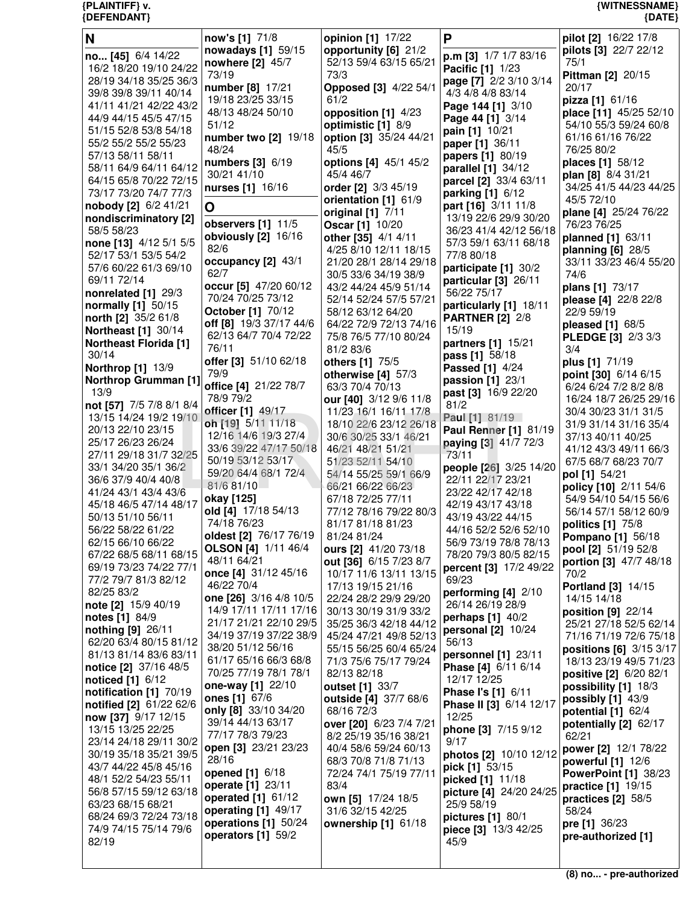**N**

**no... [45]** 6/4 14/22 16/2 18/20 19/10 24/22 28/19 34/18 35/25 36/3 39/8 39/8 39/11 40/14 40/11 41/21 42/22 43/2 44/9 44/15 45/5 47/15 51/15 52/8 53/8 54/18 55/2 55/2 55/2 55/23 57/13 58/11 58/11 58/11 64/9 64/11 64/12 64/15 65/8 70/22 72/15 73/17 73/20 74/7 77/3
**nobody [2]** 6/2 41/21
**nondiscriminatory [2]** 58/5 58/23
**none [13]** 4/12 5/1 5/5 52/17 53/1 53/5 54/2 57/6 60/22 61/3 69/10 69/11 72/14
**nonrelated [1]** 29/3
**normally [1]** 50/15
**north [2]** 35/2 61/8
**Northeast [1]** 30/14
**Northeast Florida [1]** 30/14
**Northrop [1]** 13/9
**Northrop Grumman [1]** 13/9
**not [57]** 7/5 7/8 8/1 8/4 13/15 14/24 19/2 19/10 20/13 22/10 23/15 25/17 26/23 26/24 27/11 29/18 31/7 32/25 33/1 34/20 35/1 36/2 36/6 37/9 40/4 40/8 41/24 43/1 43/4 43/6 45/18 46/5 47/14 48/17 50/13 51/10 56/11 56/22 58/22 61/22 62/15 66/10 66/22 67/22 68/5 68/11 68/15 69/19 73/23 74/22 77/1 77/2 79/7 81/3 82/12 82/25 83/2
**note [2]** 15/9 40/19
**notes [1]** 84/9
**nothing [9]** 26/11 62/20 63/4 80/15 81/12 81/13 81/14 83/6 83/11
**notice [2]** 37/16 48/5
**noticed [1]** 6/12
**notification [1]** 70/19
**notified [2]** 61/22 62/6
**now [37]** 9/17 12/15 13/15 13/25 22/25 23/14 24/18 29/11 30/2 30/19 35/18 35/21 39/5 43/7 44/22 45/8 45/16 48/1 52/2 54/23 55/11 56/8 57/15 59/12 63/18 63/23 68/15 68/21 68/24 69/3 72/24 73/18 74/9 74/15 75/14 79/6 82/19
**now's [1]** 71/8
**nowadays [1]** 59/15
**nowhere [2]** 45/7 73/19
**number [8]** 17/21 19/18 23/25 33/15 48/13 48/24 50/10 51/12
**number two [2]** 19/18 48/24
**numbers [3]** 6/19 30/21 41/10
**nurses [1]** 16/16

**O**

**observers [1]** 11/5
**obviously [2]** 16/16 82/6
**occupancy [2]** 43/1 62/7
**occur [5]** 47/20 60/12 70/24 70/25 73/12
**October [1]** 70/12
**off [8]** 19/3 37/17 44/6 62/13 64/7 70/4 72/22 76/11
**offer [3]** 51/10 62/18 79/9
**office [4]** 21/22 78/7 78/9 79/2
**officer [1]** 49/17
**oh [19]** 5/11 11/18 12/16 14/6 19/3 27/4 33/6 39/22 47/17 50/18 50/19 53/12 53/17 59/20 64/4 68/1 72/4 81/6 81/10
**okay [125]**
**old [4]** 17/18 54/13 74/18 76/23
**oldest [2]** 76/17 76/19
**OLSON [4]** 1/11 46/4 48/11 64/21
**once [4]** 31/12 45/16 46/22 70/4
**one [26]** 3/16 4/8 10/5 14/9 17/11 17/11 17/16 21/17 21/21 22/10 29/5 34/19 37/19 37/22 38/9 38/20 51/12 56/16 61/17 65/16 66/3 68/8 70/25 77/19 78/1 78/1
**one-way [1]** 22/10
**ones [1]** 67/6
**only [8]** 33/10 34/20 39/14 44/13 63/17 77/17 78/3 79/23
**open [3]** 23/21 23/23 28/16
**opened [1]** 6/18
**operate [1]** 23/11
**operated [1]** 61/12
**operating [1]** 49/17
**operations [1]** 50/24
**operators [1]** 59/2
**opinion [1]** 17/22
**opportunity [6]** 21/2 52/13 59/4 63/15 65/21 73/3
**Opposed [3]** 4/22 54/1 61/2
**opposition [1]** 4/23
**optimistic [1]** 8/9
**option [3]** 35/24 44/21 45/5
**options [4]** 45/1 45/2 45/4 46/7
**order [2]** 3/3 45/19
**orientation [1]** 61/9
**original [1]** 7/11
**Oscar [1]** 10/20
**other [35]** 4/1 4/11 4/25 8/10 12/11 18/15 21/20 28/1 28/14 29/18 30/5 33/6 34/19 38/9 43/2 44/24 45/9 51/14 52/14 52/24 57/5 57/21 58/12 63/12 64/20 64/22 72/9 72/13 74/16 75/8 76/5 77/10 80/24 81/2 83/6
**others [1]** 75/5
**otherwise [4]** 57/3 63/3 70/4 70/13
**our [40]** 3/12 9/6 11/8 11/23 16/1 16/11 17/8 18/10 22/6 23/12 26/18 30/6 30/25 33/1 46/21 46/21 48/21 51/21 51/23 52/11 54/10 54/14 55/25 59/1 66/9 66/21 66/22 66/23 67/18 72/25 77/11 77/12 78/16 79/22 80/3 81/17 81/18 81/23 81/24 81/24
**ours [2]** 41/20 73/18
**out [36]** 6/15 7/23 8/7 10/17 11/6 13/11 13/15 17/13 19/15 21/16 22/24 28/2 29/9 29/20 30/13 30/19 31/9 33/2 35/25 36/3 42/18 44/12 45/24 47/21 49/8 52/13 55/15 56/25 60/4 65/24 71/3 75/6 75/17 79/24 82/13 82/18
**outset [1]** 33/7
**outside [4]** 37/7 68/6 68/16 72/3
**over [20]** 6/23 7/4 7/21 8/2 25/19 35/16 38/21 40/4 58/6 59/24 60/13 68/3 70/8 71/8 71/13 72/24 74/1 75/19 77/11 83/4
**own [5]** 17/24 18/5 31/6 32/15 42/25
**ownership [1]** 61/18

**P**

**p.m [3]** 1/7 1/7 83/16
**Pacific [1]** 1/23
**page [7]** 2/2 3/10 3/14 4/3 4/8 4/8 83/14
**Page 144 [1]** 3/10
**Page 44 [1]** 3/14
**pain [1]** 10/21
**paper [1]** 36/11
**papers [1]** 80/19
**parallel [1]** 34/12
**parcel [2]** 33/4 63/11
**parking [1]** 6/12
**part [16]** 3/11 11/8 13/19 22/6 29/9 30/20 36/23 41/4 42/12 56/18 57/3 59/1 63/11 68/18 77/8 80/18
**participate [1]** 30/2
**particular [3]** 26/11 56/22 75/17
**particularly [1]** 18/11
**PARTNER [2]** 2/8 15/19
**partners [1]** 15/21
**pass [1]** 58/18
**Passed [1]** 4/24
**passion [1]** 23/1
**past [3]** 16/9 22/20 81/2
**Paul [1]** 81/19
**Paul Renner [1]** 81/19
**paying [3]** 41/7 72/3 73/11
**people [26]** 3/25 14/20 22/11 22/17 23/21 23/22 42/17 42/18 42/19 43/17 43/18 43/19 43/22 44/15 44/16 52/2 52/6 52/10 56/9 73/19 78/8 78/13 78/20 79/3 80/5 82/15
**percent [3]** 17/2 49/22 69/23
**performing [4]** 2/10 26/14 26/19 28/9
**perhaps [1]** 40/2
**personal [2]** 10/24 56/13
**personnel [1]** 23/11
**Phase [4]** 6/11 6/14 12/17 12/25
**Phase I's [1]** 6/11
**Phase II [3]** 6/14 12/17 12/25
**phone [3]** 7/15 9/12 9/17
**photos [2]** 10/10 12/12
**pick [1]** 53/15
**picked [1]** 11/18
**picture [4]** 24/20 24/25 25/9 58/19
**pictures [1]** 80/1
**piece [3]** 13/3 42/25 45/9
**pilot [2]** 16/22 17/8
**pilots [3]** 22/7 22/12 75/1
**Pittman [2]** 20/15 20/17
**pizza [1]** 61/16
**place [11]** 45/25 52/10 54/10 55/3 59/24 60/8 61/16 61/16 76/22 76/25 80/2
**places [1]** 58/12
**plan [8]** 8/4 31/21 34/25 41/5 44/23 44/25 45/5 72/10
**plane [4]** 25/24 76/22 76/23 76/25
**planned [1]** 63/11
**planning [6]** 28/5 33/11 33/23 46/4 55/20 74/6
**plans [1]** 73/17
**please [4]** 22/8 22/8 22/9 59/19
**pleased [1]** 68/5
**PLEDGE [3]** 2/3 3/3 3/4
**plus [1]** 71/19
**point [30]** 6/14 6/15 6/24 6/24 7/2 8/2 8/8 16/24 18/7 26/25 29/16 30/4 30/23 31/2 31/5 31/9 31/14 31/16 35/4 37/13 40/11 40/25 41/12 43/3 49/11 66/3 67/5 68/7 68/23 70/7
**pol [1]** 54/21
**policy [10]** 2/11 54/6 54/9 54/10 54/15 56/6 56/14 57/1 58/12 60/9
**politics [1]** 75/8
**Pompano [1]** 56/18
**pool [2]** 51/19 52/8
**portion [3]** 47/7 48/18 70/2
**Portland [3]** 14/15 14/15 14/18
**position [9]** 22/14 25/21 27/18 52/5 62/14 71/16 71/19 72/6 75/18
**positions [6]** 3/15 3/17 18/13 23/19 49/5 71/23
**positive [2]** 6/20 82/1
**possibility [1]** 18/3
**possibly [1]** 43/9
**potential [1]** 62/4
**potentially [2]** 62/17 62/21
**power [2]** 12/1 78/22
**powerful [1]** 12/6
**PowerPoint [1]** 38/23
**practice [1]** 19/15
**practices [2]** 58/5 58/24
**pre [1]** 36/23
**pre-authorized [1]**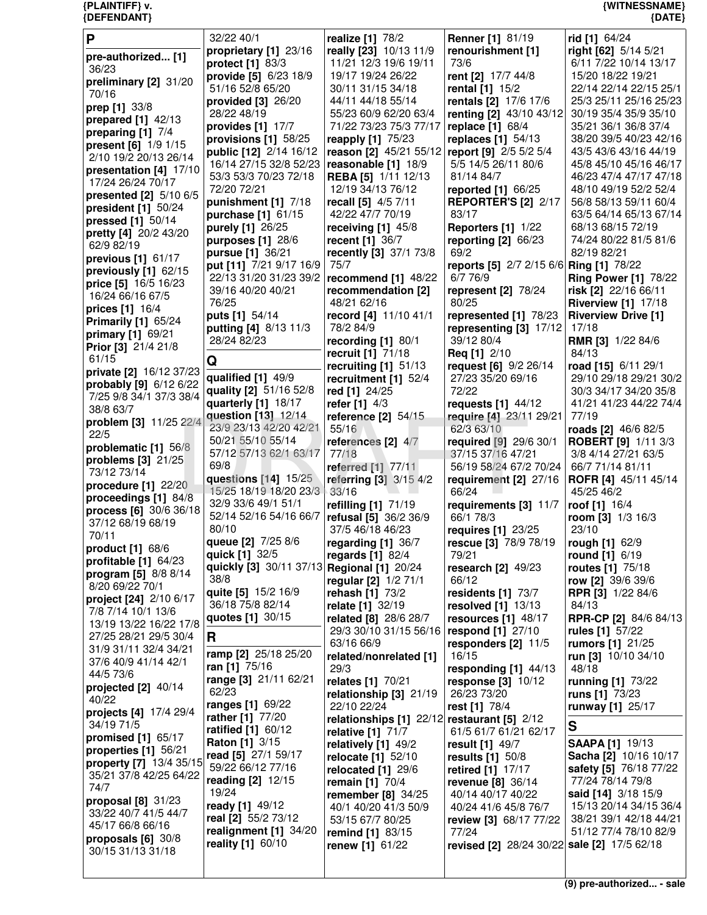**P**

**pre-authorized... [1]** 36/23
**preliminary [2]** 31/20 70/16
**prep [1]** 33/8
**prepared [1]** 42/13
**preparing [1]** 7/4
**present [6]** 1/9 1/15 2/10 19/2 20/13 26/14
**presentation [4]** 17/10 17/24 26/24 70/17
**presented [2]** 5/10 6/5
**president [1]** 50/24
**pressed [1]** 50/14
**pretty [4]** 20/2 43/20 62/9 82/19
**previous [1]** 61/17
**previously [1]** 62/15
**price [5]** 16/5 16/23 16/24 66/16 67/5
**prices [1]** 16/4
**Primarily [1]** 65/24
**primary [1]** 69/21
**Prior [3]** 21/4 21/8 61/15
**private [2]** 16/12 37/23
**probably [9]** 6/12 6/22 7/25 9/8 34/1 37/3 38/4 38/8 63/7
**problem [3]** 11/25 22/4 22/5
**problematic [1]** 56/8
**problems [3]** 21/25 73/12 73/14
**procedure [1]** 22/20
**proceedings [1]** 84/8
**process [6]** 30/6 36/18 37/12 68/19 68/19 70/11
**product [1]** 68/6
**profitable [1]** 64/23
**program [5]** 8/8 8/14 8/20 69/22 70/1
**project [24]** 2/10 6/17 7/8 7/14 10/1 13/6 13/19 13/22 16/22 17/8 27/25 28/21 29/5 30/4 31/9 31/11 32/4 34/21 37/6 40/9 41/14 42/1 44/5 73/6
**projected [2]** 40/14 40/22
**projects [4]** 17/4 29/4 34/19 71/5
**promised [1]** 65/17
**properties [1]** 56/21
**property [7]** 13/4 35/15 35/21 37/8 42/25 64/22 74/7
**proposal [8]** 31/23 33/22 40/7 41/5 44/7 45/17 66/8 66/16
**proposals [6]** 30/8 30/15 31/13 31/18 32/22 40/1
**proprietary [1]** 23/16
**protect [1]** 83/3
**provide [5]** 6/23 18/9 51/16 52/8 65/20
**provided [3]** 26/20 28/22 48/19
**provides [1]** 17/7
**provisions [1]** 58/25
**public [12]** 2/14 16/12 16/14 27/15 32/8 52/23 53/3 53/3 70/23 72/18 72/20 72/21
**punishment [1]** 7/18
**purchase [1]** 61/15
**purely [1]** 26/25
**purposes [1]** 28/6
**pursue [1]** 36/21
**put [11]** 7/21 9/17 16/9 22/13 31/20 31/23 39/2 39/16 40/20 40/21 76/25
**puts [1]** 54/14
**putting [4]** 8/13 11/3 28/24 82/23

**Q**

**qualified [1]** 49/9
**quality [2]** 51/16 52/8
**quarterly [1]** 18/17
**question [13]** 12/14 23/9 23/13 42/20 42/21 50/21 55/10 55/14 57/12 57/13 62/1 63/17 69/8
**questions [14]** 15/25 15/25 18/19 18/20 23/3 32/9 33/6 49/1 51/1 52/14 52/16 54/16 66/7 80/10
**queue [2]** 7/25 8/6
**quick [1]** 32/5
**quickly [3]** 30/11 37/13 38/8
**quite [5]** 15/2 16/9 36/18 75/8 82/14
**quotes [1]** 30/15

**R**

**ramp [2]** 25/18 25/20
**ran [1]** 75/16
**range [3]** 21/11 62/21 62/23
**ranges [1]** 69/22
**rather [1]** 77/20
**ratified [1]** 60/12
**Raton [1]** 3/15
**read [5]** 27/1 59/17 59/22 66/12 77/16
**reading [2]** 12/15 19/24
**ready [1]** 49/12
**real [2]** 55/2 73/12
**realignment [1]** 34/20
**reality [1]** 60/10
**realize [1]** 78/2
**really [23]** 10/13 11/9 11/21 12/3 19/6 19/11 19/17 19/24 26/22 30/11 31/15 34/18 44/11 44/18 55/14 55/23 60/9 62/20 63/4 71/22 73/23 75/3 77/17
**reapply [1]** 75/23
**reason [2]** 45/21 55/12
**reasonable [1]** 18/9
**REBA [5]** 1/11 12/13 12/19 34/13 76/12
**recall [5]** 4/5 7/11 42/22 47/7 70/19
**receiving [1]** 45/8
**recent [1]** 36/7
**recently [3]** 37/1 73/8 75/7
**recommend [1]** 48/22
**recommendation [2]** 48/21 62/16
**record [4]** 11/10 41/1 78/2 84/9
**recording [1]** 80/1
**recruit [1]** 71/18
**recruiting [1]** 51/13
**recruitment [1]** 52/4
**red [1]** 24/25
**refer [1]** 4/3
**reference [2]** 54/15 55/16
**references [2]** 4/7 77/18
**referred [1]** 77/11
**referring [3]** 3/15 4/2 33/16
**refilling [1]** 71/19
**refusal [5]** 36/2 36/9 37/5 46/18 46/23
**regarding [1]** 36/7
**regards [1]** 82/4
**Regional [1]** 20/24
**regular [2]** 1/2 71/1
**rehash [1]** 73/2
**relate [1]** 32/19
**related [8]** 28/6 28/7 29/3 30/10 31/15 56/16 63/16 66/9
**related/nonrelated [1]** 29/3
**relates [1]** 70/21
**relationship [3]** 21/19 22/10 22/24
**relationships [1]** 22/12
**relative [1]** 71/7
**relatively [1]** 49/2
**relocate [1]** 52/10
**relocated [1]** 29/6
**remain [1]** 70/4
**remember [8]** 34/25 40/1 40/20 41/3 50/9 53/15 67/7 80/25
**remind [1]** 83/15
**renew [1]** 61/22
**Renner [1]** 81/19
**renourishment [1]** 73/6
**rent [2]** 17/7 44/8
**rental [1]** 15/2
**rentals [2]** 17/6 17/6
**renting [2]** 43/10 43/12
**replace [1]** 68/4
**replaces [1]** 54/13
**report [9]** 2/5 5/2 5/4 5/5 14/5 26/11 80/6 81/14 84/7
**reported [1]** 66/25
**REPORTER'S [2]** 2/17 83/17
**Reporters [1]** 1/22
**reporting [2]** 66/23 69/2
**reports [5]** 2/7 2/15 6/6 6/7 76/9
**represent [2]** 78/24 80/25
**represented [1]** 78/23
**representing [3]** 17/12 39/12 80/4
**Req [1]** 2/10
**request [6]** 9/2 26/14 27/23 35/20 69/16 72/22
**requests [1]** 44/12
**require [4]** 23/11 29/21 62/3 63/10
**required [9]** 29/6 30/1 37/15 37/16 47/21 56/19 58/24 67/2 70/24
**requirement [2]** 27/16 66/24
**requirements [3]** 11/7 66/1 78/3
**requires [1]** 23/25
**rescue [3]** 78/9 78/19 79/21
**research [2]** 49/23 66/12
**residents [1]** 73/7
**resolved [1]** 13/13
**resources [1]** 48/17
**respond [1]** 27/10
**responders [2]** 11/5 16/15
**responding [1]** 44/13
**response [3]** 10/12 26/23 73/20
**rest [1]** 78/4
**restaurant [5]** 2/12 61/5 61/7 61/21 62/17
**result [1]** 49/7
**results [1]** 50/8
**retired [1]** 17/17
**revenue [8]** 36/14 40/14 40/17 40/22 40/24 41/6 45/8 76/7
**review [3]** 68/17 77/22 77/24
**revised [2]** 28/24 30/22
**rid [1]** 64/24
**right [62]** 5/14 5/21 6/11 7/22 10/14 13/17 15/20 18/22 19/21 22/14 22/14 22/15 25/1 25/3 25/11 25/16 25/23 30/19 35/4 35/9 35/10 35/21 36/1 36/8 37/4 38/20 39/5 40/23 42/16 43/5 43/6 43/16 44/19 45/8 45/10 45/16 46/17 46/23 47/4 47/17 47/18 48/10 49/19 52/2 52/4 56/8 58/13 59/11 60/4 63/5 64/14 65/13 67/14 68/13 68/15 72/19 74/24 80/22 81/5 81/6 82/19 82/21
**Ring [1]** 78/22
**Ring Power [1]** 78/22
**risk [2]** 22/16 66/11
**Riverview [1]** 17/18
**Riverview Drive [1]** 17/18
**RMR [3]** 1/22 84/6 84/13
**road [15]** 6/11 29/1 29/10 29/18 29/21 30/2 30/3 34/17 34/20 35/8 41/21 41/23 44/22 74/4 77/19
**roads [2]** 46/6 82/5
**ROBERT [9]** 1/11 3/3 3/8 4/14 27/21 63/5 66/7 71/14 81/11
**ROFR [4]** 45/11 45/14 45/25 46/2
**roof [1]** 16/4
**room [3]** 1/3 16/3 23/10
**rough [1]** 62/9
**round [1]** 6/19
**routes [1]** 75/18
**row [2]** 39/6 39/6
**RPR [3]** 1/22 84/6 84/13
**RPR-CP [2]** 84/6 84/13
**rules [1]** 57/22
**rumors [1]** 21/25
**run [3]** 10/10 34/10 48/18
**running [1]** 73/22
**runs [1]** 73/23
**runway [1]** 25/17

**S**

**SAAPA [1]** 19/13
**Sacha [2]** 10/16 10/17
**safety [5]** 76/18 77/22 77/24 78/14 79/8
**said [14]** 3/18 15/9 15/13 20/14 34/15 36/4 38/21 39/1 42/18 44/21 51/12 77/4 78/10 82/9
**sale [2]** 17/5 62/18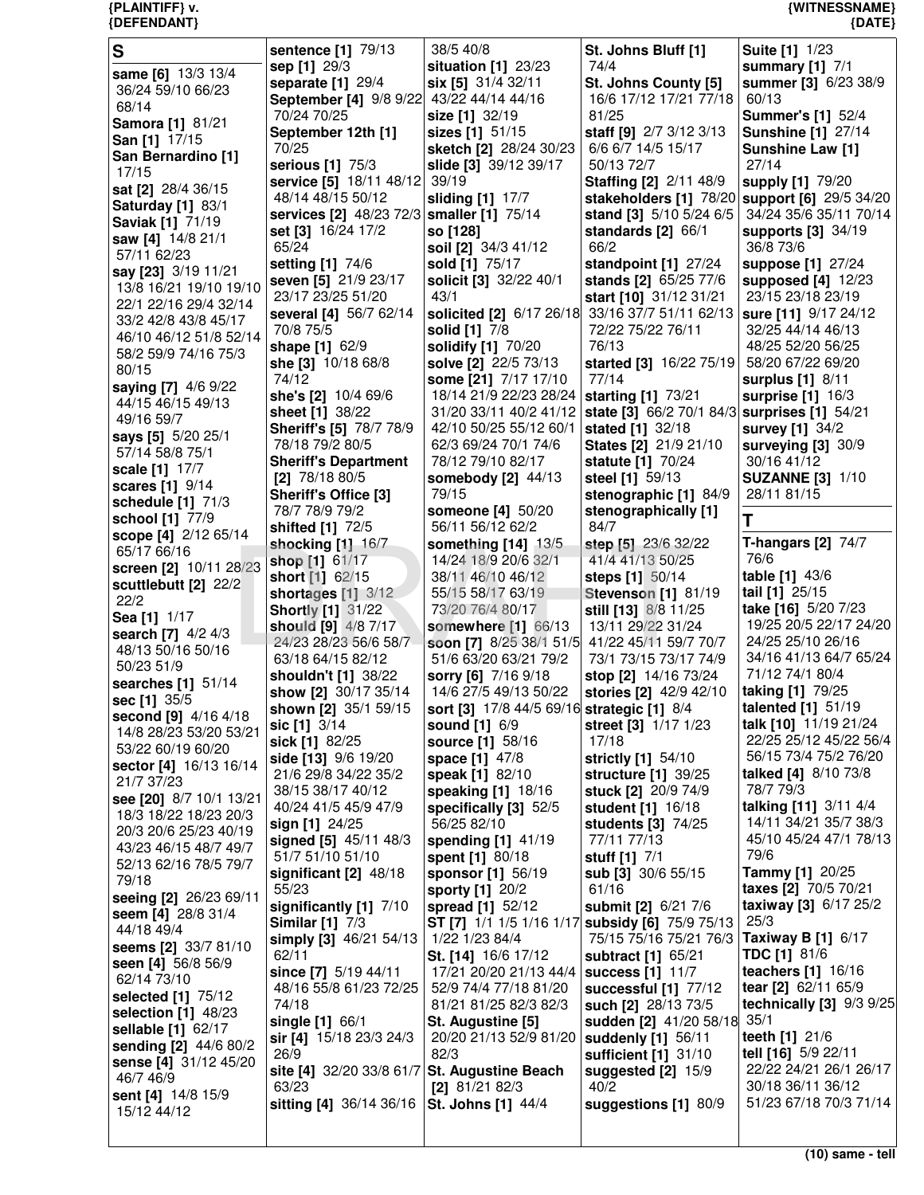## S

**same [6]** 13/3 13/4 36/24 59/10 66/23 68/14
**Samora [1]** 81/21
**San [1]** 17/15
**San Bernardino [1]** 17/15
**sat [2]** 28/4 36/15
**Saturday [1]** 83/1
**Saviak [1]** 71/19
**saw [4]** 14/8 21/1 57/11 62/23
**say [23]** 3/19 11/21 13/8 16/21 19/10 19/10 22/1 22/16 29/4 32/14 33/2 42/8 43/8 45/17 46/10 46/12 51/8 52/14 58/2 59/9 74/16 75/3 80/15
**saying [7]** 4/6 9/22 44/15 46/15 49/13 49/16 59/7
**says [5]** 5/20 25/1 57/14 58/8 75/1
**scale [1]** 17/7
**scares [1]** 9/14
**schedule [1]** 71/3
**school [1]** 77/9
**scope [4]** 2/12 65/14 65/17 66/16
**screen [2]** 10/11 28/23
**scuttlebutt [2]** 22/2 22/2
**Sea [1]** 1/17
**search [7]** 4/2 4/3 48/13 50/16 50/16 50/23 51/9
**searches [1]** 51/14
**sec [1]** 35/5
**second [9]** 4/16 4/18 14/8 28/23 53/20 53/21 53/22 60/19 60/20
**sector [4]** 16/13 16/14 21/7 37/23
**see [20]** 8/7 10/1 13/21 18/3 18/22 18/23 20/3 20/3 20/6 25/23 40/19 43/23 46/15 48/7 49/7 52/13 62/16 78/5 79/7 79/18
**seeing [2]** 26/23 69/11
**seem [4]** 28/8 31/4 44/18 49/4
**seems [2]** 33/7 81/10
**seen [4]** 56/8 56/9 62/14 73/10
**selected [1]** 75/12
**selection [1]** 48/23
**sellable [1]** 62/17
**sending [2]** 44/6 80/2
**sense [4]** 31/12 45/20 46/7 46/9
**sent [4]** 14/8 15/9 15/12 44/12
**sentence [1]** 79/13
**sep [1]** 29/3
**separate [1]** 29/4
**September [4]** 9/8 9/22 70/24 70/25
**September 12th [1]** 70/25
**serious [1]** 75/3
**service [5]** 18/11 48/12 48/14 48/15 50/12
**services [2]** 48/23 72/3
**set [3]** 16/24 17/2 65/24
**setting [1]** 74/6
**seven [5]** 21/9 23/17 23/25 51/20
**several [4]** 56/7 62/14 70/8 75/5
**shape [1]** 62/9
**she [3]** 10/18 68/8 74/12
**she's [2]** 10/4 69/6
**sheet [1]** 38/22
**Sheriff's [5]** 78/7 78/9 78/18 79/2 80/5
**Sheriff's Department [2]** 78/18 80/5
**Sheriff's Office [3]** 78/7 78/9 79/2
**shifted [1]** 72/5
**shocking [1]** 16/7
**shop [1]** 61/17
**short [1]** 62/15
**shortages [1]** 3/12
**Shortly [1]** 31/22
**should [9]** 4/8 7/17 24/23 28/23 56/6 58/7 63/18 64/15 82/12
**shouldn't [1]** 38/22
**show [2]** 30/17 35/14
**shown [2]** 35/1 59/15
**sic [1]** 3/14
**sick [1]** 82/25
**side [13]** 9/6 19/20 21/6 29/8 34/22 35/2 38/15 38/17 40/12 40/24 41/5 45/9 47/9
**sign [1]** 24/25
**signed [5]** 45/11 48/3 51/7 51/10 51/10
**significant [2]** 48/18 55/23
**significantly [1]** 7/10
**Similar [1]** 7/3
**simply [3]** 46/21 54/13 62/11
**since [7]** 5/19 44/11 48/16 55/8 61/23 72/25 74/18
**single [1]** 66/1
**sir [4]** 15/18 23/3 24/3 26/9
**site [4]** 32/20 33/8 61/7 63/23
**sitting [4]** 36/14 36/16 38/5 40/8
**situation [1]** 23/23
**six [5]** 31/4 32/11 43/22 44/14 44/16
**size [1]** 32/19
**sizes [1]** 51/15
**sketch [2]** 28/24 30/23
**slide [3]** 39/12 39/17 39/19
**sliding [1]** 17/7
**smaller [1]** 75/14
**so [128]**
**soil [2]** 34/3 41/12
**sold [1]** 75/17
**solicit [3]** 32/22 40/1 43/1
**solicited [2]** 6/17 26/18
**solid [1]** 7/8
**solidify [1]** 70/20
**solve [2]** 22/5 73/13
**some [21]** 7/17 17/10 18/14 21/9 22/23 28/24 31/20 33/11 40/2 41/12 42/10 50/25 55/12 60/1 62/3 69/24 70/1 74/6 78/12 79/10 82/17
**somebody [2]** 44/13 79/15
**someone [4]** 50/20 56/11 56/12 62/2
**something [14]** 13/5 14/24 18/9 20/6 32/1 38/11 46/10 46/12 55/15 58/17 63/19 73/20 76/4 80/17
**somewhere [1]** 66/13
**soon [7]** 8/25 38/1 51/5 51/6 63/20 63/21 79/2
**sorry [6]** 7/16 9/13 14/6 27/5 49/13 50/22
**sort [3]** 17/8 44/5 69/16
**sound [1]** 6/9
**source [1]** 58/16
**space [1]** 47/8
**speak [1]** 82/10
**speaking [1]** 18/16
**specifically [3]** 52/5 56/25 82/10
**spending [1]** 41/19
**spent [1]** 80/18
**sponsor [1]** 56/19
**sporty [1]** 20/2
**spread [1]** 52/12
**ST [7]** 1/1 1/5 1/16 1/17 1/22 1/23 84/4
**St. [14]** 16/6 17/12 17/21 20/20 21/13 44/4 52/9 74/4 77/18 81/20 81/21 81/25 82/3 82/3
**St. Augustine [5]** 20/20 21/13 52/9 81/20 82/3
**St. Augustine Beach [2]** 81/21 82/3
**St. Johns [1]** 44/4
**St. Johns Bluff [1]** 74/4
**St. Johns County [5]** 16/6 17/12 17/21 77/18 81/25
**staff [9]** 2/7 3/12 3/13 6/6 6/7 14/5 15/17 50/13 72/7
**Staffing [2]** 2/11 48/9
**stakeholders [1]** 78/20
**stand [3]** 5/10 5/24 6/5
**standards [2]** 66/1 66/2
**standpoint [1]** 27/24
**stands [2]** 65/25 77/6
**start [10]** 31/12 31/21 33/16 37/2 51/11 62/13 72/22 75/22 76/11 76/13
**started [3]** 16/22 75/19 77/14
**starting [1]** 73/21
**state [3]** 66/2 70/1 84/3
**stated [1]** 32/18
**States [2]** 21/9 21/10
**statute [1]** 70/24
**steel [1]** 59/13
**stenographic [1]** 84/9
**stenographically [1]** 84/7
**step [5]** 23/6 32/22 41/4 41/13 50/25
**steps [1]** 50/14
**Stevenson [1]** 81/19
**still [13]** 8/8 11/25 13/11 29/22 31/24 41/22 45/11 59/7 70/7 73/1 73/15 73/17 74/9
**stop [2]** 14/16 73/24
**stories [2]** 42/9 42/10
**strategic [1]** 8/4
**street [3]** 1/17 1/23 17/18
**strictly [1]** 54/10
**structure [1]** 39/25
**stuck [2]** 20/9 74/9
**student [1]** 16/18
**students [3]** 74/25 77/11 77/13
**stuff [1]** 7/1
**sub [3]** 30/6 55/15 61/16
**submit [2]** 6/21 7/6
**subsidy [6]** 75/9 75/13 75/15 75/16 75/21 76/3
**subtract [1]** 65/21
**success [1]** 11/7
**successful [1]** 77/12
**such [2]** 28/13 73/5
**sudden [2]** 41/20 58/18
**suddenly [1]** 56/11
**sufficient [1]** 31/10
**suggested [2]** 15/9 40/2
**suggestions [1]** 80/9
**Suite [1]** 1/23
**summary [1]** 7/1
**summer [3]** 6/23 38/9 60/13
**Summer's [1]** 52/4
**Sunshine [1]** 27/14
**Sunshine Law [1]** 27/14
**supply [1]** 79/20
**support [6]** 29/5 34/20 34/24 35/6 35/11 70/14
**supports [3]** 34/19 36/8 73/6
**suppose [1]** 27/24
**supposed [4]** 12/23 23/15 23/18 23/19
**sure [11]** 9/17 24/12 32/25 44/14 46/13 48/25 52/20 56/25 58/20 67/22 69/20
**surplus [1]** 8/11
**surprise [1]** 16/3
**surprises [1]** 54/21
**survey [1]** 34/2
**surveying [3]** 30/9 30/16 41/12
**SUZANNE [3]** 1/10 28/11 81/15

## T

**T-hangars [2]** 74/7 76/6
**table [1]** 43/6
**tail [1]** 25/15
**take [16]** 5/20 7/23 19/25 20/5 22/17 24/20 24/25 25/10 26/16 34/16 41/13 64/7 65/24 71/12 74/1 80/4
**taking [1]** 79/25
**talented [1]** 51/19
**talk [10]** 11/19 21/24 22/25 25/12 45/22 56/4 56/15 73/4 75/2 76/20
**talked [4]** 8/10 73/8 78/7 79/3
**talking [11]** 3/11 4/4 14/11 34/21 35/7 38/3 45/10 45/24 47/1 78/13 79/6
**Tammy [1]** 20/25
**taxes [2]** 70/5 70/21
**taxiway [3]** 6/17 25/2 25/3
**Taxiway B [1]** 6/17
**TDC [1]** 81/6
**teachers [1]** 16/16
**tear [2]** 62/11 65/9
**technically [3]** 9/3 9/25 35/1
**teeth [1]** 21/6
**tell [16]** 5/9 22/11 22/22 24/21 26/1 26/17 30/18 36/11 36/12 51/23 67/18 70/3 71/14

(10) same - tell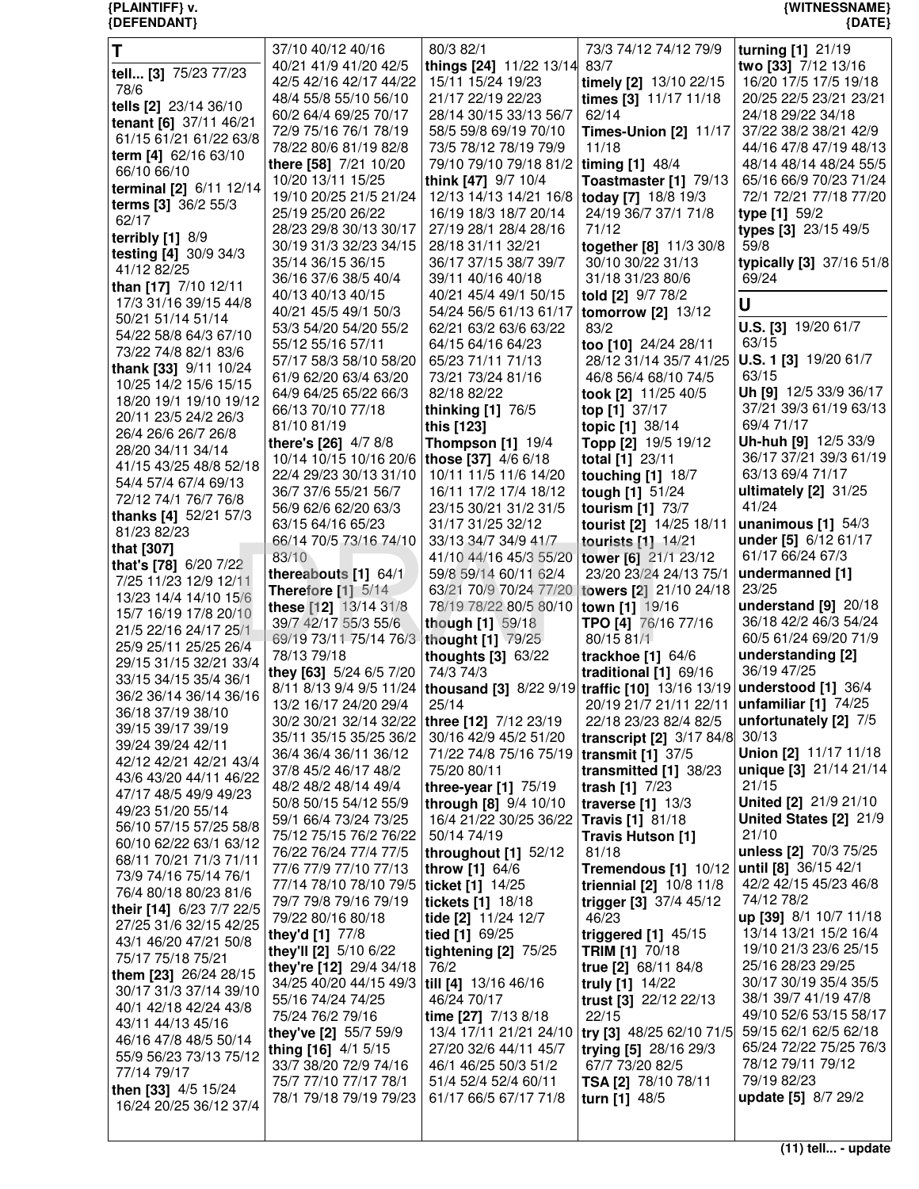## T

**tell... [3]** 75/23 77/23 78/6
**tells [2]** 23/14 36/10
**tenant [6]** 37/11 46/21 61/15 61/21 61/22 63/8
**term [4]** 62/16 63/10 66/10 66/10
**terminal [2]** 6/11 12/14
**terms [3]** 36/2 55/3 62/17
**terribly [1]** 8/9
**testing [4]** 30/9 34/3 41/12 82/25
**than [17]** 7/10 12/11 17/3 31/16 39/15 44/8 50/21 51/14 51/14 54/22 58/8 64/3 67/10 73/22 74/8 82/1 83/6
**thank [33]** 9/11 10/24 10/25 14/2 15/6 15/15 18/20 19/1 19/10 19/12 20/11 23/5 24/2 26/3 26/4 26/6 26/7 26/8 28/20 34/11 34/14 41/15 43/25 48/8 52/18 54/4 57/4 67/4 69/13 72/12 74/1 76/7 76/8
**thanks [4]** 52/21 57/3 81/23 82/23
**that [307]**
**that's [78]** 6/20 7/22 7/25 11/23 12/9 12/11 13/23 14/4 14/10 15/6 15/7 16/19 17/8 20/10 21/5 22/16 24/17 25/1 25/9 25/11 25/25 26/4 29/15 31/15 32/21 33/4 33/15 34/15 35/4 36/1 36/2 36/14 36/14 36/16 36/18 37/19 38/10 39/15 39/17 39/19 39/24 39/24 42/11 42/12 42/21 42/21 43/4 43/6 43/20 44/11 46/22 47/17 48/5 49/9 49/23 49/23 51/20 55/14 56/10 57/15 57/25 58/8 60/10 62/22 63/1 63/12 68/11 70/21 71/3 71/11 73/9 74/16 75/14 76/1 76/4 80/18 80/23 81/6
**their [14]** 6/23 7/7 22/5 27/25 31/6 32/15 42/25 43/1 46/20 47/21 50/8 75/17 75/18 75/21
**them [23]** 26/24 28/15 30/17 31/3 37/14 39/10 40/1 42/18 42/24 43/8 43/11 44/13 45/16 46/16 47/8 48/5 50/14 55/9 56/23 73/13 75/12 77/14 79/17
**then [33]** 4/5 15/24 16/24 20/25 36/12 37/4 37/10 40/12 40/16 40/21 41/9 41/20 42/5 42/5 42/16 42/17 44/22 48/4 55/8 55/10 56/10 60/2 64/4 69/25 70/17 72/9 75/16 76/1 78/19 78/22 80/6 81/19 82/8
**there [58]** 7/21 10/20 10/20 13/11 15/25 19/10 20/25 21/5 21/24 25/19 25/20 26/22 28/23 29/8 30/13 30/17 30/19 31/3 32/23 34/15 35/14 36/15 36/15 36/16 37/6 38/5 40/4 40/13 40/13 40/15 40/21 45/5 49/1 50/3 53/3 54/20 54/20 55/2 55/12 55/16 57/11 57/17 58/3 58/10 58/20 61/9 62/20 63/4 63/20 64/9 64/25 65/22 66/3 66/13 70/10 77/18 81/10 81/19
**there's [26]** 4/7 8/8 10/14 10/15 10/16 20/6 22/4 29/23 30/13 31/10 36/7 37/6 55/21 56/7 56/9 62/6 62/20 63/3 63/15 64/16 65/23 66/14 70/5 73/16 74/10 83/10
**thereabouts [1]** 64/1
**Therefore [1]** 5/14
**these [12]** 13/14 31/8 39/7 42/17 55/3 55/6 69/19 73/11 75/14 76/3 78/13 79/18
**they [63]** 5/24 6/5 7/20 8/11 8/13 9/4 9/5 11/24 13/2 16/17 24/20 29/4 30/2 30/21 32/14 32/22 35/11 35/15 35/25 36/2 36/4 36/4 36/11 36/12 37/8 45/2 46/17 48/2 48/2 48/2 48/14 49/4 50/8 50/15 54/12 55/9 59/1 66/4 73/24 73/25 75/12 75/15 76/2 76/22 76/22 76/24 77/4 77/5 77/6 77/9 77/10 77/13 77/14 78/10 78/10 79/5 79/7 79/8 79/16 79/19 79/22 80/16 80/18
**they'd [1]** 77/8
**they'll [2]** 5/10 6/22
**they're [12]** 29/4 34/18 34/25 40/20 44/15 49/3 55/16 74/24 74/25 75/24 76/2 79/16
**they've [2]** 55/7 59/9
**thing [16]** 4/1 5/15 33/7 38/20 72/9 74/16 75/7 77/10 77/17 78/1 78/1 79/18 79/19 79/23 80/3 82/1
**things [24]** 11/22 13/14 15/11 15/24 19/23 21/17 22/19 22/23 28/14 30/15 33/13 56/7 58/5 59/8 69/19 70/10 73/5 78/12 78/19 79/9 79/10 79/10 79/18 81/2
**think [47]** 9/7 10/4 12/13 14/13 14/21 16/8 16/19 18/3 18/7 20/14 27/19 28/1 28/4 28/16 28/18 31/11 32/21 36/17 37/15 38/7 39/7 39/11 40/16 40/18 40/21 45/4 49/1 50/15 54/24 56/5 61/13 61/17 62/21 63/2 63/6 63/22 64/15 64/16 64/23 65/23 71/11 71/13 73/21 73/24 81/16 82/18 82/22
**thinking [1]** 76/5
**this [123]**
**Thompson [1]** 19/4
**those [37]** 4/6 6/18 10/11 11/5 11/6 14/20 16/11 17/2 17/4 18/12 23/15 30/21 31/2 31/5 31/17 31/25 32/12 33/13 34/7 34/9 41/7 41/10 44/16 45/3 55/20 59/8 59/14 60/11 62/4 63/21 70/9 70/24 77/20 78/19 78/22 80/5 80/10
**though [1]** 59/18
**thought [1]** 79/25
**thoughts [3]** 63/22 74/3 74/3
**thousand [3]** 8/22 9/19 25/14
**three [12]** 7/12 23/19 30/16 42/9 45/2 51/20 71/22 74/8 75/16 75/19 75/20 80/11
**three-year [1]** 75/19
**through [8]** 9/4 10/10 16/4 21/22 30/25 36/22 50/14 74/19
**throughout [1]** 52/12
**throw [1]** 64/6
**ticket [1]** 14/25
**tickets [1]** 18/18
**tide [2]** 11/24 12/7
**tied [1]** 69/25
**tightening [2]** 75/25 76/2
**till [4]** 13/16 46/16 46/24 70/17
**time [27]** 7/13 8/18 13/4 17/11 21/21 24/10 27/20 32/6 44/11 45/7 46/1 46/25 50/3 51/2 51/4 52/4 52/4 60/11 61/17 66/5 67/17 71/8 73/3 74/12 74/12 79/9 83/7
**timely [2]** 13/10 22/15
**times [3]** 11/17 11/18 62/14
**Times-Union [2]** 11/17 11/18
**timing [1]** 48/4
**Toastmaster [1]** 79/13
**today [7]** 18/8 19/3 24/19 36/7 37/1 71/8 71/12
**together [8]** 11/3 30/8 30/10 30/22 31/13 31/18 31/23 80/6
**told [2]** 9/7 78/2
**tomorrow [2]** 13/12 83/2
**too [10]** 24/24 28/11 28/12 31/14 35/7 41/25 46/8 56/4 68/10 74/5
**took [2]** 11/25 40/5
**top [1]** 37/17
**topic [1]** 38/14
**Topp [2]** 19/5 19/12
**total [1]** 23/11
**touching [1]** 18/7
**tough [1]** 51/24
**tourism [1]** 73/7
**tourist [2]** 14/25 18/11
**tourists [1]** 14/21
**tower [6]** 21/1 23/12 23/20 23/24 24/13 75/1
**towers [2]** 21/10 24/18
**town [1]** 19/16
**TPO [4]** 76/16 77/16 80/15 81/1
**trackhoe [1]** 64/6
**traditional [1]** 69/16
**traffic [10]** 13/16 13/19 20/19 21/7 21/11 22/11 22/18 23/23 82/4 82/5
**transcript [2]** 3/17 84/8
**transmit [1]** 37/5
**transmitted [1]** 38/23
**trash [1]** 7/23
**traverse [1]** 13/3
**Travis [1]** 81/18
**Travis Hutson [1]** 81/18
**Tremendous [1]** 10/12
**triennial [2]** 10/8 11/8
**trigger [3]** 37/4 45/12 46/23
**triggered [1]** 45/15
**TRIM [1]** 70/18
**true [2]** 68/11 84/8
**truly [1]** 14/22
**trust [3]** 22/12 22/13 22/15
**try [3]** 48/25 62/10 71/5
**trying [5]** 28/16 29/3 67/7 73/20 82/5
**TSA [2]** 78/10 78/11
**turn [1]** 48/5
**turning [1]** 21/19
**two [33]** 7/12 13/16 16/20 17/5 17/5 19/18 20/25 22/5 23/21 23/21 24/18 29/22 34/18 37/22 38/2 38/21 42/9 44/16 47/8 47/19 48/13 48/14 48/14 48/24 55/5 65/16 66/9 70/23 71/24 72/1 72/21 77/18 77/20
**type [1]** 59/2
**types [3]** 23/15 49/5 59/8
**typically [3]** 37/16 51/8 69/24

## U

**U.S. [3]** 19/20 61/7 63/15
**U.S. 1 [3]** 19/20 61/7 63/15
**Uh [9]** 12/5 33/9 36/17 37/21 39/3 61/19 63/13 69/4 71/17
**Uh-huh [9]** 12/5 33/9 36/17 37/21 39/3 61/19 63/13 69/4 71/17
**ultimately [2]** 31/25 41/24
**unanimous [1]** 54/3
**under [5]** 6/12 61/17 61/17 66/24 67/3
**undermanned [1]** 23/25
**understand [9]** 20/18 36/18 42/2 46/3 54/24 60/5 61/24 69/20 71/9
**understanding [2]** 36/19 47/25
**understood [1]** 36/4
**unfamiliar [1]** 74/25
**unfortunately [2]** 7/5 30/13
**Union [2]** 11/17 11/18
**unique [3]** 21/14 21/14 21/15
**United [2]** 21/9 21/10
**United States [2]** 21/9 21/10
**unless [2]** 70/3 75/25
**until [8]** 36/15 42/1 42/2 42/15 45/23 46/8 74/12 78/2
**up [39]** 8/1 10/7 11/18 13/14 13/21 15/2 16/4 19/10 21/3 23/6 25/15 25/16 28/23 29/25 30/17 30/19 35/4 35/5 38/1 39/7 41/19 47/8 49/10 52/6 53/15 58/17 59/15 62/1 62/5 62/18 65/24 72/22 75/25 76/3 78/12 79/11 79/12 79/19 82/23
**update [5]** 8/7 29/2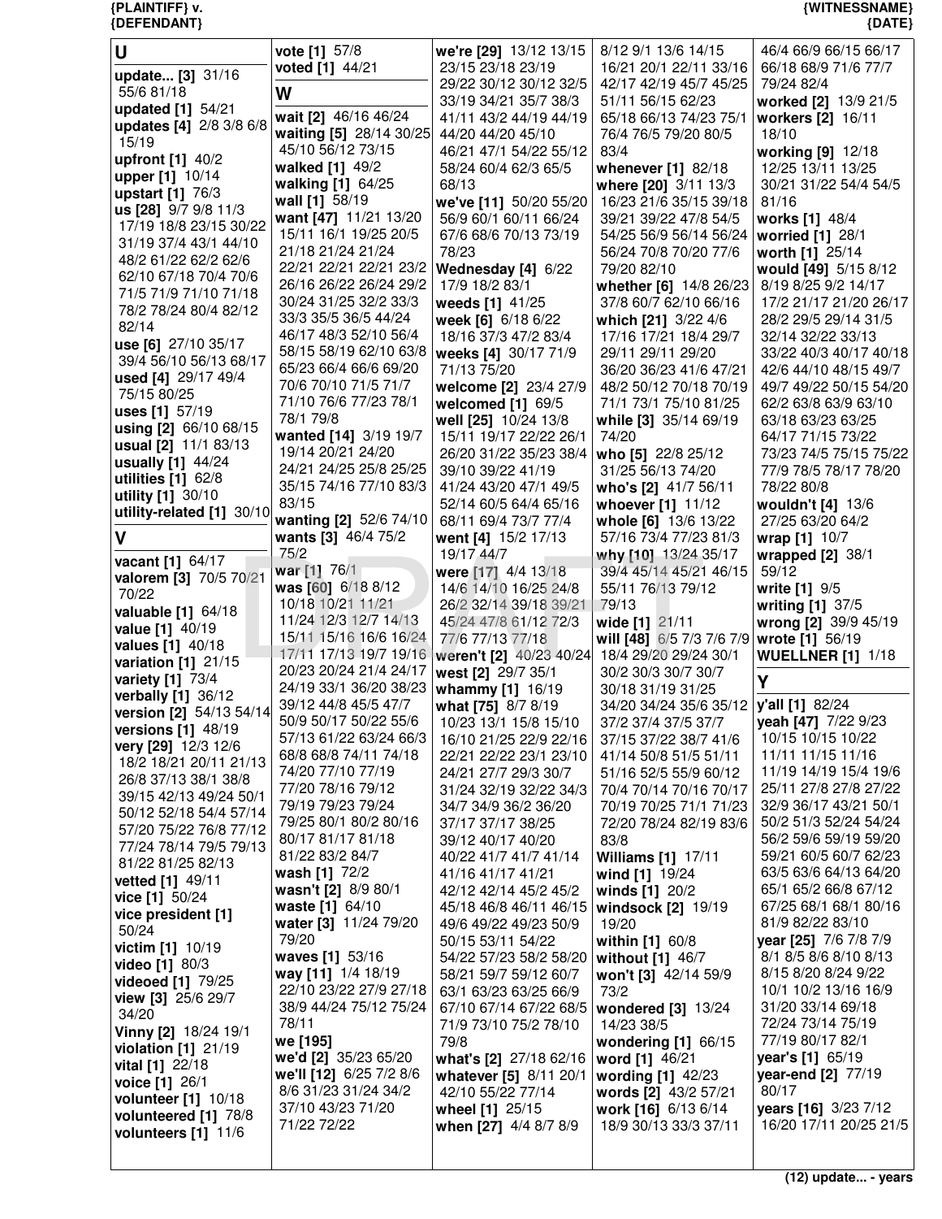## U

**update... [3]** 31/16 55/6 81/18
**updated [1]** 54/21
**updates [4]** 2/8 3/8 6/8 15/19
**upfront [1]** 40/2
**upper [1]** 10/14
**upstart [1]** 76/3
**us [28]** 9/7 9/8 11/3 17/19 18/8 23/15 30/22 31/19 37/4 43/1 44/10 48/2 61/22 62/2 62/6 62/10 67/18 70/4 70/6 71/5 71/9 71/10 71/18 78/2 78/24 80/4 82/12 82/14
**use [6]** 27/10 35/17 39/4 56/10 56/13 68/17
**used [4]** 29/17 49/4 75/15 80/25
**uses [1]** 57/19
**using [2]** 66/10 68/15
**usual [2]** 11/1 83/13
**usually [1]** 44/24
**utilities [1]** 62/8
**utility [1]** 30/10
**utility-related [1]** 30/10

## V

**vacant [1]** 64/17
**valorem [3]** 70/5 70/21 70/22
**valuable [1]** 64/18
**value [1]** 40/19
**values [1]** 40/18
**variation [1]** 21/15
**variety [1]** 73/4
**verbally [1]** 36/12
**version [2]** 54/13 54/14
**versions [1]** 48/19
**very [29]** 12/3 12/6 18/2 18/21 20/11 21/13 26/8 37/13 38/1 38/8 39/15 42/13 49/24 50/1 50/12 52/18 54/4 57/14 57/20 75/22 76/8 77/12 77/24 78/14 79/5 79/13 81/22 81/25 82/13
**vetted [1]** 49/11
**vice [1]** 50/24
**vice president [1]** 50/24
**victim [1]** 10/19
**video [1]** 80/3
**videoed [1]** 79/25
**view [3]** 25/6 29/7 34/20
**Vinny [2]** 18/24 19/1
**violation [1]** 21/19
**vital [1]** 22/18
**voice [1]** 26/1
**volunteer [1]** 10/18
**volunteered [1]** 78/8
**volunteers [1]** 11/6
**vote [1]** 57/8
**voted [1]** 44/21

## W

**wait [2]** 46/16 46/24
**waiting [5]** 28/14 30/25 45/10 56/12 73/15
**walked [1]** 49/2
**walking [1]** 64/25
**wall [1]** 58/19
**want [47]** 11/21 13/20 15/11 16/1 19/25 20/5 21/18 21/24 21/24 22/21 22/21 22/21 23/2 26/16 26/22 26/24 29/2 30/24 31/25 32/2 33/3 33/3 35/5 36/5 44/24 46/17 48/3 52/10 56/4 58/15 58/19 62/10 63/8 65/23 66/4 66/6 69/20 70/6 70/10 71/5 71/7 71/10 76/6 77/23 78/1 78/1 79/8
**wanted [14]** 3/19 19/7 19/14 20/21 24/20 24/21 24/25 25/8 25/25 35/15 74/16 77/10 83/3 83/15
**wanting [2]** 52/6 74/10
**wants [3]** 46/4 75/2 75/2
**war [1]** 76/1
**was [60]** 6/18 8/12 10/18 10/21 11/21 11/24 12/3 12/7 14/13 15/11 15/16 16/6 16/24 17/11 17/13 19/7 19/16 20/23 20/24 21/4 24/17 24/19 33/1 36/20 38/23 39/12 44/8 45/5 47/7 50/9 50/17 50/22 55/6 57/13 61/22 63/24 66/3 68/8 68/8 74/11 74/18 74/20 77/10 77/19 77/20 78/16 79/12 79/19 79/23 79/24 79/25 80/1 80/2 80/16 80/17 81/17 81/18 81/22 83/2 84/7
**wash [1]** 72/2
**wasn't [2]** 8/9 80/1
**waste [1]** 64/10
**water [3]** 11/24 79/20 79/20
**waves [1]** 53/16
**way [11]** 1/4 18/19 22/10 23/22 27/9 27/18 38/9 44/24 75/12 75/24 78/11
**we [195]**
**we'd [2]** 35/23 65/20
**we'll [12]** 6/25 7/2 8/6 8/6 31/23 31/24 34/2 37/10 43/23 71/20 71/22 72/22
**we're [29]** 13/12 13/15 23/15 23/18 23/19 29/22 30/12 30/12 32/5 33/19 34/21 35/7 38/3 41/11 43/2 44/19 44/19 44/20 44/20 45/10 46/21 47/1 54/22 55/12 58/24 60/4 62/3 65/5 68/13
**we've [11]** 50/20 55/20 56/9 60/1 60/11 66/24 67/6 68/6 70/13 73/19 78/23
**Wednesday [4]** 6/22 17/9 18/2 83/1
**weeds [1]** 41/25
**week [6]** 6/18 6/22 18/16 37/3 47/2 83/4
**weeks [4]** 30/17 71/9 71/13 75/20
**welcome [2]** 23/4 27/9
**welcomed [1]** 69/5
**well [25]** 10/24 13/8 15/11 19/17 22/22 26/1 26/20 31/22 35/23 38/4 39/10 39/22 41/19 41/24 43/20 47/1 49/5 52/14 60/5 64/4 65/16 68/11 69/4 73/7 77/4
**went [4]** 15/2 17/13 19/17 44/7
**were [17]** 4/4 13/18 14/6 14/10 16/25 24/8 26/2 32/14 39/18 39/21 45/24 47/8 61/12 72/3 77/6 77/13 77/18
**weren't [2]** 40/23 40/24
**west [2]** 29/7 35/1
**whammy [1]** 16/19
**what [75]** 8/7 8/19 10/23 13/1 15/8 15/10 16/10 21/25 22/9 22/16 22/21 22/22 23/1 23/10 24/21 27/7 29/3 30/7 31/24 32/19 32/22 34/3 34/7 34/9 36/2 36/20 37/17 37/17 38/25 39/12 40/17 40/20 40/22 41/7 41/7 41/14 41/16 41/17 41/21 42/12 42/14 45/2 45/2 45/18 46/8 46/11 46/15 49/6 49/22 49/23 50/9 50/15 53/11 54/22 54/22 57/23 58/2 58/20 58/21 59/7 59/12 60/7 63/1 63/23 63/25 66/9 67/10 67/14 67/22 68/5 71/9 73/10 75/2 78/10 79/8
**what's [2]** 27/18 62/16
**whatever [5]** 8/11 20/1 42/10 55/22 77/14
**wheel [1]** 25/15
**when [27]** 4/4 8/7 8/9 8/12 9/1 13/6 14/15 16/21 20/1 22/11 33/16 42/17 42/19 45/7 45/25 51/11 56/15 62/23 65/18 66/13 74/23 75/1 76/4 76/5 79/20 80/5 83/4
**whenever [1]** 82/18
**where [20]** 3/11 13/3 16/23 21/6 35/15 39/18 39/21 39/22 47/8 54/5 54/25 56/9 56/14 56/24 56/24 70/8 70/20 77/6 79/20 82/10
**whether [6]** 14/8 26/23 37/8 60/7 62/10 66/16
**which [21]** 3/22 4/6 17/16 17/21 18/4 29/7 29/11 29/11 29/20 36/20 36/23 41/6 47/21 48/2 50/12 70/18 70/19 71/1 73/1 75/10 81/25
**while [3]** 35/14 69/19 74/20
**who [5]** 22/8 25/12 31/25 56/13 74/20
**who's [2]** 41/7 56/11
**whoever [1]** 11/12
**whole [6]** 13/6 13/22 57/16 73/4 77/23 81/3
**why [10]** 13/24 35/17 39/4 45/14 45/21 46/15 55/11 76/13 79/12 79/13
**wide [1]** 21/11
**will [48]** 6/5 7/3 7/6 7/9 18/4 29/20 29/24 30/1 30/2 30/3 30/7 30/7 30/18 31/19 31/25 34/20 34/24 35/6 35/12 37/2 37/4 37/5 37/7 37/15 37/22 38/7 41/6 41/14 50/8 51/5 51/11 51/16 52/5 55/9 60/12 70/4 70/14 70/16 70/17 70/19 70/25 71/1 71/23 72/20 78/24 82/19 83/6 83/8
**Williams [1]** 17/11
**wind [1]** 19/24
**winds [1]** 20/2
**windsock [2]** 19/19 19/20
**within [1]** 60/8
**without [1]** 46/7
**won't [3]** 42/14 59/9 73/2
**wondered [3]** 13/24 14/23 38/5
**wondering [1]** 66/15
**word [1]** 46/21
**wording [1]** 42/23
**words [2]** 43/2 57/21
**work [16]** 6/13 6/14 18/9 30/13 33/3 37/11 46/4 66/9 66/15 66/17 66/18 68/9 71/6 77/7 79/24 82/4
**worked [2]** 13/9 21/5
**workers [2]** 16/11 18/10
**working [9]** 12/18 12/25 13/11 13/25 30/21 31/22 54/4 54/5 81/16
**works [1]** 48/4
**worried [1]** 28/1
**worth [1]** 25/14
**would [49]** 5/15 8/12 8/19 8/25 9/2 14/17 17/2 21/17 21/20 26/17 28/2 29/5 29/14 31/5 32/14 32/22 33/13 33/22 40/3 40/17 40/18 42/6 44/10 48/15 49/7 49/7 49/22 50/15 54/20 62/2 63/8 63/9 63/10 63/18 63/23 63/25 64/17 71/15 73/22 73/23 74/5 75/15 75/22 77/9 78/5 78/17 78/20 78/22 80/8
**wouldn't [4]** 13/6 27/25 63/20 64/2
**wrap [1]** 10/7
**wrapped [2]** 38/1 59/12
**write [1]** 9/5
**writing [1]** 37/5
**wrong [2]** 39/9 45/19
**wrote [1]** 56/19
**WUELLNER [1]** 1/18

## Y

**y'all [1]** 82/24
**yeah [47]** 7/22 9/23 10/15 10/15 10/22 11/11 11/15 11/16 11/19 14/19 15/4 19/6 25/11 27/8 27/8 27/22 32/9 36/17 43/21 50/1 50/2 51/3 52/24 54/24 56/2 59/6 59/19 59/20 59/21 60/5 60/7 62/23 63/5 63/6 64/13 64/20 65/1 65/2 66/8 67/12 67/25 68/1 68/1 80/16 81/9 82/22 83/10
**year [25]** 7/6 7/8 7/9 8/1 8/5 8/6 8/10 8/13 8/15 8/20 8/24 9/22 10/1 10/2 13/16 16/9 31/20 33/14 69/18 72/24 73/14 75/19 77/19 80/17 82/1
**year's [1]** 65/19
**year-end [2]** 77/19 80/17
**years [16]** 3/23 7/12 16/20 17/11 20/25 21/5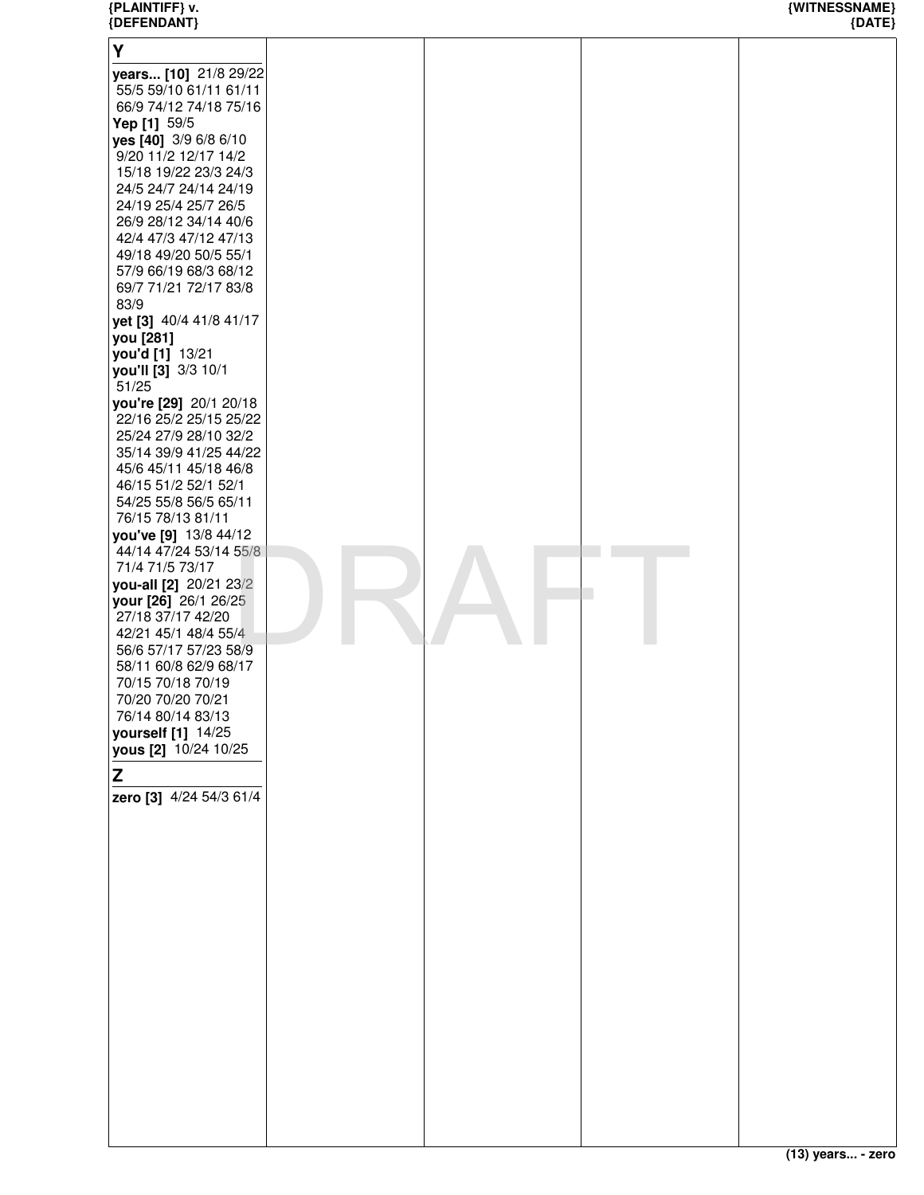## Y

**years... [10]** 21/8 29/22 55/5 59/10 61/11 61/11 66/9 74/12 74/18 75/16

**Yep [1]** 59/5

**yes [40]** 3/9 6/8 6/10 9/20 11/2 12/17 14/2 15/18 19/22 23/3 24/3 24/5 24/7 24/14 24/19 24/19 25/4 25/7 26/5 26/9 28/12 34/14 40/6 42/4 47/3 47/12 47/13 49/18 49/20 50/5 55/1 57/9 66/19 68/3 68/12 69/7 71/21 72/17 83/8 83/9

**yet [3]** 40/4 41/8 41/17

**you [281]**

**you'd [1]** 13/21

**you'll [3]** 3/3 10/1 51/25

**you're [29]** 20/1 20/18 22/16 25/2 25/15 25/22 25/24 27/9 28/10 32/2 35/14 39/9 41/25 44/22 45/6 45/11 45/18 46/8 46/15 51/2 52/1 52/1 54/25 55/8 56/5 65/11 76/15 78/13 81/11

**you've [9]** 13/8 44/12 44/14 47/24 53/14 55/8 71/4 71/5 73/17

**you-all [2]** 20/21 23/2

**your [26]** 26/1 26/25 27/18 37/17 42/20 42/21 45/1 48/4 55/4 56/6 57/17 57/23 58/9 58/11 60/8 62/9 68/17 70/15 70/18 70/19 70/20 70/20 70/21 76/14 80/14 83/13

**yourself [1]** 14/25

**yous [2]** 10/24 10/25

## Z

**zero [3]** 4/24 54/3 61/4